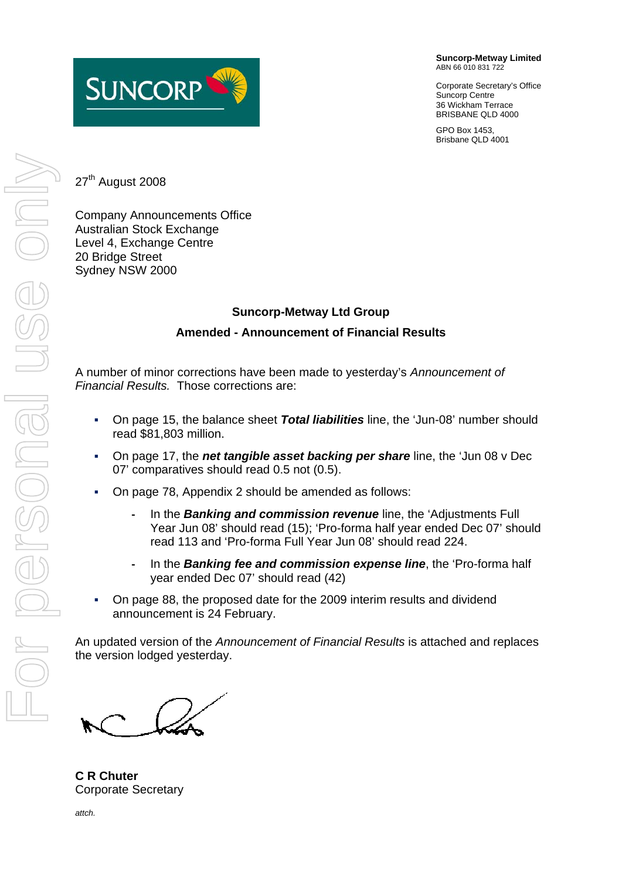**Suncorp-Metway Limited**
ABN 66 010 831 722

Corporate Secretary's Office
Suncorp Centre
36 Wickham Terrace
BRISBANE QLD 4000

GPO Box 1453,
Brisbane QLD 4001

27th August 2008

Company Announcements Office
Australian Stock Exchange
Level 4, Exchange Centre
20 Bridge Street
Sydney NSW 2000

**Suncorp-Metway Ltd Group**

**Amended - Announcement of Financial Results**

A number of minor corrections have been made to yesterday's *Announcement of Financial Results.* Those corrections are:

- On page 15, the balance sheet ***Total liabilities*** line, the 'Jun-08' number should read $81,803 million.
- On page 17, the ***net tangible asset backing per share*** line, the 'Jun 08 v Dec 07' comparatives should read 0.5 not (0.5).
- On page 78, Appendix 2 should be amended as follows:
  - In the ***Banking and commission revenue*** line, the 'Adjustments Full Year Jun 08' should read (15); 'Pro-forma half year ended Dec 07' should read 113 and 'Pro-forma Full Year Jun 08' should read 224.
  - In the ***Banking fee and commission expense line***, the 'Pro-forma half year ended Dec 07' should read (42)
- On page 88, the proposed date for the 2009 interim results and dividend announcement is 24 February.

An updated version of the *Announcement of Financial Results* is attached and replaces the version lodged yesterday.

**C R Chuter**
Corporate Secretary

*attch.*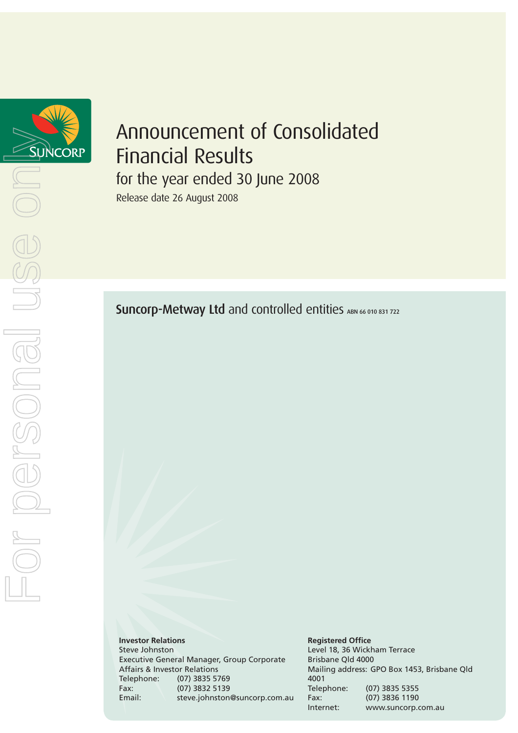# Announcement of Consolidated Financial Results

## for the year ended 30 June 2008

Release date 26 August 2008

**Suncorp-Metway Ltd** and controlled entities ABN 66 010 831 722

**Investor Relations**
Steve Johnston
Executive General Manager, Group Corporate Affairs & Investor Relations
Telephone: (07) 3835 5769
Fax: (07) 3832 5139
Email: steve.johnston@suncorp.com.au

**Registered Office**
Level 18, 36 Wickham Terrace
Brisbane Qld 4000
Mailing address: GPO Box 1453, Brisbane Qld 4001
Telephone: (07) 3835 5355
Fax: (07) 3836 1190
Internet: www.suncorp.com.au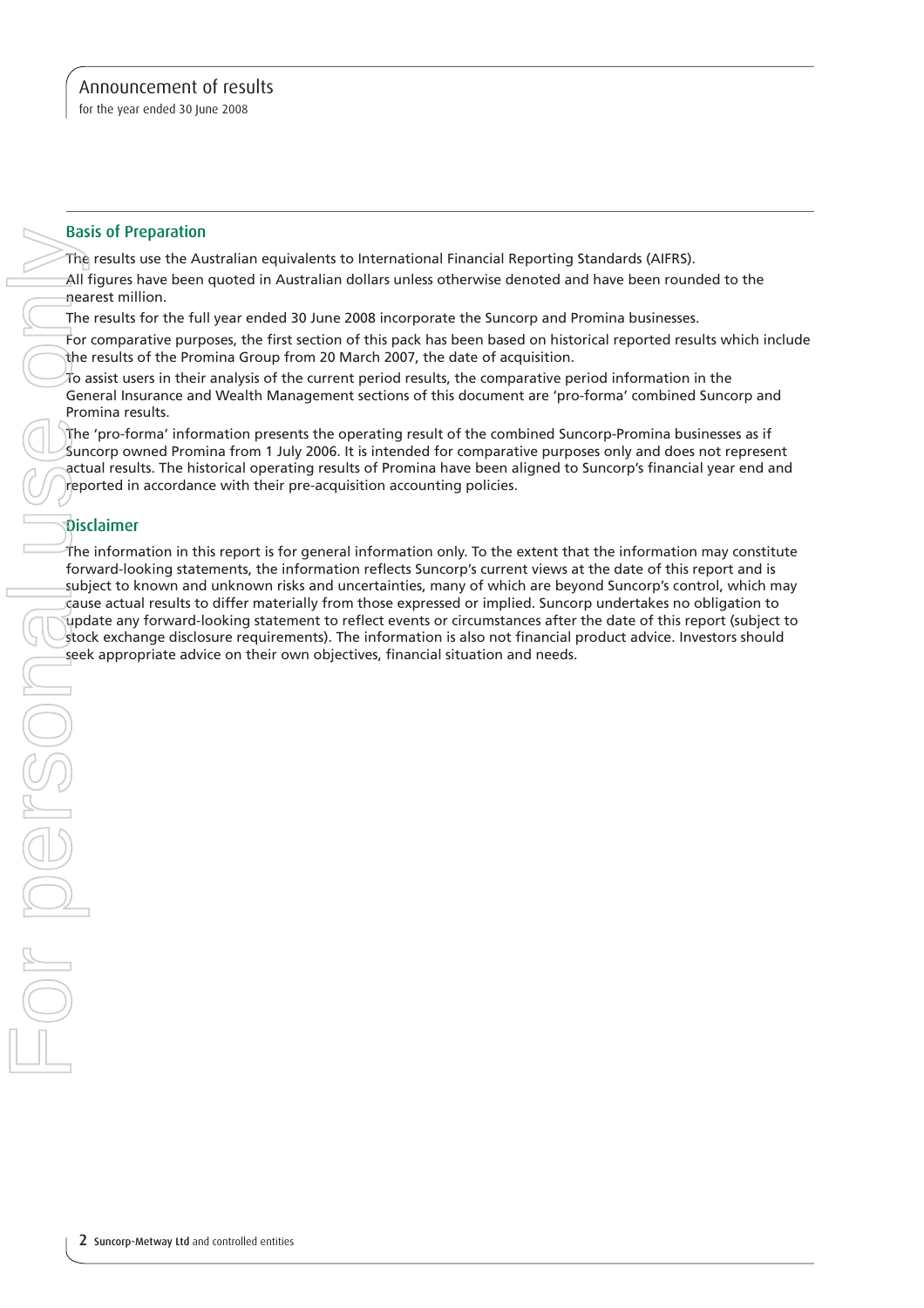## Basis of Preparation

The results use the Australian equivalents to International Financial Reporting Standards (AIFRS).

All figures have been quoted in Australian dollars unless otherwise denoted and have been rounded to the nearest million.

The results for the full year ended 30 June 2008 incorporate the Suncorp and Promina businesses.

For comparative purposes, the first section of this pack has been based on historical reported results which include the results of the Promina Group from 20 March 2007, the date of acquisition.

To assist users in their analysis of the current period results, the comparative period information in the General Insurance and Wealth Management sections of this document are 'pro-forma' combined Suncorp and Promina results.

The 'pro-forma' information presents the operating result of the combined Suncorp-Promina businesses as if Suncorp owned Promina from 1 July 2006. It is intended for comparative purposes only and does not represent actual results. The historical operating results of Promina have been aligned to Suncorp's financial year end and reported in accordance with their pre-acquisition accounting policies.

## Disclaimer

The information in this report is for general information only. To the extent that the information may constitute forward-looking statements, the information reflects Suncorp's current views at the date of this report and is subject to known and unknown risks and uncertainties, many of which are beyond Suncorp's control, which may cause actual results to differ materially from those expressed or implied. Suncorp undertakes no obligation to update any forward-looking statement to reflect events or circumstances after the date of this report (subject to stock exchange disclosure requirements). The information is also not financial product advice. Investors should seek appropriate advice on their own objectives, financial situation and needs.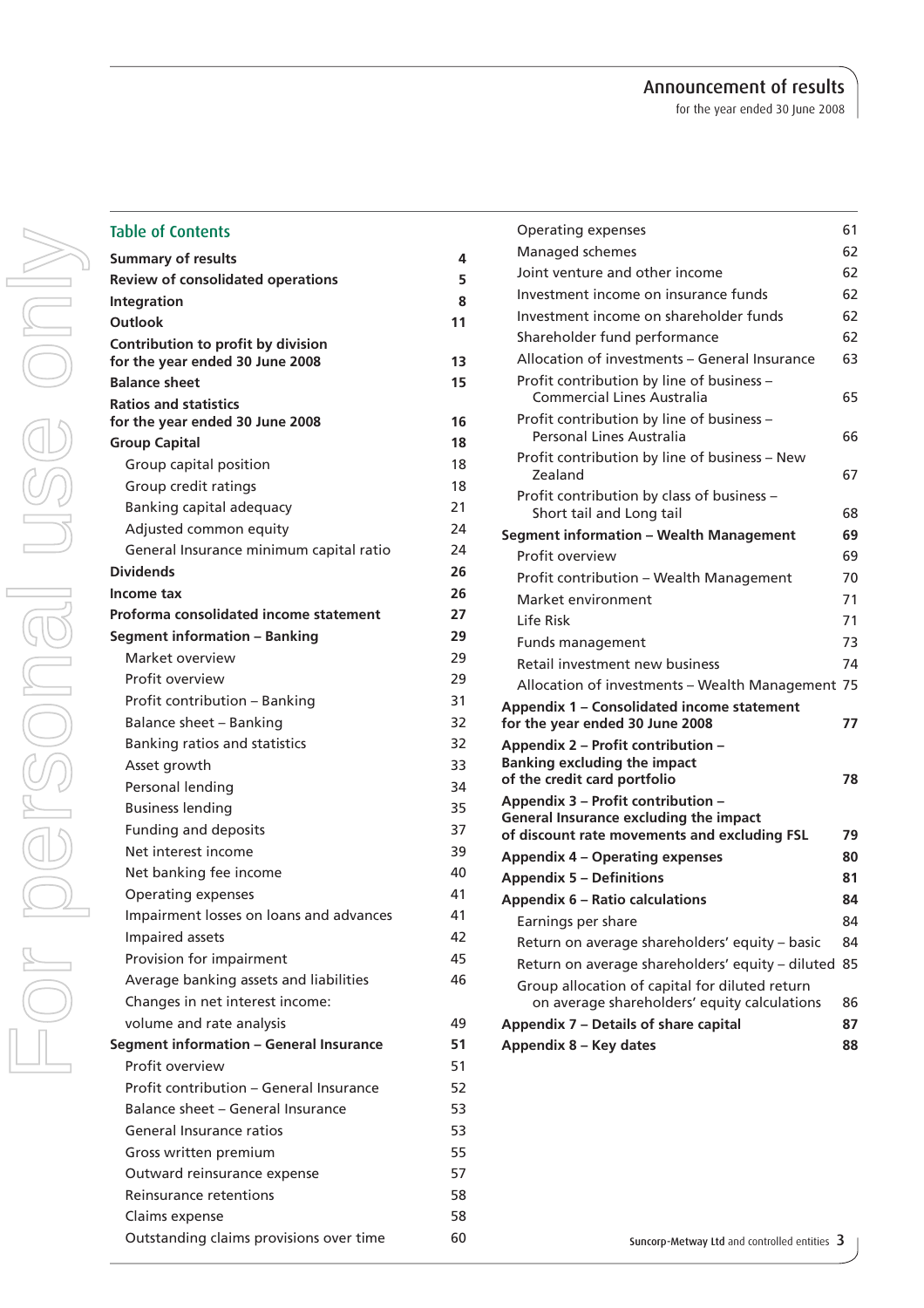## Table of Contents

| | |
|---|---|
| **Summary of results** | **4** |
| **Review of consolidated operations** | **5** |
| **Integration** | **8** |
| **Outlook** | **11** |
| **Contribution to profit by division for the year ended 30 June 2008** | **13** |
| **Balance sheet** | **15** |
| **Ratios and statistics for the year ended 30 June 2008** | **16** |
| **Group Capital** | **18** |
| Group capital position | 18 |
| Group credit ratings | 18 |
| Banking capital adequacy | 21 |
| Adjusted common equity | 24 |
| General Insurance minimum capital ratio | 24 |
| **Dividends** | **26** |
| **Income tax** | **26** |
| **Proforma consolidated income statement** | **27** |
| **Segment information – Banking** | **29** |
| Market overview | 29 |
| Profit overview | 29 |
| Profit contribution – Banking | 31 |
| Balance sheet – Banking | 32 |
| Banking ratios and statistics | 32 |
| Asset growth | 33 |
| Personal lending | 34 |
| Business lending | 35 |
| Funding and deposits | 37 |
| Net interest income | 39 |
| Net banking fee income | 40 |
| Operating expenses | 41 |
| Impairment losses on loans and advances | 41 |
| Impaired assets | 42 |
| Provision for impairment | 45 |
| Average banking assets and liabilities | 46 |
| Changes in net interest income: volume and rate analysis | 49 |
| **Segment information – General Insurance** | **51** |
| Profit overview | 51 |
| Profit contribution – General Insurance | 52 |
| Balance sheet – General Insurance | 53 |
| General Insurance ratios | 53 |
| Gross written premium | 55 |
| Outward reinsurance expense | 57 |
| Reinsurance retentions | 58 |
| Claims expense | 58 |
| Outstanding claims provisions over time | 60 |
| Operating expenses | 61 |
| Managed schemes | 62 |
| Joint venture and other income | 62 |
| Investment income on insurance funds | 62 |
| Investment income on shareholder funds | 62 |
| Shareholder fund performance | 62 |
| Allocation of investments – General Insurance | 63 |
| Profit contribution by line of business – Commercial Lines Australia | 65 |
| Profit contribution by line of business – Personal Lines Australia | 66 |
| Profit contribution by line of business – New Zealand | 67 |
| Profit contribution by class of business – Short tail and Long tail | 68 |
| **Segment information – Wealth Management** | **69** |
| Profit overview | 69 |
| Profit contribution – Wealth Management | 70 |
| Market environment | 71 |
| Life Risk | 71 |
| Funds management | 73 |
| Retail investment new business | 74 |
| Allocation of investments – Wealth Management | 75 |
| **Appendix 1 – Consolidated income statement for the year ended 30 June 2008** | **77** |
| **Appendix 2 – Profit contribution – Banking excluding the impact of the credit card portfolio** | **78** |
| **Appendix 3 – Profit contribution – General Insurance excluding the impact of discount rate movements and excluding FSL** | **79** |
| **Appendix 4 – Operating expenses** | **80** |
| **Appendix 5 – Definitions** | **81** |
| **Appendix 6 – Ratio calculations** | **84** |
| Earnings per share | 84 |
| Return on average shareholders' equity – basic | 84 |
| Return on average shareholders' equity – diluted | 85 |
| Group allocation of capital for diluted return on average shareholders' equity calculations | 86 |
| **Appendix 7 – Details of share capital** | **87** |
| **Appendix 8 – Key dates** | **88** |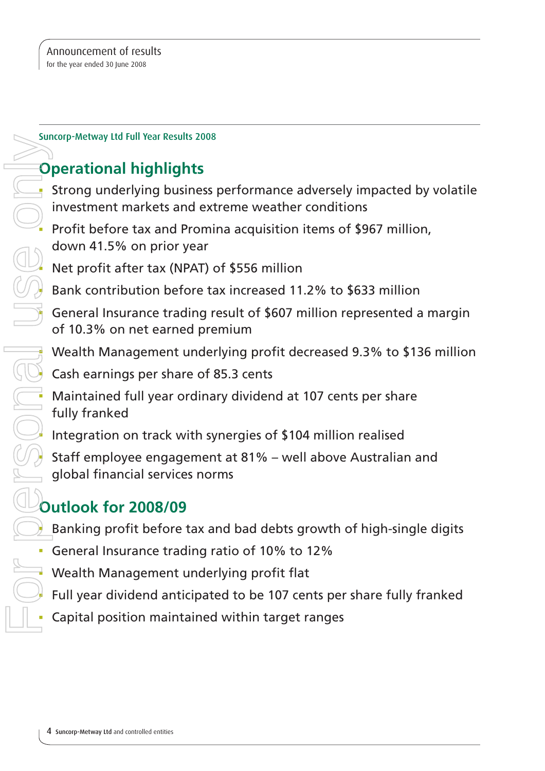Announcement of results
for the year ended 30 June 2008

Suncorp-Metway Ltd Full Year Results 2008

## Operational highlights

- Strong underlying business performance adversely impacted by volatile investment markets and extreme weather conditions
- Profit before tax and Promina acquisition items of $967 million, down 41.5% on prior year
- Net profit after tax (NPAT) of $556 million
- Bank contribution before tax increased 11.2% to $633 million
- General Insurance trading result of $607 million represented a margin of 10.3% on net earned premium
- Wealth Management underlying profit decreased 9.3% to $136 million
- Cash earnings per share of 85.3 cents
- Maintained full year ordinary dividend at 107 cents per share fully franked
- Integration on track with synergies of $104 million realised
- Staff employee engagement at 81% – well above Australian and global financial services norms

## Outlook for 2008/09

- Banking profit before tax and bad debts growth of high-single digits
- General Insurance trading ratio of 10% to 12%
- Wealth Management underlying profit flat
- Full year dividend anticipated to be 107 cents per share fully franked
- Capital position maintained within target ranges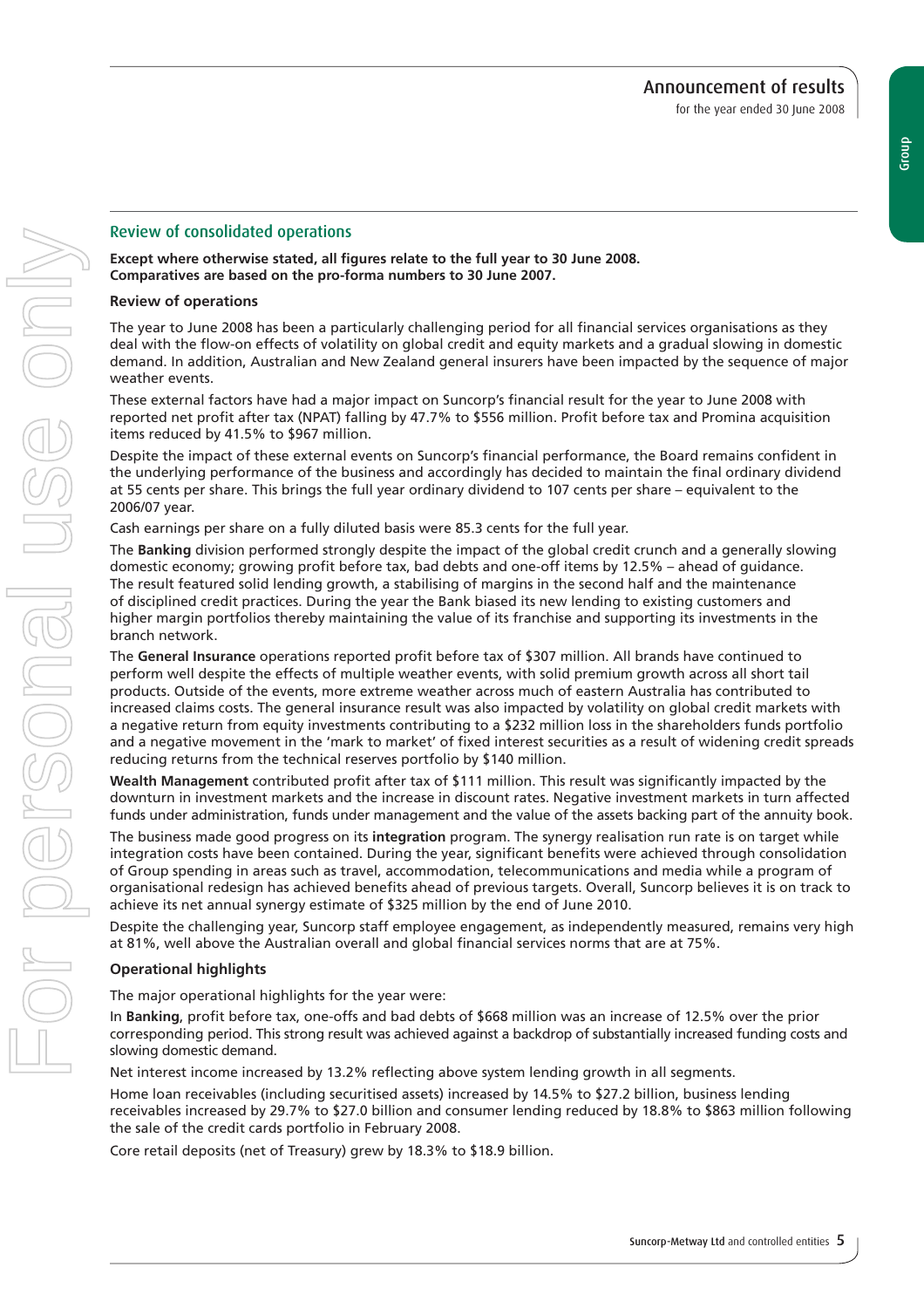## Review of consolidated operations

**Except where otherwise stated, all figures relate to the full year to 30 June 2008.**
**Comparatives are based on the pro-forma numbers to 30 June 2007.**

### Review of operations

The year to June 2008 has been a particularly challenging period for all financial services organisations as they deal with the flow-on effects of volatility on global credit and equity markets and a gradual slowing in domestic demand. In addition, Australian and New Zealand general insurers have been impacted by the sequence of major weather events.

These external factors have had a major impact on Suncorp's financial result for the year to June 2008 with reported net profit after tax (NPAT) falling by 47.7% to $556 million. Profit before tax and Promina acquisition items reduced by 41.5% to $967 million.

Despite the impact of these external events on Suncorp's financial performance, the Board remains confident in the underlying performance of the business and accordingly has decided to maintain the final ordinary dividend at 55 cents per share. This brings the full year ordinary dividend to 107 cents per share – equivalent to the 2006/07 year.

Cash earnings per share on a fully diluted basis were 85.3 cents for the full year.

The **Banking** division performed strongly despite the impact of the global credit crunch and a generally slowing domestic economy; growing profit before tax, bad debts and one-off items by 12.5% – ahead of guidance. The result featured solid lending growth, a stabilising of margins in the second half and the maintenance of disciplined credit practices. During the year the Bank biased its new lending to existing customers and higher margin portfolios thereby maintaining the value of its franchise and supporting its investments in the branch network.

The **General Insurance** operations reported profit before tax of $307 million. All brands have continued to perform well despite the effects of multiple weather events, with solid premium growth across all short tail products. Outside of the events, more extreme weather across much of eastern Australia has contributed to increased claims costs. The general insurance result was also impacted by volatility on global credit markets with a negative return from equity investments contributing to a $232 million loss in the shareholders funds portfolio and a negative movement in the 'mark to market' of fixed interest securities as a result of widening credit spreads reducing returns from the technical reserves portfolio by $140 million.

**Wealth Management** contributed profit after tax of $111 million. This result was significantly impacted by the downturn in investment markets and the increase in discount rates. Negative investment markets in turn affected funds under administration, funds under management and the value of the assets backing part of the annuity book.

The business made good progress on its **integration** program. The synergy realisation run rate is on target while integration costs have been contained. During the year, significant benefits were achieved through consolidation of Group spending in areas such as travel, accommodation, telecommunications and media while a program of organisational redesign has achieved benefits ahead of previous targets. Overall, Suncorp believes it is on track to achieve its net annual synergy estimate of $325 million by the end of June 2010.

Despite the challenging year, Suncorp staff employee engagement, as independently measured, remains very high at 81%, well above the Australian overall and global financial services norms that are at 75%.

### Operational highlights

The major operational highlights for the year were:

In **Banking**, profit before tax, one-offs and bad debts of $668 million was an increase of 12.5% over the prior corresponding period. This strong result was achieved against a backdrop of substantially increased funding costs and slowing domestic demand.

Net interest income increased by 13.2% reflecting above system lending growth in all segments.

Home loan receivables (including securitised assets) increased by 14.5% to $27.2 billion, business lending receivables increased by 29.7% to $27.0 billion and consumer lending reduced by 18.8% to $863 million following the sale of the credit cards portfolio in February 2008.

Core retail deposits (net of Treasury) grew by 18.3% to $18.9 billion.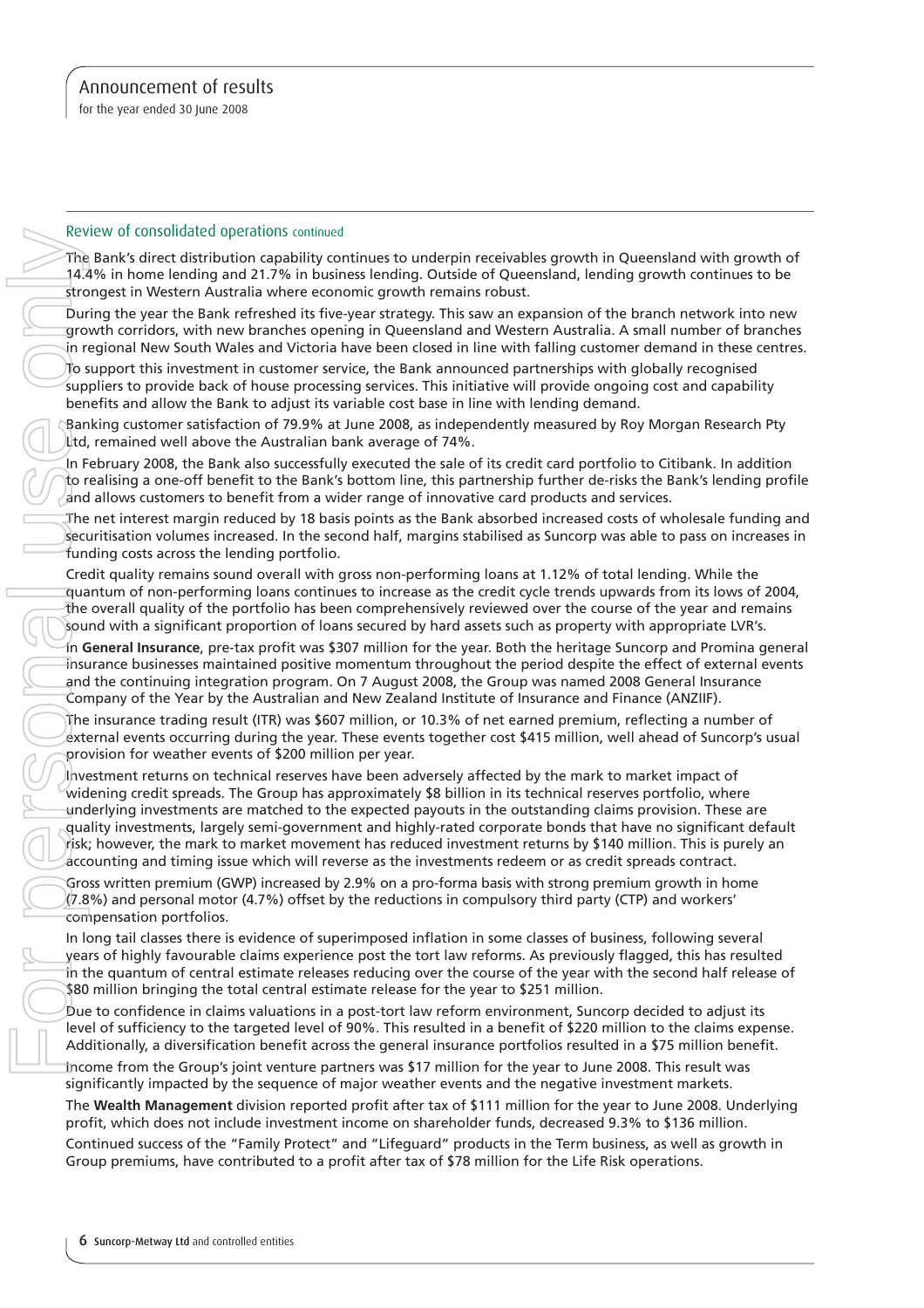## Review of consolidated operations continued

The Bank's direct distribution capability continues to underpin receivables growth in Queensland with growth of 14.4% in home lending and 21.7% in business lending. Outside of Queensland, lending growth continues to be strongest in Western Australia where economic growth remains robust.

During the year the Bank refreshed its five-year strategy. This saw an expansion of the branch network into new growth corridors, with new branches opening in Queensland and Western Australia. A small number of branches in regional New South Wales and Victoria have been closed in line with falling customer demand in these centres.

To support this investment in customer service, the Bank announced partnerships with globally recognised suppliers to provide back of house processing services. This initiative will provide ongoing cost and capability benefits and allow the Bank to adjust its variable cost base in line with lending demand.

Banking customer satisfaction of 79.9% at June 2008, as independently measured by Roy Morgan Research Pty Ltd, remained well above the Australian bank average of 74%.

In February 2008, the Bank also successfully executed the sale of its credit card portfolio to Citibank. In addition to realising a one-off benefit to the Bank's bottom line, this partnership further de-risks the Bank's lending profile and allows customers to benefit from a wider range of innovative card products and services.

The net interest margin reduced by 18 basis points as the Bank absorbed increased costs of wholesale funding and securitisation volumes increased. In the second half, margins stabilised as Suncorp was able to pass on increases in funding costs across the lending portfolio.

Credit quality remains sound overall with gross non-performing loans at 1.12% of total lending. While the quantum of non-performing loans continues to increase as the credit cycle trends upwards from its lows of 2004, the overall quality of the portfolio has been comprehensively reviewed over the course of the year and remains sound with a significant proportion of loans secured by hard assets such as property with appropriate LVR's.

In **General Insurance**, pre-tax profit was $307 million for the year. Both the heritage Suncorp and Promina general insurance businesses maintained positive momentum throughout the period despite the effect of external events and the continuing integration program. On 7 August 2008, the Group was named 2008 General Insurance Company of the Year by the Australian and New Zealand Institute of Insurance and Finance (ANZIIF).

The insurance trading result (ITR) was $607 million, or 10.3% of net earned premium, reflecting a number of external events occurring during the year. These events together cost $415 million, well ahead of Suncorp's usual provision for weather events of $200 million per year.

Investment returns on technical reserves have been adversely affected by the mark to market impact of widening credit spreads. The Group has approximately $8 billion in its technical reserves portfolio, where underlying investments are matched to the expected payouts in the outstanding claims provision. These are quality investments, largely semi-government and highly-rated corporate bonds that have no significant default risk; however, the mark to market movement has reduced investment returns by $140 million. This is purely an accounting and timing issue which will reverse as the investments redeem or as credit spreads contract.

Gross written premium (GWP) increased by 2.9% on a pro-forma basis with strong premium growth in home (7.8%) and personal motor (4.7%) offset by the reductions in compulsory third party (CTP) and workers' compensation portfolios.

In long tail classes there is evidence of superimposed inflation in some classes of business, following several years of highly favourable claims experience post the tort law reforms. As previously flagged, this has resulted in the quantum of central estimate releases reducing over the course of the year with the second half release of $80 million bringing the total central estimate release for the year to $251 million.

Due to confidence in claims valuations in a post-tort law reform environment, Suncorp decided to adjust its level of sufficiency to the targeted level of 90%. This resulted in a benefit of $220 million to the claims expense. Additionally, a diversification benefit across the general insurance portfolios resulted in a $75 million benefit.

Income from the Group's joint venture partners was $17 million for the year to June 2008. This result was significantly impacted by the sequence of major weather events and the negative investment markets.

The **Wealth Management** division reported profit after tax of $111 million for the year to June 2008. Underlying profit, which does not include investment income on shareholder funds, decreased 9.3% to $136 million.

Continued success of the "Family Protect" and "Lifeguard" products in the Term business, as well as growth in Group premiums, have contributed to a profit after tax of $78 million for the Life Risk operations.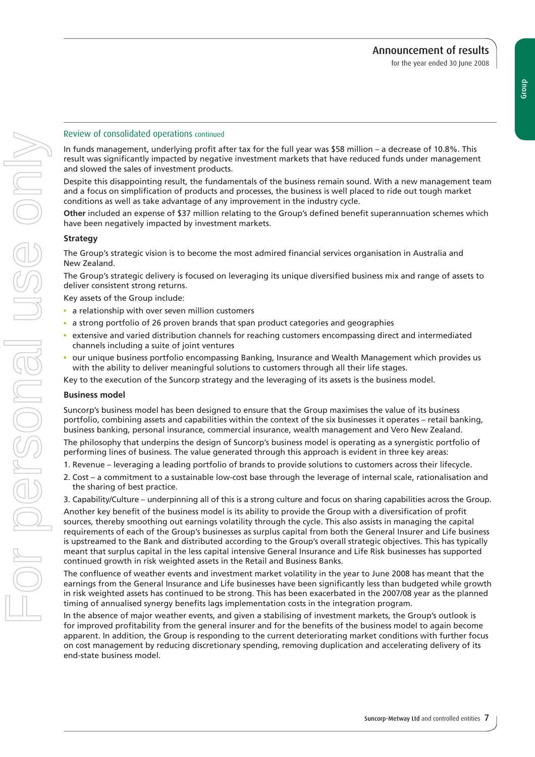## Review of consolidated operations continued

In funds management, underlying profit after tax for the full year was $58 million – a decrease of 10.8%. This result was significantly impacted by negative investment markets that have reduced funds under management and slowed the sales of investment products.

Despite this disappointing result, the fundamentals of the business remain sound. With a new management team and a focus on simplification of products and processes, the business is well placed to ride out tough market conditions as well as take advantage of any improvement in the industry cycle.

**Other** included an expense of $37 million relating to the Group's defined benefit superannuation schemes which have been negatively impacted by investment markets.

### Strategy

The Group's strategic vision is to become the most admired financial services organisation in Australia and New Zealand.

The Group's strategic delivery is focused on leveraging its unique diversified business mix and range of assets to deliver consistent strong returns.

Key assets of the Group include:

- a relationship with over seven million customers
- a strong portfolio of 26 proven brands that span product categories and geographies
- extensive and varied distribution channels for reaching customers encompassing direct and intermediated channels including a suite of joint ventures
- our unique business portfolio encompassing Banking, Insurance and Wealth Management which provides us with the ability to deliver meaningful solutions to customers through all their life stages.

Key to the execution of the Suncorp strategy and the leveraging of its assets is the business model.

### Business model

Suncorp's business model has been designed to ensure that the Group maximises the value of its business portfolio, combining assets and capabilities within the context of the six businesses it operates – retail banking, business banking, personal insurance, commercial insurance, wealth management and Vero New Zealand.

The philosophy that underpins the design of Suncorp's business model is operating as a synergistic portfolio of performing lines of business. The value generated through this approach is evident in three key areas:

1. Revenue – leveraging a leading portfolio of brands to provide solutions to customers across their lifecycle.
2. Cost – a commitment to a sustainable low-cost base through the leverage of internal scale, rationalisation and the sharing of best practice.
3. Capability/Culture – underpinning all of this is a strong culture and focus on sharing capabilities across the Group.

Another key benefit of the business model is its ability to provide the Group with a diversification of profit sources, thereby smoothing out earnings volatility through the cycle. This also assists in managing the capital requirements of each of the Group's businesses as surplus capital from both the General Insurer and Life business is upstreamed to the Bank and distributed according to the Group's overall strategic objectives. This has typically meant that surplus capital in the less capital intensive General Insurance and Life Risk businesses has supported continued growth in risk weighted assets in the Retail and Business Banks.

The confluence of weather events and investment market volatility in the year to June 2008 has meant that the earnings from the General Insurance and Life businesses have been significantly less than budgeted while growth in risk weighted assets has continued to be strong. This has been exacerbated in the 2007/08 year as the planned timing of annualised synergy benefits lags implementation costs in the integration program.

In the absence of major weather events, and given a stabilising of investment markets, the Group's outlook is for improved profitability from the general insurer and for the benefits of the business model to again become apparent. In addition, the Group is responding to the current deteriorating market conditions with further focus on cost management by reducing discretionary spending, removing duplication and accelerating delivery of its end-state business model.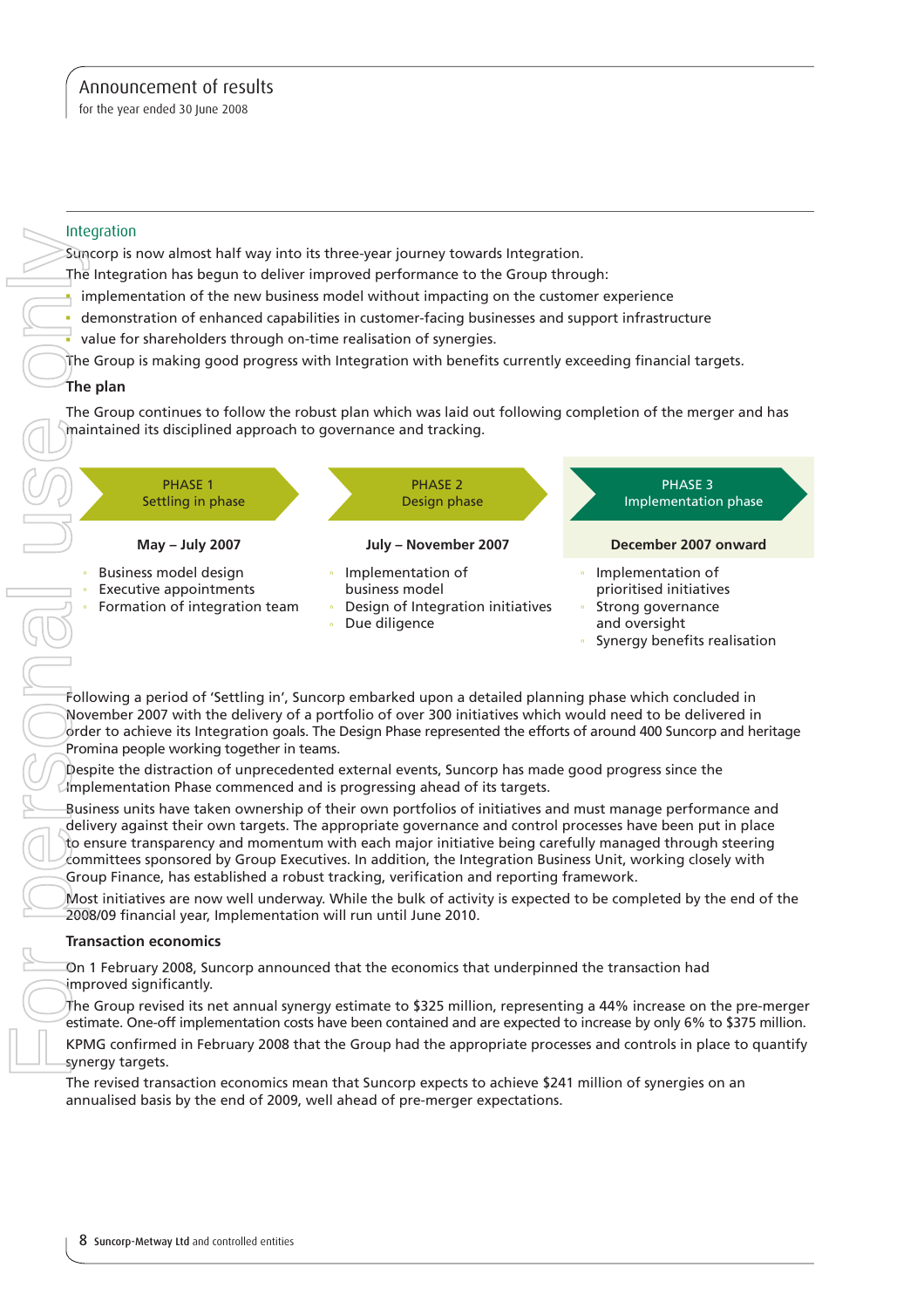## Integration

Suncorp is now almost half way into its three-year journey towards Integration.

The Integration has begun to deliver improved performance to the Group through:

- implementation of the new business model without impacting on the customer experience
- demonstration of enhanced capabilities in customer-facing businesses and support infrastructure
- value for shareholders through on-time realisation of synergies.

The Group is making good progress with Integration with benefits currently exceeding financial targets.

### The plan

The Group continues to follow the robust plan which was laid out following completion of the merger and has maintained its disciplined approach to governance and tracking.

| PHASE 1 Settling in phase | PHASE 2 Design phase | PHASE 3 Implementation phase |
|---|---|---|
| **May – July 2007** | **July – November 2007** | **December 2007 onward** |
| Business model design<br>Executive appointments<br>Formation of integration team | Implementation of business model<br>Design of Integration initiatives<br>Due diligence | Implementation of prioritised initiatives<br>Strong governance and oversight<br>Synergy benefits realisation |

Following a period of 'Settling in', Suncorp embarked upon a detailed planning phase which concluded in November 2007 with the delivery of a portfolio of over 300 initiatives which would need to be delivered in order to achieve its Integration goals. The Design Phase represented the efforts of around 400 Suncorp and heritage Promina people working together in teams.

Despite the distraction of unprecedented external events, Suncorp has made good progress since the Implementation Phase commenced and is progressing ahead of its targets.

Business units have taken ownership of their own portfolios of initiatives and must manage performance and delivery against their own targets. The appropriate governance and control processes have been put in place to ensure transparency and momentum with each major initiative being carefully managed through steering committees sponsored by Group Executives. In addition, the Integration Business Unit, working closely with Group Finance, has established a robust tracking, verification and reporting framework.

Most initiatives are now well underway. While the bulk of activity is expected to be completed by the end of the 2008/09 financial year, Implementation will run until June 2010.

### Transaction economics

On 1 February 2008, Suncorp announced that the economics that underpinned the transaction had improved significantly.

The Group revised its net annual synergy estimate to $325 million, representing a 44% increase on the pre-merger estimate. One-off implementation costs have been contained and are expected to increase by only 6% to $375 million.

KPMG confirmed in February 2008 that the Group had the appropriate processes and controls in place to quantify synergy targets.

The revised transaction economics mean that Suncorp expects to achieve $241 million of synergies on an annualised basis by the end of 2009, well ahead of pre-merger expectations.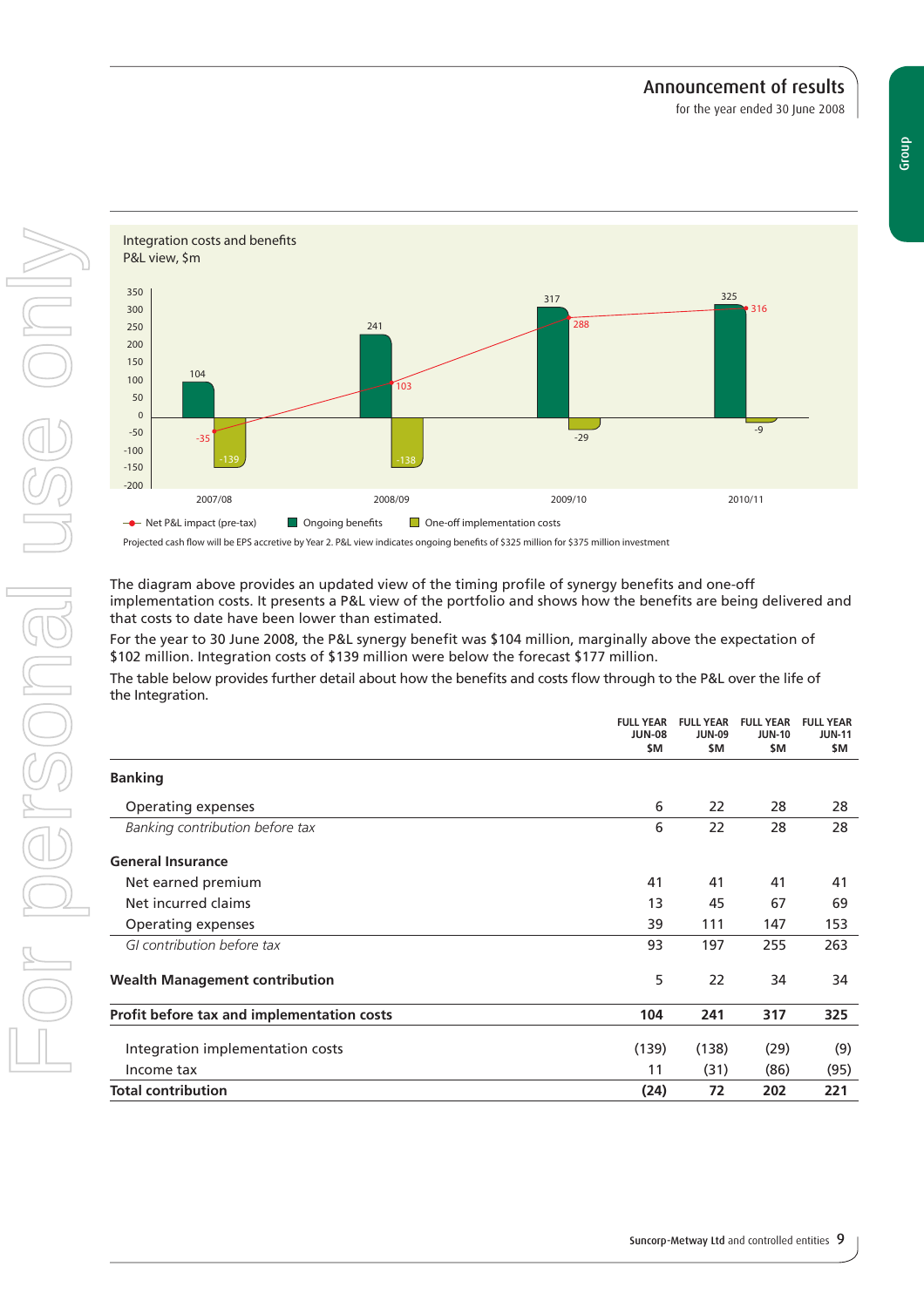Integration costs and benefits
P&L view, $m

350
300
250
200
150
100
50
0
-50
-100
-150
-200

104
-35
-139
241
103
-138
317
288
-29
325
316
-9

2007/08
2008/09
2009/10
2010/11

Net P&L impact (pre-tax)
Ongoing benefits
One-off implementation costs

Projected cash flow will be EPS accretive by Year 2. P&L view indicates ongoing benefits of $325 million for $375 million investment

The diagram above provides an updated view of the timing profile of synergy benefits and one-off implementation costs. It presents a P&L view of the portfolio and shows how the benefits are being delivered and that costs to date have been lower than estimated.

For the year to 30 June 2008, the P&L synergy benefit was $104 million, marginally above the expectation of $102 million. Integration costs of $139 million were below the forecast $177 million.

The table below provides further detail about how the benefits and costs flow through to the P&L over the life of the Integration.

| | FULL YEAR JUN-08 $M | FULL YEAR JUN-09 $M | FULL YEAR JUN-10 $M | FULL YEAR JUN-11 $M |
|---|---|---|---|---|
| **Banking** | | | | |
| Operating expenses | 6 | 22 | 28 | 28 |
| *Banking contribution before tax* | 6 | 22 | 28 | 28 |
| **General Insurance** | | | | |
| Net earned premium | 41 | 41 | 41 | 41 |
| Net incurred claims | 13 | 45 | 67 | 69 |
| Operating expenses | 39 | 111 | 147 | 153 |
| *GI contribution before tax* | 93 | 197 | 255 | 263 |
| **Wealth Management contribution** | 5 | 22 | 34 | 34 |
| **Profit before tax and implementation costs** | **104** | **241** | **317** | **325** |
| Integration implementation costs | (139) | (138) | (29) | (9) |
| Income tax | 11 | (31) | (86) | (95) |
| **Total contribution** | **(24)** | **72** | **202** | **221** |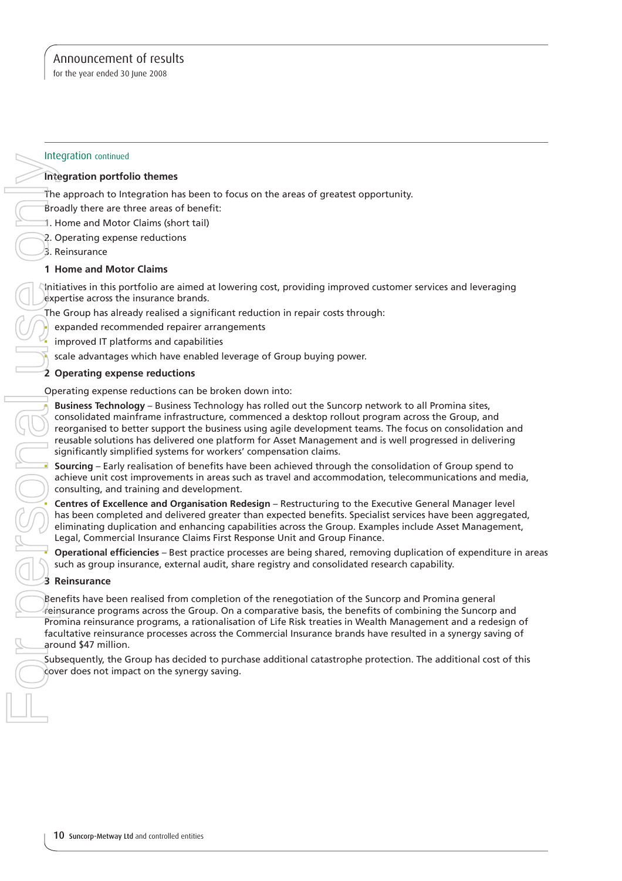## Integration continued

### Integration portfolio themes

The approach to Integration has been to focus on the areas of greatest opportunity.

Broadly there are three areas of benefit:

1. Home and Motor Claims (short tail)
2. Operating expense reductions
3. Reinsurance

### 1 Home and Motor Claims

Initiatives in this portfolio are aimed at lowering cost, providing improved customer services and leveraging expertise across the insurance brands.

The Group has already realised a significant reduction in repair costs through:

- expanded recommended repairer arrangements
- improved IT platforms and capabilities
- scale advantages which have enabled leverage of Group buying power.

### 2 Operating expense reductions

Operating expense reductions can be broken down into:

- **Business Technology** – Business Technology has rolled out the Suncorp network to all Promina sites, consolidated mainframe infrastructure, commenced a desktop rollout program across the Group, and reorganised to better support the business using agile development teams. The focus on consolidation and reusable solutions has delivered one platform for Asset Management and is well progressed in delivering significantly simplified systems for workers' compensation claims.
- **Sourcing** – Early realisation of benefits have been achieved through the consolidation of Group spend to achieve unit cost improvements in areas such as travel and accommodation, telecommunications and media, consulting, and training and development.
- **Centres of Excellence and Organisation Redesign** – Restructuring to the Executive General Manager level has been completed and delivered greater than expected benefits. Specialist services have been aggregated, eliminating duplication and enhancing capabilities across the Group. Examples include Asset Management, Legal, Commercial Insurance Claims First Response Unit and Group Finance.
- **Operational efficiencies** – Best practice processes are being shared, removing duplication of expenditure in areas such as group insurance, external audit, share registry and consolidated research capability.

### 3 Reinsurance

Benefits have been realised from completion of the renegotiation of the Suncorp and Promina general reinsurance programs across the Group. On a comparative basis, the benefits of combining the Suncorp and Promina reinsurance programs, a rationalisation of Life Risk treaties in Wealth Management and a redesign of facultative reinsurance processes across the Commercial Insurance brands have resulted in a synergy saving of around $47 million.

Subsequently, the Group has decided to purchase additional catastrophe protection. The additional cost of this cover does not impact on the synergy saving.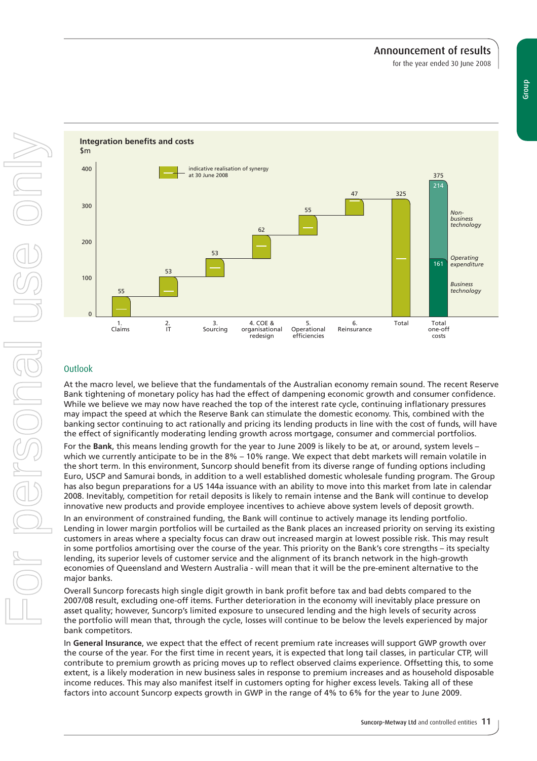Integration benefits and costs
$m

400
300
200
100
0

indicative realisation of synergy at 30 June 2008

55
53
53
62
55
47
325
375
214
161

1. Claims
2. IT
3. Sourcing
4. COE & organisational redesign
5. Operational efficiencies
6. Reinsurance
Total
Total one-off costs

*Non-business technology*
*Operating expenditure*
*Business technology*

## Outlook

At the macro level, we believe that the fundamentals of the Australian economy remain sound. The recent Reserve Bank tightening of monetary policy has had the effect of dampening economic growth and consumer confidence. While we believe we may now have reached the top of the interest rate cycle, continuing inflationary pressures may impact the speed at which the Reserve Bank can stimulate the domestic economy. This, combined with the banking sector continuing to act rationally and pricing its lending products in line with the cost of funds, will have the effect of significantly moderating lending growth across mortgage, consumer and commercial portfolios.

For the **Bank**, this means lending growth for the year to June 2009 is likely to be at, or around, system levels – which we currently anticipate to be in the 8% – 10% range. We expect that debt markets will remain volatile in the short term. In this environment, Suncorp should benefit from its diverse range of funding options including Euro, USCP and Samurai bonds, in addition to a well established domestic wholesale funding program. The Group has also begun preparations for a US 144a issuance with an ability to move into this market from late in calendar 2008. Inevitably, competition for retail deposits is likely to remain intense and the Bank will continue to develop innovative new products and provide employee incentives to achieve above system levels of deposit growth.

In an environment of constrained funding, the Bank will continue to actively manage its lending portfolio. Lending in lower margin portfolios will be curtailed as the Bank places an increased priority on serving its existing customers in areas where a specialty focus can draw out increased margin at lowest possible risk. This may result in some portfolios amortising over the course of the year. This priority on the Bank's core strengths – its specialty lending, its superior levels of customer service and the alignment of its branch network in the high-growth economies of Queensland and Western Australia - will mean that it will be the pre-eminent alternative to the major banks.

Overall Suncorp forecasts high single digit growth in bank profit before tax and bad debts compared to the 2007/08 result, excluding one-off items. Further deterioration in the economy will inevitably place pressure on asset quality; however, Suncorp's limited exposure to unsecured lending and the high levels of security across the portfolio will mean that, through the cycle, losses will continue to be below the levels experienced by major bank competitors.

In **General Insurance**, we expect that the effect of recent premium rate increases will support GWP growth over the course of the year. For the first time in recent years, it is expected that long tail classes, in particular CTP, will contribute to premium growth as pricing moves up to reflect observed claims experience. Offsetting this, to some extent, is a likely moderation in new business sales in response to premium increases and as household disposable income reduces. This may also manifest itself in customers opting for higher excess levels. Taking all of these factors into account Suncorp expects growth in GWP in the range of 4% to 6% for the year to June 2009.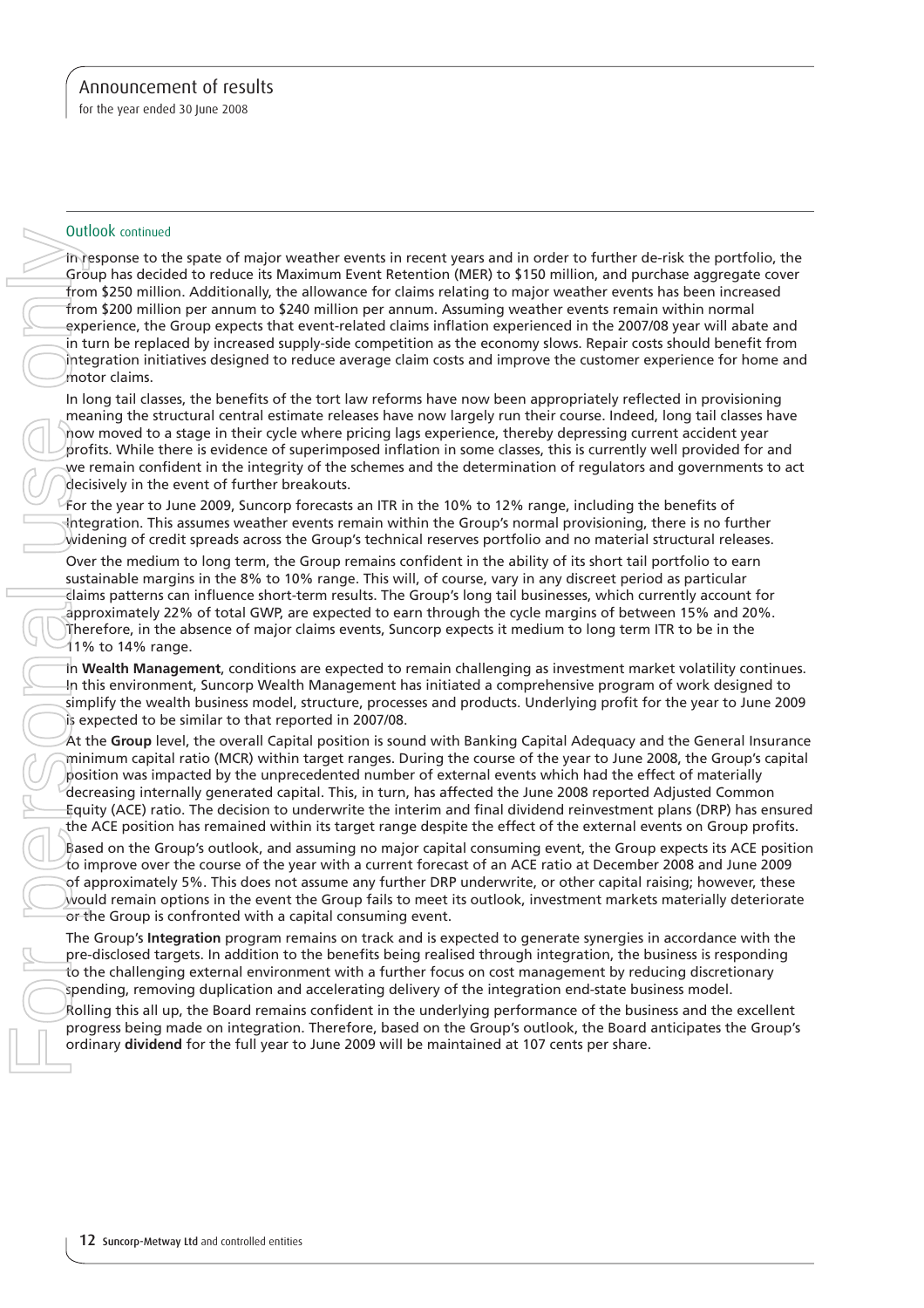## Outlook continued

In response to the spate of major weather events in recent years and in order to further de-risk the portfolio, the Group has decided to reduce its Maximum Event Retention (MER) to $150 million, and purchase aggregate cover from $250 million. Additionally, the allowance for claims relating to major weather events has been increased from $200 million per annum to $240 million per annum. Assuming weather events remain within normal experience, the Group expects that event-related claims inflation experienced in the 2007/08 year will abate and in turn be replaced by increased supply-side competition as the economy slows. Repair costs should benefit from integration initiatives designed to reduce average claim costs and improve the customer experience for home and motor claims.

In long tail classes, the benefits of the tort law reforms have now been appropriately reflected in provisioning meaning the structural central estimate releases have now largely run their course. Indeed, long tail classes have now moved to a stage in their cycle where pricing lags experience, thereby depressing current accident year profits. While there is evidence of superimposed inflation in some classes, this is currently well provided for and we remain confident in the integrity of the schemes and the determination of regulators and governments to act decisively in the event of further breakouts.

For the year to June 2009, Suncorp forecasts an ITR in the 10% to 12% range, including the benefits of Integration. This assumes weather events remain within the Group's normal provisioning, there is no further widening of credit spreads across the Group's technical reserves portfolio and no material structural releases.

Over the medium to long term, the Group remains confident in the ability of its short tail portfolio to earn sustainable margins in the 8% to 10% range. This will, of course, vary in any discreet period as particular claims patterns can influence short-term results. The Group's long tail businesses, which currently account for approximately 22% of total GWP, are expected to earn through the cycle margins of between 15% and 20%. Therefore, in the absence of major claims events, Suncorp expects it medium to long term ITR to be in the 11% to 14% range.

In **Wealth Management**, conditions are expected to remain challenging as investment market volatility continues. In this environment, Suncorp Wealth Management has initiated a comprehensive program of work designed to simplify the wealth business model, structure, processes and products. Underlying profit for the year to June 2009 is expected to be similar to that reported in 2007/08.

At the **Group** level, the overall Capital position is sound with Banking Capital Adequacy and the General Insurance minimum capital ratio (MCR) within target ranges. During the course of the year to June 2008, the Group's capital position was impacted by the unprecedented number of external events which had the effect of materially decreasing internally generated capital. This, in turn, has affected the June 2008 reported Adjusted Common Equity (ACE) ratio. The decision to underwrite the interim and final dividend reinvestment plans (DRP) has ensured the ACE position has remained within its target range despite the effect of the external events on Group profits.

Based on the Group's outlook, and assuming no major capital consuming event, the Group expects its ACE position to improve over the course of the year with a current forecast of an ACE ratio at December 2008 and June 2009 of approximately 5%. This does not assume any further DRP underwrite, or other capital raising; however, these would remain options in the event the Group fails to meet its outlook, investment markets materially deteriorate or the Group is confronted with a capital consuming event.

The Group's **Integration** program remains on track and is expected to generate synergies in accordance with the pre-disclosed targets. In addition to the benefits being realised through integration, the business is responding to the challenging external environment with a further focus on cost management by reducing discretionary spending, removing duplication and accelerating delivery of the integration end-state business model.

Rolling this all up, the Board remains confident in the underlying performance of the business and the excellent progress being made on integration. Therefore, based on the Group's outlook, the Board anticipates the Group's ordinary **dividend** for the full year to June 2009 will be maintained at 107 cents per share.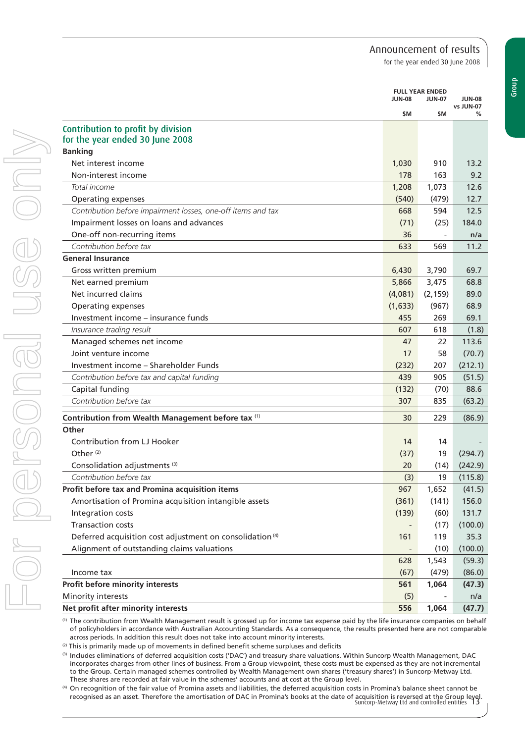# Announcement of results

for the year ended 30 June 2008

| | FULL YEAR ENDED JUN-08 $M | JUN-07 $M | JUN-08 vs JUN-07 % |
|---|---|---|---|
| **Contribution to profit by division for the year ended 30 June 2008** | | | |
| **Banking** | | | |
| Net interest income | 1,030 | 910 | 13.2 |
| Non-interest income | 178 | 163 | 9.2 |
| *Total income* | 1,208 | 1,073 | 12.6 |
| Operating expenses | (540) | (479) | 12.7 |
| *Contribution before impairment losses, one-off items and tax* | 668 | 594 | 12.5 |
| Impairment losses on loans and advances | (71) | (25) | 184.0 |
| One-off non-recurring items | 36 | - | n/a |
| *Contribution before tax* | 633 | 569 | 11.2 |
| **General Insurance** | | | |
| Gross written premium | 6,430 | 3,790 | 69.7 |
| Net earned premium | 5,866 | 3,475 | 68.8 |
| Net incurred claims | (4,081) | (2,159) | 89.0 |
| Operating expenses | (1,633) | (967) | 68.9 |
| Investment income – insurance funds | 455 | 269 | 69.1 |
| *Insurance trading result* | 607 | 618 | (1.8) |
| Managed schemes net income | 47 | 22 | 113.6 |
| Joint venture income | 17 | 58 | (70.7) |
| Investment income – Shareholder Funds | (232) | 207 | (212.1) |
| *Contribution before tax and capital funding* | 439 | 905 | (51.5) |
| Capital funding | (132) | (70) | 88.6 |
| *Contribution before tax* | 307 | 835 | (63.2) |
| **Contribution from Wealth Management before tax** [1] | 30 | 229 | (86.9) |
| **Other** | | | |
| Contribution from LJ Hooker | 14 | 14 | - |
| Other [2] | (37) | 19 | (294.7) |
| Consolidation adjustments [3] | 20 | (14) | (242.9) |
| *Contribution before tax* | (3) | 19 | (115.8) |
| **Profit before tax and Promina acquisition items** | 967 | 1,652 | (41.5) |
| Amortisation of Promina acquisition intangible assets | (361) | (141) | 156.0 |
| Integration costs | (139) | (60) | 131.7 |
| Transaction costs | - | (17) | (100.0) |
| Deferred acquisition cost adjustment on consolidation [4] | 161 | 119 | 35.3 |
| Alignment of outstanding claims valuations | - | (10) | (100.0) |
| | 628 | 1,543 | (59.3) |
| Income tax | (67) | (479) | (86.0) |
| **Profit before minority interests** | **561** | **1,064** | **(47.3)** |
| Minority interests | (5) | - | n/a |
| **Net profit after minority interests** | **556** | **1,064** | **(47.7)** |

[1] The contribution from Wealth Management result is grossed up for income tax expense paid by the life insurance companies on behalf of policyholders in accordance with Australian Accounting Standards. As a consequence, the results presented here are not comparable across periods. In addition this result does not take into account minority interests.

[2] This is primarily made up of movements in defined benefit scheme surpluses and deficits

[3] Includes eliminations of deferred acquisition costs ('DAC') and treasury share valuations. Within Suncorp Wealth Management, DAC incorporates charges from other lines of business. From a Group viewpoint, these costs must be expensed as they are not incremental to the Group. Certain managed schemes controlled by Wealth Management own shares ('treasury shares') in Suncorp-Metway Ltd. These shares are recorded at fair value in the schemes' accounts and at cost at the Group level.

[4] On recognition of the fair value of Promina assets and liabilities, the deferred acquisition costs in Promina's balance sheet cannot be recognised as an asset. Therefore the amortisation of DAC in Promina's books at the date of acquisition is reversed at the Group level.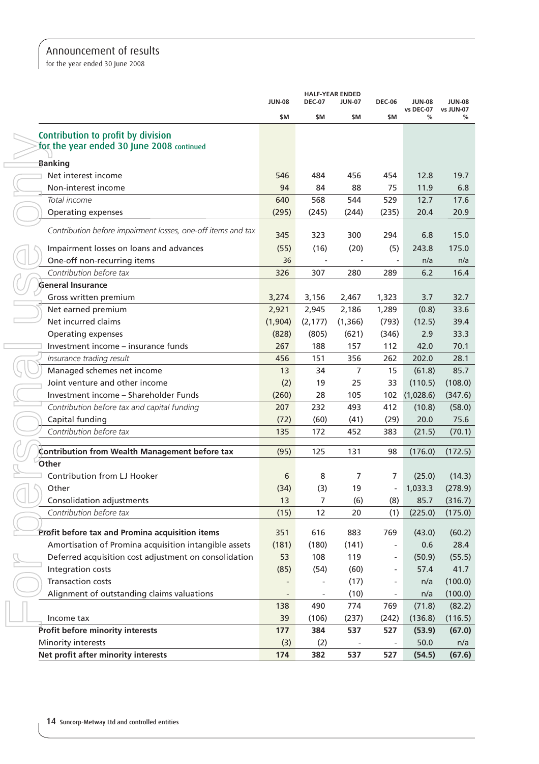# Announcement of results

for the year ended 30 June 2008

## Contribution to profit by division for the year ended 30 June 2008 continued

| | HALF-YEAR ENDED | | | | | |
|---|---|---|---|---|---|---|
| | JUN-08 | DEC-07 | JUN-07 | DEC-06 | JUN-08 vs DEC-07 | JUN-08 vs JUN-07 |
| | $M | $M | $M | $M | % | % |
| **Banking** | | | | | | |
| Net interest income | 546 | 484 | 456 | 454 | 12.8 | 19.7 |
| Non-interest income | 94 | 84 | 88 | 75 | 11.9 | 6.8 |
| *Total income* | 640 | 568 | 544 | 529 | 12.7 | 17.6 |
| Operating expenses | (295) | (245) | (244) | (235) | 20.4 | 20.9 |
| *Contribution before impairment losses, one-off items and tax* | 345 | 323 | 300 | 294 | 6.8 | 15.0 |
| Impairment losses on loans and advances | (55) | (16) | (20) | (5) | 243.8 | 175.0 |
| One-off non-recurring items | 36 | - | - | - | n/a | n/a |
| *Contribution before tax* | 326 | 307 | 280 | 289 | 6.2 | 16.4 |
| **General Insurance** | | | | | | |
| Gross written premium | 3,274 | 3,156 | 2,467 | 1,323 | 3.7 | 32.7 |
| Net earned premium | 2,921 | 2,945 | 2,186 | 1,289 | (0.8) | 33.6 |
| Net incurred claims | (1,904) | (2,177) | (1,366) | (793) | (12.5) | 39.4 |
| Operating expenses | (828) | (805) | (621) | (346) | 2.9 | 33.3 |
| Investment income – insurance funds | 267 | 188 | 157 | 112 | 42.0 | 70.1 |
| *Insurance trading result* | 456 | 151 | 356 | 262 | 202.0 | 28.1 |
| Managed schemes net income | 13 | 34 | 7 | 15 | (61.8) | 85.7 |
| Joint venture and other income | (2) | 19 | 25 | 33 | (110.5) | (108.0) |
| Investment income – Shareholder Funds | (260) | 28 | 105 | 102 | (1,028.6) | (347.6) |
| *Contribution before tax and capital funding* | 207 | 232 | 493 | 412 | (10.8) | (58.0) |
| Capital funding | (72) | (60) | (41) | (29) | 20.0 | 75.6 |
| *Contribution before tax* | 135 | 172 | 452 | 383 | (21.5) | (70.1) |
| **Contribution from Wealth Management before tax** | (95) | 125 | 131 | 98 | (176.0) | (172.5) |
| **Other** | | | | | | |
| Contribution from LJ Hooker | 6 | 8 | 7 | 7 | (25.0) | (14.3) |
| Other | (34) | (3) | 19 | - | 1,033.3 | (278.9) |
| Consolidation adjustments | 13 | 7 | (6) | (8) | 85.7 | (316.7) |
| *Contribution before tax* | (15) | 12 | 20 | (1) | (225.0) | (175.0) |
| **Profit before tax and Promina acquisition items** | 351 | 616 | 883 | 769 | (43.0) | (60.2) |
| Amortisation of Promina acquisition intangible assets | (181) | (180) | (141) | - | 0.6 | 28.4 |
| Deferred acquisition cost adjustment on consolidation | 53 | 108 | 119 | - | (50.9) | (55.5) |
| Integration costs | (85) | (54) | (60) | - | 57.4 | 41.7 |
| Transaction costs | - | - | (17) | - | n/a | (100.0) |
| Alignment of outstanding claims valuations | - | - | (10) | - | n/a | (100.0) |
| | 138 | 490 | 774 | 769 | (71.8) | (82.2) |
| Income tax | 39 | (106) | (237) | (242) | (136.8) | (116.5) |
| **Profit before minority interests** | **177** | **384** | **537** | **527** | **(53.9)** | **(67.0)** |
| Minority interests | (3) | (2) | - | - | 50.0 | n/a |
| **Net profit after minority interests** | **174** | **382** | **537** | **527** | **(54.5)** | **(67.6)** |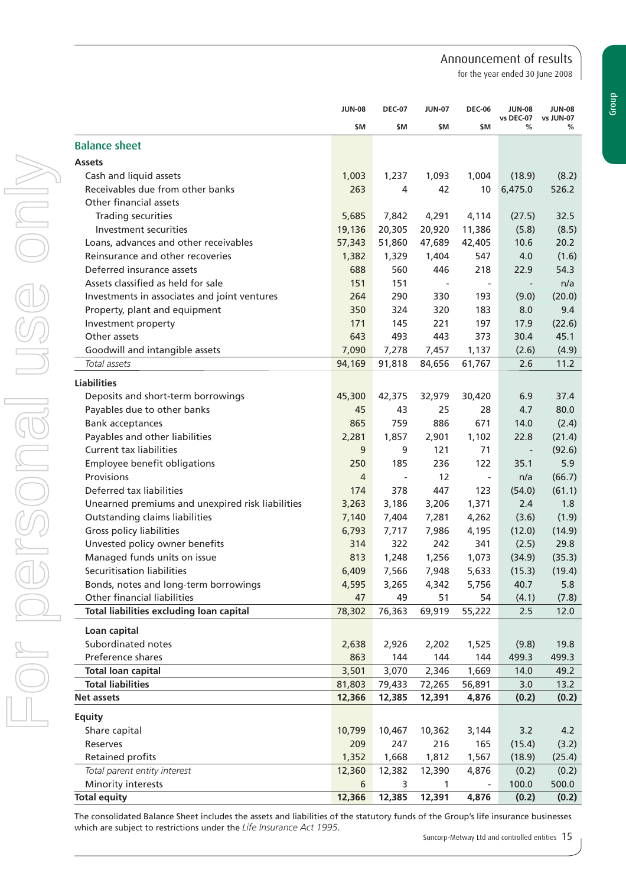## Balance sheet

| | JUN-08 $M | DEC-07 $M | JUN-07 $M | DEC-06 $M | JUN-08 vs DEC-07 % | JUN-08 vs JUN-07 % |
|---|---|---|---|---|---|---|
| **Assets** | | | | | | |
| Cash and liquid assets | 1,003 | 1,237 | 1,093 | 1,004 | (18.9) | (8.2) |
| Receivables due from other banks | 263 | 4 | 42 | 10 | 6,475.0 | 526.2 |
| Other financial assets | | | | | | |
| Trading securities | 5,685 | 7,842 | 4,291 | 4,114 | (27.5) | 32.5 |
| Investment securities | 19,136 | 20,305 | 20,920 | 11,386 | (5.8) | (8.5) |
| Loans, advances and other receivables | 57,343 | 51,860 | 47,689 | 42,405 | 10.6 | 20.2 |
| Reinsurance and other recoveries | 1,382 | 1,329 | 1,404 | 547 | 4.0 | (1.6) |
| Deferred insurance assets | 688 | 560 | 446 | 218 | 22.9 | 54.3 |
| Assets classified as held for sale | 151 | 151 | - | - | - | n/a |
| Investments in associates and joint ventures | 264 | 290 | 330 | 193 | (9.0) | (20.0) |
| Property, plant and equipment | 350 | 324 | 320 | 183 | 8.0 | 9.4 |
| Investment property | 171 | 145 | 221 | 197 | 17.9 | (22.6) |
| Other assets | 643 | 493 | 443 | 373 | 30.4 | 45.1 |
| Goodwill and intangible assets | 7,090 | 7,278 | 7,457 | 1,137 | (2.6) | (4.9) |
| *Total assets* | 94,169 | 91,818 | 84,656 | 61,767 | 2.6 | 11.2 |
| **Liabilities** | | | | | | |
| Deposits and short-term borrowings | 45,300 | 42,375 | 32,979 | 30,420 | 6.9 | 37.4 |
| Payables due to other banks | 45 | 43 | 25 | 28 | 4.7 | 80.0 |
| Bank acceptances | 865 | 759 | 886 | 671 | 14.0 | (2.4) |
| Payables and other liabilities | 2,281 | 1,857 | 2,901 | 1,102 | 22.8 | (21.4) |
| Current tax liabilities | 9 | 9 | 121 | 71 | - | (92.6) |
| Employee benefit obligations | 250 | 185 | 236 | 122 | 35.1 | 5.9 |
| Provisions | 4 | - | 12 | - | n/a | (66.7) |
| Deferred tax liabilities | 174 | 378 | 447 | 123 | (54.0) | (61.1) |
| Unearned premiums and unexpired risk liabilities | 3,263 | 3,186 | 3,206 | 1,371 | 2.4 | 1.8 |
| Outstanding claims liabilities | 7,140 | 7,404 | 7,281 | 4,262 | (3.6) | (1.9) |
| Gross policy liabilities | 6,793 | 7,717 | 7,986 | 4,195 | (12.0) | (14.9) |
| Unvested policy owner benefits | 314 | 322 | 242 | 341 | (2.5) | 29.8 |
| Managed funds units on issue | 813 | 1,248 | 1,256 | 1,073 | (34.9) | (35.3) |
| Securitisation liabilities | 6,409 | 7,566 | 7,948 | 5,633 | (15.3) | (19.4) |
| Bonds, notes and long-term borrowings | 4,595 | 3,265 | 4,342 | 5,756 | 40.7 | 5.8 |
| Other financial liabilities | 47 | 49 | 51 | 54 | (4.1) | (7.8) |
| **Total liabilities excluding loan capital** | 78,302 | 76,363 | 69,919 | 55,222 | 2.5 | 12.0 |
| **Loan capital** | | | | | | |
| Subordinated notes | 2,638 | 2,926 | 2,202 | 1,525 | (9.8) | 19.8 |
| Preference shares | 863 | 144 | 144 | 144 | 499.3 | 499.3 |
| **Total loan capital** | 3,501 | 3,070 | 2,346 | 1,669 | 14.0 | 49.2 |
| **Total liabilities** | 81,803 | 79,433 | 72,265 | 56,891 | 3.0 | 13.2 |
| **Net assets** | **12,366** | **12,385** | **12,391** | **4,876** | **(0.2)** | **(0.2)** |
| **Equity** | | | | | | |
| Share capital | 10,799 | 10,467 | 10,362 | 3,144 | 3.2 | 4.2 |
| Reserves | 209 | 247 | 216 | 165 | (15.4) | (3.2) |
| Retained profits | 1,352 | 1,668 | 1,812 | 1,567 | (18.9) | (25.4) |
| *Total parent entity interest* | 12,360 | 12,382 | 12,390 | 4,876 | (0.2) | (0.2) |
| Minority interests | 6 | 3 | 1 | - | 100.0 | 500.0 |
| **Total equity** | **12,366** | **12,385** | **12,391** | **4,876** | **(0.2)** | **(0.2)** |

The consolidated Balance Sheet includes the assets and liabilities of the statutory funds of the Group's life insurance businesses which are subject to restrictions under the *Life Insurance Act 1995*.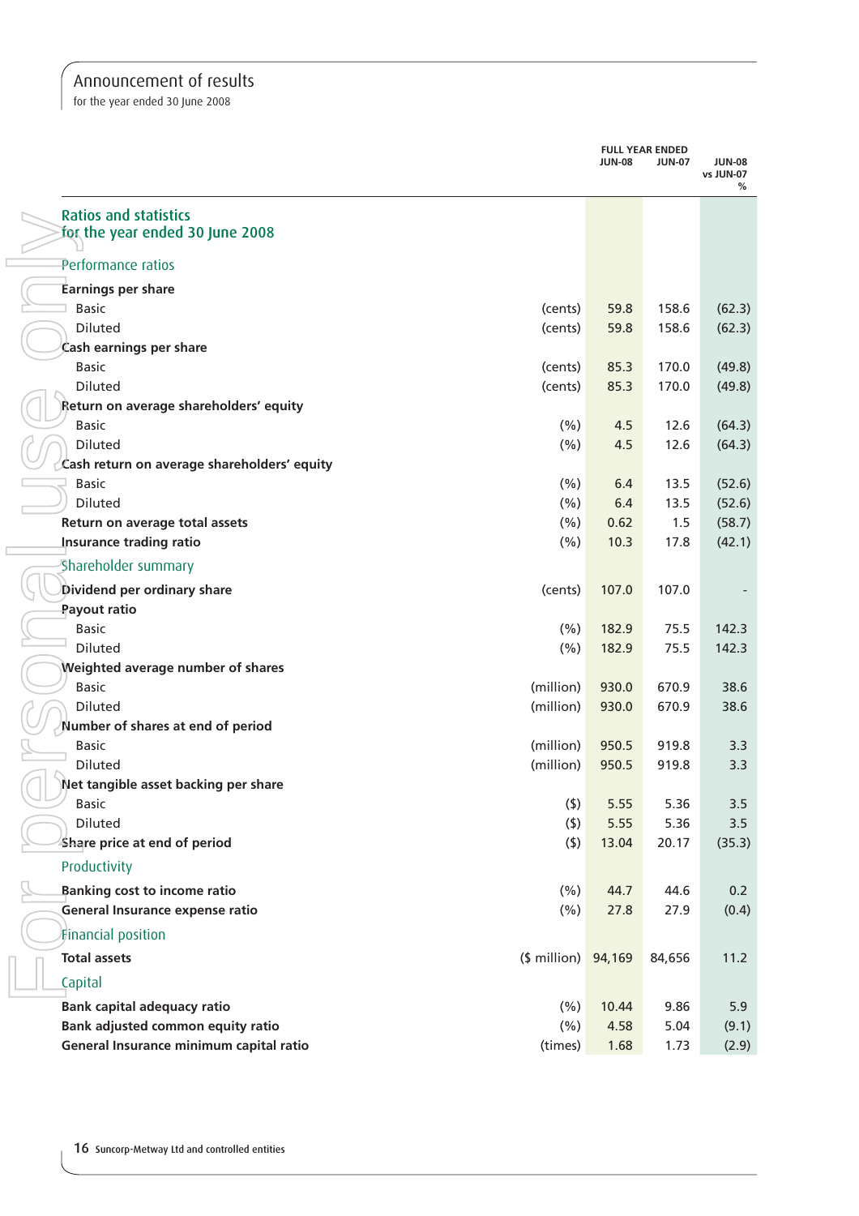# Announcement of results

for the year ended 30 June 2008

| | | FULL YEAR ENDED JUN-08 | JUN-07 | JUN-08 vs JUN-07 % |
|---|---|---|---|---|
| **Ratios and statistics for the year ended 30 June 2008** | | | | |
| Performance ratios | | | | |
| **Earnings per share** | | | | |
| Basic | (cents) | 59.8 | 158.6 | (62.3) |
| Diluted | (cents) | 59.8 | 158.6 | (62.3) |
| **Cash earnings per share** | | | | |
| Basic | (cents) | 85.3 | 170.0 | (49.8) |
| Diluted | (cents) | 85.3 | 170.0 | (49.8) |
| **Return on average shareholders' equity** | | | | |
| Basic | (%) | 4.5 | 12.6 | (64.3) |
| Diluted | (%) | 4.5 | 12.6 | (64.3) |
| **Cash return on average shareholders' equity** | | | | |
| Basic | (%) | 6.4 | 13.5 | (52.6) |
| Diluted | (%) | 6.4 | 13.5 | (52.6) |
| **Return on average total assets** | (%) | 0.62 | 1.5 | (58.7) |
| **Insurance trading ratio** | (%) | 10.3 | 17.8 | (42.1) |
| Shareholder summary | | | | |
| **Dividend per ordinary share** | (cents) | 107.0 | 107.0 | - |
| **Payout ratio** | | | | |
| Basic | (%) | 182.9 | 75.5 | 142.3 |
| Diluted | (%) | 182.9 | 75.5 | 142.3 |
| **Weighted average number of shares** | | | | |
| Basic | (million) | 930.0 | 670.9 | 38.6 |
| Diluted | (million) | 930.0 | 670.9 | 38.6 |
| **Number of shares at end of period** | | | | |
| Basic | (million) | 950.5 | 919.8 | 3.3 |
| Diluted | (million) | 950.5 | 919.8 | 3.3 |
| **Net tangible asset backing per share** | | | | |
| Basic | ($) | 5.55 | 5.36 | 3.5 |
| Diluted | ($) | 5.55 | 5.36 | 3.5 |
| **Share price at end of period** | ($) | 13.04 | 20.17 | (35.3) |
| Productivity | | | | |
| **Banking cost to income ratio** | (%) | 44.7 | 44.6 | 0.2 |
| **General Insurance expense ratio** | (%) | 27.8 | 27.9 | (0.4) |
| Financial position | | | | |
| **Total assets** | ($ million) | 94,169 | 84,656 | 11.2 |
| Capital | | | | |
| **Bank capital adequacy ratio** | (%) | 10.44 | 9.86 | 5.9 |
| **Bank adjusted common equity ratio** | (%) | 4.58 | 5.04 | (9.1) |
| **General Insurance minimum capital ratio** | (times) | 1.68 | 1.73 | (2.9) |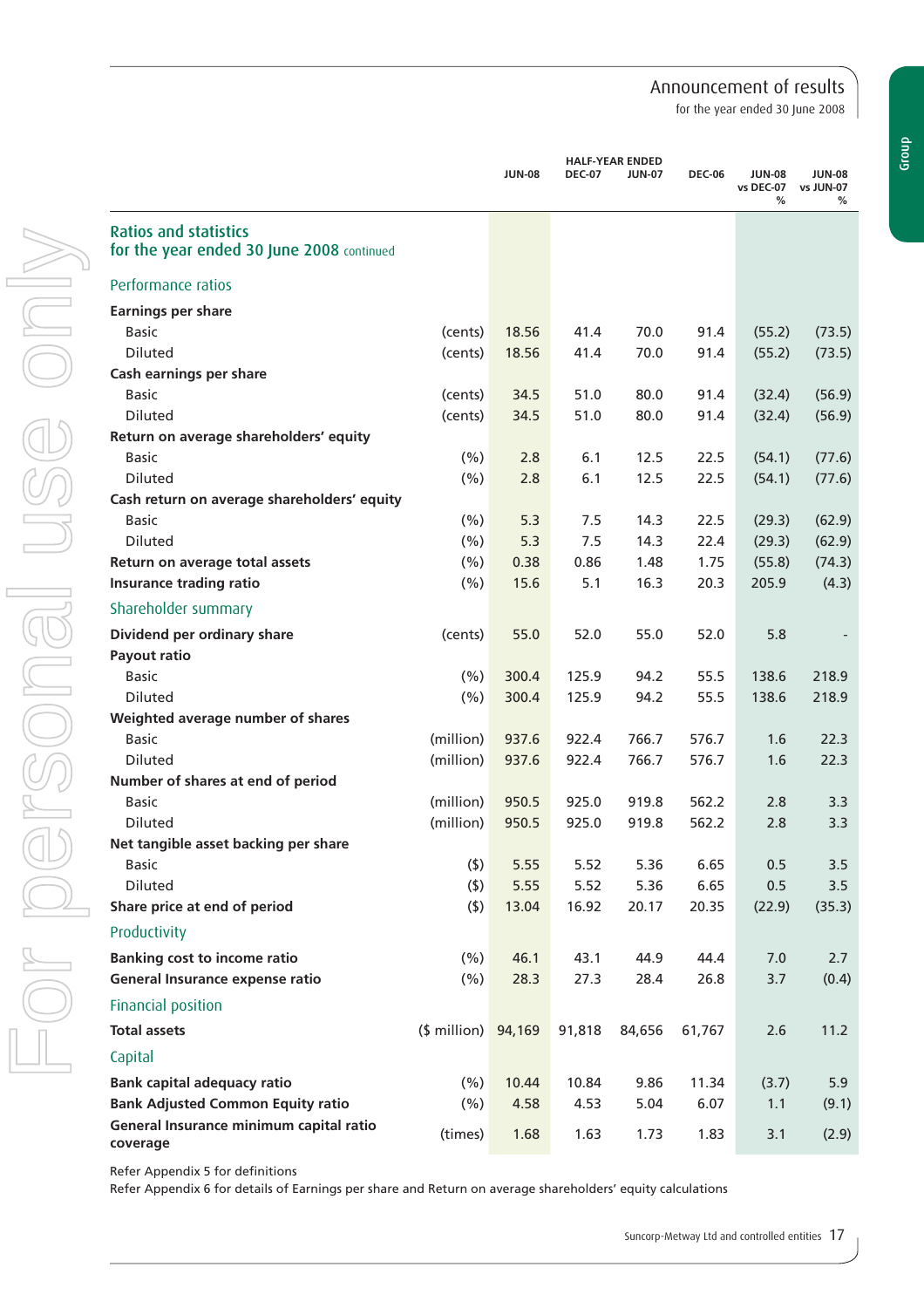## Ratios and statistics for the year ended 30 June 2008 continued

| | | | HALF-YEAR ENDED | | | | |
|---|---|---|---|---|---|---|---|
| | | JUN-08 | DEC-07 | JUN-07 | DEC-06 | JUN-08 vs DEC-07 % | JUN-08 vs JUN-07 % |
| **Performance ratios** | | | | | | | |
| **Earnings per share** | | | | | | | |
| Basic | (cents) | 18.56 | 41.4 | 70.0 | 91.4 | (55.2) | (73.5) |
| Diluted | (cents) | 18.56 | 41.4 | 70.0 | 91.4 | (55.2) | (73.5) |
| **Cash earnings per share** | | | | | | | |
| Basic | (cents) | 34.5 | 51.0 | 80.0 | 91.4 | (32.4) | (56.9) |
| Diluted | (cents) | 34.5 | 51.0 | 80.0 | 91.4 | (32.4) | (56.9) |
| **Return on average shareholders' equity** | | | | | | | |
| Basic | (%) | 2.8 | 6.1 | 12.5 | 22.5 | (54.1) | (77.6) |
| Diluted | (%) | 2.8 | 6.1 | 12.5 | 22.5 | (54.1) | (77.6) |
| **Cash return on average shareholders' equity** | | | | | | | |
| Basic | (%) | 5.3 | 7.5 | 14.3 | 22.5 | (29.3) | (62.9) |
| Diluted | (%) | 5.3 | 7.5 | 14.3 | 22.4 | (29.3) | (62.9) |
| **Return on average total assets** | (%) | 0.38 | 0.86 | 1.48 | 1.75 | (55.8) | (74.3) |
| **Insurance trading ratio** | (%) | 15.6 | 5.1 | 16.3 | 20.3 | 205.9 | (4.3) |
| **Shareholder summary** | | | | | | | |
| **Dividend per ordinary share** | (cents) | 55.0 | 52.0 | 55.0 | 52.0 | 5.8 | - |
| **Payout ratio** | | | | | | | |
| Basic | (%) | 300.4 | 125.9 | 94.2 | 55.5 | 138.6 | 218.9 |
| Diluted | (%) | 300.4 | 125.9 | 94.2 | 55.5 | 138.6 | 218.9 |
| **Weighted average number of shares** | | | | | | | |
| Basic | (million) | 937.6 | 922.4 | 766.7 | 576.7 | 1.6 | 22.3 |
| Diluted | (million) | 937.6 | 922.4 | 766.7 | 576.7 | 1.6 | 22.3 |
| **Number of shares at end of period** | | | | | | | |
| Basic | (million) | 950.5 | 925.0 | 919.8 | 562.2 | 2.8 | 3.3 |
| Diluted | (million) | 950.5 | 925.0 | 919.8 | 562.2 | 2.8 | 3.3 |
| **Net tangible asset backing per share** | | | | | | | |
| Basic | ($) | 5.55 | 5.52 | 5.36 | 6.65 | 0.5 | 3.5 |
| Diluted | ($) | 5.55 | 5.52 | 5.36 | 6.65 | 0.5 | 3.5 |
| **Share price at end of period** | ($) | 13.04 | 16.92 | 20.17 | 20.35 | (22.9) | (35.3) |
| **Productivity** | | | | | | | |
| **Banking cost to income ratio** | (%) | 46.1 | 43.1 | 44.9 | 44.4 | 7.0 | 2.7 |
| **General Insurance expense ratio** | (%) | 28.3 | 27.3 | 28.4 | 26.8 | 3.7 | (0.4) |
| **Financial position** | | | | | | | |
| **Total assets** | ($ million) | 94,169 | 91,818 | 84,656 | 61,767 | 2.6 | 11.2 |
| **Capital** | | | | | | | |
| **Bank capital adequacy ratio** | (%) | 10.44 | 10.84 | 9.86 | 11.34 | (3.7) | 5.9 |
| **Bank Adjusted Common Equity ratio** | (%) | 4.58 | 4.53 | 5.04 | 6.07 | 1.1 | (9.1) |
| **General Insurance minimum capital ratio coverage** | (times) | 1.68 | 1.63 | 1.73 | 1.83 | 3.1 | (2.9) |

Refer Appendix 5 for definitions

Refer Appendix 6 for details of Earnings per share and Return on average shareholders' equity calculations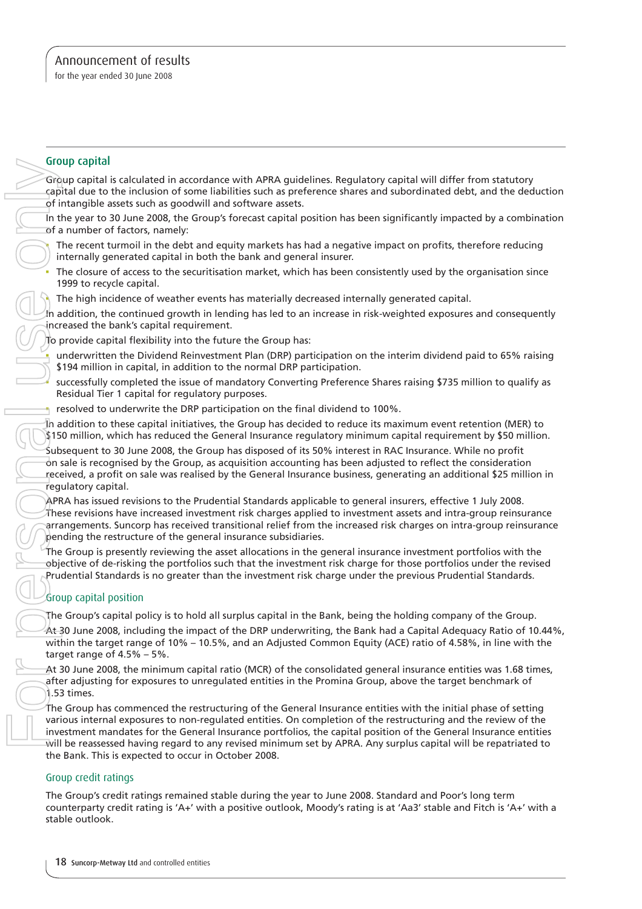## Group capital

Group capital is calculated in accordance with APRA guidelines. Regulatory capital will differ from statutory capital due to the inclusion of some liabilities such as preference shares and subordinated debt, and the deduction of intangible assets such as goodwill and software assets.

In the year to 30 June 2008, the Group's forecast capital position has been significantly impacted by a combination of a number of factors, namely:

- The recent turmoil in the debt and equity markets has had a negative impact on profits, therefore reducing internally generated capital in both the bank and general insurer.
- The closure of access to the securitisation market, which has been consistently used by the organisation since 1999 to recycle capital.
- The high incidence of weather events has materially decreased internally generated capital.

In addition, the continued growth in lending has led to an increase in risk-weighted exposures and consequently increased the bank's capital requirement.

To provide capital flexibility into the future the Group has:

- underwritten the Dividend Reinvestment Plan (DRP) participation on the interim dividend paid to 65% raising $194 million in capital, in addition to the normal DRP participation.
- successfully completed the issue of mandatory Converting Preference Shares raising $735 million to qualify as Residual Tier 1 capital for regulatory purposes.
- resolved to underwrite the DRP participation on the final dividend to 100%.

In addition to these capital initiatives, the Group has decided to reduce its maximum event retention (MER) to $150 million, which has reduced the General Insurance regulatory minimum capital requirement by $50 million.

Subsequent to 30 June 2008, the Group has disposed of its 50% interest in RAC Insurance. While no profit on sale is recognised by the Group, as acquisition accounting has been adjusted to reflect the consideration received, a profit on sale was realised by the General Insurance business, generating an additional $25 million in regulatory capital.

APRA has issued revisions to the Prudential Standards applicable to general insurers, effective 1 July 2008. These revisions have increased investment risk charges applied to investment assets and intra-group reinsurance arrangements. Suncorp has received transitional relief from the increased risk charges on intra-group reinsurance pending the restructure of the general insurance subsidiaries.

The Group is presently reviewing the asset allocations in the general insurance investment portfolios with the objective of de-risking the portfolios such that the investment risk charge for those portfolios under the revised Prudential Standards is no greater than the investment risk charge under the previous Prudential Standards.

### Group capital position

The Group's capital policy is to hold all surplus capital in the Bank, being the holding company of the Group.

At 30 June 2008, including the impact of the DRP underwriting, the Bank had a Capital Adequacy Ratio of 10.44%, within the target range of 10% – 10.5%, and an Adjusted Common Equity (ACE) ratio of 4.58%, in line with the target range of 4.5% – 5%.

At 30 June 2008, the minimum capital ratio (MCR) of the consolidated general insurance entities was 1.68 times, after adjusting for exposures to unregulated entities in the Promina Group, above the target benchmark of 1.53 times.

The Group has commenced the restructuring of the General Insurance entities with the initial phase of setting various internal exposures to non-regulated entities. On completion of the restructuring and the review of the investment mandates for the General Insurance portfolios, the capital position of the General Insurance entities will be reassessed having regard to any revised minimum set by APRA. Any surplus capital will be repatriated to the Bank. This is expected to occur in October 2008.

### Group credit ratings

The Group's credit ratings remained stable during the year to June 2008. Standard and Poor's long term counterparty credit rating is 'A+' with a positive outlook, Moody's rating is at 'Aa3' stable and Fitch is 'A+' with a stable outlook.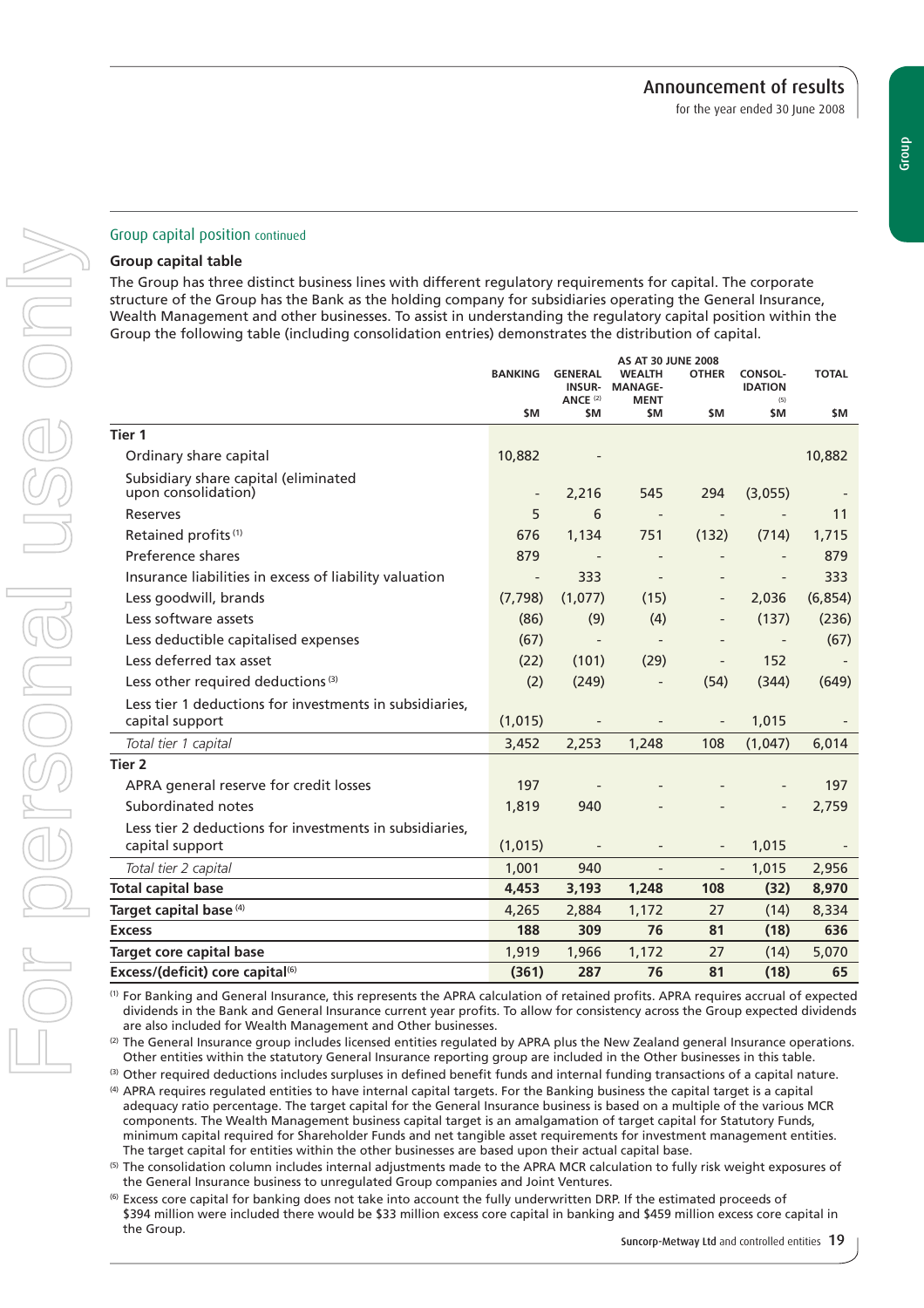## Group capital position continued

### Group capital table

The Group has three distinct business lines with different regulatory requirements for capital. The corporate structure of the Group has the Bank as the holding company for subsidiaries operating the General Insurance, Wealth Management and other businesses. To assist in understanding the regulatory capital position within the Group the following table (including consolidation entries) demonstrates the distribution of capital.

| | AS AT 30 JUNE 2008 | | | | | |
|---|---|---|---|---|---|---|
| | BANKING $M | GENERAL INSURANCE [2] $M | WEALTH MANAGEMENT $M | OTHER $M | CONSOLIDATION [5] $M | TOTAL $M |
| **Tier 1** | | | | | | |
| Ordinary share capital | 10,882 | - | | | | 10,882 |
| Subsidiary share capital (eliminated upon consolidation) | - | 2,216 | 545 | 294 | (3,055) | - |
| Reserves | 5 | 6 | - | - | - | 11 |
| Retained profits [1] | 676 | 1,134 | 751 | (132) | (714) | 1,715 |
| Preference shares | 879 | - | - | - | - | 879 |
| Insurance liabilities in excess of liability valuation | - | 333 | - | - | - | 333 |
| Less goodwill, brands | (7,798) | (1,077) | (15) | - | 2,036 | (6,854) |
| Less software assets | (86) | (9) | (4) | - | (137) | (236) |
| Less deductible capitalised expenses | (67) | - | - | - | - | (67) |
| Less deferred tax asset | (22) | (101) | (29) | - | 152 | - |
| Less other required deductions [3] | (2) | (249) | - | (54) | (344) | (649) |
| Less tier 1 deductions for investments in subsidiaries, capital support | (1,015) | - | - | - | 1,015 | - |
| *Total tier 1 capital* | 3,452 | 2,253 | 1,248 | 108 | (1,047) | 6,014 |
| **Tier 2** | | | | | | |
| APRA general reserve for credit losses | 197 | - | - | - | - | 197 |
| Subordinated notes | 1,819 | 940 | - | - | - | 2,759 |
| Less tier 2 deductions for investments in subsidiaries, capital support | (1,015) | - | - | - | 1,015 | - |
| *Total tier 2 capital* | 1,001 | 940 | - | - | 1,015 | 2,956 |
| **Total capital base** | **4,453** | **3,193** | **1,248** | **108** | **(32)** | **8,970** |
| **Target capital base** [4] | 4,265 | 2,884 | 1,172 | 27 | (14) | 8,334 |
| **Excess** | **188** | **309** | **76** | **81** | **(18)** | **636** |
| **Target core capital base** | 1,919 | 1,966 | 1,172 | 27 | (14) | 5,070 |
| **Excess/(deficit) core capital** [6] | **(361)** | **287** | **76** | **81** | **(18)** | **65** |

[1] For Banking and General Insurance, this represents the APRA calculation of retained profits. APRA requires accrual of expected dividends in the Bank and General Insurance current year profits. To allow for consistency across the Group expected dividends are also included for Wealth Management and Other businesses.

[2] The General Insurance group includes licensed entities regulated by APRA plus the New Zealand general Insurance operations. Other entities within the statutory General Insurance reporting group are included in the Other businesses in this table.

[3] Other required deductions includes surpluses in defined benefit funds and internal funding transactions of a capital nature.

[4] APRA requires regulated entities to have internal capital targets. For the Banking business the capital target is a capital adequacy ratio percentage. The target capital for the General Insurance business is based on a multiple of the various MCR components. The Wealth Management business capital target is an amalgamation of target capital for Statutory Funds, minimum capital required for Shareholder Funds and net tangible asset requirements for investment management entities. The target capital for entities within the other businesses are based upon their actual capital base.

[5] The consolidation column includes internal adjustments made to the APRA MCR calculation to fully risk weight exposures of the General Insurance business to unregulated Group companies and Joint Ventures.

[6] Excess core capital for banking does not take into account the fully underwritten DRP. If the estimated proceeds of $394 million were included there would be $33 million excess core capital in banking and $459 million excess core capital in the Group.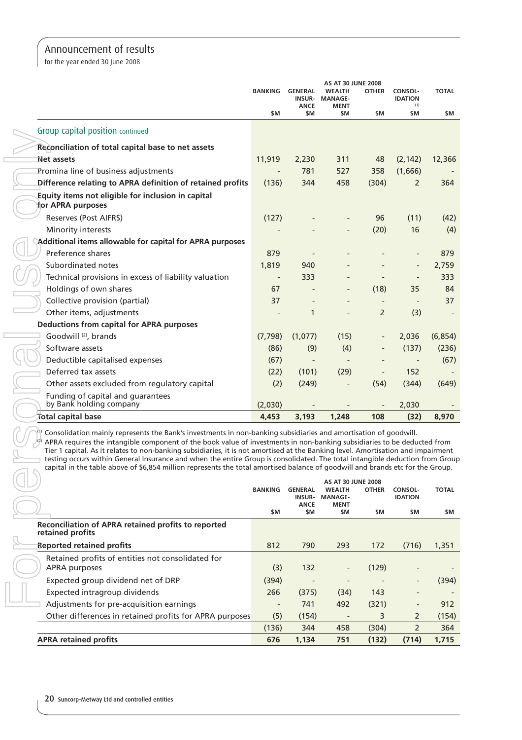## Announcement of results

for the year ended 30 June 2008

| | AS AT 30 JUNE 2008 | | | | | |
|---|---|---|---|---|---|---|
| | BANKING | GENERAL INSURANCE | WEALTH MANAGEMENT | OTHER | CONSOLIDATION [1] | TOTAL |
| | $M | $M | $M | $M | $M | $M |
| **Group capital position** continued | | | | | | |
| **Reconciliation of total capital base to net assets** | | | | | | |
| **Net assets** | 11,919 | 2,230 | 311 | 48 | (2,142) | 12,366 |
| Promina line of business adjustments | - | 781 | 527 | 358 | (1,666) | - |
| **Difference relating to APRA definition of retained profits** | (136) | 344 | 458 | (304) | 2 | 364 |
| **Equity items not eligible for inclusion in capital for APRA purposes** | | | | | | |
| Reserves (Post AIFRS) | (127) | - | - | 96 | (11) | (42) |
| Minority interests | - | - | - | (20) | 16 | (4) |
| **Additional items allowable for capital for APRA purposes** | | | | | | |
| Preference shares | 879 | - | - | - | - | 879 |
| Subordinated notes | 1,819 | 940 | - | - | - | 2,759 |
| Technical provisions in excess of liability valuation | - | 333 | - | - | - | 333 |
| Holdings of own shares | 67 | - | - | (18) | 35 | 84 |
| Collective provision (partial) | 37 | - | - | - | - | 37 |
| Other items, adjustments | - | 1 | - | 2 | (3) | - |
| **Deductions from capital for APRA purposes** | | | | | | |
| Goodwill [2], brands | (7,798) | (1,077) | (15) | - | 2,036 | (6,854) |
| Software assets | (86) | (9) | (4) | - | (137) | (236) |
| Deductible capitalised expenses | (67) | - | - | - | - | (67) |
| Deferred tax assets | (22) | (101) | (29) | - | 152 | - |
| Other assets excluded from regulatory capital | (2) | (249) | - | (54) | (344) | (649) |
| Funding of capital and guarantees by Bank holding company | (2,030) | - | - | - | 2,030 | - |
| **Total capital base** | **4,453** | **3,193** | **1,248** | **108** | **(32)** | **8,970** |

[1] Consolidation mainly represents the Bank's investments in non-banking subsidiaries and amortisation of goodwill.

[2] APRA requires the intangible component of the book value of investments in non-banking subsidiaries to be deducted from Tier 1 capital. As it relates to non-banking subsidiaries, it is not amortised at the Banking level. Amortisation and impairment testing occurs within General Insurance and when the entire Group is consolidated. The total intangible deduction from Group capital in the table above of $6,854 million represents the total amortised balance of goodwill and brands etc for the Group.

| | AS AT 30 JUNE 2008 | | | | | |
|---|---|---|---|---|---|---|
| | BANKING | GENERAL INSURANCE | WEALTH MANAGEMENT | OTHER | CONSOLIDATION | TOTAL |
| | $M | $M | $M | $M | $M | $M |
| **Reconciliation of APRA retained profits to reported retained profits** | | | | | | |
| **Reported retained profits** | 812 | 790 | 293 | 172 | (716) | 1,351 |
| Retained profits of entities not consolidated for APRA purposes | (3) | 132 | - | (129) | - | - |
| Expected group dividend net of DRP | (394) | - | - | - | - | (394) |
| Expected intragroup dividends | 266 | (375) | (34) | 143 | - | - |
| Adjustments for pre-acquisition earnings | - | 741 | 492 | (321) | - | 912 |
| Other differences in retained profits for APRA purposes | (5) | (154) | - | 3 | 2 | (154) |
| | (136) | 344 | 458 | (304) | 2 | 364 |
| **APRA retained profits** | **676** | **1,134** | **751** | **(132)** | **(714)** | **1,715** |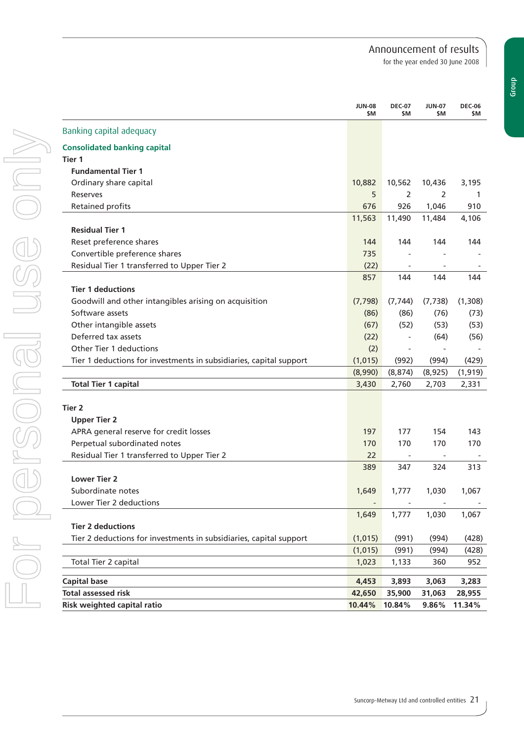## Banking capital adequacy

| | JUN-08 $M | DEC-07 $M | JUN-07 $M | DEC-06 $M |
|---|---|---|---|---|
| **Consolidated banking capital** | | | | |
| **Tier 1** | | | | |
| **Fundamental Tier 1** | | | | |
| Ordinary share capital | 10,882 | 10,562 | 10,436 | 3,195 |
| Reserves | 5 | 2 | 2 | 1 |
| Retained profits | 676 | 926 | 1,046 | 910 |
| | 11,563 | 11,490 | 11,484 | 4,106 |
| **Residual Tier 1** | | | | |
| Reset preference shares | 144 | 144 | 144 | 144 |
| Convertible preference shares | 735 | - | - | - |
| Residual Tier 1 transferred to Upper Tier 2 | (22) | - | - | - |
| | 857 | 144 | 144 | 144 |
| **Tier 1 deductions** | | | | |
| Goodwill and other intangibles arising on acquisition | (7,798) | (7,744) | (7,738) | (1,308) |
| Software assets | (86) | (86) | (76) | (73) |
| Other intangible assets | (67) | (52) | (53) | (53) |
| Deferred tax assets | (22) | - | (64) | (56) |
| Other Tier 1 deductions | (2) | - | - | - |
| Tier 1 deductions for investments in subsidiaries, capital support | (1,015) | (992) | (994) | (429) |
| | (8,990) | (8,874) | (8,925) | (1,919) |
| **Total Tier 1 capital** | 3,430 | 2,760 | 2,703 | 2,331 |
| **Tier 2** | | | | |
| **Upper Tier 2** | | | | |
| APRA general reserve for credit losses | 197 | 177 | 154 | 143 |
| Perpetual subordinated notes | 170 | 170 | 170 | 170 |
| Residual Tier 1 transferred to Upper Tier 2 | 22 | - | - | - |
| | 389 | 347 | 324 | 313 |
| **Lower Tier 2** | | | | |
| Subordinate notes | 1,649 | 1,777 | 1,030 | 1,067 |
| Lower Tier 2 deductions | - | - | - | - |
| | 1,649 | 1,777 | 1,030 | 1,067 |
| **Tier 2 deductions** | | | | |
| Tier 2 deductions for investments in subsidiaries, capital support | (1,015) | (991) | (994) | (428) |
| | (1,015) | (991) | (994) | (428) |
| Total Tier 2 capital | 1,023 | 1,133 | 360 | 952 |
| **Capital base** | **4,453** | **3,893** | **3,063** | **3,283** |
| **Total assessed risk** | **42,650** | **35,900** | **31,063** | **28,955** |
| **Risk weighted capital ratio** | **10.44%** | **10.84%** | **9.86%** | **11.34%** |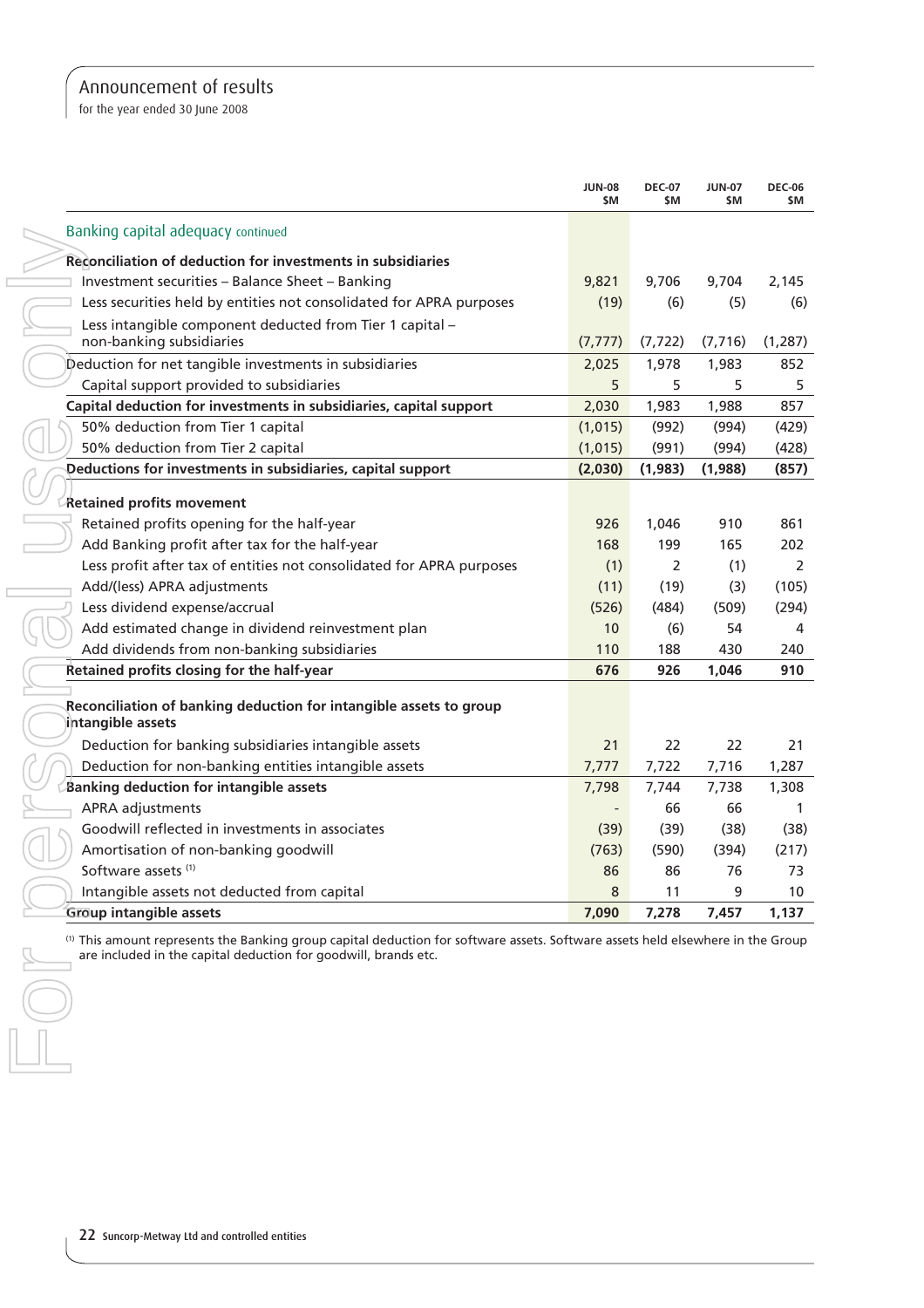| | JUN-08 $M | DEC-07 $M | JUN-07 $M | DEC-06 $M |
|---|---|---|---|---|
| **Banking capital adequacy** continued | | | | |
| **Reconciliation of deduction for investments in subsidiaries** | | | | |
| Investment securities – Balance Sheet – Banking | 9,821 | 9,706 | 9,704 | 2,145 |
| Less securities held by entities not consolidated for APRA purposes | (19) | (6) | (5) | (6) |
| Less intangible component deducted from Tier 1 capital – non-banking subsidiaries | (7,777) | (7,722) | (7,716) | (1,287) |
| Deduction for net tangible investments in subsidiaries | 2,025 | 1,978 | 1,983 | 852 |
| Capital support provided to subsidiaries | 5 | 5 | 5 | 5 |
| **Capital deduction for investments in subsidiaries, capital support** | 2,030 | 1,983 | 1,988 | 857 |
| 50% deduction from Tier 1 capital | (1,015) | (992) | (994) | (429) |
| 50% deduction from Tier 2 capital | (1,015) | (991) | (994) | (428) |
| **Deductions for investments in subsidiaries, capital support** | **(2,030)** | **(1,983)** | **(1,988)** | **(857)** |
| **Retained profits movement** | | | | |
| Retained profits opening for the half-year | 926 | 1,046 | 910 | 861 |
| Add Banking profit after tax for the half-year | 168 | 199 | 165 | 202 |
| Less profit after tax of entities not consolidated for APRA purposes | (1) | 2 | (1) | 2 |
| Add/(less) APRA adjustments | (11) | (19) | (3) | (105) |
| Less dividend expense/accrual | (526) | (484) | (509) | (294) |
| Add estimated change in dividend reinvestment plan | 10 | (6) | 54 | 4 |
| Add dividends from non-banking subsidiaries | 110 | 188 | 430 | 240 |
| **Retained profits closing for the half-year** | **676** | **926** | **1,046** | **910** |
| **Reconciliation of banking deduction for intangible assets to group intangible assets** | | | | |
| Deduction for banking subsidiaries intangible assets | 21 | 22 | 22 | 21 |
| Deduction for non-banking entities intangible assets | 7,777 | 7,722 | 7,716 | 1,287 |
| **Banking deduction for intangible assets** | 7,798 | 7,744 | 7,738 | 1,308 |
| APRA adjustments | - | 66 | 66 | 1 |
| Goodwill reflected in investments in associates | (39) | (39) | (38) | (38) |
| Amortisation of non-banking goodwill | (763) | (590) | (394) | (217) |
| Software assets [(1)] | 86 | 86 | 76 | 73 |
| Intangible assets not deducted from capital | 8 | 11 | 9 | 10 |
| **Group intangible assets** | **7,090** | **7,278** | **7,457** | **1,137** |

[(1)] This amount represents the Banking group capital deduction for software assets. Software assets held elsewhere in the Group are included in the capital deduction for goodwill, brands etc.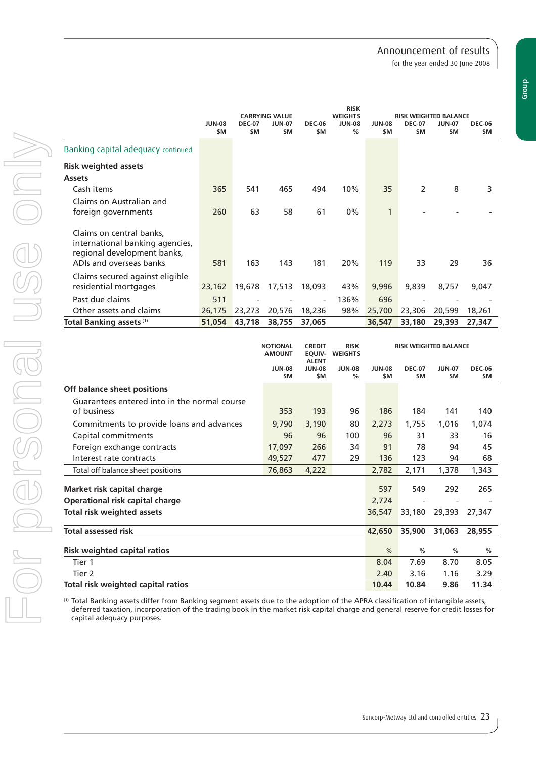## Banking capital adequacy continued

| | CARRYING VALUE | | | | RISK WEIGHTS | RISK WEIGHTED BALANCE | | | |
|---|---|---|---|---|---|---|---|---|---|
| | JUN-08 $M | DEC-07 $M | JUN-07 $M | DEC-06 $M | JUN-08 % | JUN-08 $M | DEC-07 $M | JUN-07 $M | DEC-06 $M |
| **Risk weighted assets** | | | | | | | | | |
| **Assets** | | | | | | | | | |
| Cash items | 365 | 541 | 465 | 494 | 10% | 35 | 2 | 8 | 3 |
| Claims on Australian and foreign governments | 260 | 63 | 58 | 61 | 0% | 1 | - | - | - |
| Claims on central banks, international banking agencies, regional development banks, ADIs and overseas banks | 581 | 163 | 143 | 181 | 20% | 119 | 33 | 29 | 36 |
| Claims secured against eligible residential mortgages | 23,162 | 19,678 | 17,513 | 18,093 | 43% | 9,996 | 9,839 | 8,757 | 9,047 |
| Past due claims | 511 | - | - | - | 136% | 696 | - | - | - |
| Other assets and claims | 26,175 | 23,273 | 20,576 | 18,236 | 98% | 25,700 | 23,306 | 20,599 | 18,261 |
| **Total Banking assets** [(1)] | **51,054** | **43,718** | **38,755** | **37,065** | | **36,547** | **33,180** | **29,393** | **27,347** |

| | NOTIONAL AMOUNT | CREDIT EQUIVALENT | RISK WEIGHTS | RISK WEIGHTED BALANCE | | | |
|---|---|---|---|---|---|---|---|
| | JUN-08 $M | JUN-08 $M | JUN-08 % | JUN-08 $M | DEC-07 $M | JUN-07 $M | DEC-06 $M |
| **Off balance sheet positions** | | | | | | | |
| Guarantees entered into in the normal course of business | 353 | 193 | 96 | 186 | 184 | 141 | 140 |
| Commitments to provide loans and advances | 9,790 | 3,190 | 80 | 2,273 | 1,755 | 1,016 | 1,074 |
| Capital commitments | 96 | 96 | 100 | 96 | 31 | 33 | 16 |
| Foreign exchange contracts | 17,097 | 266 | 34 | 91 | 78 | 94 | 45 |
| Interest rate contracts | 49,527 | 477 | 29 | 136 | 123 | 94 | 68 |
| Total off balance sheet positions | 76,863 | 4,222 | | 2,782 | 2,171 | 1,378 | 1,343 |
| **Market risk capital charge** | | | | 597 | 549 | 292 | 265 |
| **Operational risk capital charge** | | | | 2,724 | - | - | - |
| **Total risk weighted assets** | | | | 36,547 | 33,180 | 29,393 | 27,347 |
| **Total assessed risk** | | | | **42,650** | **35,900** | **31,063** | **28,955** |
| **Risk weighted capital ratios** | | | | % | % | % | % |
| Tier 1 | | | | 8.04 | 7.69 | 8.70 | 8.05 |
| Tier 2 | | | | 2.40 | 3.16 | 1.16 | 3.29 |
| **Total risk weighted capital ratios** | | | | **10.44** | **10.84** | **9.86** | **11.34** |

(1) Total Banking assets differ from Banking segment assets due to the adoption of the APRA classification of intangible assets, deferred taxation, incorporation of the trading book in the market risk capital charge and general reserve for credit losses for capital adequacy purposes.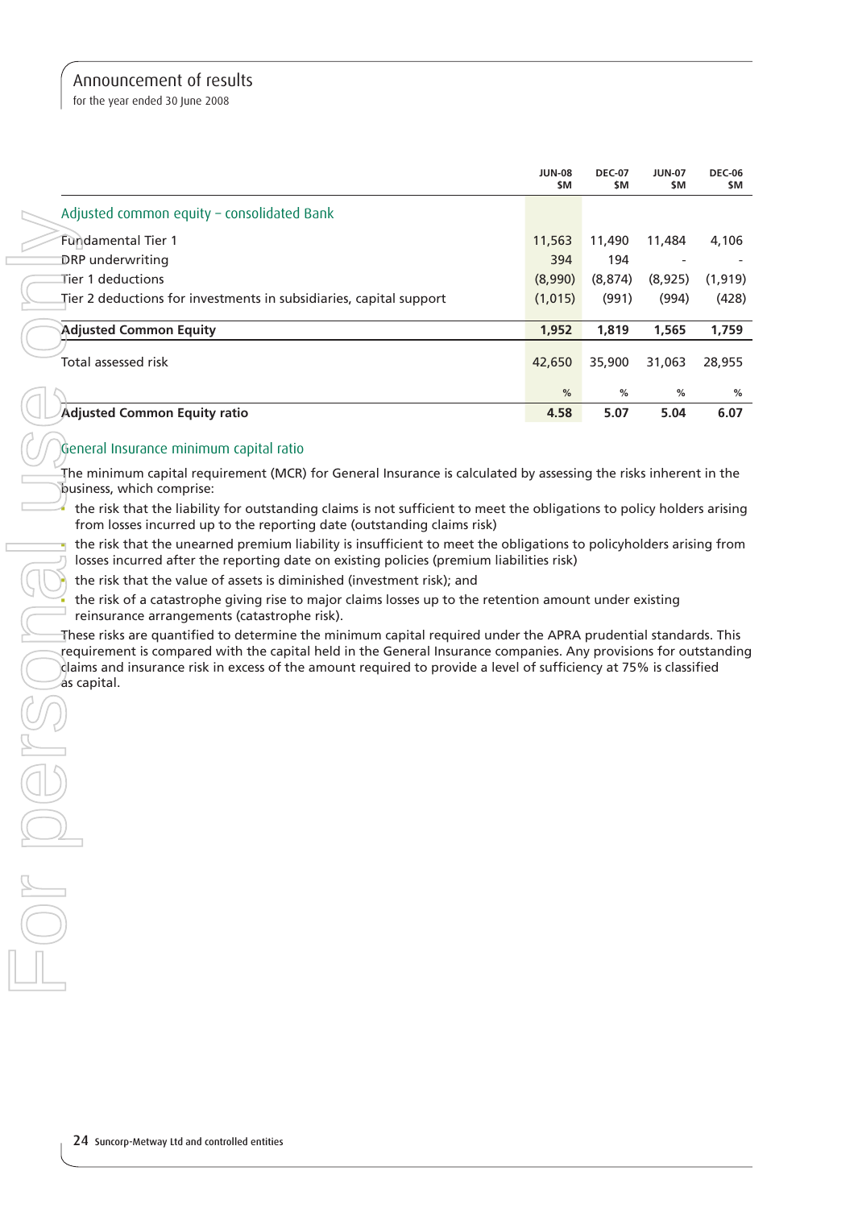| | JUN-08 $M | DEC-07 $M | JUN-07 $M | DEC-06 $M |
|---|---|---|---|---|
| **Adjusted common equity – consolidated Bank** | | | | |
| Fundamental Tier 1 | 11,563 | 11,490 | 11,484 | 4,106 |
| DRP underwriting | 394 | 194 | - | - |
| Tier 1 deductions | (8,990) | (8,874) | (8,925) | (1,919) |
| Tier 2 deductions for investments in subsidiaries, capital support | (1,015) | (991) | (994) | (428) |
| **Adjusted Common Equity** | **1,952** | **1,819** | **1,565** | **1,759** |
| Total assessed risk | 42,650 | 35,900 | 31,063 | 28,955 |
| | % | % | % | % |
| **Adjusted Common Equity ratio** | **4.58** | **5.07** | **5.04** | **6.07** |

## General Insurance minimum capital ratio

The minimum capital requirement (MCR) for General Insurance is calculated by assessing the risks inherent in the business, which comprise:

- the risk that the liability for outstanding claims is not sufficient to meet the obligations to policy holders arising from losses incurred up to the reporting date (outstanding claims risk)
- the risk that the unearned premium liability is insufficient to meet the obligations to policyholders arising from losses incurred after the reporting date on existing policies (premium liabilities risk)
- the risk that the value of assets is diminished (investment risk); and
- the risk of a catastrophe giving rise to major claims losses up to the retention amount under existing reinsurance arrangements (catastrophe risk).

These risks are quantified to determine the minimum capital required under the APRA prudential standards. This requirement is compared with the capital held in the General Insurance companies. Any provisions for outstanding claims and insurance risk in excess of the amount required to provide a level of sufficiency at 75% is classified as capital.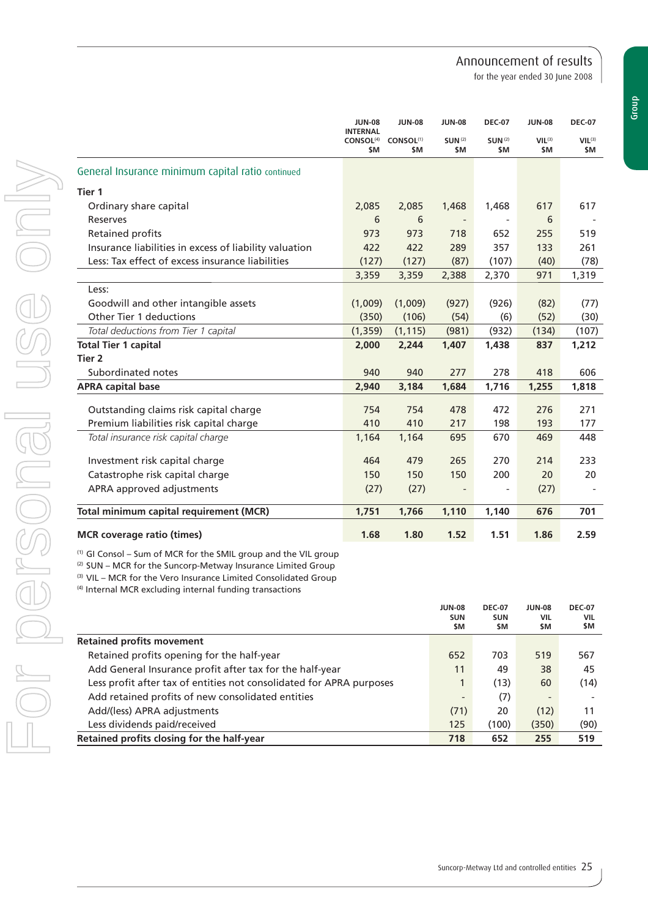| | JUN-08 INTERNAL CONSOL[4] $M | JUN-08 CONSOL[1] $M | JUN-08 SUN[2] $M | DEC-07 SUN[2] $M | JUN-08 VIL[3] $M | DEC-07 VIL[3] $M |
|---|---|---|---|---|---|---|
| **General Insurance minimum capital ratio** continued | | | | | | |
| **Tier 1** | | | | | | |
| Ordinary share capital | 2,085 | 2,085 | 1,468 | 1,468 | 617 | 617 |
| Reserves | 6 | 6 | - | - | 6 | - |
| Retained profits | 973 | 973 | 718 | 652 | 255 | 519 |
| Insurance liabilities in excess of liability valuation | 422 | 422 | 289 | 357 | 133 | 261 |
| Less: Tax effect of excess insurance liabilities | (127) | (127) | (87) | (107) | (40) | (78) |
| | 3,359 | 3,359 | 2,388 | 2,370 | 971 | 1,319 |
| Less: | | | | | | |
| Goodwill and other intangible assets | (1,009) | (1,009) | (927) | (926) | (82) | (77) |
| Other Tier 1 deductions | (350) | (106) | (54) | (6) | (52) | (30) |
| *Total deductions from Tier 1 capital* | (1,359) | (1,115) | (981) | (932) | (134) | (107) |
| **Total Tier 1 capital** | **2,000** | **2,244** | **1,407** | **1,438** | **837** | **1,212** |
| **Tier 2** | | | | | | |
| Subordinated notes | 940 | 940 | 277 | 278 | 418 | 606 |
| **APRA capital base** | **2,940** | **3,184** | **1,684** | **1,716** | **1,255** | **1,818** |
| Outstanding claims risk capital charge | 754 | 754 | 478 | 472 | 276 | 271 |
| Premium liabilities risk capital charge | 410 | 410 | 217 | 198 | 193 | 177 |
| *Total insurance risk capital charge* | 1,164 | 1,164 | 695 | 670 | 469 | 448 |
| Investment risk capital charge | 464 | 479 | 265 | 270 | 214 | 233 |
| Catastrophe risk capital charge | 150 | 150 | 150 | 200 | 20 | 20 |
| APRA approved adjustments | (27) | (27) | - | - | (27) | - |
| **Total minimum capital requirement (MCR)** | **1,751** | **1,766** | **1,110** | **1,140** | **676** | **701** |
| **MCR coverage ratio (times)** | **1.68** | **1.80** | **1.52** | **1.51** | **1.86** | **2.59** |

[1] GI Consol – Sum of MCR for the SMIL group and the VIL group
[2] SUN – MCR for the Suncorp-Metway Insurance Limited Group
[3] VIL – MCR for the Vero Insurance Limited Consolidated Group
[4] Internal MCR excluding internal funding transactions

| | JUN-08 SUN $M | DEC-07 SUN $M | JUN-08 VIL $M | DEC-07 VIL $M |
|---|---|---|---|---|
| **Retained profits movement** | | | | |
| Retained profits opening for the half-year | 652 | 703 | 519 | 567 |
| Add General Insurance profit after tax for the half-year | 11 | 49 | 38 | 45 |
| Less profit after tax of entities not consolidated for APRA purposes | 1 | (13) | 60 | (14) |
| Add retained profits of new consolidated entities | - | (7) | - | - |
| Add/(less) APRA adjustments | (71) | 20 | (12) | 11 |
| Less dividends paid/received | 125 | (100) | (350) | (90) |
| **Retained profits closing for the half-year** | **718** | **652** | **255** | **519** |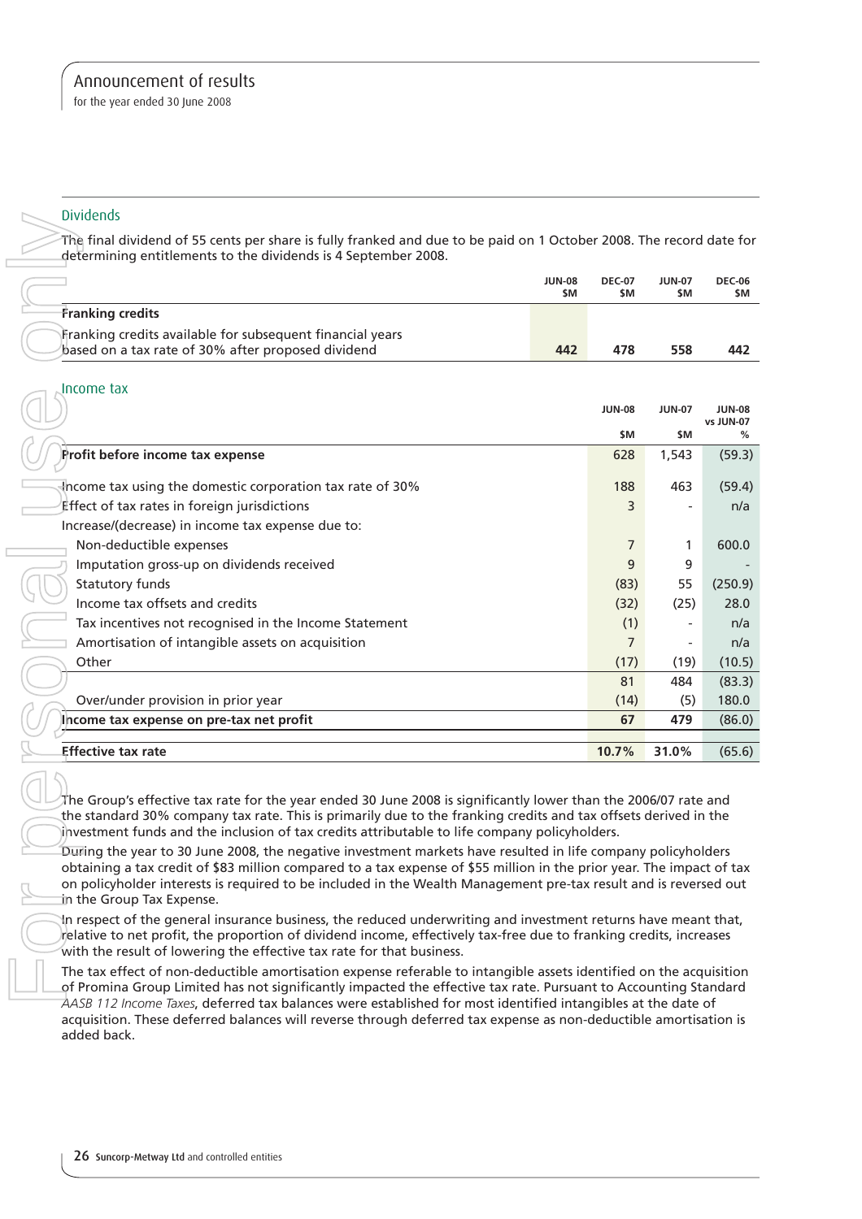## Dividends

The final dividend of 55 cents per share is fully franked and due to be paid on 1 October 2008. The record date for determining entitlements to the dividends is 4 September 2008.

| | JUN-08 $M | DEC-07 $M | JUN-07 $M | DEC-06 $M |
|---|---|---|---|---|
| **Franking credits** | | | | |
| Franking credits available for subsequent financial years based on a tax rate of 30% after proposed dividend | **442** | **478** | **558** | **442** |

## Income tax

| | JUN-08 $M | JUN-07 $M | JUN-08 vs JUN-07 % |
|---|---|---|---|
| **Profit before income tax expense** | 628 | 1,543 | (59.3) |
| Income tax using the domestic corporation tax rate of 30% | 188 | 463 | (59.4) |
| Effect of tax rates in foreign jurisdictions | 3 | - | n/a |
| Increase/(decrease) in income tax expense due to: | | | |
| Non-deductible expenses | 7 | 1 | 600.0 |
| Imputation gross-up on dividends received | 9 | 9 | - |
| Statutory funds | (83) | 55 | (250.9) |
| Income tax offsets and credits | (32) | (25) | 28.0 |
| Tax incentives not recognised in the Income Statement | (1) | - | n/a |
| Amortisation of intangible assets on acquisition | 7 | - | n/a |
| Other | (17) | (19) | (10.5) |
| | 81 | 484 | (83.3) |
| Over/under provision in prior year | (14) | (5) | 180.0 |
| **Income tax expense on pre-tax net profit** | **67** | **479** | (86.0) |
| **Effective tax rate** | **10.7%** | **31.0%** | (65.6) |

The Group's effective tax rate for the year ended 30 June 2008 is significantly lower than the 2006/07 rate and the standard 30% company tax rate. This is primarily due to the franking credits and tax offsets derived in the investment funds and the inclusion of tax credits attributable to life company policyholders.

During the year to 30 June 2008, the negative investment markets have resulted in life company policyholders obtaining a tax credit of $83 million compared to a tax expense of $55 million in the prior year. The impact of tax on policyholder interests is required to be included in the Wealth Management pre-tax result and is reversed out in the Group Tax Expense.

In respect of the general insurance business, the reduced underwriting and investment returns have meant that, relative to net profit, the proportion of dividend income, effectively tax-free due to franking credits, increases with the result of lowering the effective tax rate for that business.

The tax effect of non-deductible amortisation expense referable to intangible assets identified on the acquisition of Promina Group Limited has not significantly impacted the effective tax rate. Pursuant to Accounting Standard *AASB 112 Income Taxes*, deferred tax balances were established for most identified intangibles at the date of acquisition. These deferred balances will reverse through deferred tax expense as non-deductible amortisation is added back.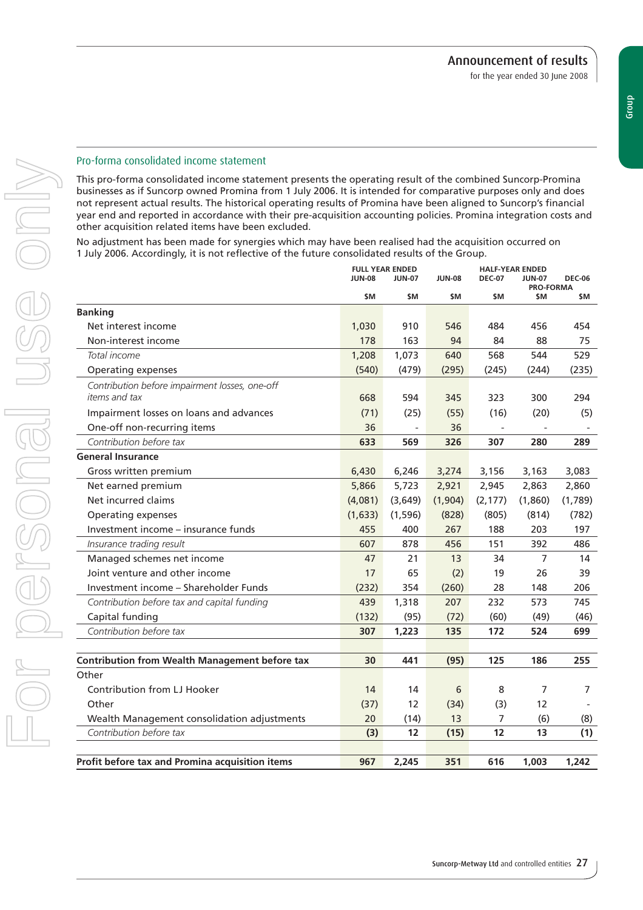## Pro-forma consolidated income statement

This pro-forma consolidated income statement presents the operating result of the combined Suncorp-Promina businesses as if Suncorp owned Promina from 1 July 2006. It is intended for comparative purposes only and does not represent actual results. The historical operating results of Promina have been aligned to Suncorp's financial year end and reported in accordance with their pre-acquisition accounting policies. Promina integration costs and other acquisition related items have been excluded.

No adjustment has been made for synergies which may have been realised had the acquisition occurred on 1 July 2006. Accordingly, it is not reflective of the future consolidated results of the Group.

| | FULL YEAR ENDED | | HALF-YEAR ENDED | | | |
|---|---|---|---|---|---|---|
| | JUN-08 | JUN-07 | JUN-08 | DEC-07 | JUN-07 | DEC-06 |
| | | PRO-FORMA | | | PRO-FORMA | |
| | $M | $M | $M | $M | $M | $M |
| **Banking** | | | | | | |
| Net interest income | 1,030 | 910 | 546 | 484 | 456 | 454 |
| Non-interest income | 178 | 163 | 94 | 84 | 88 | 75 |
| *Total income* | 1,208 | 1,073 | 640 | 568 | 544 | 529 |
| Operating expenses | (540) | (479) | (295) | (245) | (244) | (235) |
| *Contribution before impairment losses, one-off items and tax* | 668 | 594 | 345 | 323 | 300 | 294 |
| Impairment losses on loans and advances | (71) | (25) | (55) | (16) | (20) | (5) |
| One-off non-recurring items | 36 | - | 36 | - | - | - |
| *Contribution before tax* | **633** | **569** | **326** | **307** | **280** | **289** |
| **General Insurance** | | | | | | |
| Gross written premium | 6,430 | 6,246 | 3,274 | 3,156 | 3,163 | 3,083 |
| Net earned premium | 5,866 | 5,723 | 2,921 | 2,945 | 2,863 | 2,860 |
| Net incurred claims | (4,081) | (3,649) | (1,904) | (2,177) | (1,860) | (1,789) |
| Operating expenses | (1,633) | (1,596) | (828) | (805) | (814) | (782) |
| Investment income – insurance funds | 455 | 400 | 267 | 188 | 203 | 197 |
| *Insurance trading result* | 607 | 878 | 456 | 151 | 392 | 486 |
| Managed schemes net income | 47 | 21 | 13 | 34 | 7 | 14 |
| Joint venture and other income | 17 | 65 | (2) | 19 | 26 | 39 |
| Investment income – Shareholder Funds | (232) | 354 | (260) | 28 | 148 | 206 |
| *Contribution before tax and capital funding* | 439 | 1,318 | 207 | 232 | 573 | 745 |
| Capital funding | (132) | (95) | (72) | (60) | (49) | (46) |
| *Contribution before tax* | **307** | **1,223** | **135** | **172** | **524** | **699** |
| **Contribution from Wealth Management before tax** | **30** | **441** | **(95)** | **125** | **186** | **255** |
| Other | | | | | | |
| Contribution from LJ Hooker | 14 | 14 | 6 | 8 | 7 | 7 |
| Other | (37) | 12 | (34) | (3) | 12 | - |
| Wealth Management consolidation adjustments | 20 | (14) | 13 | 7 | (6) | (8) |
| *Contribution before tax* | **(3)** | **12** | **(15)** | **12** | **13** | **(1)** |
| **Profit before tax and Promina acquisition items** | **967** | **2,245** | **351** | **616** | **1,003** | **1,242** |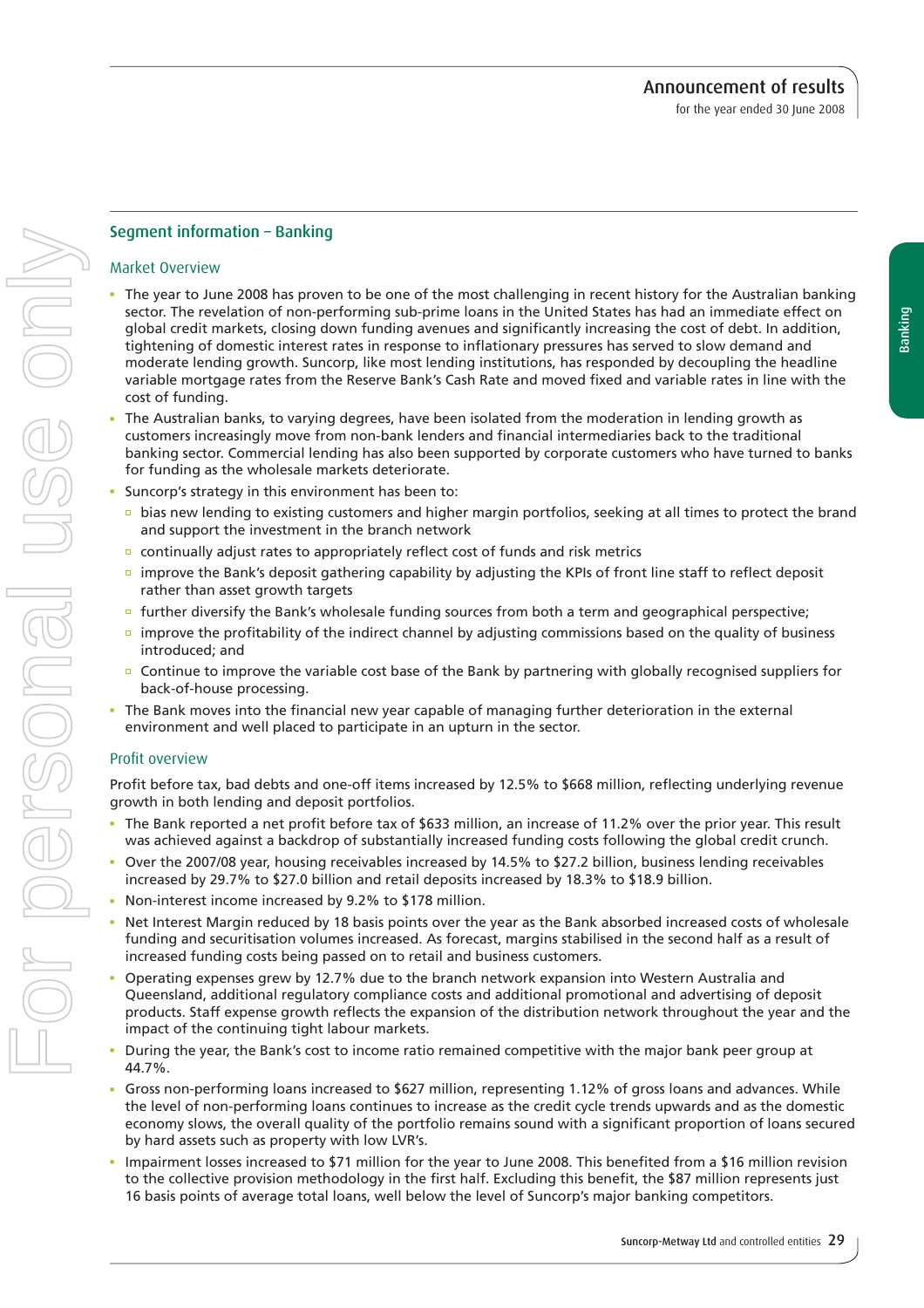## Segment information – Banking

### Market Overview

- The year to June 2008 has proven to be one of the most challenging in recent history for the Australian banking sector. The revelation of non-performing sub-prime loans in the United States has had an immediate effect on global credit markets, closing down funding avenues and significantly increasing the cost of debt. In addition, tightening of domestic interest rates in response to inflationary pressures has served to slow demand and moderate lending growth. Suncorp, like most lending institutions, has responded by decoupling the headline variable mortgage rates from the Reserve Bank's Cash Rate and moved fixed and variable rates in line with the cost of funding.
- The Australian banks, to varying degrees, have been isolated from the moderation in lending growth as customers increasingly move from non-bank lenders and financial intermediaries back to the traditional banking sector. Commercial lending has also been supported by corporate customers who have turned to banks for funding as the wholesale markets deteriorate.
- Suncorp's strategy in this environment has been to:
  - bias new lending to existing customers and higher margin portfolios, seeking at all times to protect the brand and support the investment in the branch network
  - continually adjust rates to appropriately reflect cost of funds and risk metrics
  - improve the Bank's deposit gathering capability by adjusting the KPIs of front line staff to reflect deposit rather than asset growth targets
  - further diversify the Bank's wholesale funding sources from both a term and geographical perspective;
  - improve the profitability of the indirect channel by adjusting commissions based on the quality of business introduced; and
  - Continue to improve the variable cost base of the Bank by partnering with globally recognised suppliers for back-of-house processing.
- The Bank moves into the financial new year capable of managing further deterioration in the external environment and well placed to participate in an upturn in the sector.

### Profit overview

Profit before tax, bad debts and one-off items increased by 12.5% to $668 million, reflecting underlying revenue growth in both lending and deposit portfolios.

- The Bank reported a net profit before tax of $633 million, an increase of 11.2% over the prior year. This result was achieved against a backdrop of substantially increased funding costs following the global credit crunch.
- Over the 2007/08 year, housing receivables increased by 14.5% to $27.2 billion, business lending receivables increased by 29.7% to $27.0 billion and retail deposits increased by 18.3% to $18.9 billion.
- Non-interest income increased by 9.2% to $178 million.
- Net Interest Margin reduced by 18 basis points over the year as the Bank absorbed increased costs of wholesale funding and securitisation volumes increased. As forecast, margins stabilised in the second half as a result of increased funding costs being passed on to retail and business customers.
- Operating expenses grew by 12.7% due to the branch network expansion into Western Australia and Queensland, additional regulatory compliance costs and additional promotional and advertising of deposit products. Staff expense growth reflects the expansion of the distribution network throughout the year and the impact of the continuing tight labour markets.
- During the year, the Bank's cost to income ratio remained competitive with the major bank peer group at 44.7%.
- Gross non-performing loans increased to $627 million, representing 1.12% of gross loans and advances. While the level of non-performing loans continues to increase as the credit cycle trends upwards and as the domestic economy slows, the overall quality of the portfolio remains sound with a significant proportion of loans secured by hard assets such as property with low LVR's.
- Impairment losses increased to $71 million for the year to June 2008. This benefited from a $16 million revision to the collective provision methodology in the first half. Excluding this benefit, the $87 million represents just 16 basis points of average total loans, well below the level of Suncorp's major banking competitors.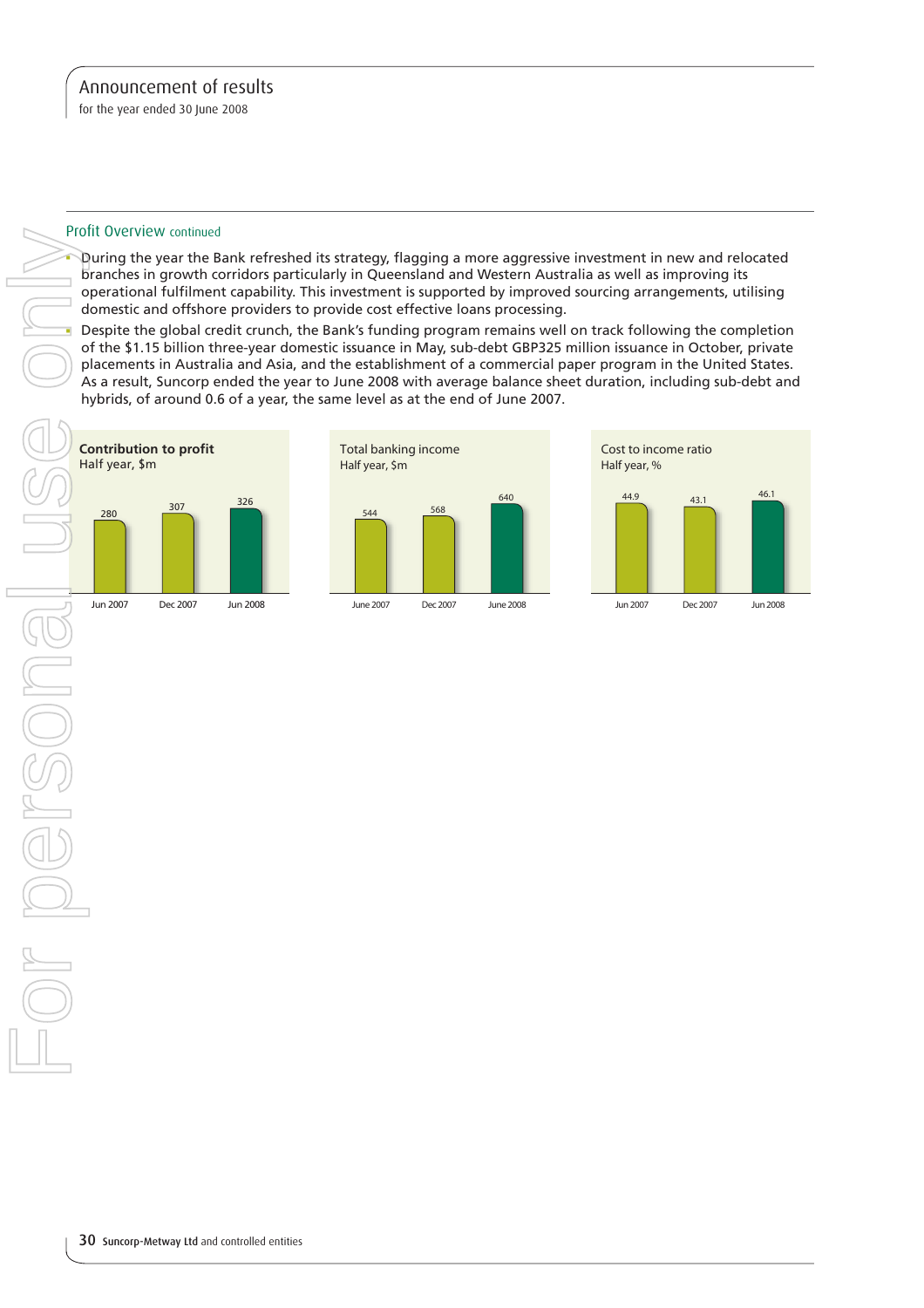## Profit Overview continued

- During the year the Bank refreshed its strategy, flagging a more aggressive investment in new and relocated branches in growth corridors particularly in Queensland and Western Australia as well as improving its operational fulfilment capability. This investment is supported by improved sourcing arrangements, utilising domestic and offshore providers to provide cost effective loans processing.
- Despite the global credit crunch, the Bank's funding program remains well on track following the completion of the $1.15 billion three-year domestic issuance in May, sub-debt GBP325 million issuance in October, private placements in Australia and Asia, and the establishment of a commercial paper program in the United States. As a result, Suncorp ended the year to June 2008 with average balance sheet duration, including sub-debt and hybrids, of around 0.6 of a year, the same level as at the end of June 2007.

**Contribution to profit**
Half year, $m

280
307
326

Jun 2007
Dec 2007
Jun 2008

Total banking income
Half year, $m

544
568
640

June 2007
Dec 2007
June 2008

Cost to income ratio
Half year, %

44.9
43.1
46.1

Jun 2007
Dec 2007
Jun 2008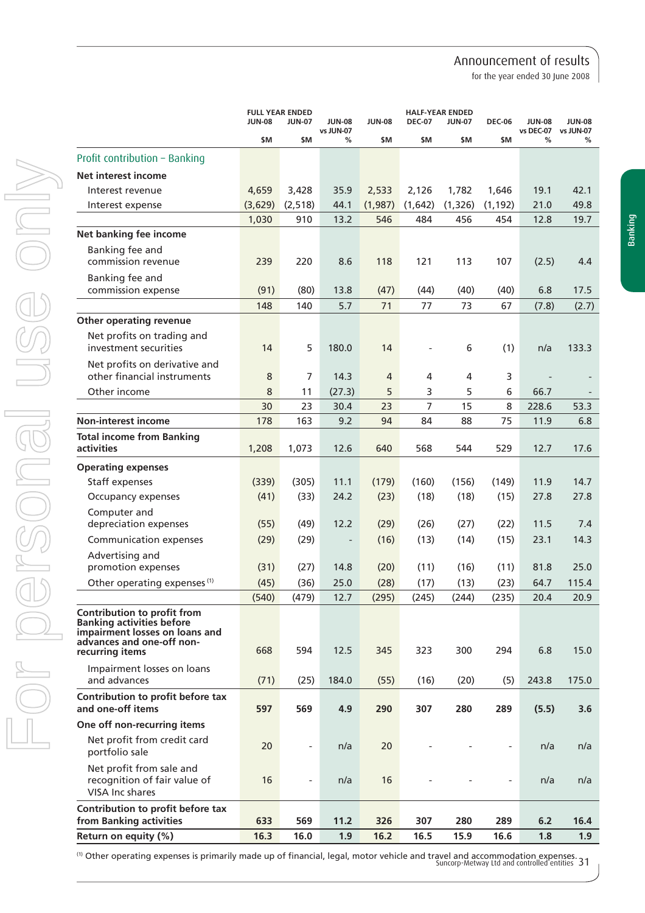| | FULL YEAR ENDED | | | HALF-YEAR ENDED | | | | | |
|---|---|---|---|---|---|---|---|---|---|
| | JUN-08 | JUN-07 | JUN-08 vs JUN-07 | JUN-08 | DEC-07 | JUN-07 | DEC-06 | JUN-08 vs DEC-07 | JUN-08 vs JUN-07 |
| | $M | $M | % | $M | $M | $M | $M | % | % |
| **Profit contribution – Banking** | | | | | | | | | |
| **Net interest income** | | | | | | | | | |
| Interest revenue | 4,659 | 3,428 | 35.9 | 2,533 | 2,126 | 1,782 | 1,646 | 19.1 | 42.1 |
| Interest expense | (3,629) | (2,518) | 44.1 | (1,987) | (1,642) | (1,326) | (1,192) | 21.0 | 49.8 |
| | 1,030 | 910 | 13.2 | 546 | 484 | 456 | 454 | 12.8 | 19.7 |
| **Net banking fee income** | | | | | | | | | |
| Banking fee and commission revenue | 239 | 220 | 8.6 | 118 | 121 | 113 | 107 | (2.5) | 4.4 |
| Banking fee and commission expense | (91) | (80) | 13.8 | (47) | (44) | (40) | (40) | 6.8 | 17.5 |
| | 148 | 140 | 5.7 | 71 | 77 | 73 | 67 | (7.8) | (2.7) |
| **Other operating revenue** | | | | | | | | | |
| Net profits on trading and investment securities | 14 | 5 | 180.0 | 14 | - | 6 | (1) | n/a | 133.3 |
| Net profits on derivative and other financial instruments | 8 | 7 | 14.3 | 4 | 4 | 4 | 3 | - | - |
| Other income | 8 | 11 | (27.3) | 5 | 3 | 5 | 6 | 66.7 | - |
| | 30 | 23 | 30.4 | 23 | 7 | 15 | 8 | 228.6 | 53.3 |
| **Non-interest income** | 178 | 163 | 9.2 | 94 | 84 | 88 | 75 | 11.9 | 6.8 |
| **Total income from Banking activities** | 1,208 | 1,073 | 12.6 | 640 | 568 | 544 | 529 | 12.7 | 17.6 |
| **Operating expenses** | | | | | | | | | |
| Staff expenses | (339) | (305) | 11.1 | (179) | (160) | (156) | (149) | 11.9 | 14.7 |
| Occupancy expenses | (41) | (33) | 24.2 | (23) | (18) | (18) | (15) | 27.8 | 27.8 |
| Computer and depreciation expenses | (55) | (49) | 12.2 | (29) | (26) | (27) | (22) | 11.5 | 7.4 |
| Communication expenses | (29) | (29) | - | (16) | (13) | (14) | (15) | 23.1 | 14.3 |
| Advertising and promotion expenses | (31) | (27) | 14.8 | (20) | (11) | (16) | (11) | 81.8 | 25.0 |
| Other operating expenses [1] | (45) | (36) | 25.0 | (28) | (17) | (13) | (23) | 64.7 | 115.4 |
| | (540) | (479) | 12.7 | (295) | (245) | (244) | (235) | 20.4 | 20.9 |
| **Contribution to profit from Banking activities before impairment losses on loans and advances and one-off non-recurring items** | 668 | 594 | 12.5 | 345 | 323 | 300 | 294 | 6.8 | 15.0 |
| Impairment losses on loans and advances | (71) | (25) | 184.0 | (55) | (16) | (20) | (5) | 243.8 | 175.0 |
| **Contribution to profit before tax and one-off items** | **597** | **569** | **4.9** | **290** | **307** | **280** | **289** | **(5.5)** | **3.6** |
| **One off non-recurring items** | | | | | | | | | |
| Net profit from credit card portfolio sale | 20 | - | n/a | 20 | - | - | - | n/a | n/a |
| Net profit from sale and recognition of fair value of VISA Inc shares | 16 | - | n/a | 16 | - | - | - | n/a | n/a |
| **Contribution to profit before tax from Banking activities** | **633** | **569** | **11.2** | **326** | **307** | **280** | **289** | **6.2** | **16.4** |
| **Return on equity (%)** | **16.3** | **16.0** | **1.9** | **16.2** | **16.5** | **15.9** | **16.6** | **1.8** | **1.9** |

[1] Other operating expenses is primarily made up of financial, legal, motor vehicle and travel and accommodation expenses.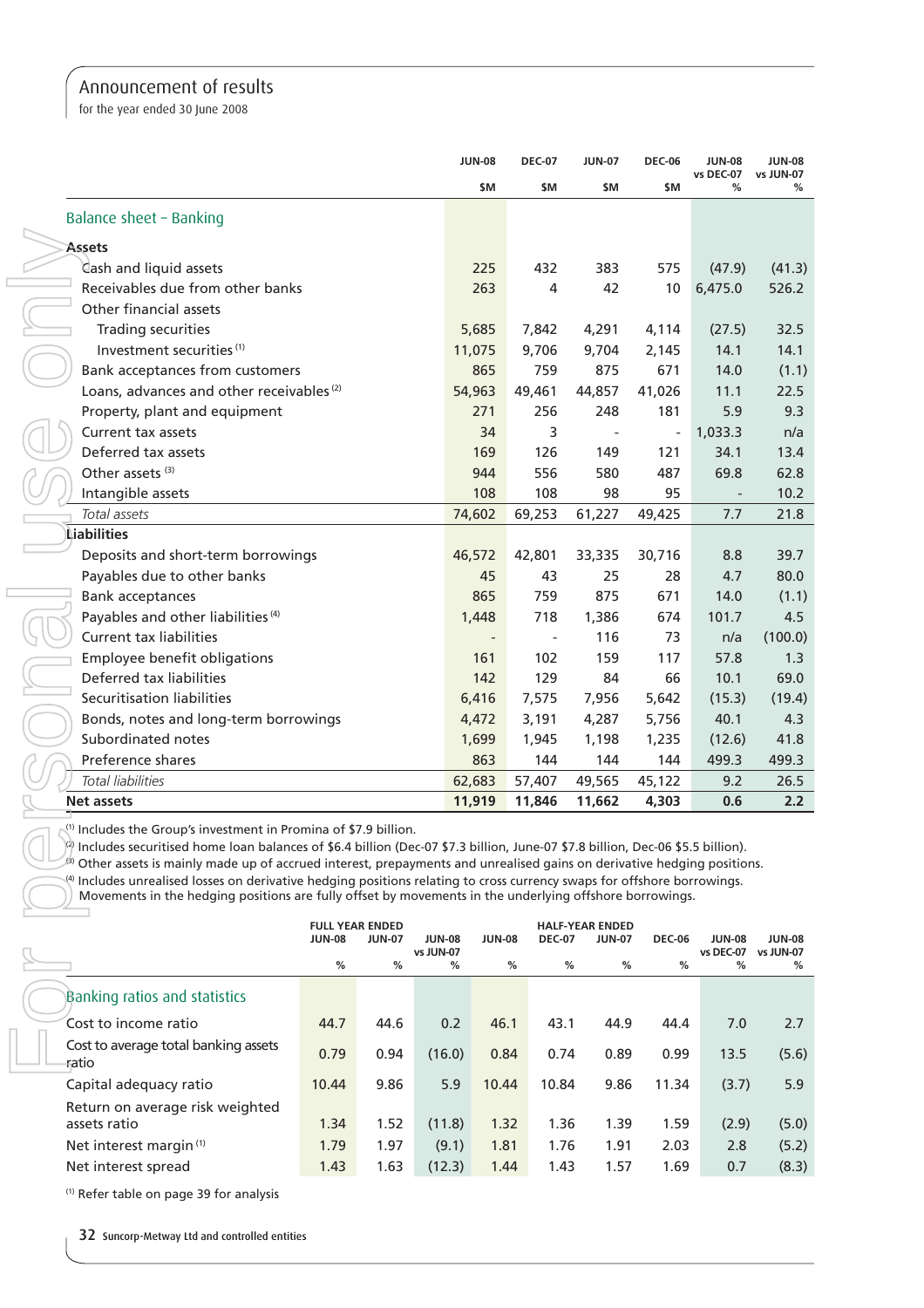## Announcement of results

for the year ended 30 June 2008

| | JUN-08 $M | DEC-07 $M | JUN-07 $M | DEC-06 $M | JUN-08 vs DEC-07 % | JUN-08 vs JUN-07 % |
|---|---|---|---|---|---|---|
| **Balance sheet – Banking** | | | | | | |
| **Assets** | | | | | | |
| Cash and liquid assets | 225 | 432 | 383 | 575 | (47.9) | (41.3) |
| Receivables due from other banks | 263 | 4 | 42 | 10 | 6,475.0 | 526.2 |
| Other financial assets | | | | | | |
| Trading securities | 5,685 | 7,842 | 4,291 | 4,114 | (27.5) | 32.5 |
| Investment securities [1] | 11,075 | 9,706 | 9,704 | 2,145 | 14.1 | 14.1 |
| Bank acceptances from customers | 865 | 759 | 875 | 671 | 14.0 | (1.1) |
| Loans, advances and other receivables [2] | 54,963 | 49,461 | 44,857 | 41,026 | 11.1 | 22.5 |
| Property, plant and equipment | 271 | 256 | 248 | 181 | 5.9 | 9.3 |
| Current tax assets | 34 | 3 | - | - | 1,033.3 | n/a |
| Deferred tax assets | 169 | 126 | 149 | 121 | 34.1 | 13.4 |
| Other assets [3] | 944 | 556 | 580 | 487 | 69.8 | 62.8 |
| Intangible assets | 108 | 108 | 98 | 95 | - | 10.2 |
| *Total assets* | 74,602 | 69,253 | 61,227 | 49,425 | 7.7 | 21.8 |
| **Liabilities** | | | | | | |
| Deposits and short-term borrowings | 46,572 | 42,801 | 33,335 | 30,716 | 8.8 | 39.7 |
| Payables due to other banks | 45 | 43 | 25 | 28 | 4.7 | 80.0 |
| Bank acceptances | 865 | 759 | 875 | 671 | 14.0 | (1.1) |
| Payables and other liabilities [4] | 1,448 | 718 | 1,386 | 674 | 101.7 | 4.5 |
| Current tax liabilities | - | - | 116 | 73 | n/a | (100.0) |
| Employee benefit obligations | 161 | 102 | 159 | 117 | 57.8 | 1.3 |
| Deferred tax liabilities | 142 | 129 | 84 | 66 | 10.1 | 69.0 |
| Securitisation liabilities | 6,416 | 7,575 | 7,956 | 5,642 | (15.3) | (19.4) |
| Bonds, notes and long-term borrowings | 4,472 | 3,191 | 4,287 | 5,756 | 40.1 | 4.3 |
| Subordinated notes | 1,699 | 1,945 | 1,198 | 1,235 | (12.6) | 41.8 |
| Preference shares | 863 | 144 | 144 | 144 | 499.3 | 499.3 |
| *Total liabilities* | 62,683 | 57,407 | 49,565 | 45,122 | 9.2 | 26.5 |
| **Net assets** | **11,919** | **11,846** | **11,662** | **4,303** | **0.6** | **2.2** |

[1] Includes the Group's investment in Promina of $7.9 billion.
[2] Includes securitised home loan balances of $6.4 billion (Dec-07 $7.3 billion, June-07 $7.8 billion, Dec-06 $5.5 billion).
[3] Other assets is mainly made up of accrued interest, prepayments and unrealised gains on derivative hedging positions.
[4] Includes unrealised losses on derivative hedging positions relating to cross currency swaps for offshore borrowings. Movements in the hedging positions are fully offset by movements in the underlying offshore borrowings.

| | FULL YEAR ENDED | | | HALF-YEAR ENDED | | | | | |
|---|---|---|---|---|---|---|---|---|---|
| | JUN-08 % | JUN-07 % | JUN-08 vs JUN-07 % | JUN-08 % | DEC-07 % | JUN-07 % | DEC-06 % | JUN-08 vs DEC-07 % | JUN-08 vs JUN-07 % |
| **Banking ratios and statistics** | | | | | | | | | |
| Cost to income ratio | 44.7 | 44.6 | 0.2 | 46.1 | 43.1 | 44.9 | 44.4 | 7.0 | 2.7 |
| Cost to average total banking assets ratio | 0.79 | 0.94 | (16.0) | 0.84 | 0.74 | 0.89 | 0.99 | 13.5 | (5.6) |
| Capital adequacy ratio | 10.44 | 9.86 | 5.9 | 10.44 | 10.84 | 9.86 | 11.34 | (3.7) | 5.9 |
| Return on average risk weighted assets ratio | 1.34 | 1.52 | (11.8) | 1.32 | 1.36 | 1.39 | 1.59 | (2.9) | (5.0) |
| Net interest margin [1] | 1.79 | 1.97 | (9.1) | 1.81 | 1.76 | 1.91 | 2.03 | 2.8 | (5.2) |
| Net interest spread | 1.43 | 1.63 | (12.3) | 1.44 | 1.43 | 1.57 | 1.69 | 0.7 | (8.3) |

[1] Refer table on page 39 for analysis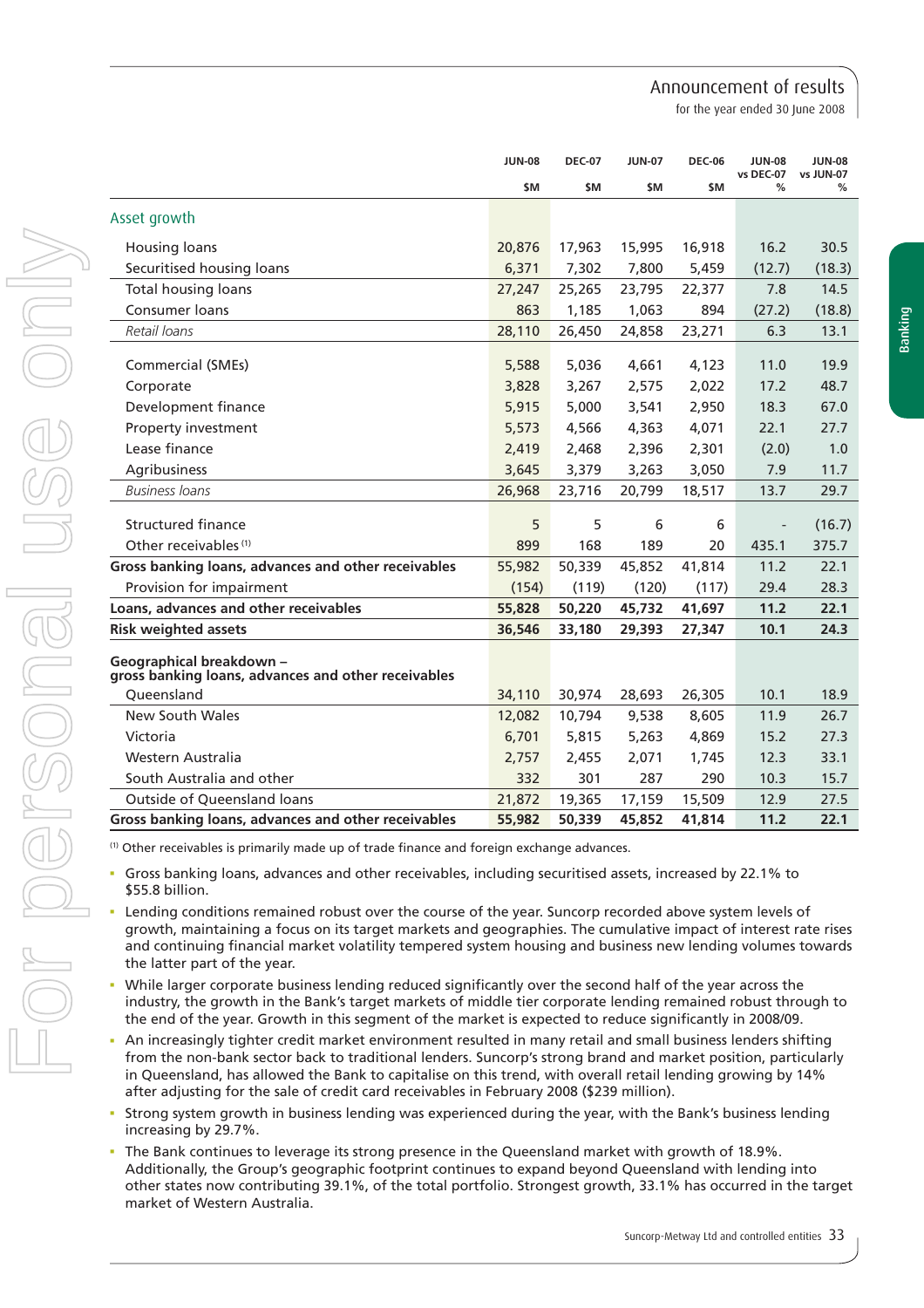| | JUN-08 $M | DEC-07 $M | JUN-07 $M | DEC-06 $M | JUN-08 vs DEC-07 % | JUN-08 vs JUN-07 % |
|---|---|---|---|---|---|---|
| **Asset growth** | | | | | | |
| Housing loans | 20,876 | 17,963 | 15,995 | 16,918 | 16.2 | 30.5 |
| Securitised housing loans | 6,371 | 7,302 | 7,800 | 5,459 | (12.7) | (18.3) |
| Total housing loans | 27,247 | 25,265 | 23,795 | 22,377 | 7.8 | 14.5 |
| Consumer loans | 863 | 1,185 | 1,063 | 894 | (27.2) | (18.8) |
| *Retail loans* | 28,110 | 26,450 | 24,858 | 23,271 | 6.3 | 13.1 |
| Commercial (SMEs) | 5,588 | 5,036 | 4,661 | 4,123 | 11.0 | 19.9 |
| Corporate | 3,828 | 3,267 | 2,575 | 2,022 | 17.2 | 48.7 |
| Development finance | 5,915 | 5,000 | 3,541 | 2,950 | 18.3 | 67.0 |
| Property investment | 5,573 | 4,566 | 4,363 | 4,071 | 22.1 | 27.7 |
| Lease finance | 2,419 | 2,468 | 2,396 | 2,301 | (2.0) | 1.0 |
| Agribusiness | 3,645 | 3,379 | 3,263 | 3,050 | 7.9 | 11.7 |
| *Business loans* | 26,968 | 23,716 | 20,799 | 18,517 | 13.7 | 29.7 |
| Structured finance | 5 | 5 | 6 | 6 | - | (16.7) |
| Other receivables [1] | 899 | 168 | 189 | 20 | 435.1 | 375.7 |
| **Gross banking loans, advances and other receivables** | 55,982 | 50,339 | 45,852 | 41,814 | 11.2 | 22.1 |
| Provision for impairment | (154) | (119) | (120) | (117) | 29.4 | 28.3 |
| **Loans, advances and other receivables** | **55,828** | **50,220** | **45,732** | **41,697** | **11.2** | **22.1** |
| **Risk weighted assets** | **36,546** | **33,180** | **29,393** | **27,347** | **10.1** | **24.3** |
| **Geographical breakdown – gross banking loans, advances and other receivables** | | | | | | |
| Queensland | 34,110 | 30,974 | 28,693 | 26,305 | 10.1 | 18.9 |
| New South Wales | 12,082 | 10,794 | 9,538 | 8,605 | 11.9 | 26.7 |
| Victoria | 6,701 | 5,815 | 5,263 | 4,869 | 15.2 | 27.3 |
| Western Australia | 2,757 | 2,455 | 2,071 | 1,745 | 12.3 | 33.1 |
| South Australia and other | 332 | 301 | 287 | 290 | 10.3 | 15.7 |
| Outside of Queensland loans | 21,872 | 19,365 | 17,159 | 15,509 | 12.9 | 27.5 |
| **Gross banking loans, advances and other receivables** | **55,982** | **50,339** | **45,852** | **41,814** | **11.2** | **22.1** |

[1] Other receivables is primarily made up of trade finance and foreign exchange advances.

- Gross banking loans, advances and other receivables, including securitised assets, increased by 22.1% to $55.8 billion.
- Lending conditions remained robust over the course of the year. Suncorp recorded above system levels of growth, maintaining a focus on its target markets and geographies. The cumulative impact of interest rate rises and continuing financial market volatility tempered system housing and business new lending volumes towards the latter part of the year.
- While larger corporate business lending reduced significantly over the second half of the year across the industry, the growth in the Bank's target markets of middle tier corporate lending remained robust through to the end of the year. Growth in this segment of the market is expected to reduce significantly in 2008/09.
- An increasingly tighter credit market environment resulted in many retail and small business lenders shifting from the non-bank sector back to traditional lenders. Suncorp's strong brand and market position, particularly in Queensland, has allowed the Bank to capitalise on this trend, with overall retail lending growing by 14% after adjusting for the sale of credit card receivables in February 2008 ($239 million).
- Strong system growth in business lending was experienced during the year, with the Bank's business lending increasing by 29.7%.
- The Bank continues to leverage its strong presence in the Queensland market with growth of 18.9%. Additionally, the Group's geographic footprint continues to expand beyond Queensland with lending into other states now contributing 39.1%, of the total portfolio. Strongest growth, 33.1% has occurred in the target market of Western Australia.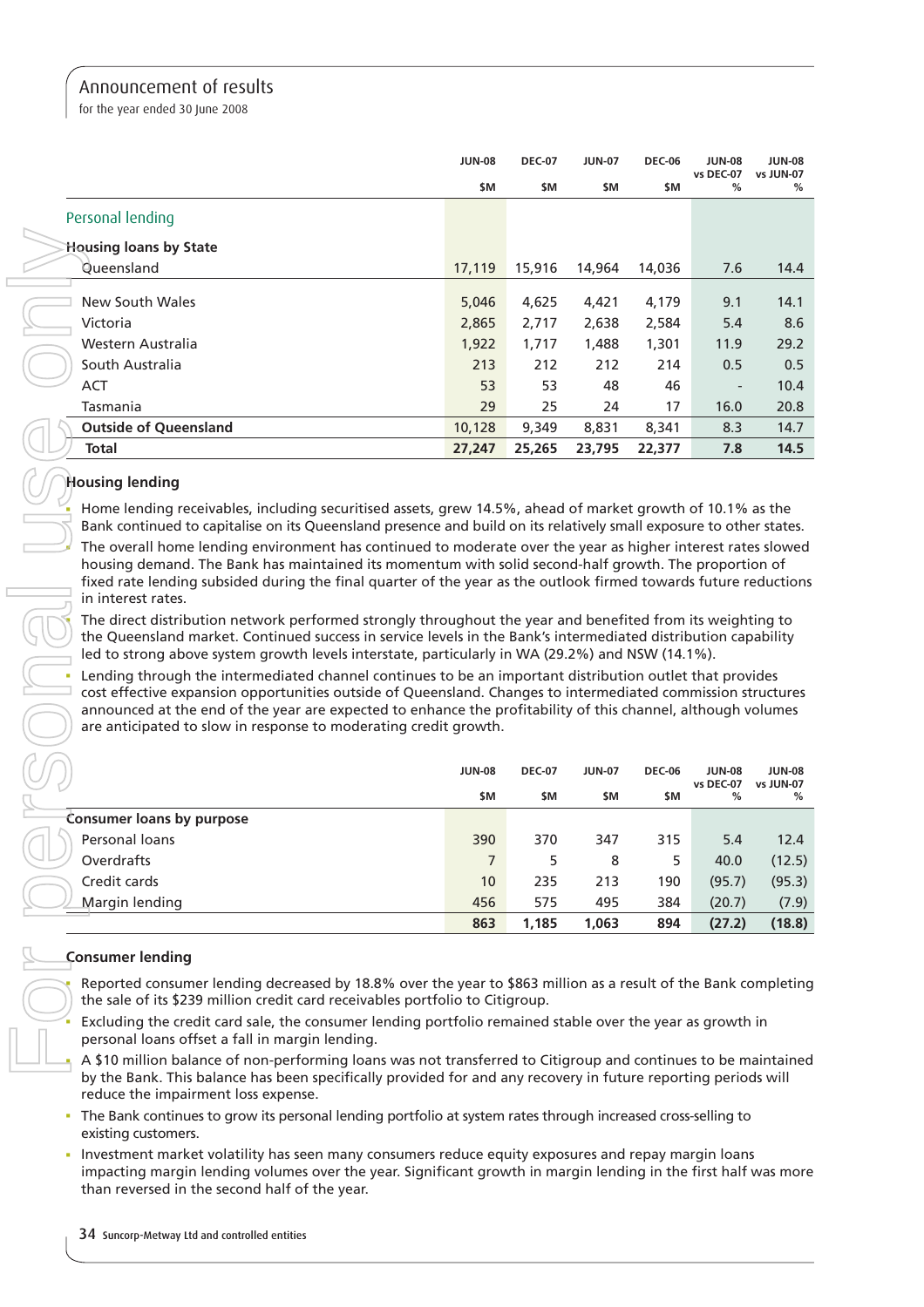# Announcement of results

for the year ended 30 June 2008

| | JUN-08 $M | DEC-07 $M | JUN-07 $M | DEC-06 $M | JUN-08 vs DEC-07 % | JUN-08 vs JUN-07 % |
|---|---|---|---|---|---|---|
| **Personal lending** | | | | | | |
| **Housing loans by State** | | | | | | |
| Queensland | 17,119 | 15,916 | 14,964 | 14,036 | 7.6 | 14.4 |
| New South Wales | 5,046 | 4,625 | 4,421 | 4,179 | 9.1 | 14.1 |
| Victoria | 2,865 | 2,717 | 2,638 | 2,584 | 5.4 | 8.6 |
| Western Australia | 1,922 | 1,717 | 1,488 | 1,301 | 11.9 | 29.2 |
| South Australia | 213 | 212 | 212 | 214 | 0.5 | 0.5 |
| ACT | 53 | 53 | 48 | 46 | - | 10.4 |
| Tasmania | 29 | 25 | 24 | 17 | 16.0 | 20.8 |
| **Outside of Queensland** | **10,128** | **9,349** | **8,831** | **8,341** | **8.3** | **14.7** |
| **Total** | **27,247** | **25,265** | **23,795** | **22,377** | **7.8** | **14.5** |

### Housing lending

- Home lending receivables, including securitised assets, grew 14.5%, ahead of market growth of 10.1% as the Bank continued to capitalise on its Queensland presence and build on its relatively small exposure to other states.
- The overall home lending environment has continued to moderate over the year as higher interest rates slowed housing demand. The Bank has maintained its momentum with solid second-half growth. The proportion of fixed rate lending subsided during the final quarter of the year as the outlook firmed towards future reductions in interest rates.
- The direct distribution network performed strongly throughout the year and benefited from its weighting to the Queensland market. Continued success in service levels in the Bank's intermediated distribution capability led to strong above system growth levels interstate, particularly in WA (29.2%) and NSW (14.1%).
- Lending through the intermediated channel continues to be an important distribution outlet that provides cost effective expansion opportunities outside of Queensland. Changes to intermediated commission structures announced at the end of the year are expected to enhance the profitability of this channel, although volumes are anticipated to slow in response to moderating credit growth.

| | JUN-08 $M | DEC-07 $M | JUN-07 $M | DEC-06 $M | JUN-08 vs DEC-07 % | JUN-08 vs JUN-07 % |
|---|---|---|---|---|---|---|
| **Consumer loans by purpose** | | | | | | |
| Personal loans | 390 | 370 | 347 | 315 | 5.4 | 12.4 |
| Overdrafts | 7 | 5 | 8 | 5 | 40.0 | (12.5) |
| Credit cards | 10 | 235 | 213 | 190 | (95.7) | (95.3) |
| Margin lending | 456 | 575 | 495 | 384 | (20.7) | (7.9) |
| | **863** | **1,185** | **1,063** | **894** | **(27.2)** | **(18.8)** |

### Consumer lending

- Reported consumer lending decreased by 18.8% over the year to $863 million as a result of the Bank completing the sale of its $239 million credit card receivables portfolio to Citigroup.
- Excluding the credit card sale, the consumer lending portfolio remained stable over the year as growth in personal loans offset a fall in margin lending.
- A $10 million balance of non-performing loans was not transferred to Citigroup and continues to be maintained by the Bank. This balance has been specifically provided for and any recovery in future reporting periods will reduce the impairment loss expense.
- The Bank continues to grow its personal lending portfolio at system rates through increased cross-selling to existing customers.
- Investment market volatility has seen many consumers reduce equity exposures and repay margin loans impacting margin lending volumes over the year. Significant growth in margin lending in the first half was more than reversed in the second half of the year.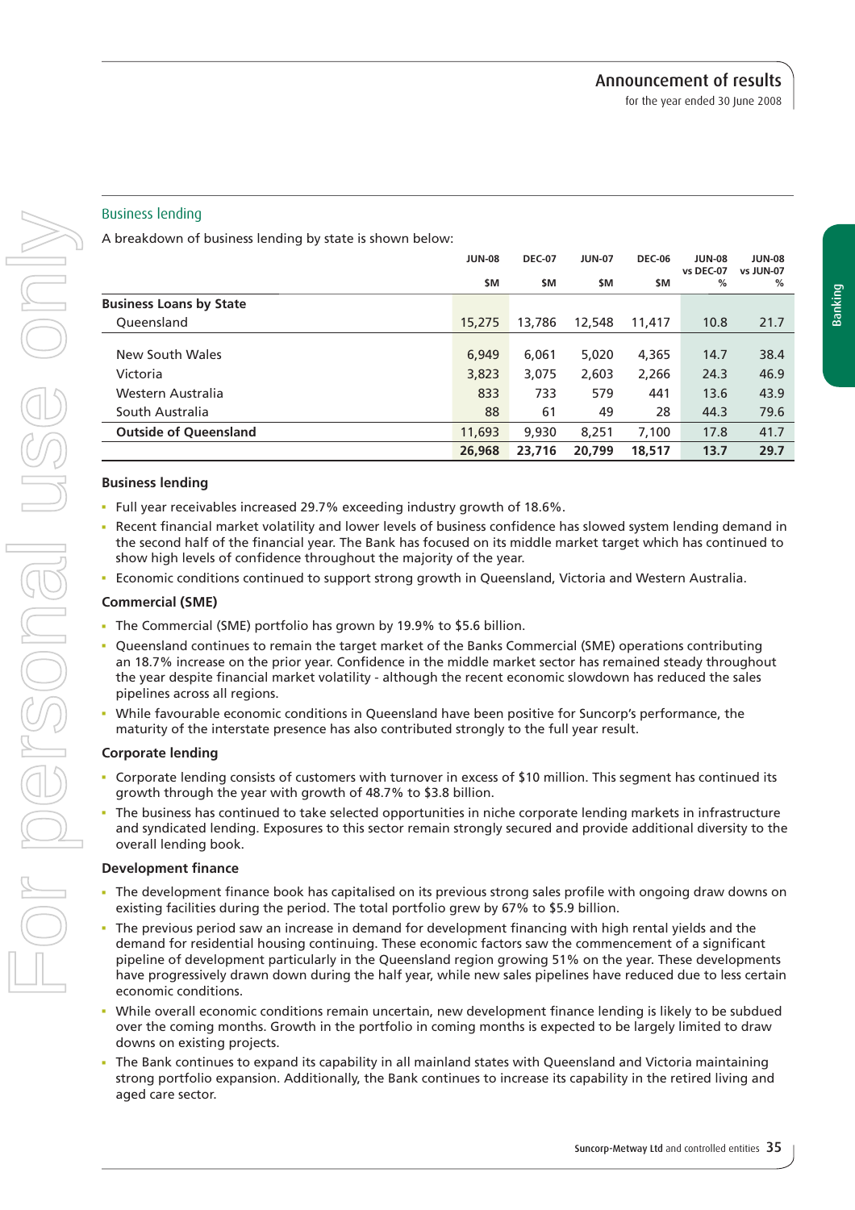## Business lending

A breakdown of business lending by state is shown below:

| | JUN-08 $M | DEC-07 $M | JUN-07 $M | DEC-06 $M | JUN-08 vs DEC-07 % | JUN-08 vs JUN-07 % |
|---|---|---|---|---|---|---|
| **Business Loans by State** | | | | | | |
| Queensland | 15,275 | 13,786 | 12,548 | 11,417 | 10.8 | 21.7 |
| New South Wales | 6,949 | 6,061 | 5,020 | 4,365 | 14.7 | 38.4 |
| Victoria | 3,823 | 3,075 | 2,603 | 2,266 | 24.3 | 46.9 |
| Western Australia | 833 | 733 | 579 | 441 | 13.6 | 43.9 |
| South Australia | 88 | 61 | 49 | 28 | 44.3 | 79.6 |
| **Outside of Queensland** | 11,693 | 9,930 | 8,251 | 7,100 | 17.8 | 41.7 |
| | **26,968** | **23,716** | **20,799** | **18,517** | **13.7** | **29.7** |

### Business lending

- Full year receivables increased 29.7% exceeding industry growth of 18.6%.
- Recent financial market volatility and lower levels of business confidence has slowed system lending demand in the second half of the financial year. The Bank has focused on its middle market target which has continued to show high levels of confidence throughout the majority of the year.
- Economic conditions continued to support strong growth in Queensland, Victoria and Western Australia.

### Commercial (SME)

- The Commercial (SME) portfolio has grown by 19.9% to $5.6 billion.
- Queensland continues to remain the target market of the Banks Commercial (SME) operations contributing an 18.7% increase on the prior year. Confidence in the middle market sector has remained steady throughout the year despite financial market volatility - although the recent economic slowdown has reduced the sales pipelines across all regions.
- While favourable economic conditions in Queensland have been positive for Suncorp's performance, the maturity of the interstate presence has also contributed strongly to the full year result.

### Corporate lending

- Corporate lending consists of customers with turnover in excess of $10 million. This segment has continued its growth through the year with growth of 48.7% to $3.8 billion.
- The business has continued to take selected opportunities in niche corporate lending markets in infrastructure and syndicated lending. Exposures to this sector remain strongly secured and provide additional diversity to the overall lending book.

### Development finance

- The development finance book has capitalised on its previous strong sales profile with ongoing draw downs on existing facilities during the period. The total portfolio grew by 67% to $5.9 billion.
- The previous period saw an increase in demand for development financing with high rental yields and the demand for residential housing continuing. These economic factors saw the commencement of a significant pipeline of development particularly in the Queensland region growing 51% on the year. These developments have progressively drawn down during the half year, while new sales pipelines have reduced due to less certain economic conditions.
- While overall economic conditions remain uncertain, new development finance lending is likely to be subdued over the coming months. Growth in the portfolio in coming months is expected to be largely limited to draw downs on existing projects.
- The Bank continues to expand its capability in all mainland states with Queensland and Victoria maintaining strong portfolio expansion. Additionally, the Bank continues to increase its capability in the retired living and aged care sector.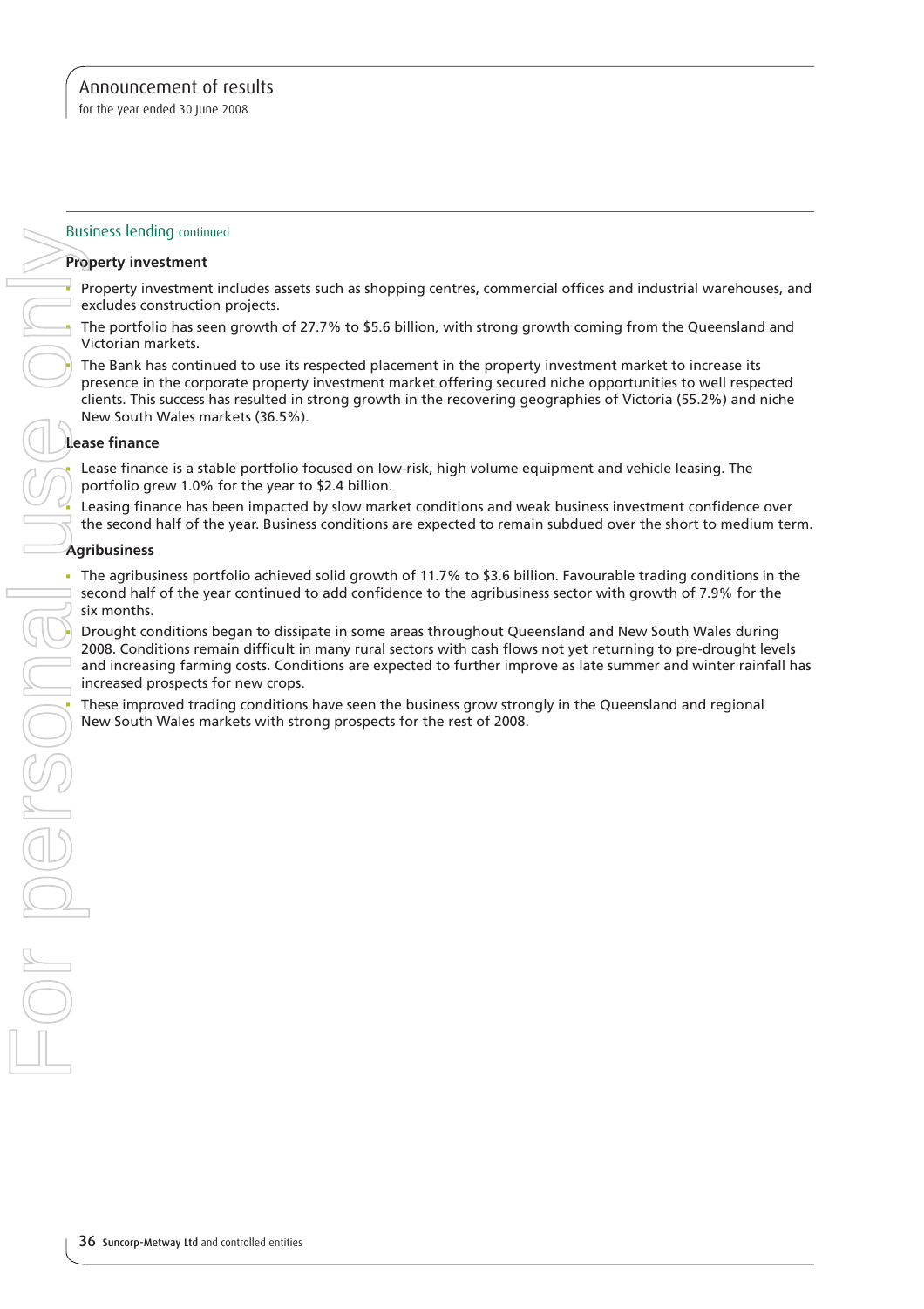## Business lending continued

### Property investment

- Property investment includes assets such as shopping centres, commercial offices and industrial warehouses, and excludes construction projects.
- The portfolio has seen growth of 27.7% to $5.6 billion, with strong growth coming from the Queensland and Victorian markets.
- The Bank has continued to use its respected placement in the property investment market to increase its presence in the corporate property investment market offering secured niche opportunities to well respected clients. This success has resulted in strong growth in the recovering geographies of Victoria (55.2%) and niche New South Wales markets (36.5%).

### Lease finance

- Lease finance is a stable portfolio focused on low-risk, high volume equipment and vehicle leasing. The portfolio grew 1.0% for the year to $2.4 billion.
- Leasing finance has been impacted by slow market conditions and weak business investment confidence over the second half of the year. Business conditions are expected to remain subdued over the short to medium term.

### Agribusiness

- The agribusiness portfolio achieved solid growth of 11.7% to $3.6 billion. Favourable trading conditions in the second half of the year continued to add confidence to the agribusiness sector with growth of 7.9% for the six months.
- Drought conditions began to dissipate in some areas throughout Queensland and New South Wales during 2008. Conditions remain difficult in many rural sectors with cash flows not yet returning to pre-drought levels and increasing farming costs. Conditions are expected to further improve as late summer and winter rainfall has increased prospects for new crops.
- These improved trading conditions have seen the business grow strongly in the Queensland and regional New South Wales markets with strong prospects for the rest of 2008.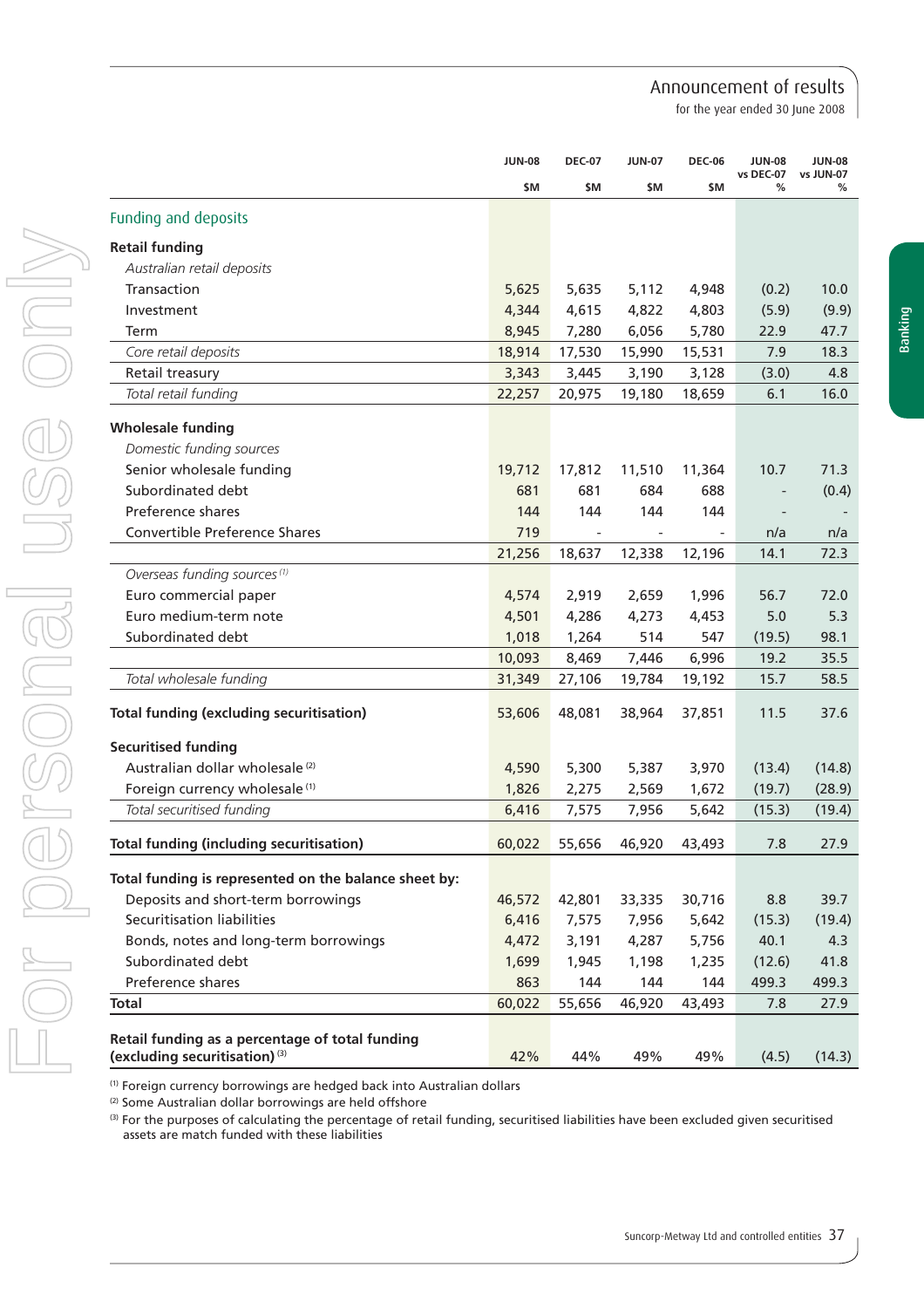| | JUN-08 $M | DEC-07 $M | JUN-07 $M | DEC-06 $M | JUN-08 vs DEC-07 % | JUN-08 vs JUN-07 % |
|---|---|---|---|---|---|---|
| **Funding and deposits** | | | | | | |
| **Retail funding** | | | | | | |
| *Australian retail deposits* | | | | | | |
| Transaction | 5,625 | 5,635 | 5,112 | 4,948 | (0.2) | 10.0 |
| Investment | 4,344 | 4,615 | 4,822 | 4,803 | (5.9) | (9.9) |
| Term | 8,945 | 7,280 | 6,056 | 5,780 | 22.9 | 47.7 |
| *Core retail deposits* | 18,914 | 17,530 | 15,990 | 15,531 | 7.9 | 18.3 |
| Retail treasury | 3,343 | 3,445 | 3,190 | 3,128 | (3.0) | 4.8 |
| *Total retail funding* | 22,257 | 20,975 | 19,180 | 18,659 | 6.1 | 16.0 |
| **Wholesale funding** | | | | | | |
| *Domestic funding sources* | | | | | | |
| Senior wholesale funding | 19,712 | 17,812 | 11,510 | 11,364 | 10.7 | 71.3 |
| Subordinated debt | 681 | 681 | 684 | 688 | - | (0.4) |
| Preference shares | 144 | 144 | 144 | 144 | - | - |
| Convertible Preference Shares | 719 | - | - | - | n/a | n/a |
| | 21,256 | 18,637 | 12,338 | 12,196 | 14.1 | 72.3 |
| *Overseas funding sources* [1] | | | | | | |
| Euro commercial paper | 4,574 | 2,919 | 2,659 | 1,996 | 56.7 | 72.0 |
| Euro medium-term note | 4,501 | 4,286 | 4,273 | 4,453 | 5.0 | 5.3 |
| Subordinated debt | 1,018 | 1,264 | 514 | 547 | (19.5) | 98.1 |
| | 10,093 | 8,469 | 7,446 | 6,996 | 19.2 | 35.5 |
| *Total wholesale funding* | 31,349 | 27,106 | 19,784 | 19,192 | 15.7 | 58.5 |
| **Total funding (excluding securitisation)** | 53,606 | 48,081 | 38,964 | 37,851 | 11.5 | 37.6 |
| **Securitised funding** | | | | | | |
| Australian dollar wholesale [2] | 4,590 | 5,300 | 5,387 | 3,970 | (13.4) | (14.8) |
| Foreign currency wholesale [1] | 1,826 | 2,275 | 2,569 | 1,672 | (19.7) | (28.9) |
| *Total securitised funding* | 6,416 | 7,575 | 7,956 | 5,642 | (15.3) | (19.4) |
| **Total funding (including securitisation)** | 60,022 | 55,656 | 46,920 | 43,493 | 7.8 | 27.9 |
| **Total funding is represented on the balance sheet by:** | | | | | | |
| Deposits and short-term borrowings | 46,572 | 42,801 | 33,335 | 30,716 | 8.8 | 39.7 |
| Securitisation liabilities | 6,416 | 7,575 | 7,956 | 5,642 | (15.3) | (19.4) |
| Bonds, notes and long-term borrowings | 4,472 | 3,191 | 4,287 | 5,756 | 40.1 | 4.3 |
| Subordinated debt | 1,699 | 1,945 | 1,198 | 1,235 | (12.6) | 41.8 |
| Preference shares | 863 | 144 | 144 | 144 | 499.3 | 499.3 |
| **Total** | 60,022 | 55,656 | 46,920 | 43,493 | 7.8 | 27.9 |
| **Retail funding as a percentage of total funding (excluding securitisation)** [3] | 42% | 44% | 49% | 49% | (4.5) | (14.3) |

[1] Foreign currency borrowings are hedged back into Australian dollars

[2] Some Australian dollar borrowings are held offshore

[3] For the purposes of calculating the percentage of retail funding, securitised liabilities have been excluded given securitised assets are match funded with these liabilities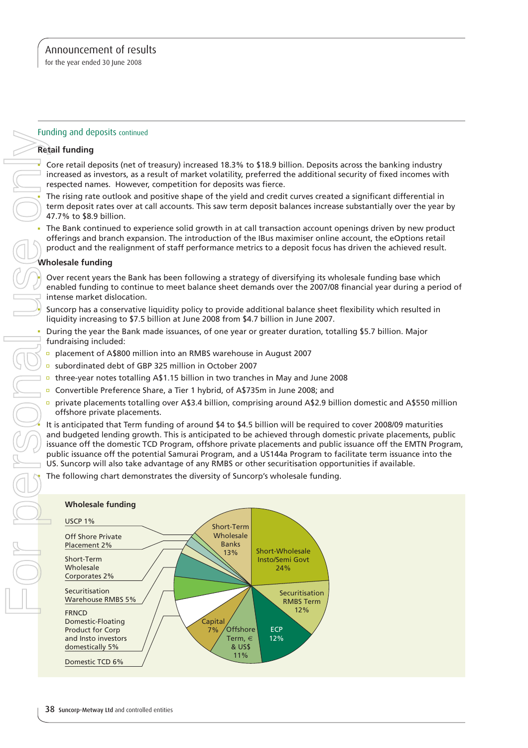## Funding and deposits continued

### Retail funding

- Core retail deposits (net of treasury) increased 18.3% to $18.9 billion. Deposits across the banking industry increased as investors, as a result of market volatility, preferred the additional security of fixed incomes with respected names. However, competition for deposits was fierce.
- The rising rate outlook and positive shape of the yield and credit curves created a significant differential in term deposit rates over at call accounts. This saw term deposit balances increase substantially over the year by 47.7% to $8.9 billion.
- The Bank continued to experience solid growth in at call transaction account openings driven by new product offerings and branch expansion. The introduction of the IBus maximiser online account, the eOptions retail product and the realignment of staff performance metrics to a deposit focus has driven the achieved result.

### Wholesale funding

- Over recent years the Bank has been following a strategy of diversifying its wholesale funding base which enabled funding to continue to meet balance sheet demands over the 2007/08 financial year during a period of intense market dislocation.
- Suncorp has a conservative liquidity policy to provide additional balance sheet flexibility which resulted in liquidity increasing to $7.5 billion at June 2008 from $4.7 billion in June 2007.
- During the year the Bank made issuances, of one year or greater duration, totalling $5.7 billion. Major fundraising included:
  - placement of A$800 million into an RMBS warehouse in August 2007
  - subordinated debt of GBP 325 million in October 2007
  - three-year notes totalling A$1.15 billion in two tranches in May and June 2008
  - Convertible Preference Share, a Tier 1 hybrid, of A$735m in June 2008; and
  - private placements totalling over A$3.4 billion, comprising around A$2.9 billion domestic and A$550 million offshore private placements.
- It is anticipated that Term funding of around $4 to $4.5 billion will be required to cover 2008/09 maturities and budgeted lending growth. This is anticipated to be achieved through domestic private placements, public issuance off the domestic TCD Program, offshore private placements and public issuance off the EMTN Program, public issuance off the potential Samurai Program, and a US144a Program to facilitate term issuance into the US. Suncorp will also take advantage of any RMBS or other securitisation opportunities if available.
- The following chart demonstrates the diversity of Suncorp's wholesale funding.

**Wholesale funding**

USCP 1%
Off Shore Private Placement 2%
Short-Term Wholesale Corporates 2%
Securitisation Warehouse RMBS 5%
FRNCD Domestic-Floating Product for Corp and Insto investors domestically 5%
Domestic TCD 6%
Short-Term Wholesale Banks 13%
Short-Wholesale Insto/Semi Govt 24%
Securitisation RMBS Term 12%
ECP 12%
Offshore Term, € & US$ 11%
Capital 7%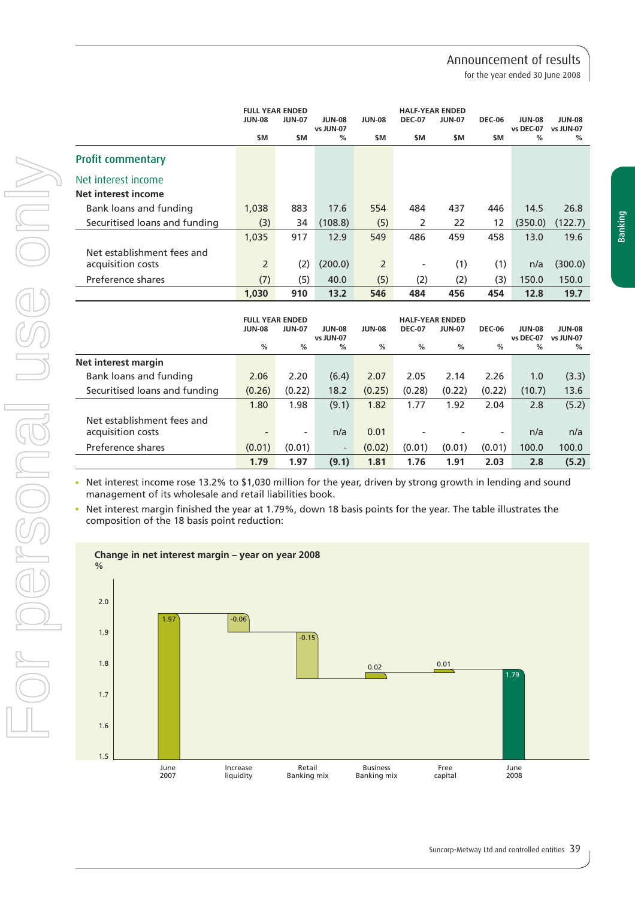| | FULL YEAR ENDED JUN-08 $M | JUN-07 $M | JUN-08 vs JUN-07 % | JUN-08 $M | HALF-YEAR ENDED DEC-07 $M | JUN-07 $M | DEC-06 $M | JUN-08 vs DEC-07 % | JUN-08 vs JUN-07 % |
|---|---|---|---|---|---|---|---|---|---|
| **Profit commentary** | | | | | | | | | |
| Net interest income | | | | | | | | | |
| **Net interest income** | | | | | | | | | |
| Bank loans and funding | 1,038 | 883 | 17.6 | 554 | 484 | 437 | 446 | 14.5 | 26.8 |
| Securitised loans and funding | (3) | 34 | (108.8) | (5) | 2 | 22 | 12 | (350.0) | (122.7) |
| | 1,035 | 917 | 12.9 | 549 | 486 | 459 | 458 | 13.0 | 19.6 |
| Net establishment fees and acquisition costs | 2 | (2) | (200.0) | 2 | - | (1) | (1) | n/a | (300.0) |
| Preference shares | (7) | (5) | 40.0 | (5) | (2) | (2) | (3) | 150.0 | 150.0 |
| | **1,030** | **910** | **13.2** | **546** | **484** | **456** | **454** | **12.8** | **19.7** |

| | FULL YEAR ENDED JUN-08 % | JUN-07 % | JUN-08 vs JUN-07 % | JUN-08 % | HALF-YEAR ENDED DEC-07 % | JUN-07 % | DEC-06 % | JUN-08 vs DEC-07 % | JUN-08 vs JUN-07 % |
|---|---|---|---|---|---|---|---|---|---|
| **Net interest margin** | | | | | | | | | |
| Bank loans and funding | 2.06 | 2.20 | (6.4) | 2.07 | 2.05 | 2.14 | 2.26 | 1.0 | (3.3) |
| Securitised loans and funding | (0.26) | (0.22) | 18.2 | (0.25) | (0.28) | (0.22) | (0.22) | (10.7) | 13.6 |
| | 1.80 | 1.98 | (9.1) | 1.82 | 1.77 | 1.92 | 2.04 | 2.8 | (5.2) |
| Net establishment fees and acquisition costs | - | - | n/a | 0.01 | - | - | - | n/a | n/a |
| Preference shares | (0.01) | (0.01) | - | (0.02) | (0.01) | (0.01) | (0.01) | 100.0 | 100.0 |
| | **1.79** | **1.97** | **(9.1)** | **1.81** | **1.76** | **1.91** | **2.03** | **2.8** | **(5.2)** |

- Net interest income rose 13.2% to $1,030 million for the year, driven by strong growth in lending and sound management of its wholesale and retail liabilities book.
- Net interest margin finished the year at 1.79%, down 18 basis points for the year. The table illustrates the composition of the 18 basis point reduction:

**Change in net interest margin – year on year 2008**

%

2.0
1.9
1.8
1.7
1.6
1.5

1.97
-0.06
-0.15
0.02
0.01
1.79

June 2007
Increase liquidity
Retail Banking mix
Business Banking mix
Free capital
June 2008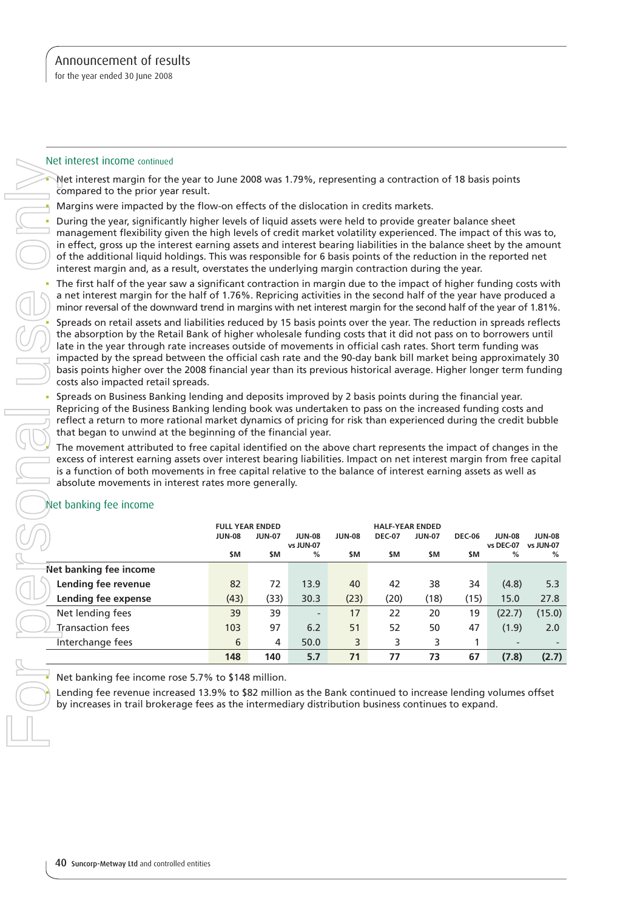## Net interest income continued

- Net interest margin for the year to June 2008 was 1.79%, representing a contraction of 18 basis points compared to the prior year result.
- Margins were impacted by the flow-on effects of the dislocation in credits markets.
- During the year, significantly higher levels of liquid assets were held to provide greater balance sheet management flexibility given the high levels of credit market volatility experienced. The impact of this was to, in effect, gross up the interest earning assets and interest bearing liabilities in the balance sheet by the amount of the additional liquid holdings. This was responsible for 6 basis points of the reduction in the reported net interest margin and, as a result, overstates the underlying margin contraction during the year.
- The first half of the year saw a significant contraction in margin due to the impact of higher funding costs with a net interest margin for the half of 1.76%. Repricing activities in the second half of the year have produced a minor reversal of the downward trend in margins with net interest margin for the second half of the year of 1.81%.
- Spreads on retail assets and liabilities reduced by 15 basis points over the year. The reduction in spreads reflects the absorption by the Retail Bank of higher wholesale funding costs that it did not pass on to borrowers until late in the year through rate increases outside of movements in official cash rates. Short term funding was impacted by the spread between the official cash rate and the 90-day bank bill market being approximately 30 basis points higher over the 2008 financial year than its previous historical average. Higher longer term funding costs also impacted retail spreads.
- Spreads on Business Banking lending and deposits improved by 2 basis points during the financial year. Repricing of the Business Banking lending book was undertaken to pass on the increased funding costs and reflect a return to more rational market dynamics of pricing for risk than experienced during the credit bubble that began to unwind at the beginning of the financial year.
- The movement attributed to free capital identified on the above chart represents the impact of changes in the excess of interest earning assets over interest bearing liabilities. Impact on net interest margin from free capital is a function of both movements in free capital relative to the balance of interest earning assets as well as absolute movements in interest rates more generally.

## Net banking fee income

| | FULL YEAR ENDED | | | HALF-YEAR ENDED | | | | | |
|---|---|---|---|---|---|---|---|---|---|
| | JUN-08 $M | JUN-07 $M | JUN-08 vs JUN-07 % | JUN-08 $M | DEC-07 $M | JUN-07 $M | DEC-06 $M | JUN-08 vs DEC-07 % | JUN-08 vs JUN-07 % |
| **Net banking fee income** | | | | | | | | | |
| **Lending fee revenue** | 82 | 72 | 13.9 | 40 | 42 | 38 | 34 | (4.8) | 5.3 |
| **Lending fee expense** | (43) | (33) | 30.3 | (23) | (20) | (18) | (15) | 15.0 | 27.8 |
| Net lending fees | 39 | 39 | - | 17 | 22 | 20 | 19 | (22.7) | (15.0) |
| Transaction fees | 103 | 97 | 6.2 | 51 | 52 | 50 | 47 | (1.9) | 2.0 |
| Interchange fees | 6 | 4 | 50.0 | 3 | 3 | 3 | 1 | - | - |
| | **148** | **140** | **5.7** | **71** | **77** | **73** | **67** | **(7.8)** | **(2.7)** |

- Net banking fee income rose 5.7% to $148 million.
- Lending fee revenue increased 13.9% to $82 million as the Bank continued to increase lending volumes offset by increases in trail brokerage fees as the intermediary distribution business continues to expand.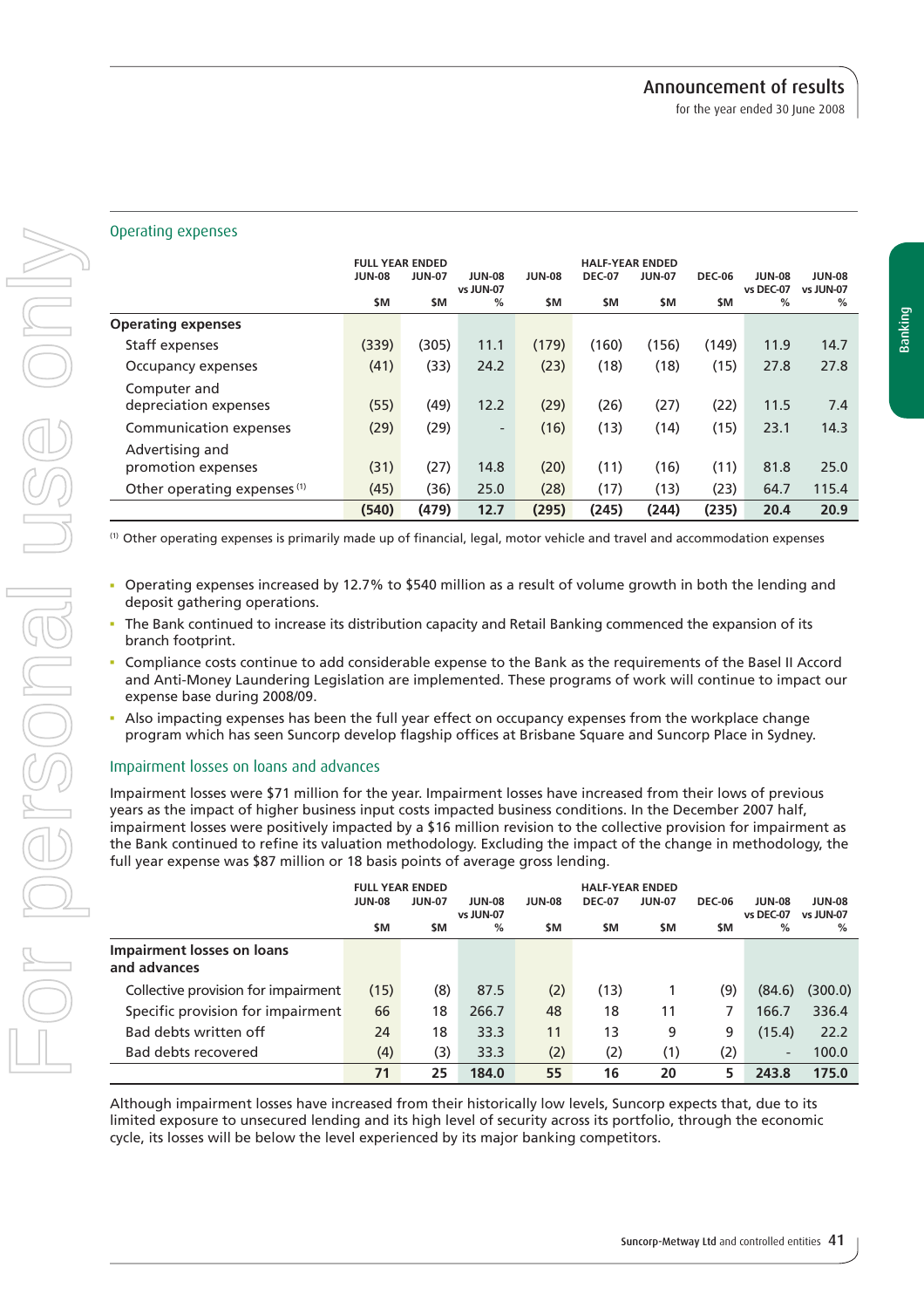## Operating expenses

| | FULL YEAR ENDED | | | | HALF-YEAR ENDED | | | | |
|---|---|---|---|---|---|---|---|---|---|
| | JUN-08 | JUN-07 | JUN-08 vs JUN-07 | JUN-08 | DEC-07 | JUN-07 | DEC-06 | JUN-08 vs DEC-07 | JUN-08 vs JUN-07 |
| | $M | $M | % | $M | $M | $M | $M | % | % |
| **Operating expenses** | | | | | | | | | |
| Staff expenses | (339) | (305) | 11.1 | (179) | (160) | (156) | (149) | 11.9 | 14.7 |
| Occupancy expenses | (41) | (33) | 24.2 | (23) | (18) | (18) | (15) | 27.8 | 27.8 |
| Computer and depreciation expenses | (55) | (49) | 12.2 | (29) | (26) | (27) | (22) | 11.5 | 7.4 |
| Communication expenses | (29) | (29) | - | (16) | (13) | (14) | (15) | 23.1 | 14.3 |
| Advertising and promotion expenses | (31) | (27) | 14.8 | (20) | (11) | (16) | (11) | 81.8 | 25.0 |
| Other operating expenses [(1)] | (45) | (36) | 25.0 | (28) | (17) | (13) | (23) | 64.7 | 115.4 |
| | **(540)** | **(479)** | **12.7** | **(295)** | **(245)** | **(244)** | **(235)** | **20.4** | **20.9** |

[(1)] Other operating expenses is primarily made up of financial, legal, motor vehicle and travel and accommodation expenses

- Operating expenses increased by 12.7% to $540 million as a result of volume growth in both the lending and deposit gathering operations.
- The Bank continued to increase its distribution capacity and Retail Banking commenced the expansion of its branch footprint.
- Compliance costs continue to add considerable expense to the Bank as the requirements of the Basel II Accord and Anti-Money Laundering Legislation are implemented. These programs of work will continue to impact our expense base during 2008/09.
- Also impacting expenses has been the full year effect on occupancy expenses from the workplace change program which has seen Suncorp develop flagship offices at Brisbane Square and Suncorp Place in Sydney.

## Impairment losses on loans and advances

Impairment losses were $71 million for the year. Impairment losses have increased from their lows of previous years as the impact of higher business input costs impacted business conditions. In the December 2007 half, impairment losses were positively impacted by a $16 million revision to the collective provision for impairment as the Bank continued to refine its valuation methodology. Excluding the impact of the change in methodology, the full year expense was $87 million or 18 basis points of average gross lending.

| | FULL YEAR ENDED | | | | HALF-YEAR ENDED | | | | |
|---|---|---|---|---|---|---|---|---|---|
| | JUN-08 | JUN-07 | JUN-08 vs JUN-07 | JUN-08 | DEC-07 | JUN-07 | DEC-06 | JUN-08 vs DEC-07 | JUN-08 vs JUN-07 |
| | $M | $M | % | $M | $M | $M | $M | % | % |
| **Impairment losses on loans and advances** | | | | | | | | | |
| Collective provision for impairment | (15) | (8) | 87.5 | (2) | (13) | 1 | (9) | (84.6) | (300.0) |
| Specific provision for impairment | 66 | 18 | 266.7 | 48 | 18 | 11 | 7 | 166.7 | 336.4 |
| Bad debts written off | 24 | 18 | 33.3 | 11 | 13 | 9 | 9 | (15.4) | 22.2 |
| Bad debts recovered | (4) | (3) | 33.3 | (2) | (2) | (1) | (2) | - | 100.0 |
| | **71** | **25** | **184.0** | **55** | **16** | **20** | **5** | **243.8** | **175.0** |

Although impairment losses have increased from their historically low levels, Suncorp expects that, due to its limited exposure to unsecured lending and its high level of security across its portfolio, through the economic cycle, its losses will be below the level experienced by its major banking competitors.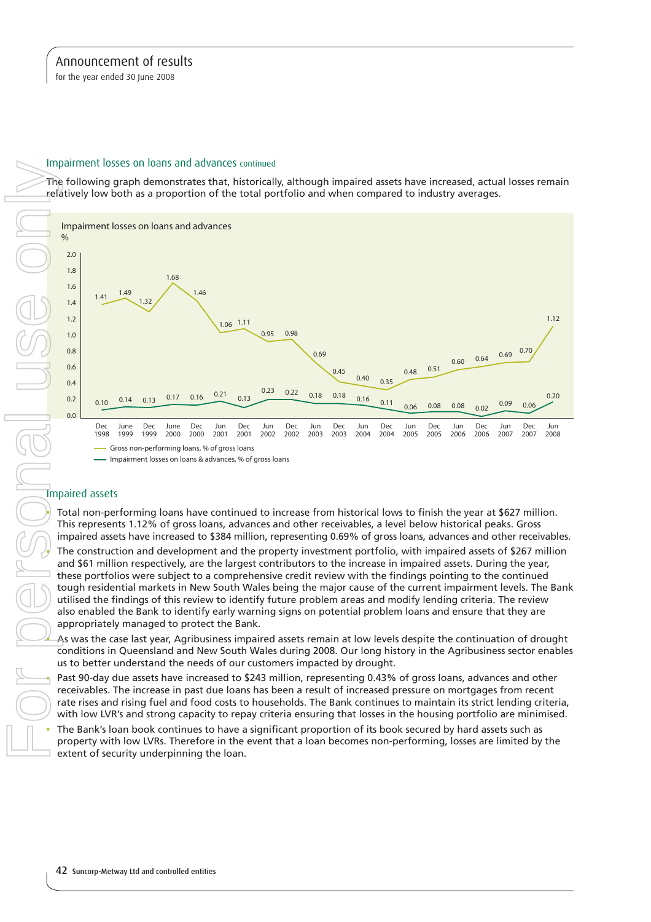## Impairment losses on loans and advances continued

The following graph demonstrates that, historically, although impaired assets have increased, actual losses remain relatively low both as a proportion of the total portfolio and when compared to industry averages.

Impairment losses on loans and advances

%

2.0
1.8
1.6
1.4
1.2
1.0
0.8
0.6
0.4
0.2
0.0

1.41 1.49 1.32 1.68 1.46 1.06 1.11 0.95 0.98 0.69 0.45 0.40 0.35 0.48 0.51 0.60 0.64 0.69 0.70 1.12

0.10 0.14 0.13 0.17 0.16 0.21 0.13 0.23 0.22 0.18 0.18 0.16 0.11 0.06 0.08 0.08 0.02 0.09 0.06 0.20

Dec 1998, June 1999, Dec 1999, June 2000, Dec 2000, Jun 2001, Dec 2001, Jun 2002, Dec 2002, Jun 2003, Dec 2003, Jun 2004, Dec 2004, Jun 2005, Dec 2005, Jun 2006, Dec 2006, Jun 2007, Dec 2007, Jun 2008

Gross non-performing loans, % of gross loans

Impairment losses on loans & advances, % of gross loans

## Impaired assets

- Total non-performing loans have continued to increase from historical lows to finish the year at $627 million. This represents 1.12% of gross loans, advances and other receivables, a level below historical peaks. Gross impaired assets have increased to $384 million, representing 0.69% of gross loans, advances and other receivables.
- The construction and development and the property investment portfolio, with impaired assets of $267 million and $61 million respectively, are the largest contributors to the increase in impaired assets. During the year, these portfolios were subject to a comprehensive credit review with the findings pointing to the continued tough residential markets in New South Wales being the major cause of the current impairment levels. The Bank utilised the findings of this review to identify future problem areas and modify lending criteria. The review also enabled the Bank to identify early warning signs on potential problem loans and ensure that they are appropriately managed to protect the Bank.
- As was the case last year, Agribusiness impaired assets remain at low levels despite the continuation of drought conditions in Queensland and New South Wales during 2008. Our long history in the Agribusiness sector enables us to better understand the needs of our customers impacted by drought.
- Past 90-day due assets have increased to $243 million, representing 0.43% of gross loans, advances and other receivables. The increase in past due loans has been a result of increased pressure on mortgages from recent rate rises and rising fuel and food costs to households. The Bank continues to maintain its strict lending criteria, with low LVR's and strong capacity to repay criteria ensuring that losses in the housing portfolio are minimised.
- The Bank's loan book continues to have a significant proportion of its book secured by hard assets such as property with low LVRs. Therefore in the event that a loan becomes non-performing, losses are limited by the extent of security underpinning the loan.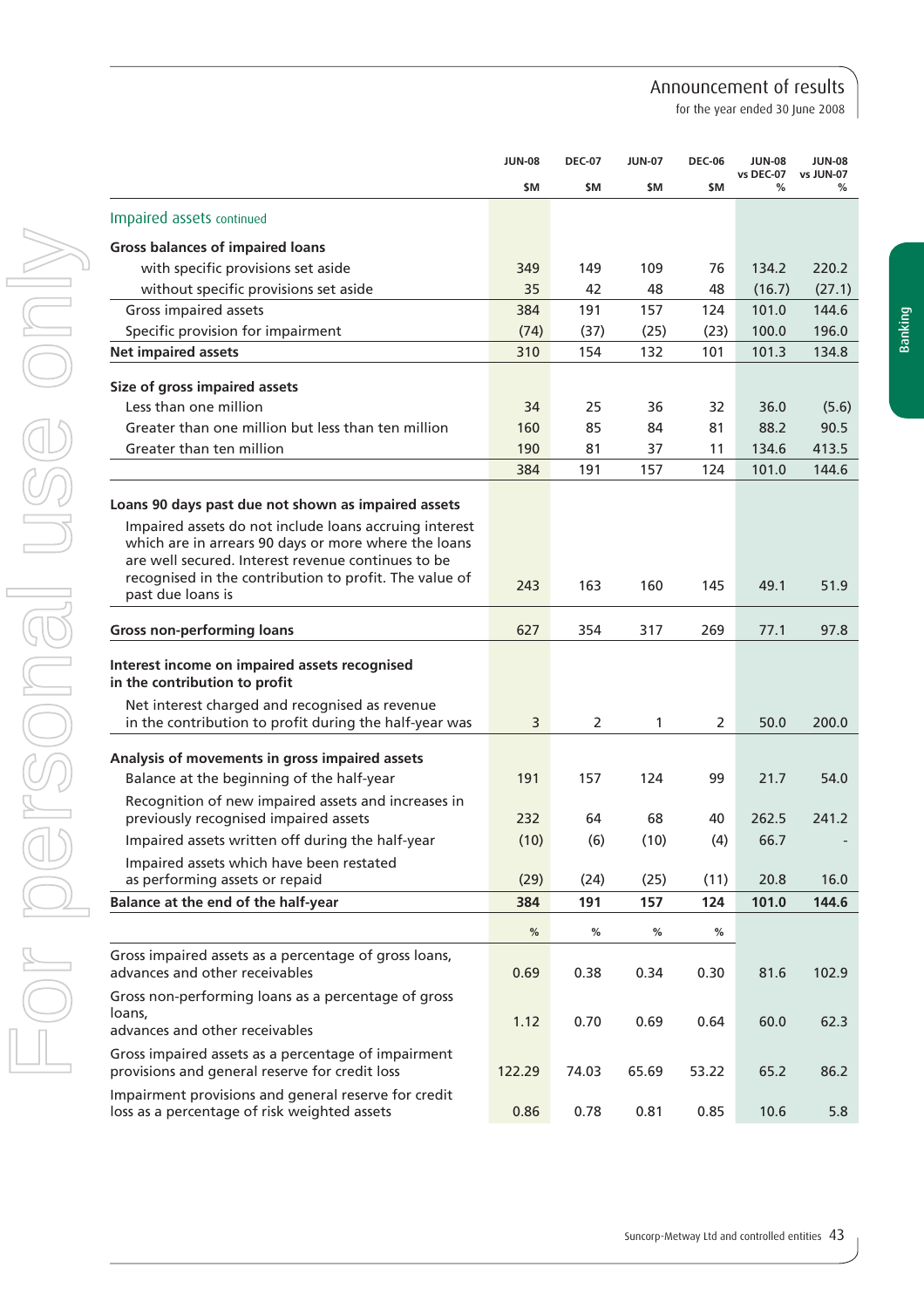| | JUN-08 $M | DEC-07 $M | JUN-07 $M | DEC-06 $M | JUN-08 vs DEC-07 % | JUN-08 vs JUN-07 % |
|---|---|---|---|---|---|---|
| **Impaired assets** continued | | | | | | |
| **Gross balances of impaired loans** | | | | | | |
| with specific provisions set aside | 349 | 149 | 109 | 76 | 134.2 | 220.2 |
| without specific provisions set aside | 35 | 42 | 48 | 48 | (16.7) | (27.1) |
| Gross impaired assets | 384 | 191 | 157 | 124 | 101.0 | 144.6 |
| Specific provision for impairment | (74) | (37) | (25) | (23) | 100.0 | 196.0 |
| **Net impaired assets** | 310 | 154 | 132 | 101 | 101.3 | 134.8 |
| **Size of gross impaired assets** | | | | | | |
| Less than one million | 34 | 25 | 36 | 32 | 36.0 | (5.6) |
| Greater than one million but less than ten million | 160 | 85 | 84 | 81 | 88.2 | 90.5 |
| Greater than ten million | 190 | 81 | 37 | 11 | 134.6 | 413.5 |
| | 384 | 191 | 157 | 124 | 101.0 | 144.6 |
| **Loans 90 days past due not shown as impaired assets** | | | | | | |
| Impaired assets do not include loans accruing interest which are in arrears 90 days or more where the loans are well secured. Interest revenue continues to be recognised in the contribution to profit. The value of past due loans is | 243 | 163 | 160 | 145 | 49.1 | 51.9 |
| **Gross non-performing loans** | 627 | 354 | 317 | 269 | 77.1 | 97.8 |
| **Interest income on impaired assets recognised in the contribution to profit** | | | | | | |
| Net interest charged and recognised as revenue in the contribution to profit during the half-year was | 3 | 2 | 1 | 2 | 50.0 | 200.0 |
| **Analysis of movements in gross impaired assets** | | | | | | |
| Balance at the beginning of the half-year | 191 | 157 | 124 | 99 | 21.7 | 54.0 |
| Recognition of new impaired assets and increases in previously recognised impaired assets | 232 | 64 | 68 | 40 | 262.5 | 241.2 |
| Impaired assets written off during the half-year | (10) | (6) | (10) | (4) | 66.7 | - |
| Impaired assets which have been restated as performing assets or repaid | (29) | (24) | (25) | (11) | 20.8 | 16.0 |
| **Balance at the end of the half-year** | **384** | **191** | **157** | **124** | **101.0** | **144.6** |
| | % | % | % | % | | |
| Gross impaired assets as a percentage of gross loans, advances and other receivables | 0.69 | 0.38 | 0.34 | 0.30 | 81.6 | 102.9 |
| Gross non-performing loans as a percentage of gross loans, advances and other receivables | 1.12 | 0.70 | 0.69 | 0.64 | 60.0 | 62.3 |
| Gross impaired assets as a percentage of impairment provisions and general reserve for credit loss | 122.29 | 74.03 | 65.69 | 53.22 | 65.2 | 86.2 |
| Impairment provisions and general reserve for credit loss as a percentage of risk weighted assets | 0.86 | 0.78 | 0.81 | 0.85 | 10.6 | 5.8 |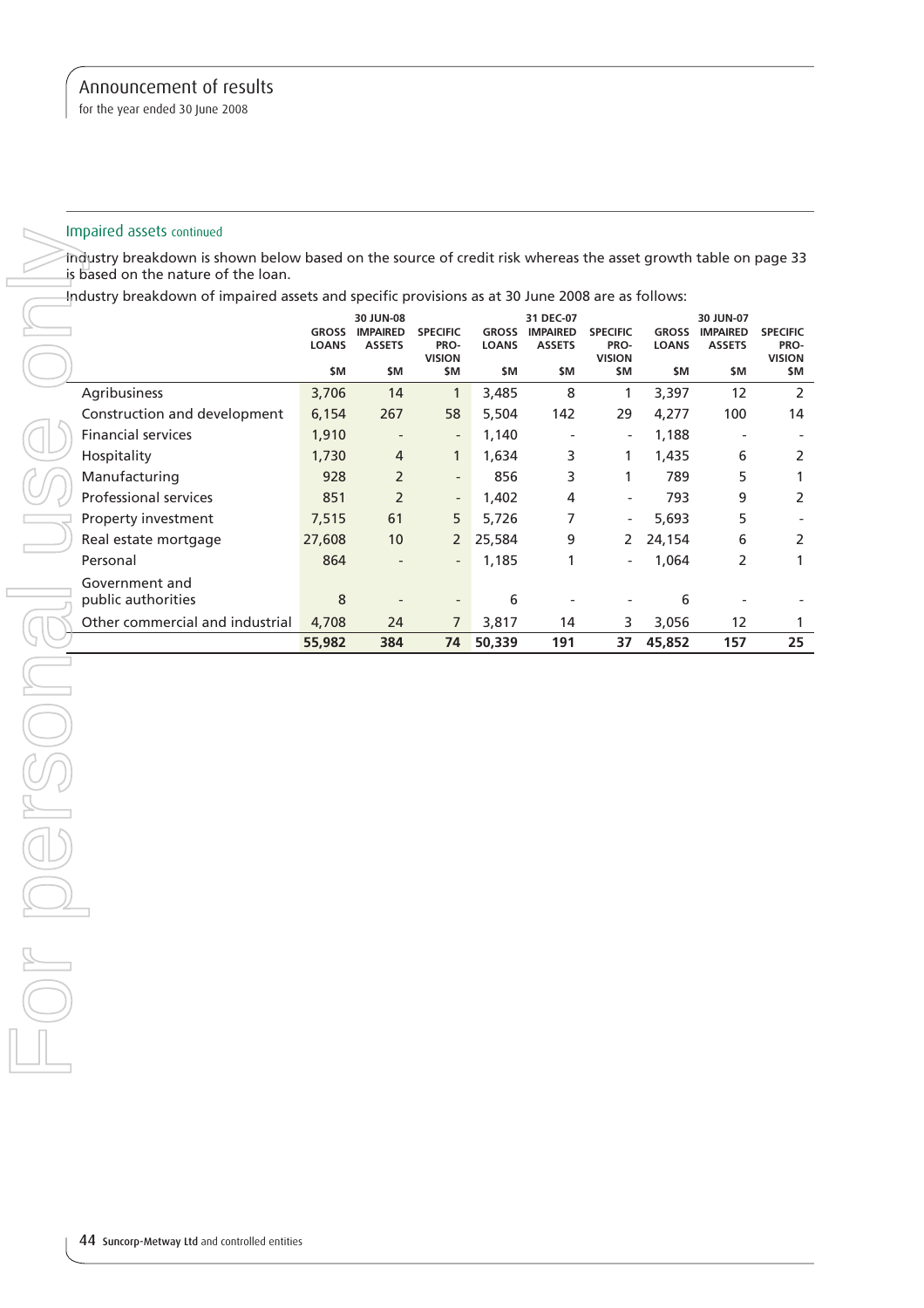## Impaired assets continued

Industry breakdown is shown below based on the source of credit risk whereas the asset growth table on page 33 is based on the nature of the loan.

Industry breakdown of impaired assets and specific provisions as at 30 June 2008 are as follows:

| | 30 JUN-08 | | | 31 DEC-07 | | | 30 JUN-07 | | |
|---|---|---|---|---|---|---|---|---|---|
| | GROSS LOANS | IMPAIRED ASSETS | SPECIFIC PRO-VISION | GROSS LOANS | IMPAIRED ASSETS | SPECIFIC PRO-VISION | GROSS LOANS | IMPAIRED ASSETS | SPECIFIC PRO-VISION |
| | $M | $M | $M | $M | $M | $M | $M | $M | $M |
| Agribusiness | 3,706 | 14 | 1 | 3,485 | 8 | 1 | 3,397 | 12 | 2 |
| Construction and development | 6,154 | 267 | 58 | 5,504 | 142 | 29 | 4,277 | 100 | 14 |
| Financial services | 1,910 | - | - | 1,140 | - | - | 1,188 | - | - |
| Hospitality | 1,730 | 4 | 1 | 1,634 | 3 | 1 | 1,435 | 6 | 2 |
| Manufacturing | 928 | 2 | - | 856 | 3 | 1 | 789 | 5 | 1 |
| Professional services | 851 | 2 | - | 1,402 | 4 | - | 793 | 9 | 2 |
| Property investment | 7,515 | 61 | 5 | 5,726 | 7 | - | 5,693 | 5 | - |
| Real estate mortgage | 27,608 | 10 | 2 | 25,584 | 9 | 2 | 24,154 | 6 | 2 |
| Personal | 864 | - | - | 1,185 | 1 | - | 1,064 | 2 | 1 |
| Government and public authorities | 8 | - | - | 6 | - | - | 6 | - | - |
| Other commercial and industrial | 4,708 | 24 | 7 | 3,817 | 14 | 3 | 3,056 | 12 | 1 |
| | **55,982** | **384** | **74** | **50,339** | **191** | **37** | **45,852** | **157** | **25** |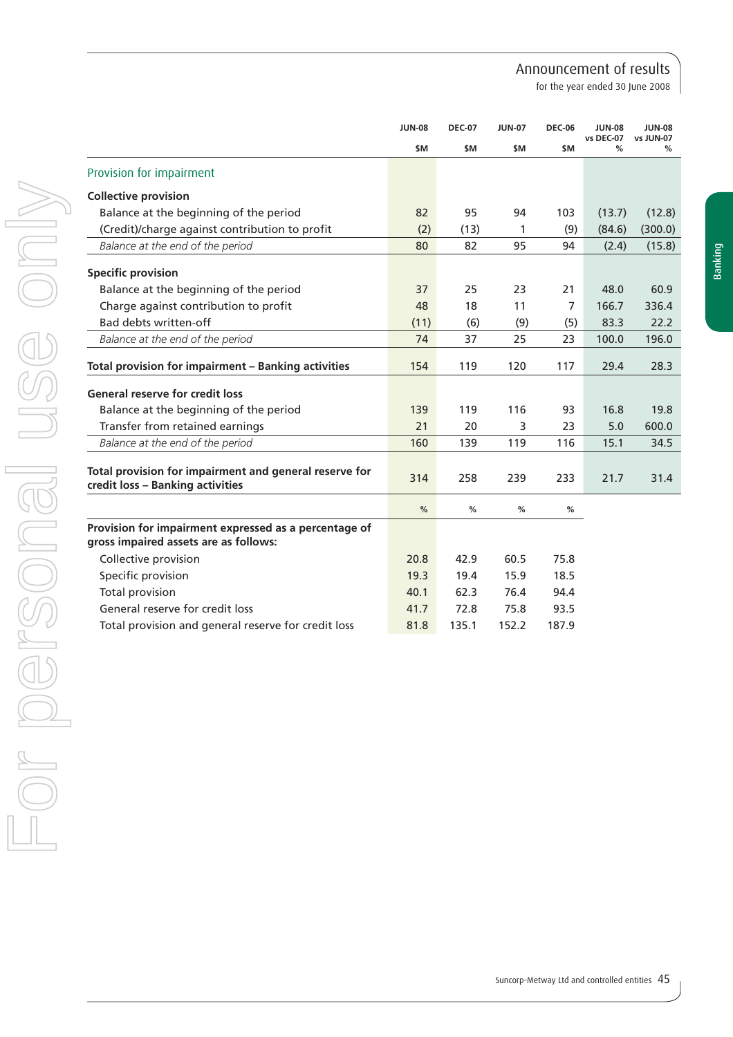| | JUN-08 $M | DEC-07 $M | JUN-07 $M | DEC-06 $M | JUN-08 vs DEC-07 % | JUN-08 vs JUN-07 % |
|---|---|---|---|---|---|---|
| **Provision for impairment** | | | | | | |
| **Collective provision** | | | | | | |
| Balance at the beginning of the period | 82 | 95 | 94 | 103 | (13.7) | (12.8) |
| (Credit)/charge against contribution to profit | (2) | (13) | 1 | (9) | (84.6) | (300.0) |
| *Balance at the end of the period* | 80 | 82 | 95 | 94 | (2.4) | (15.8) |
| **Specific provision** | | | | | | |
| Balance at the beginning of the period | 37 | 25 | 23 | 21 | 48.0 | 60.9 |
| Charge against contribution to profit | 48 | 18 | 11 | 7 | 166.7 | 336.4 |
| Bad debts written-off | (11) | (6) | (9) | (5) | 83.3 | 22.2 |
| *Balance at the end of the period* | 74 | 37 | 25 | 23 | 100.0 | 196.0 |
| **Total provision for impairment – Banking activities** | 154 | 119 | 120 | 117 | 29.4 | 28.3 |
| **General reserve for credit loss** | | | | | | |
| Balance at the beginning of the period | 139 | 119 | 116 | 93 | 16.8 | 19.8 |
| Transfer from retained earnings | 21 | 20 | 3 | 23 | 5.0 | 600.0 |
| *Balance at the end of the period* | 160 | 139 | 119 | 116 | 15.1 | 34.5 |
| **Total provision for impairment and general reserve for credit loss – Banking activities** | 314 | 258 | 239 | 233 | 21.7 | 31.4 |

| | % | % | % | % |
|---|---|---|---|---|
| **Provision for impairment expressed as a percentage of gross impaired assets are as follows:** | | | | |
| Collective provision | 20.8 | 42.9 | 60.5 | 75.8 |
| Specific provision | 19.3 | 19.4 | 15.9 | 18.5 |
| Total provision | 40.1 | 62.3 | 76.4 | 94.4 |
| General reserve for credit loss | 41.7 | 72.8 | 75.8 | 93.5 |
| Total provision and general reserve for credit loss | 81.8 | 135.1 | 152.2 | 187.9 |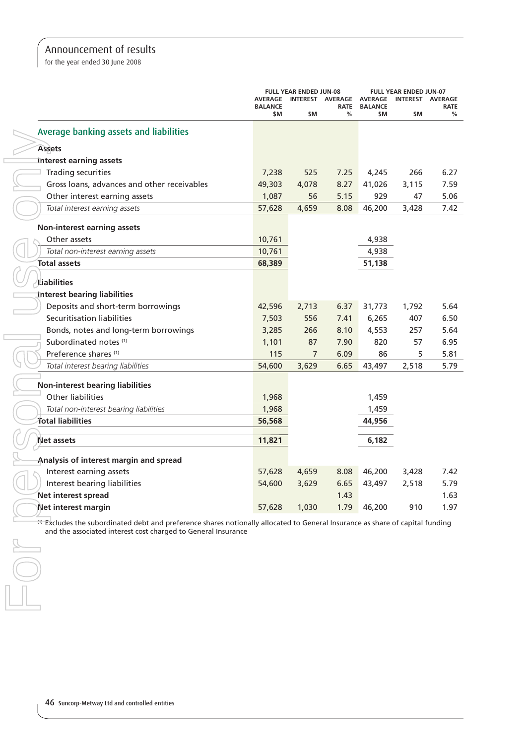| | FULL YEAR ENDED JUN-08 | | | FULL YEAR ENDED JUN-07 | | |
|---|---|---|---|---|---|---|
| | AVERAGE BALANCE $M | INTEREST $M | AVERAGE RATE % | AVERAGE BALANCE $M | INTEREST $M | AVERAGE RATE % |
| **Average banking assets and liabilities** | | | | | | |
| **Assets** | | | | | | |
| **Interest earning assets** | | | | | | |
| Trading securities | 7,238 | 525 | 7.25 | 4,245 | 266 | 6.27 |
| Gross loans, advances and other receivables | 49,303 | 4,078 | 8.27 | 41,026 | 3,115 | 7.59 |
| Other interest earning assets | 1,087 | 56 | 5.15 | 929 | 47 | 5.06 |
| *Total interest earning assets* | 57,628 | 4,659 | 8.08 | 46,200 | 3,428 | 7.42 |
| **Non-interest earning assets** | | | | | | |
| Other assets | 10,761 | | | 4,938 | | |
| *Total non-interest earning assets* | 10,761 | | | 4,938 | | |
| **Total assets** | **68,389** | | | **51,138** | | |
| **Liabilities** | | | | | | |
| **Interest bearing liabilities** | | | | | | |
| Deposits and short-term borrowings | 42,596 | 2,713 | 6.37 | 31,773 | 1,792 | 5.64 |
| Securitisation liabilities | 7,503 | 556 | 7.41 | 6,265 | 407 | 6.50 |
| Bonds, notes and long-term borrowings | 3,285 | 266 | 8.10 | 4,553 | 257 | 5.64 |
| Subordinated notes [1] | 1,101 | 87 | 7.90 | 820 | 57 | 6.95 |
| Preference shares [1] | 115 | 7 | 6.09 | 86 | 5 | 5.81 |
| *Total interest bearing liabilities* | 54,600 | 3,629 | 6.65 | 43,497 | 2,518 | 5.79 |
| **Non-interest bearing liabilities** | | | | | | |
| Other liabilities | 1,968 | | | 1,459 | | |
| *Total non-interest bearing liabilities* | 1,968 | | | 1,459 | | |
| **Total liabilities** | **56,568** | | | **44,956** | | |
| **Net assets** | **11,821** | | | **6,182** | | |
| **Analysis of interest margin and spread** | | | | | | |
| Interest earning assets | 57,628 | 4,659 | 8.08 | 46,200 | 3,428 | 7.42 |
| Interest bearing liabilities | 54,600 | 3,629 | 6.65 | 43,497 | 2,518 | 5.79 |
| **Net interest spread** | | | 1.43 | | | 1.63 |
| **Net interest margin** | 57,628 | 1,030 | 1.79 | 46,200 | 910 | 1.97 |

[1] Excludes the subordinated debt and preference shares notionally allocated to General Insurance as share of capital funding and the associated interest cost charged to General Insurance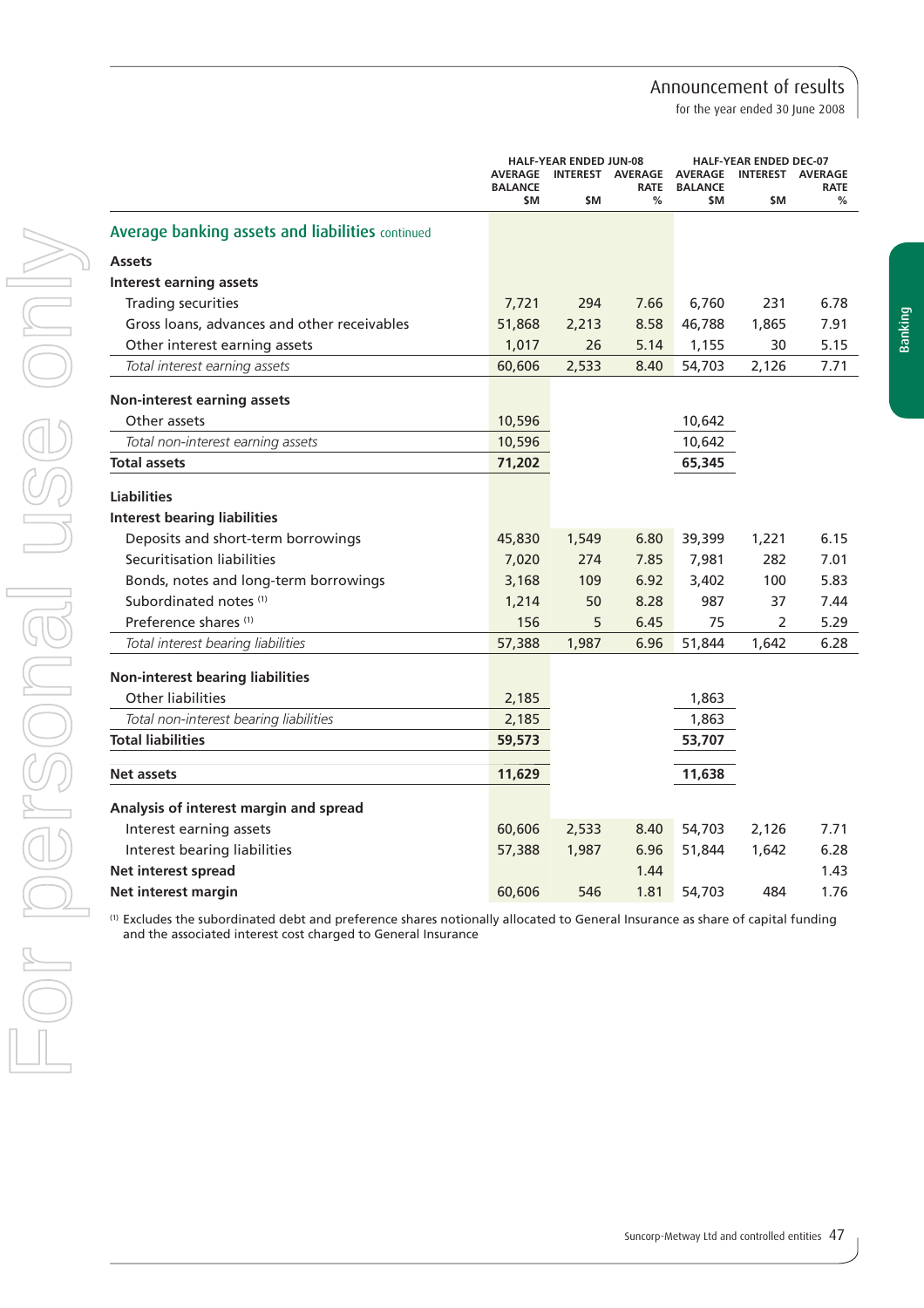## Average banking assets and liabilities continued

| | HALF-YEAR ENDED JUN-08 | | | HALF-YEAR ENDED DEC-07 | | |
|---|---|---|---|---|---|---|
| | AVERAGE BALANCE $M | INTEREST $M | AVERAGE RATE % | AVERAGE BALANCE $M | INTEREST $M | AVERAGE RATE % |
| **Assets** | | | | | | |
| **Interest earning assets** | | | | | | |
| Trading securities | 7,721 | 294 | 7.66 | 6,760 | 231 | 6.78 |
| Gross loans, advances and other receivables | 51,868 | 2,213 | 8.58 | 46,788 | 1,865 | 7.91 |
| Other interest earning assets | 1,017 | 26 | 5.14 | 1,155 | 30 | 5.15 |
| *Total interest earning assets* | 60,606 | 2,533 | 8.40 | 54,703 | 2,126 | 7.71 |
| **Non-interest earning assets** | | | | | | |
| Other assets | 10,596 | | | 10,642 | | |
| *Total non-interest earning assets* | 10,596 | | | 10,642 | | |
| **Total assets** | **71,202** | | | **65,345** | | |
| **Liabilities** | | | | | | |
| **Interest bearing liabilities** | | | | | | |
| Deposits and short-term borrowings | 45,830 | 1,549 | 6.80 | 39,399 | 1,221 | 6.15 |
| Securitisation liabilities | 7,020 | 274 | 7.85 | 7,981 | 282 | 7.01 |
| Bonds, notes and long-term borrowings | 3,168 | 109 | 6.92 | 3,402 | 100 | 5.83 |
| Subordinated notes [1] | 1,214 | 50 | 8.28 | 987 | 37 | 7.44 |
| Preference shares [1] | 156 | 5 | 6.45 | 75 | 2 | 5.29 |
| *Total interest bearing liabilities* | 57,388 | 1,987 | 6.96 | 51,844 | 1,642 | 6.28 |
| **Non-interest bearing liabilities** | | | | | | |
| Other liabilities | 2,185 | | | 1,863 | | |
| *Total non-interest bearing liabilities* | 2,185 | | | 1,863 | | |
| **Total liabilities** | **59,573** | | | **53,707** | | |
| **Net assets** | **11,629** | | | **11,638** | | |
| **Analysis of interest margin and spread** | | | | | | |
| Interest earning assets | 60,606 | 2,533 | 8.40 | 54,703 | 2,126 | 7.71 |
| Interest bearing liabilities | 57,388 | 1,987 | 6.96 | 51,844 | 1,642 | 6.28 |
| **Net interest spread** | | | 1.44 | | | 1.43 |
| **Net interest margin** | 60,606 | 546 | 1.81 | 54,703 | 484 | 1.76 |

[1] Excludes the subordinated debt and preference shares notionally allocated to General Insurance as share of capital funding and the associated interest cost charged to General Insurance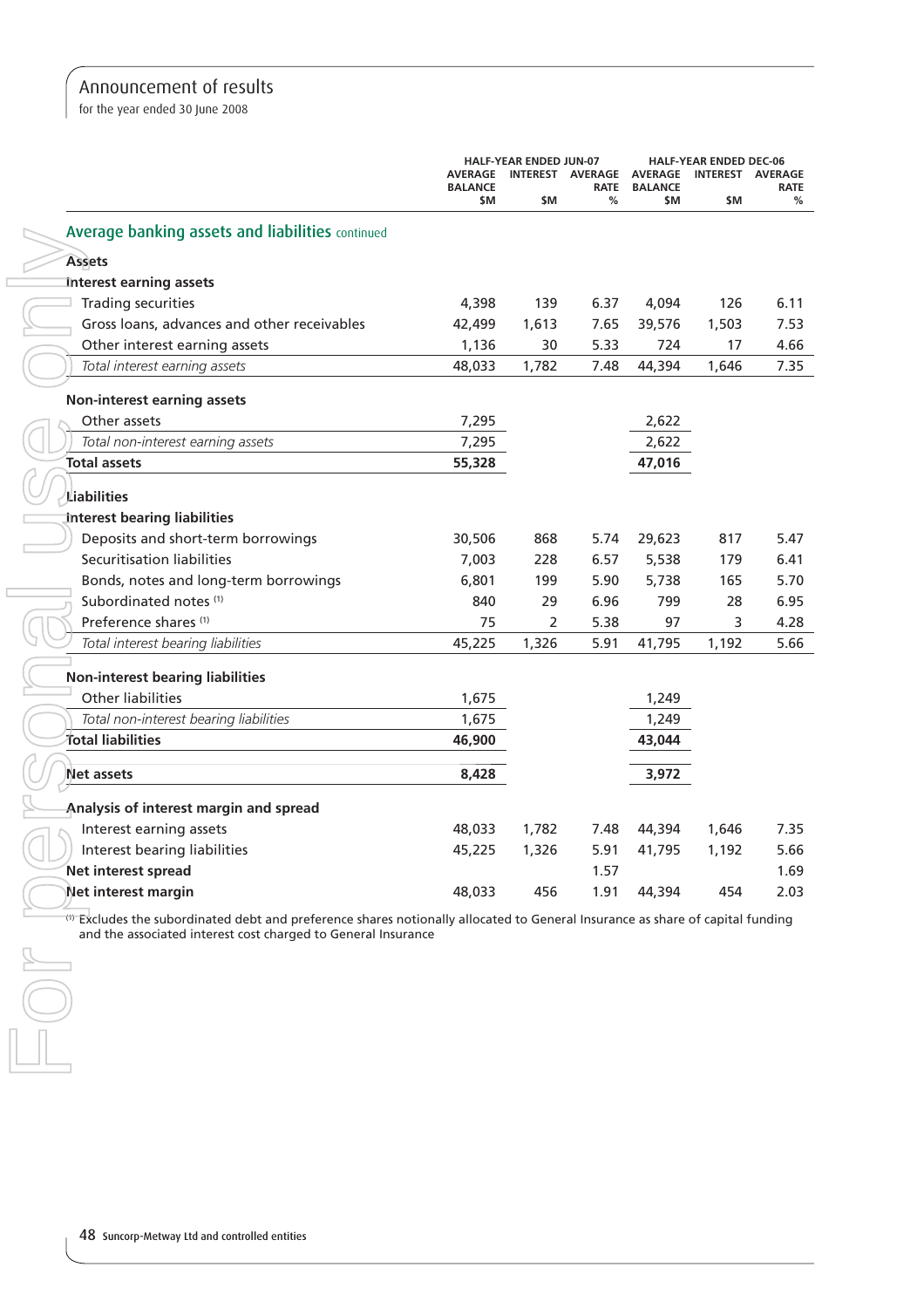## Announcement of results

for the year ended 30 June 2008

| | HALF-YEAR ENDED JUN-07 | | | HALF-YEAR ENDED DEC-06 | | |
|---|---|---|---|---|---|---|
| | AVERAGE BALANCE $M | INTEREST $M | AVERAGE RATE % | AVERAGE BALANCE $M | INTEREST $M | AVERAGE RATE % |
| **Average banking assets and liabilities** continued | | | | | | |
| **Assets** | | | | | | |
| **Interest earning assets** | | | | | | |
| Trading securities | 4,398 | 139 | 6.37 | 4,094 | 126 | 6.11 |
| Gross loans, advances and other receivables | 42,499 | 1,613 | 7.65 | 39,576 | 1,503 | 7.53 |
| Other interest earning assets | 1,136 | 30 | 5.33 | 724 | 17 | 4.66 |
| *Total interest earning assets* | 48,033 | 1,782 | 7.48 | 44,394 | 1,646 | 7.35 |
| **Non-interest earning assets** | | | | | | |
| Other assets | 7,295 | | | 2,622 | | |
| *Total non-interest earning assets* | 7,295 | | | 2,622 | | |
| **Total assets** | **55,328** | | | **47,016** | | |
| **Liabilities** | | | | | | |
| **Interest bearing liabilities** | | | | | | |
| Deposits and short-term borrowings | 30,506 | 868 | 5.74 | 29,623 | 817 | 5.47 |
| Securitisation liabilities | 7,003 | 228 | 6.57 | 5,538 | 179 | 6.41 |
| Bonds, notes and long-term borrowings | 6,801 | 199 | 5.90 | 5,738 | 165 | 5.70 |
| Subordinated notes [(1)] | 840 | 29 | 6.96 | 799 | 28 | 6.95 |
| Preference shares [(1)] | 75 | 2 | 5.38 | 97 | 3 | 4.28 |
| *Total interest bearing liabilities* | 45,225 | 1,326 | 5.91 | 41,795 | 1,192 | 5.66 |
| **Non-interest bearing liabilities** | | | | | | |
| Other liabilities | 1,675 | | | 1,249 | | |
| *Total non-interest bearing liabilities* | 1,675 | | | 1,249 | | |
| **Total liabilities** | **46,900** | | | **43,044** | | |
| **Net assets** | **8,428** | | | **3,972** | | |
| **Analysis of interest margin and spread** | | | | | | |
| Interest earning assets | 48,033 | 1,782 | 7.48 | 44,394 | 1,646 | 7.35 |
| Interest bearing liabilities | 45,225 | 1,326 | 5.91 | 41,795 | 1,192 | 5.66 |
| **Net interest spread** | | | 1.57 | | | 1.69 |
| **Net interest margin** | 48,033 | 456 | 1.91 | 44,394 | 454 | 2.03 |

(1) Excludes the subordinated debt and preference shares notionally allocated to General Insurance as share of capital funding and the associated interest cost charged to General Insurance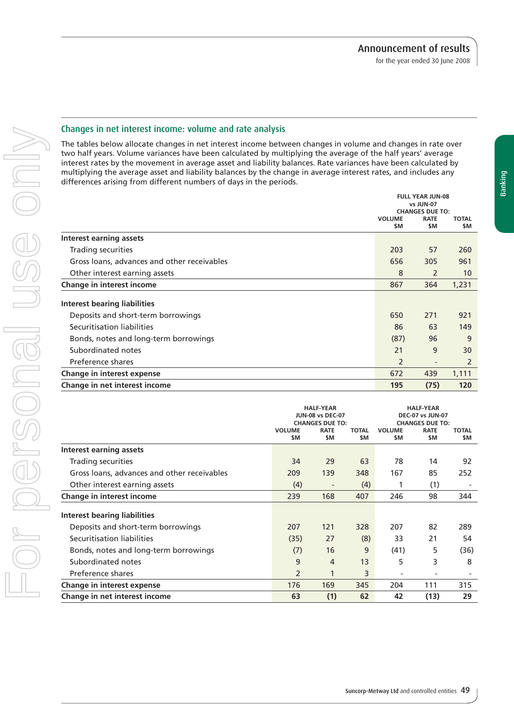## Changes in net interest income: volume and rate analysis

The tables below allocate changes in net interest income between changes in volume and changes in rate over two half years. Volume variances have been calculated by multiplying the average of the half years' average interest rates by the movement in average asset and liability balances. Rate variances have been calculated by multiplying the average asset and liability balances by the change in average interest rates, and includes any differences arising from different numbers of days in the periods.

| | FULL YEAR JUN-08 vs JUN-07 CHANGES DUE TO: | | |
|---|---|---|---|
| | VOLUME $M | RATE $M | TOTAL $M |
| **Interest earning assets** | | | |
| Trading securities | 203 | 57 | 260 |
| Gross loans, advances and other receivables | 656 | 305 | 961 |
| Other interest earning assets | 8 | 2 | 10 |
| **Change in interest income** | 867 | 364 | 1,231 |
| **Interest bearing liabilities** | | | |
| Deposits and short-term borrowings | 650 | 271 | 921 |
| Securitisation liabilities | 86 | 63 | 149 |
| Bonds, notes and long-term borrowings | (87) | 96 | 9 |
| Subordinated notes | 21 | 9 | 30 |
| Preference shares | 2 | - | 2 |
| **Change in interest expense** | 672 | 439 | 1,111 |
| **Change in net interest income** | **195** | **(75)** | **120** |

| | HALF-YEAR JUN-08 vs DEC-07 CHANGES DUE TO: | | | HALF-YEAR DEC-07 vs JUN-07 CHANGES DUE TO: | | |
|---|---|---|---|---|---|---|
| | VOLUME $M | RATE $M | TOTAL $M | VOLUME $M | RATE $M | TOTAL $M |
| **Interest earning assets** | | | | | | |
| Trading securities | 34 | 29 | 63 | 78 | 14 | 92 |
| Gross loans, advances and other receivables | 209 | 139 | 348 | 167 | 85 | 252 |
| Other interest earning assets | (4) | - | (4) | 1 | (1) | - |
| **Change in interest income** | 239 | 168 | 407 | 246 | 98 | 344 |
| **Interest bearing liabilities** | | | | | | |
| Deposits and short-term borrowings | 207 | 121 | 328 | 207 | 82 | 289 |
| Securitisation liabilities | (35) | 27 | (8) | 33 | 21 | 54 |
| Bonds, notes and long-term borrowings | (7) | 16 | 9 | (41) | 5 | (36) |
| Subordinated notes | 9 | 4 | 13 | 5 | 3 | 8 |
| Preference shares | 2 | 1 | 3 | - | - | - |
| **Change in interest expense** | 176 | 169 | 345 | 204 | 111 | 315 |
| **Change in net interest income** | **63** | **(1)** | **62** | **42** | **(13)** | **29** |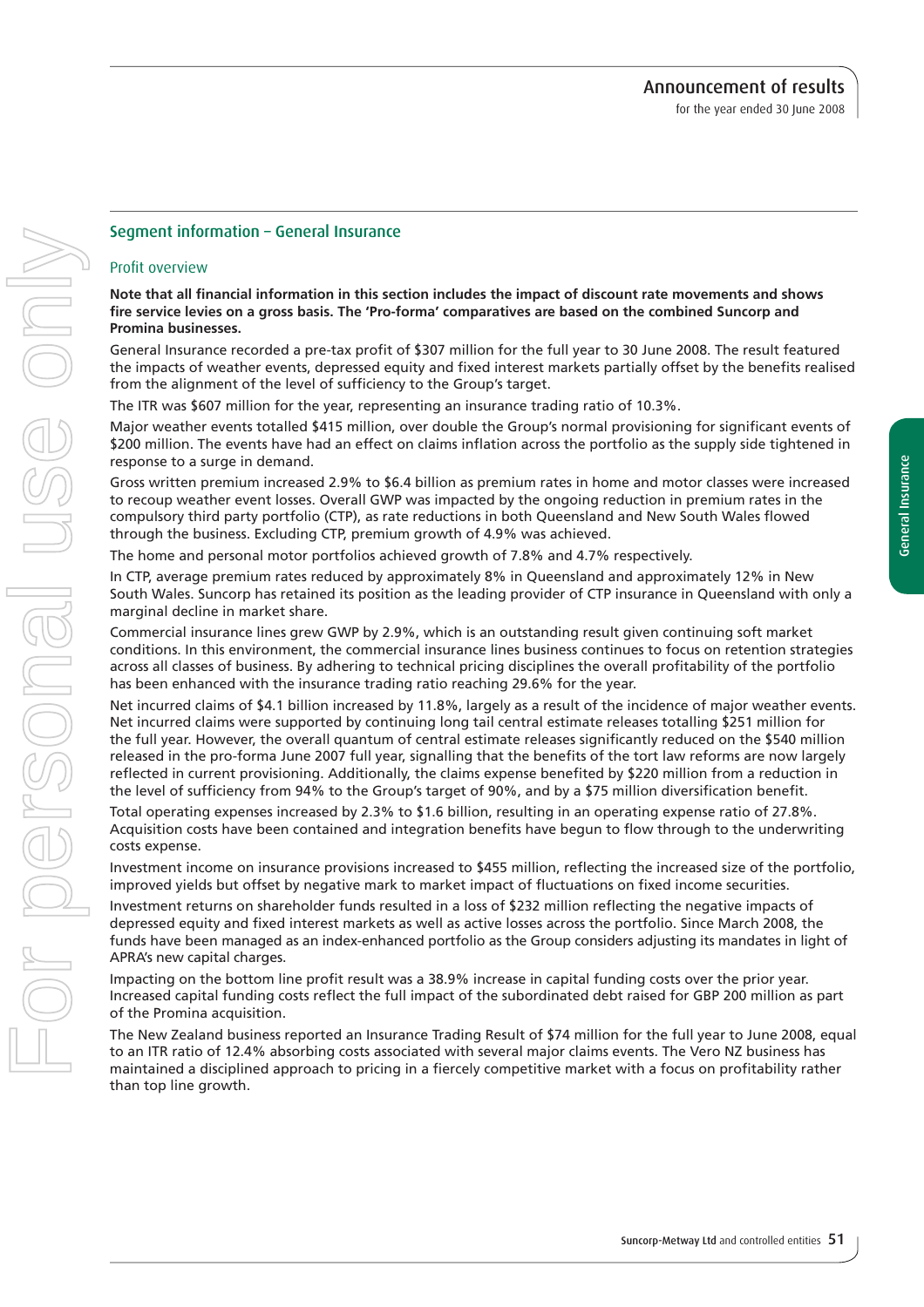## Segment information – General Insurance

### Profit overview

**Note that all financial information in this section includes the impact of discount rate movements and shows fire service levies on a gross basis. The 'Pro-forma' comparatives are based on the combined Suncorp and Promina businesses.**

General Insurance recorded a pre-tax profit of $307 million for the full year to 30 June 2008. The result featured the impacts of weather events, depressed equity and fixed interest markets partially offset by the benefits realised from the alignment of the level of sufficiency to the Group's target.

The ITR was $607 million for the year, representing an insurance trading ratio of 10.3%.

Major weather events totalled $415 million, over double the Group's normal provisioning for significant events of $200 million. The events have had an effect on claims inflation across the portfolio as the supply side tightened in response to a surge in demand.

Gross written premium increased 2.9% to $6.4 billion as premium rates in home and motor classes were increased to recoup weather event losses. Overall GWP was impacted by the ongoing reduction in premium rates in the compulsory third party portfolio (CTP), as rate reductions in both Queensland and New South Wales flowed through the business. Excluding CTP, premium growth of 4.9% was achieved.

The home and personal motor portfolios achieved growth of 7.8% and 4.7% respectively.

In CTP, average premium rates reduced by approximately 8% in Queensland and approximately 12% in New South Wales. Suncorp has retained its position as the leading provider of CTP insurance in Queensland with only a marginal decline in market share.

Commercial insurance lines grew GWP by 2.9%, which is an outstanding result given continuing soft market conditions. In this environment, the commercial insurance lines business continues to focus on retention strategies across all classes of business. By adhering to technical pricing disciplines the overall profitability of the portfolio has been enhanced with the insurance trading ratio reaching 29.6% for the year.

Net incurred claims of $4.1 billion increased by 11.8%, largely as a result of the incidence of major weather events. Net incurred claims were supported by continuing long tail central estimate releases totalling $251 million for the full year. However, the overall quantum of central estimate releases significantly reduced on the $540 million released in the pro-forma June 2007 full year, signalling that the benefits of the tort law reforms are now largely reflected in current provisioning. Additionally, the claims expense benefited by $220 million from a reduction in the level of sufficiency from 94% to the Group's target of 90%, and by a $75 million diversification benefit.

Total operating expenses increased by 2.3% to $1.6 billion, resulting in an operating expense ratio of 27.8%. Acquisition costs have been contained and integration benefits have begun to flow through to the underwriting costs expense.

Investment income on insurance provisions increased to $455 million, reflecting the increased size of the portfolio, improved yields but offset by negative mark to market impact of fluctuations on fixed income securities.

Investment returns on shareholder funds resulted in a loss of $232 million reflecting the negative impacts of depressed equity and fixed interest markets as well as active losses across the portfolio. Since March 2008, the funds have been managed as an index-enhanced portfolio as the Group considers adjusting its mandates in light of APRA's new capital charges.

Impacting on the bottom line profit result was a 38.9% increase in capital funding costs over the prior year. Increased capital funding costs reflect the full impact of the subordinated debt raised for GBP 200 million as part of the Promina acquisition.

The New Zealand business reported an Insurance Trading Result of $74 million for the full year to June 2008, equal to an ITR ratio of 12.4% absorbing costs associated with several major claims events. The Vero NZ business has maintained a disciplined approach to pricing in a fiercely competitive market with a focus on profitability rather than top line growth.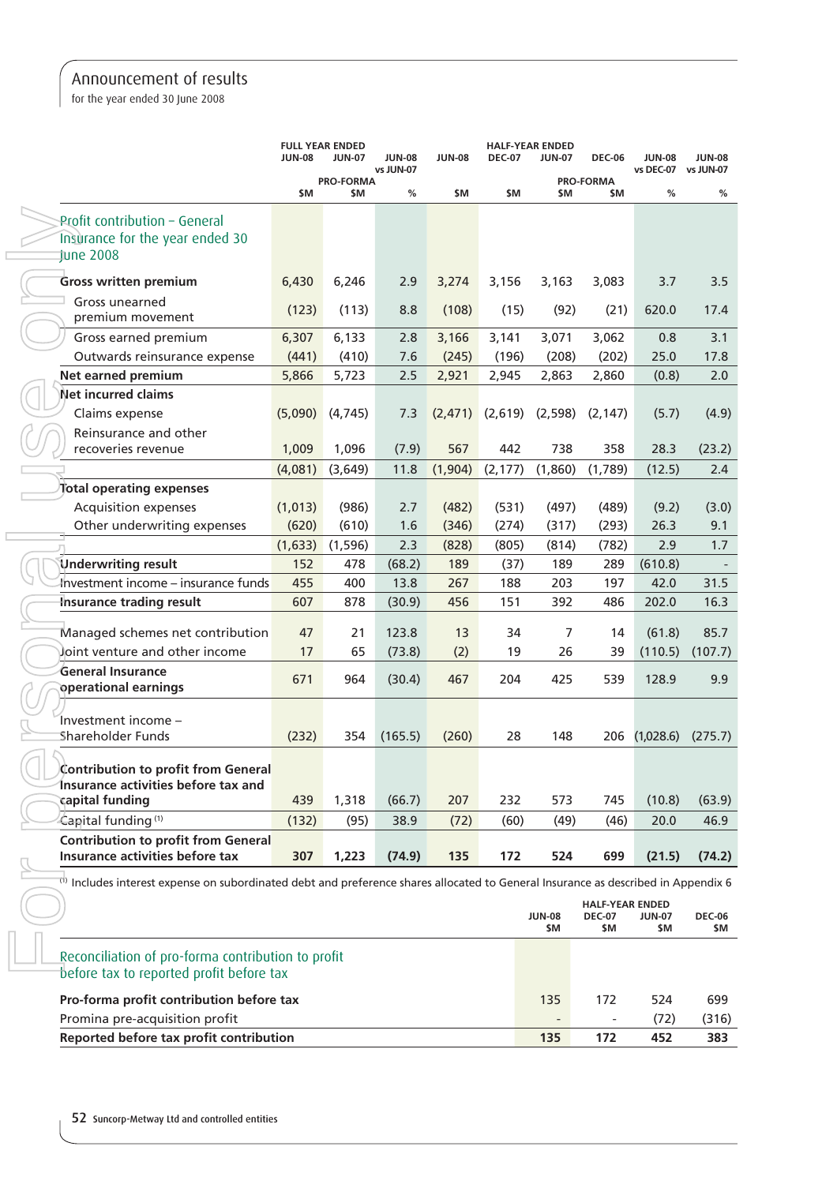# Announcement of results

for the year ended 30 June 2008

| | FULL YEAR ENDED JUN-08 $M | JUN-07 PRO-FORMA $M | JUN-08 vs JUN-07 % | HALF-YEAR ENDED JUN-08 $M | DEC-07 $M | JUN-07 PRO-FORMA $M | DEC-06 PRO-FORMA $M | JUN-08 vs DEC-07 % | JUN-08 vs JUN-07 % |
|---|---|---|---|---|---|---|---|---|---|
| **Profit contribution – General Insurance for the year ended 30 June 2008** | | | | | | | | | |
| **Gross written premium** | 6,430 | 6,246 | 2.9 | 3,274 | 3,156 | 3,163 | 3,083 | 3.7 | 3.5 |
| Gross unearned premium movement | (123) | (113) | 8.8 | (108) | (15) | (92) | (21) | 620.0 | 17.4 |
| Gross earned premium | 6,307 | 6,133 | 2.8 | 3,166 | 3,141 | 3,071 | 3,062 | 0.8 | 3.1 |
| Outwards reinsurance expense | (441) | (410) | 7.6 | (245) | (196) | (208) | (202) | 25.0 | 17.8 |
| **Net earned premium** | 5,866 | 5,723 | 2.5 | 2,921 | 2,945 | 2,863 | 2,860 | (0.8) | 2.0 |
| **Net incurred claims** | | | | | | | | | |
| Claims expense | (5,090) | (4,745) | 7.3 | (2,471) | (2,619) | (2,598) | (2,147) | (5.7) | (4.9) |
| Reinsurance and other recoveries revenue | 1,009 | 1,096 | (7.9) | 567 | 442 | 738 | 358 | 28.3 | (23.2) |
| | (4,081) | (3,649) | 11.8 | (1,904) | (2,177) | (1,860) | (1,789) | (12.5) | 2.4 |
| **Total operating expenses** | | | | | | | | | |
| Acquisition expenses | (1,013) | (986) | 2.7 | (482) | (531) | (497) | (489) | (9.2) | (3.0) |
| Other underwriting expenses | (620) | (610) | 1.6 | (346) | (274) | (317) | (293) | 26.3 | 9.1 |
| | (1,633) | (1,596) | 2.3 | (828) | (805) | (814) | (782) | 2.9 | 1.7 |
| **Underwriting result** | 152 | 478 | (68.2) | 189 | (37) | 189 | 289 | (610.8) | - |
| Investment income – insurance funds | 455 | 400 | 13.8 | 267 | 188 | 203 | 197 | 42.0 | 31.5 |
| **Insurance trading result** | 607 | 878 | (30.9) | 456 | 151 | 392 | 486 | 202.0 | 16.3 |
| Managed schemes net contribution | 47 | 21 | 123.8 | 13 | 34 | 7 | 14 | (61.8) | 85.7 |
| Joint venture and other income | 17 | 65 | (73.8) | (2) | 19 | 26 | 39 | (110.5) | (107.7) |
| **General Insurance operational earnings** | 671 | 964 | (30.4) | 467 | 204 | 425 | 539 | 128.9 | 9.9 |
| Investment income – Shareholder Funds | (232) | 354 | (165.5) | (260) | 28 | 148 | 206 | (1,028.6) | (275.7) |
| **Contribution to profit from General Insurance activities before tax and capital funding** | 439 | 1,318 | (66.7) | 207 | 232 | 573 | 745 | (10.8) | (63.9) |
| Capital funding [1] | (132) | (95) | 38.9 | (72) | (60) | (49) | (46) | 20.0 | 46.9 |
| **Contribution to profit from General Insurance activities before tax** | **307** | **1,223** | **(74.9)** | **135** | **172** | **524** | **699** | **(21.5)** | **(74.2)** |

[1] Includes interest expense on subordinated debt and preference shares allocated to General Insurance as described in Appendix 6

| | HALF-YEAR ENDED JUN-08 $M | DEC-07 $M | JUN-07 $M | DEC-06 $M |
|---|---|---|---|---|
| **Reconciliation of pro-forma contribution to profit before tax to reported profit before tax** | | | | |
| **Pro-forma profit contribution before tax** | 135 | 172 | 524 | 699 |
| Promina pre-acquisition profit | - | - | (72) | (316) |
| **Reported before tax profit contribution** | **135** | **172** | **452** | **383** |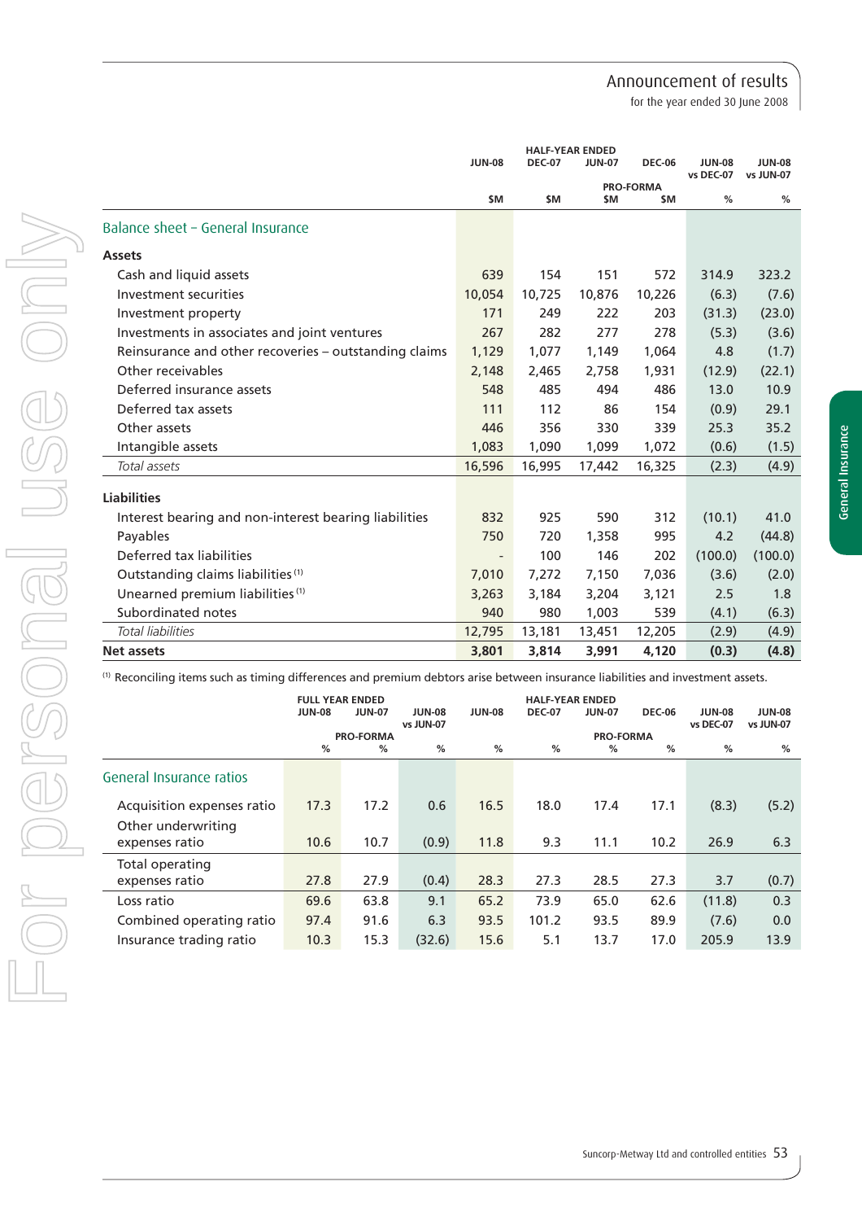| | HALF-YEAR ENDED | | | | | |
|---|---|---|---|---|---|---|
| | JUN-08 | DEC-07 | JUN-07 | DEC-06 | JUN-08 vs DEC-07 | JUN-08 vs JUN-07 |
| | | | PRO-FORMA | | | |
| | $M | $M | $M | $M | % | % |
| **Balance sheet – General Insurance** | | | | | | |
| **Assets** | | | | | | |
| Cash and liquid assets | 639 | 154 | 151 | 572 | 314.9 | 323.2 |
| Investment securities | 10,054 | 10,725 | 10,876 | 10,226 | (6.3) | (7.6) |
| Investment property | 171 | 249 | 222 | 203 | (31.3) | (23.0) |
| Investments in associates and joint ventures | 267 | 282 | 277 | 278 | (5.3) | (3.6) |
| Reinsurance and other recoveries – outstanding claims | 1,129 | 1,077 | 1,149 | 1,064 | 4.8 | (1.7) |
| Other receivables | 2,148 | 2,465 | 2,758 | 1,931 | (12.9) | (22.1) |
| Deferred insurance assets | 548 | 485 | 494 | 486 | 13.0 | 10.9 |
| Deferred tax assets | 111 | 112 | 86 | 154 | (0.9) | 29.1 |
| Other assets | 446 | 356 | 330 | 339 | 25.3 | 35.2 |
| Intangible assets | 1,083 | 1,090 | 1,099 | 1,072 | (0.6) | (1.5) |
| *Total assets* | 16,596 | 16,995 | 17,442 | 16,325 | (2.3) | (4.9) |
| **Liabilities** | | | | | | |
| Interest bearing and non-interest bearing liabilities | 832 | 925 | 590 | 312 | (10.1) | 41.0 |
| Payables | 750 | 720 | 1,358 | 995 | 4.2 | (44.8) |
| Deferred tax liabilities | - | 100 | 146 | 202 | (100.0) | (100.0) |
| Outstanding claims liabilities [1] | 7,010 | 7,272 | 7,150 | 7,036 | (3.6) | (2.0) |
| Unearned premium liabilities [1] | 3,263 | 3,184 | 3,204 | 3,121 | 2.5 | 1.8 |
| Subordinated notes | 940 | 980 | 1,003 | 539 | (4.1) | (6.3) |
| *Total liabilities* | 12,795 | 13,181 | 13,451 | 12,205 | (2.9) | (4.9) |
| **Net assets** | **3,801** | **3,814** | **3,991** | **4,120** | **(0.3)** | **(4.8)** |

[1] Reconciling items such as timing differences and premium debtors arise between insurance liabilities and investment assets.

| | FULL YEAR ENDED | | | HALF-YEAR ENDED | | | | | |
|---|---|---|---|---|---|---|---|---|---|
| | JUN-08 | JUN-07 | JUN-08 vs JUN-07 | JUN-08 | DEC-07 | JUN-07 | DEC-06 | JUN-08 vs DEC-07 | JUN-08 vs JUN-07 |
| | | PRO-FORMA | | | | PRO-FORMA | | | |
| | % | % | % | % | % | % | % | % | % |
| **General Insurance ratios** | | | | | | | | | |
| Acquisition expenses ratio | 17.3 | 17.2 | 0.6 | 16.5 | 18.0 | 17.4 | 17.1 | (8.3) | (5.2) |
| Other underwriting expenses ratio | 10.6 | 10.7 | (0.9) | 11.8 | 9.3 | 11.1 | 10.2 | 26.9 | 6.3 |
| Total operating expenses ratio | 27.8 | 27.9 | (0.4) | 28.3 | 27.3 | 28.5 | 27.3 | 3.7 | (0.7) |
| Loss ratio | 69.6 | 63.8 | 9.1 | 65.2 | 73.9 | 65.0 | 62.6 | (11.8) | 0.3 |
| Combined operating ratio | 97.4 | 91.6 | 6.3 | 93.5 | 101.2 | 93.5 | 89.9 | (7.6) | 0.0 |
| Insurance trading ratio | 10.3 | 15.3 | (32.6) | 15.6 | 5.1 | 13.7 | 17.0 | 205.9 | 13.9 |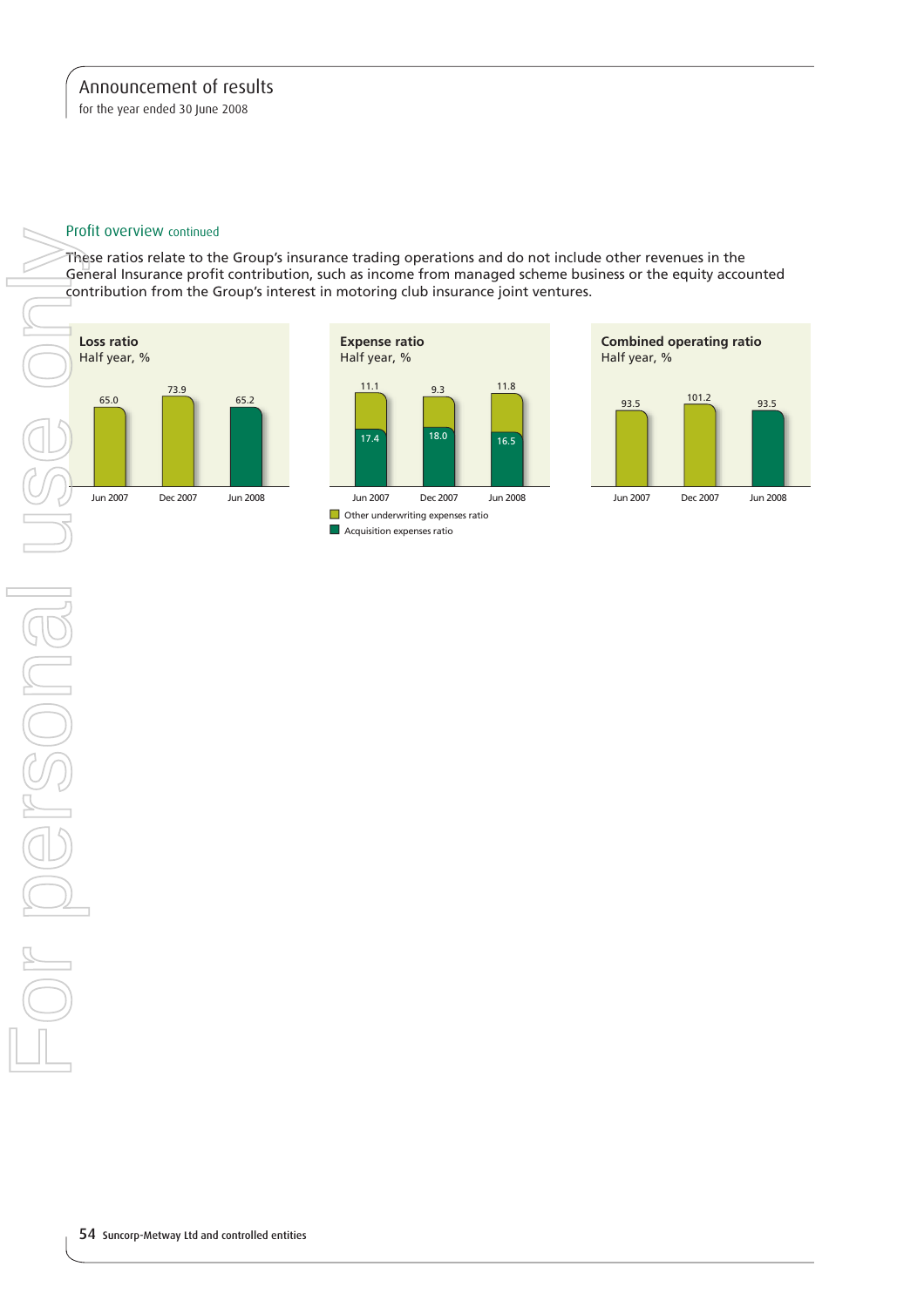## Profit overview continued

These ratios relate to the Group's insurance trading operations and do not include other revenues in the General Insurance profit contribution, such as income from managed scheme business or the equity accounted contribution from the Group's interest in motoring club insurance joint ventures.

**Loss ratio**
Half year, %

65.0
73.9
65.2
Jun 2007
Dec 2007
Jun 2008

**Expense ratio**
Half year, %

11.1
9.3
11.8
17.4
18.0
16.5
Jun 2007
Dec 2007
Jun 2008
Other underwriting expenses ratio
Acquisition expenses ratio

**Combined operating ratio**
Half year, %

93.5
101.2
93.5
Jun 2007
Dec 2007
Jun 2008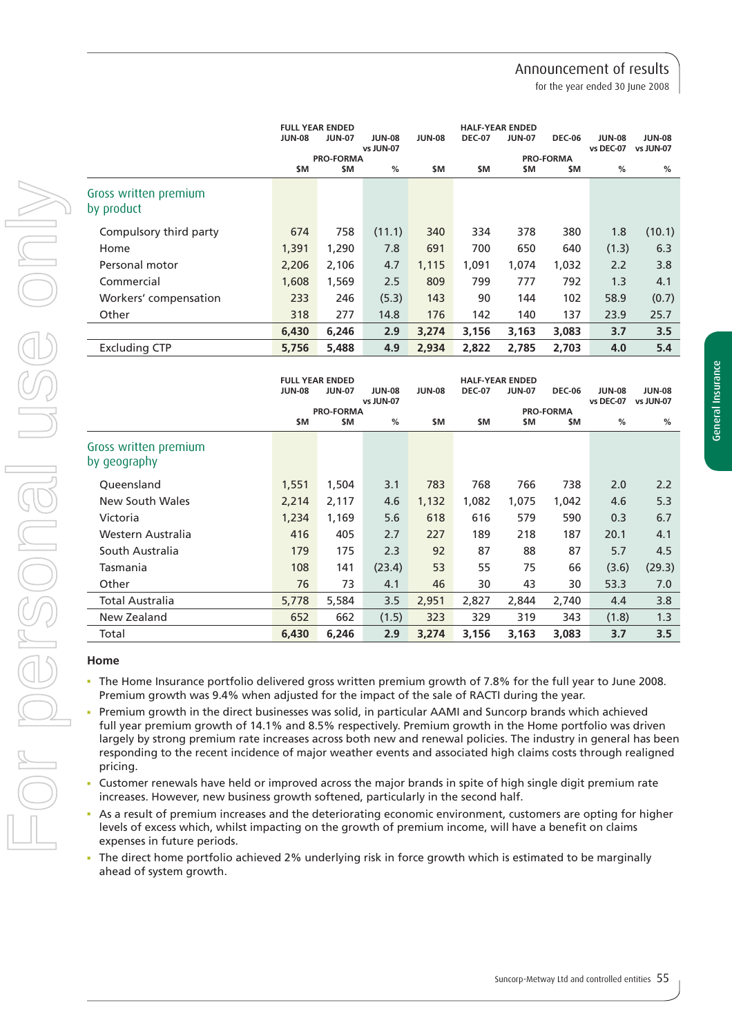| | FULL YEAR ENDED | | | | HALF-YEAR ENDED | | | | |
|---|---|---|---|---|---|---|---|---|---|
| | JUN-08 | JUN-07 | JUN-08 vs JUN-07 | JUN-08 | DEC-07 | JUN-07 | DEC-06 | JUN-08 vs DEC-07 | JUN-08 vs JUN-07 |
| | | PRO-FORMA | | | | PRO-FORMA | | | |
| | $M | $M | % | $M | $M | $M | $M | % | % |
| **Gross written premium by product** | | | | | | | | | |
| Compulsory third party | 674 | 758 | (11.1) | 340 | 334 | 378 | 380 | 1.8 | (10.1) |
| Home | 1,391 | 1,290 | 7.8 | 691 | 700 | 650 | 640 | (1.3) | 6.3 |
| Personal motor | 2,206 | 2,106 | 4.7 | 1,115 | 1,091 | 1,074 | 1,032 | 2.2 | 3.8 |
| Commercial | 1,608 | 1,569 | 2.5 | 809 | 799 | 777 | 792 | 1.3 | 4.1 |
| Workers' compensation | 233 | 246 | (5.3) | 143 | 90 | 144 | 102 | 58.9 | (0.7) |
| Other | 318 | 277 | 14.8 | 176 | 142 | 140 | 137 | 23.9 | 25.7 |
| | **6,430** | **6,246** | **2.9** | **3,274** | **3,156** | **3,163** | **3,083** | **3.7** | **3.5** |
| Excluding CTP | **5,756** | **5,488** | **4.9** | **2,934** | **2,822** | **2,785** | **2,703** | **4.0** | **5.4** |

| | FULL YEAR ENDED | | | | HALF-YEAR ENDED | | | | |
|---|---|---|---|---|---|---|---|---|---|
| | JUN-08 | JUN-07 | JUN-08 vs JUN-07 | JUN-08 | DEC-07 | JUN-07 | DEC-06 | JUN-08 vs DEC-07 | JUN-08 vs JUN-07 |
| | | PRO-FORMA | | | | PRO-FORMA | | | |
| | $M | $M | % | $M | $M | $M | $M | % | % |
| **Gross written premium by geography** | | | | | | | | | |
| Queensland | 1,551 | 1,504 | 3.1 | 783 | 768 | 766 | 738 | 2.0 | 2.2 |
| New South Wales | 2,214 | 2,117 | 4.6 | 1,132 | 1,082 | 1,075 | 1,042 | 4.6 | 5.3 |
| Victoria | 1,234 | 1,169 | 5.6 | 618 | 616 | 579 | 590 | 0.3 | 6.7 |
| Western Australia | 416 | 405 | 2.7 | 227 | 189 | 218 | 187 | 20.1 | 4.1 |
| South Australia | 179 | 175 | 2.3 | 92 | 87 | 88 | 87 | 5.7 | 4.5 |
| Tasmania | 108 | 141 | (23.4) | 53 | 55 | 75 | 66 | (3.6) | (29.3) |
| Other | 76 | 73 | 4.1 | 46 | 30 | 43 | 30 | 53.3 | 7.0 |
| Total Australia | 5,778 | 5,584 | 3.5 | 2,951 | 2,827 | 2,844 | 2,740 | 4.4 | 3.8 |
| New Zealand | 652 | 662 | (1.5) | 323 | 329 | 319 | 343 | (1.8) | 1.3 |
| Total | **6,430** | **6,246** | **2.9** | **3,274** | **3,156** | **3,163** | **3,083** | **3.7** | **3.5** |

### Home

- The Home Insurance portfolio delivered gross written premium growth of 7.8% for the full year to June 2008. Premium growth was 9.4% when adjusted for the impact of the sale of RACTI during the year.
- Premium growth in the direct businesses was solid, in particular AAMI and Suncorp brands which achieved full year premium growth of 14.1% and 8.5% respectively. Premium growth in the Home portfolio was driven largely by strong premium rate increases across both new and renewal policies. The industry in general has been responding to the recent incidence of major weather events and associated high claims costs through realigned pricing.
- Customer renewals have held or improved across the major brands in spite of high single digit premium rate increases. However, new business growth softened, particularly in the second half.
- As a result of premium increases and the deteriorating economic environment, customers are opting for higher levels of excess which, whilst impacting on the growth of premium income, will have a benefit on claims expenses in future periods.
- The direct home portfolio achieved 2% underlying risk in force growth which is estimated to be marginally ahead of system growth.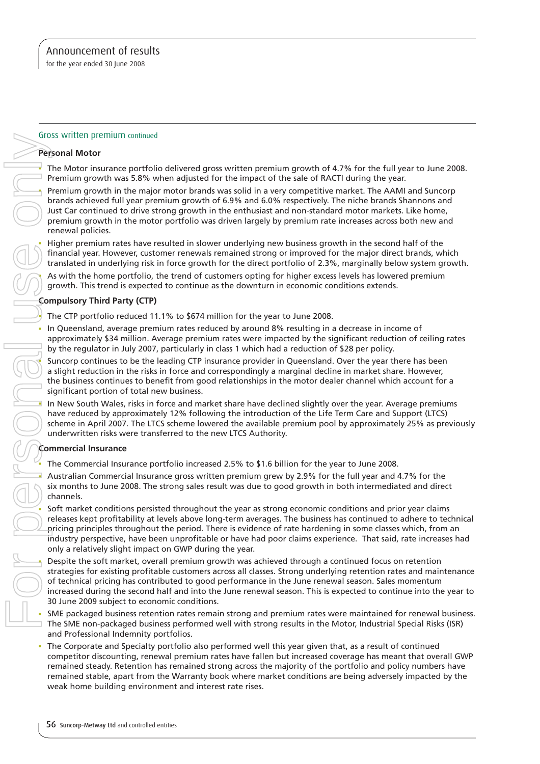## Gross written premium continued

### Personal Motor

- The Motor insurance portfolio delivered gross written premium growth of 4.7% for the full year to June 2008. Premium growth was 5.8% when adjusted for the impact of the sale of RACTI during the year.
- Premium growth in the major motor brands was solid in a very competitive market. The AAMI and Suncorp brands achieved full year premium growth of 6.9% and 6.0% respectively. The niche brands Shannons and Just Car continued to drive strong growth in the enthusiast and non-standard motor markets. Like home, premium growth in the motor portfolio was driven largely by premium rate increases across both new and renewal policies.
- Higher premium rates have resulted in slower underlying new business growth in the second half of the financial year. However, customer renewals remained strong or improved for the major direct brands, which translated in underlying risk in force growth for the direct portfolio of 2.3%, marginally below system growth.
- As with the home portfolio, the trend of customers opting for higher excess levels has lowered premium growth. This trend is expected to continue as the downturn in economic conditions extends.

### Compulsory Third Party (CTP)

- The CTP portfolio reduced 11.1% to $674 million for the year to June 2008.
- In Queensland, average premium rates reduced by around 8% resulting in a decrease in income of approximately $34 million. Average premium rates were impacted by the significant reduction of ceiling rates by the regulator in July 2007, particularly in class 1 which had a reduction of $28 per policy.
- Suncorp continues to be the leading CTP insurance provider in Queensland. Over the year there has been a slight reduction in the risks in force and correspondingly a marginal decline in market share. However, the business continues to benefit from good relationships in the motor dealer channel which account for a significant portion of total new business.
- In New South Wales, risks in force and market share have declined slightly over the year. Average premiums have reduced by approximately 12% following the introduction of the Life Term Care and Support (LTCS) scheme in April 2007. The LTCS scheme lowered the available premium pool by approximately 25% as previously underwritten risks were transferred to the new LTCS Authority.

### Commercial Insurance

- The Commercial Insurance portfolio increased 2.5% to $1.6 billion for the year to June 2008.
- Australian Commercial Insurance gross written premium grew by 2.9% for the full year and 4.7% for the six months to June 2008. The strong sales result was due to good growth in both intermediated and direct channels.
- Soft market conditions persisted throughout the year as strong economic conditions and prior year claims releases kept profitability at levels above long-term averages. The business has continued to adhere to technical pricing principles throughout the period. There is evidence of rate hardening in some classes which, from an industry perspective, have been unprofitable or have had poor claims experience. That said, rate increases had only a relatively slight impact on GWP during the year.
- Despite the soft market, overall premium growth was achieved through a continued focus on retention strategies for existing profitable customers across all classes. Strong underlying retention rates and maintenance of technical pricing has contributed to good performance in the June renewal season. Sales momentum increased during the second half and into the June renewal season. This is expected to continue into the year to 30 June 2009 subject to economic conditions.
- SME packaged business retention rates remain strong and premium rates were maintained for renewal business. The SME non-packaged business performed well with strong results in the Motor, Industrial Special Risks (ISR) and Professional Indemnity portfolios.
- The Corporate and Specialty portfolio also performed well this year given that, as a result of continued competitor discounting, renewal premium rates have fallen but increased coverage has meant that overall GWP remained steady. Retention has remained strong across the majority of the portfolio and policy numbers have remained stable, apart from the Warranty book where market conditions are being adversely impacted by the weak home building environment and interest rate rises.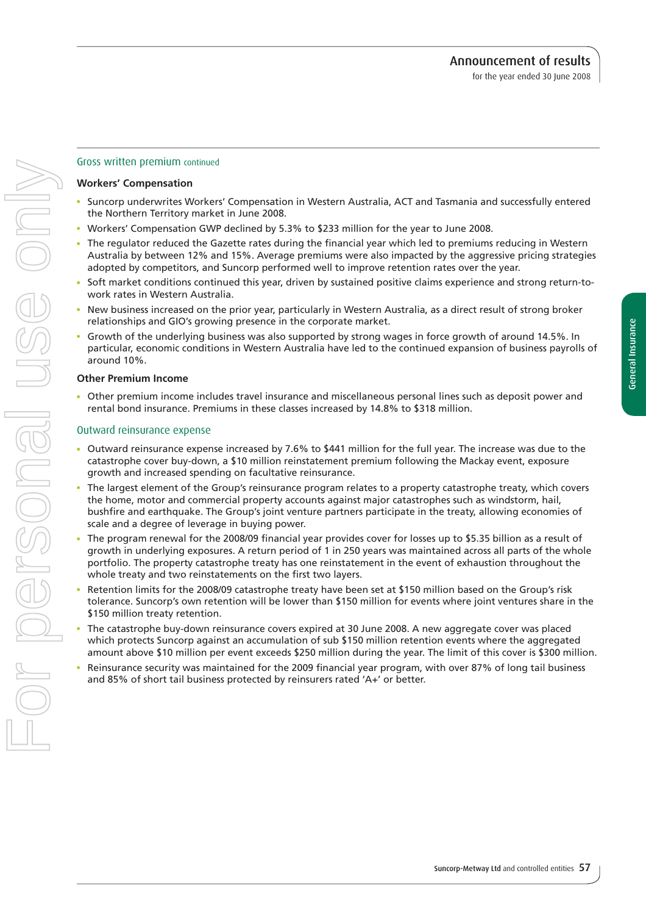## Gross written premium continued

### Workers' Compensation

- Suncorp underwrites Workers' Compensation in Western Australia, ACT and Tasmania and successfully entered the Northern Territory market in June 2008.
- Workers' Compensation GWP declined by 5.3% to $233 million for the year to June 2008.
- The regulator reduced the Gazette rates during the financial year which led to premiums reducing in Western Australia by between 12% and 15%. Average premiums were also impacted by the aggressive pricing strategies adopted by competitors, and Suncorp performed well to improve retention rates over the year.
- Soft market conditions continued this year, driven by sustained positive claims experience and strong return-to-work rates in Western Australia.
- New business increased on the prior year, particularly in Western Australia, as a direct result of strong broker relationships and GIO's growing presence in the corporate market.
- Growth of the underlying business was also supported by strong wages in force growth of around 14.5%. In particular, economic conditions in Western Australia have led to the continued expansion of business payrolls of around 10%.

### Other Premium Income

- Other premium income includes travel insurance and miscellaneous personal lines such as deposit power and rental bond insurance. Premiums in these classes increased by 14.8% to $318 million.

## Outward reinsurance expense

- Outward reinsurance expense increased by 7.6% to $441 million for the full year. The increase was due to the catastrophe cover buy-down, a $10 million reinstatement premium following the Mackay event, exposure growth and increased spending on facultative reinsurance.
- The largest element of the Group's reinsurance program relates to a property catastrophe treaty, which covers the home, motor and commercial property accounts against major catastrophes such as windstorm, hail, bushfire and earthquake. The Group's joint venture partners participate in the treaty, allowing economies of scale and a degree of leverage in buying power.
- The program renewal for the 2008/09 financial year provides cover for losses up to $5.35 billion as a result of growth in underlying exposures. A return period of 1 in 250 years was maintained across all parts of the whole portfolio. The property catastrophe treaty has one reinstatement in the event of exhaustion throughout the whole treaty and two reinstatements on the first two layers.
- Retention limits for the 2008/09 catastrophe treaty have been set at $150 million based on the Group's risk tolerance. Suncorp's own retention will be lower than $150 million for events where joint ventures share in the $150 million treaty retention.
- The catastrophe buy-down reinsurance covers expired at 30 June 2008. A new aggregate cover was placed which protects Suncorp against an accumulation of sub $150 million retention events where the aggregated amount above $10 million per event exceeds $250 million during the year. The limit of this cover is $300 million.
- Reinsurance security was maintained for the 2009 financial year program, with over 87% of long tail business and 85% of short tail business protected by reinsurers rated 'A+' or better.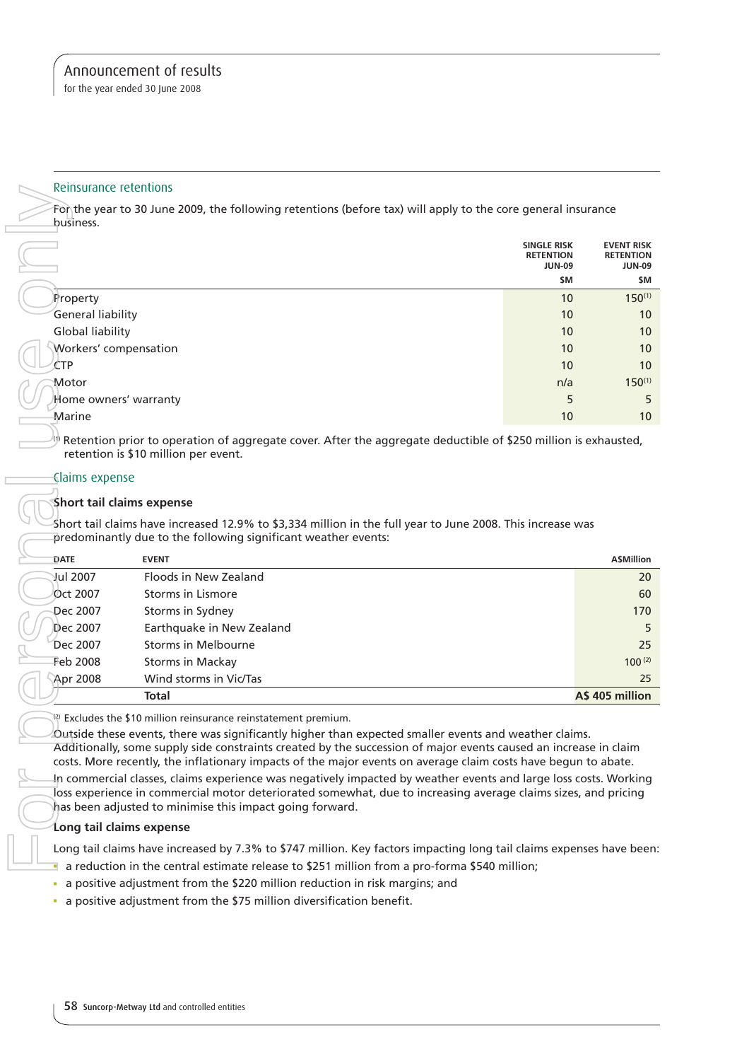## Reinsurance retentions

For the year to 30 June 2009, the following retentions (before tax) will apply to the core general insurance business.

| | SINGLE RISK RETENTION JUN-09 $M | EVENT RISK RETENTION JUN-09 $M |
|---|---|---|
| Property | 10 | 150[1] |
| General liability | 10 | 10 |
| Global liability | 10 | 10 |
| Workers' compensation | 10 | 10 |
| CTP | 10 | 10 |
| Motor | n/a | 150[1] |
| Home owners' warranty | 5 | 5 |
| Marine | 10 | 10 |

[1] Retention prior to operation of aggregate cover. After the aggregate deductible of $250 million is exhausted, retention is $10 million per event.

## Claims expense

### Short tail claims expense

Short tail claims have increased 12.9% to $3,334 million in the full year to June 2008. This increase was predominantly due to the following significant weather events:

| DATE | EVENT | A$Million |
|---|---|---|
| Jul 2007 | Floods in New Zealand | 20 |
| Oct 2007 | Storms in Lismore | 60 |
| Dec 2007 | Storms in Sydney | 170 |
| Dec 2007 | Earthquake in New Zealand | 5 |
| Dec 2007 | Storms in Melbourne | 25 |
| Feb 2008 | Storms in Mackay | 100[2] |
| Apr 2008 | Wind storms in Vic/Tas | 25 |
| | **Total** | **A$ 405 million** |

[2] Excludes the $10 million reinsurance reinstatement premium.

Outside these events, there was significantly higher than expected smaller events and weather claims. Additionally, some supply side constraints created by the succession of major events caused an increase in claim costs. More recently, the inflationary impacts of the major events on average claim costs have begun to abate.

In commercial classes, claims experience was negatively impacted by weather events and large loss costs. Working loss experience in commercial motor deteriorated somewhat, due to increasing average claims sizes, and pricing has been adjusted to minimise this impact going forward.

### Long tail claims expense

Long tail claims have increased by 7.3% to $747 million. Key factors impacting long tail claims expenses have been:

- a reduction in the central estimate release to $251 million from a pro-forma $540 million;
- a positive adjustment from the $220 million reduction in risk margins; and
- a positive adjustment from the $75 million diversification benefit.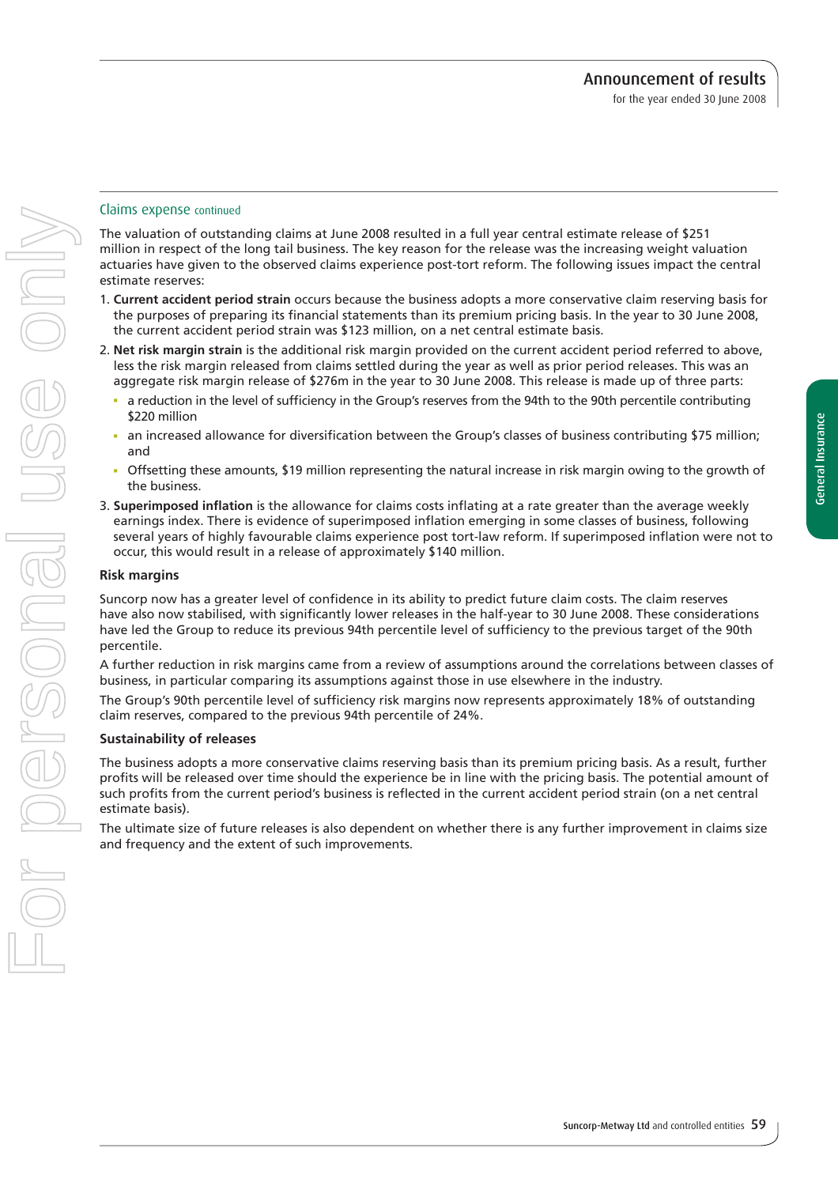## Claims expense continued

The valuation of outstanding claims at June 2008 resulted in a full year central estimate release of $251 million in respect of the long tail business. The key reason for the release was the increasing weight valuation actuaries have given to the observed claims experience post-tort reform. The following issues impact the central estimate reserves:

1. **Current accident period strain** occurs because the business adopts a more conservative claim reserving basis for the purposes of preparing its financial statements than its premium pricing basis. In the year to 30 June 2008, the current accident period strain was $123 million, on a net central estimate basis.
2. **Net risk margin strain** is the additional risk margin provided on the current accident period referred to above, less the risk margin released from claims settled during the year as well as prior period releases. This was an aggregate risk margin release of $276m in the year to 30 June 2008. This release is made up of three parts:
   - a reduction in the level of sufficiency in the Group's reserves from the 94th to the 90th percentile contributing $220 million
   - an increased allowance for diversification between the Group's classes of business contributing $75 million; and
   - Offsetting these amounts, $19 million representing the natural increase in risk margin owing to the growth of the business.
3. **Superimposed inflation** is the allowance for claims costs inflating at a rate greater than the average weekly earnings index. There is evidence of superimposed inflation emerging in some classes of business, following several years of highly favourable claims experience post tort-law reform. If superimposed inflation were not to occur, this would result in a release of approximately $140 million.

### Risk margins

Suncorp now has a greater level of confidence in its ability to predict future claim costs. The claim reserves have also now stabilised, with significantly lower releases in the half-year to 30 June 2008. These considerations have led the Group to reduce its previous 94th percentile level of sufficiency to the previous target of the 90th percentile.

A further reduction in risk margins came from a review of assumptions around the correlations between classes of business, in particular comparing its assumptions against those in use elsewhere in the industry.

The Group's 90th percentile level of sufficiency risk margins now represents approximately 18% of outstanding claim reserves, compared to the previous 94th percentile of 24%.

### Sustainability of releases

The business adopts a more conservative claims reserving basis than its premium pricing basis. As a result, further profits will be released over time should the experience be in line with the pricing basis. The potential amount of such profits from the current period's business is reflected in the current accident period strain (on a net central estimate basis).

The ultimate size of future releases is also dependent on whether there is any further improvement in claims size and frequency and the extent of such improvements.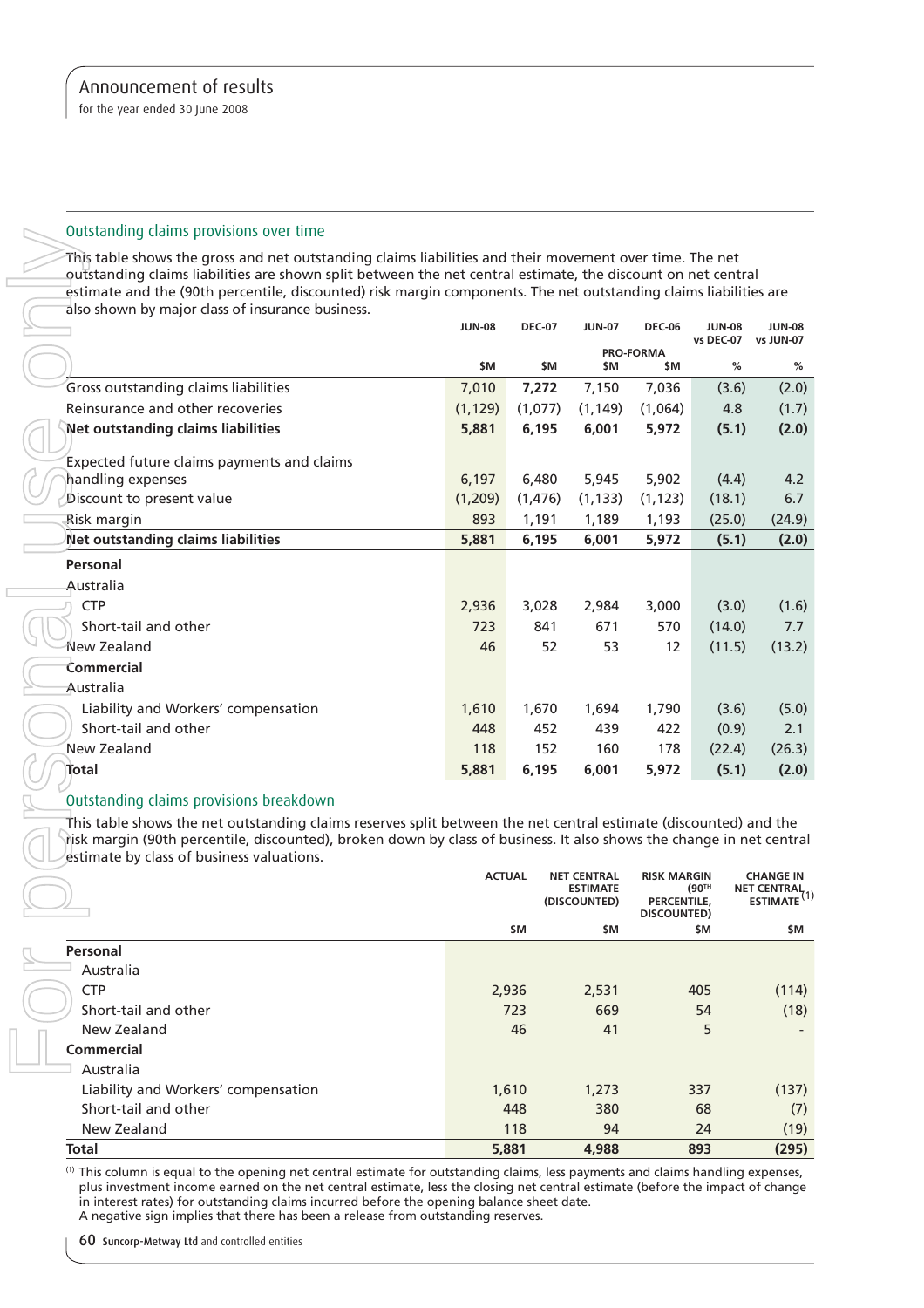## Outstanding claims provisions over time

This table shows the gross and net outstanding claims liabilities and their movement over time. The net outstanding claims liabilities are shown split between the net central estimate, the discount on net central estimate and the (90th percentile, discounted) risk margin components. The net outstanding claims liabilities are also shown by major class of insurance business.

| | JUN-08 | DEC-07 | JUN-07 | DEC-06 | JUN-08 vs DEC-07 | JUN-08 vs JUN-07 |
|---|---|---|---|---|---|---|
| | | | PRO-FORMA | | | |
| | $M | $M | $M | $M | % | % |
| Gross outstanding claims liabilities | 7,010 | **7,272** | 7,150 | 7,036 | (3.6) | (2.0) |
| Reinsurance and other recoveries | (1,129) | (1,077) | (1,149) | (1,064) | 4.8 | (1.7) |
| **Net outstanding claims liabilities** | **5,881** | **6,195** | **6,001** | **5,972** | **(5.1)** | **(2.0)** |
| Expected future claims payments and claims handling expenses | 6,197 | 6,480 | 5,945 | 5,902 | (4.4) | 4.2 |
| Discount to present value | (1,209) | (1,476) | (1,133) | (1,123) | (18.1) | 6.7 |
| Risk margin | 893 | 1,191 | 1,189 | 1,193 | (25.0) | (24.9) |
| **Net outstanding claims liabilities** | **5,881** | **6,195** | **6,001** | **5,972** | **(5.1)** | **(2.0)** |
| **Personal** | | | | | | |
| Australia | | | | | | |
| CTP | 2,936 | 3,028 | 2,984 | 3,000 | (3.0) | (1.6) |
| Short-tail and other | 723 | 841 | 671 | 570 | (14.0) | 7.7 |
| New Zealand | 46 | 52 | 53 | 12 | (11.5) | (13.2) |
| **Commercial** | | | | | | |
| Australia | | | | | | |
| Liability and Workers' compensation | 1,610 | 1,670 | 1,694 | 1,790 | (3.6) | (5.0) |
| Short-tail and other | 448 | 452 | 439 | 422 | (0.9) | 2.1 |
| New Zealand | 118 | 152 | 160 | 178 | (22.4) | (26.3) |
| **Total** | **5,881** | **6,195** | **6,001** | **5,972** | **(5.1)** | **(2.0)** |

## Outstanding claims provisions breakdown

This table shows the net outstanding claims reserves split between the net central estimate (discounted) and the risk margin (90th percentile, discounted), broken down by class of business. It also shows the change in net central estimate by class of business valuations.

| | ACTUAL | NET CENTRAL ESTIMATE (DISCOUNTED) | RISK MARGIN (90TH PERCENTILE, DISCOUNTED) | CHANGE IN NET CENTRAL ESTIMATE (1) |
|---|---|---|---|---|
| | $M | $M | $M | $M |
| **Personal** | | | | |
| Australia | | | | |
| CTP | 2,936 | 2,531 | 405 | (114) |
| Short-tail and other | 723 | 669 | 54 | (18) |
| New Zealand | 46 | 41 | 5 | - |
| **Commercial** | | | | |
| Australia | | | | |
| Liability and Workers' compensation | 1,610 | 1,273 | 337 | (137) |
| Short-tail and other | 448 | 380 | 68 | (7) |
| New Zealand | 118 | 94 | 24 | (19) |
| **Total** | **5,881** | **4,988** | **893** | **(295)** |

(1) This column is equal to the opening net central estimate for outstanding claims, less payments and claims handling expenses, plus investment income earned on the net central estimate, less the closing net central estimate (before the impact of change in interest rates) for outstanding claims incurred before the opening balance sheet date.
A negative sign implies that there has been a release from outstanding reserves.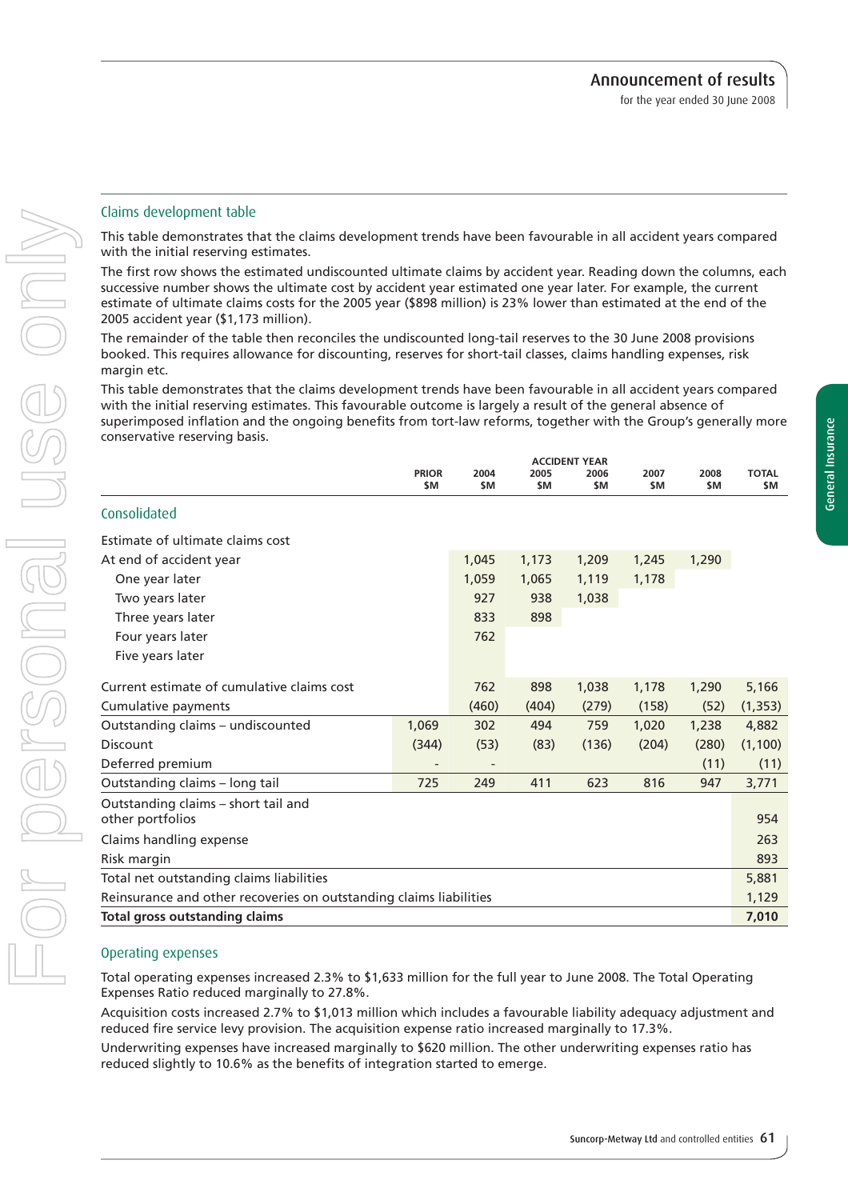## Claims development table

This table demonstrates that the claims development trends have been favourable in all accident years compared with the initial reserving estimates.

The first row shows the estimated undiscounted ultimate claims by accident year. Reading down the columns, each successive number shows the ultimate cost by accident year estimated one year later. For example, the current estimate of ultimate claims costs for the 2005 year ($898 million) is 23% lower than estimated at the end of the 2005 accident year ($1,173 million).

The remainder of the table then reconciles the undiscounted long-tail reserves to the 30 June 2008 provisions booked. This requires allowance for discounting, reserves for short-tail classes, claims handling expenses, risk margin etc.

This table demonstrates that the claims development trends have been favourable in all accident years compared with the initial reserving estimates. This favourable outcome is largely a result of the general absence of superimposed inflation and the ongoing benefits from tort-law reforms, together with the Group's generally more conservative reserving basis.

| | ACCIDENT YEAR | | | | | | |
|---|---|---|---|---|---|---|---|
| | PRIOR $M | 2004 $M | 2005 $M | 2006 $M | 2007 $M | 2008 $M | TOTAL $M |
| **Consolidated** | | | | | | | |
| Estimate of ultimate claims cost | | | | | | | |
| At end of accident year | | 1,045 | 1,173 | 1,209 | 1,245 | 1,290 | |
| One year later | | 1,059 | 1,065 | 1,119 | 1,178 | | |
| Two years later | | 927 | 938 | 1,038 | | | |
| Three years later | | 833 | 898 | | | | |
| Four years later | | 762 | | | | | |
| Five years later | | | | | | | |
| Current estimate of cumulative claims cost | | 762 | 898 | 1,038 | 1,178 | 1,290 | 5,166 |
| Cumulative payments | | (460) | (404) | (279) | (158) | (52) | (1,353) |
| Outstanding claims – undiscounted | 1,069 | 302 | 494 | 759 | 1,020 | 1,238 | 4,882 |
| Discount | (344) | (53) | (83) | (136) | (204) | (280) | (1,100) |
| Deferred premium | - | - | | | | (11) | (11) |
| Outstanding claims – long tail | 725 | 249 | 411 | 623 | 816 | 947 | 3,771 |
| Outstanding claims – short tail and other portfolios | | | | | | | 954 |
| Claims handling expense | | | | | | | 263 |
| Risk margin | | | | | | | 893 |
| Total net outstanding claims liabilities | | | | | | | 5,881 |
| Reinsurance and other recoveries on outstanding claims liabilities | | | | | | | 1,129 |
| **Total gross outstanding claims** | | | | | | | **7,010** |

## Operating expenses

Total operating expenses increased 2.3% to $1,633 million for the full year to June 2008. The Total Operating Expenses Ratio reduced marginally to 27.8%.

Acquisition costs increased 2.7% to $1,013 million which includes a favourable liability adequacy adjustment and reduced fire service levy provision. The acquisition expense ratio increased marginally to 17.3%.

Underwriting expenses have increased marginally to $620 million. The other underwriting expenses ratio has reduced slightly to 10.6% as the benefits of integration started to emerge.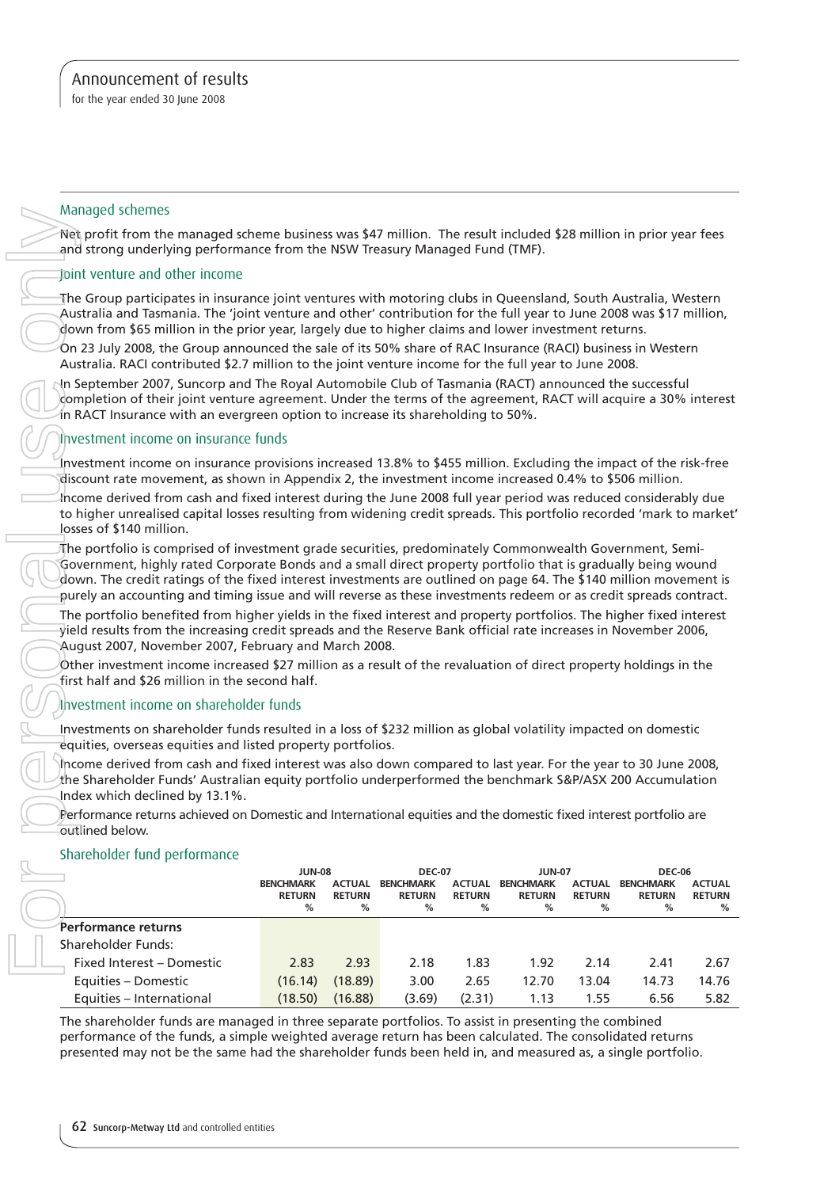## Managed schemes

Net profit from the managed scheme business was $47 million. The result included $28 million in prior year fees and strong underlying performance from the NSW Treasury Managed Fund (TMF).

## Joint venture and other income

The Group participates in insurance joint ventures with motoring clubs in Queensland, South Australia, Western Australia and Tasmania. The 'joint venture and other' contribution for the full year to June 2008 was $17 million, down from $65 million in the prior year, largely due to higher claims and lower investment returns.

On 23 July 2008, the Group announced the sale of its 50% share of RAC Insurance (RACI) business in Western Australia. RACI contributed $2.7 million to the joint venture income for the full year to June 2008.

In September 2007, Suncorp and The Royal Automobile Club of Tasmania (RACT) announced the successful completion of their joint venture agreement. Under the terms of the agreement, RACT will acquire a 30% interest in RACT Insurance with an evergreen option to increase its shareholding to 50%.

## Investment income on insurance funds

Investment income on insurance provisions increased 13.8% to $455 million. Excluding the impact of the risk-free discount rate movement, as shown in Appendix 2, the investment income increased 0.4% to $506 million.

Income derived from cash and fixed interest during the June 2008 full year period was reduced considerably due to higher unrealised capital losses resulting from widening credit spreads. This portfolio recorded 'mark to market' losses of $140 million.

The portfolio is comprised of investment grade securities, predominately Commonwealth Government, Semi-Government, highly rated Corporate Bonds and a small direct property portfolio that is gradually being wound down. The credit ratings of the fixed interest investments are outlined on page 64. The $140 million movement is purely an accounting and timing issue and will reverse as these investments redeem or as credit spreads contract.

The portfolio benefited from higher yields in the fixed interest and property portfolios. The higher fixed interest yield results from the increasing credit spreads and the Reserve Bank official rate increases in November 2006, August 2007, November 2007, February and March 2008.

Other investment income increased $27 million as a result of the revaluation of direct property holdings in the first half and $26 million in the second half.

## Investment income on shareholder funds

Investments on shareholder funds resulted in a loss of $232 million as global volatility impacted on domestic equities, overseas equities and listed property portfolios.

Income derived from cash and fixed interest was also down compared to last year. For the year to 30 June 2008, the Shareholder Funds' Australian equity portfolio underperformed the benchmark S&P/ASX 200 Accumulation Index which declined by 13.1%.

Performance returns achieved on Domestic and International equities and the domestic fixed interest portfolio are outlined below.

## Shareholder fund performance

| | JUN-08 | | DEC-07 | | JUN-07 | | DEC-06 | |
|---|---|---|---|---|---|---|---|---|
| | BENCHMARK RETURN % | ACTUAL RETURN % | BENCHMARK RETURN % | ACTUAL RETURN % | BENCHMARK RETURN % | ACTUAL RETURN % | BENCHMARK RETURN % | ACTUAL RETURN % |
| **Performance returns** | | | | | | | | |
| Shareholder Funds: | | | | | | | | |
| Fixed Interest – Domestic | 2.83 | 2.93 | 2.18 | 1.83 | 1.92 | 2.14 | 2.41 | 2.67 |
| Equities – Domestic | (16.14) | (18.89) | 3.00 | 2.65 | 12.70 | 13.04 | 14.73 | 14.76 |
| Equities – International | (18.50) | (16.88) | (3.69) | (2.31) | 1.13 | 1.55 | 6.56 | 5.82 |

The shareholder funds are managed in three separate portfolios. To assist in presenting the combined performance of the funds, a simple weighted average return has been calculated. The consolidated returns presented may not be the same had the shareholder funds been held in, and measured as, a single portfolio.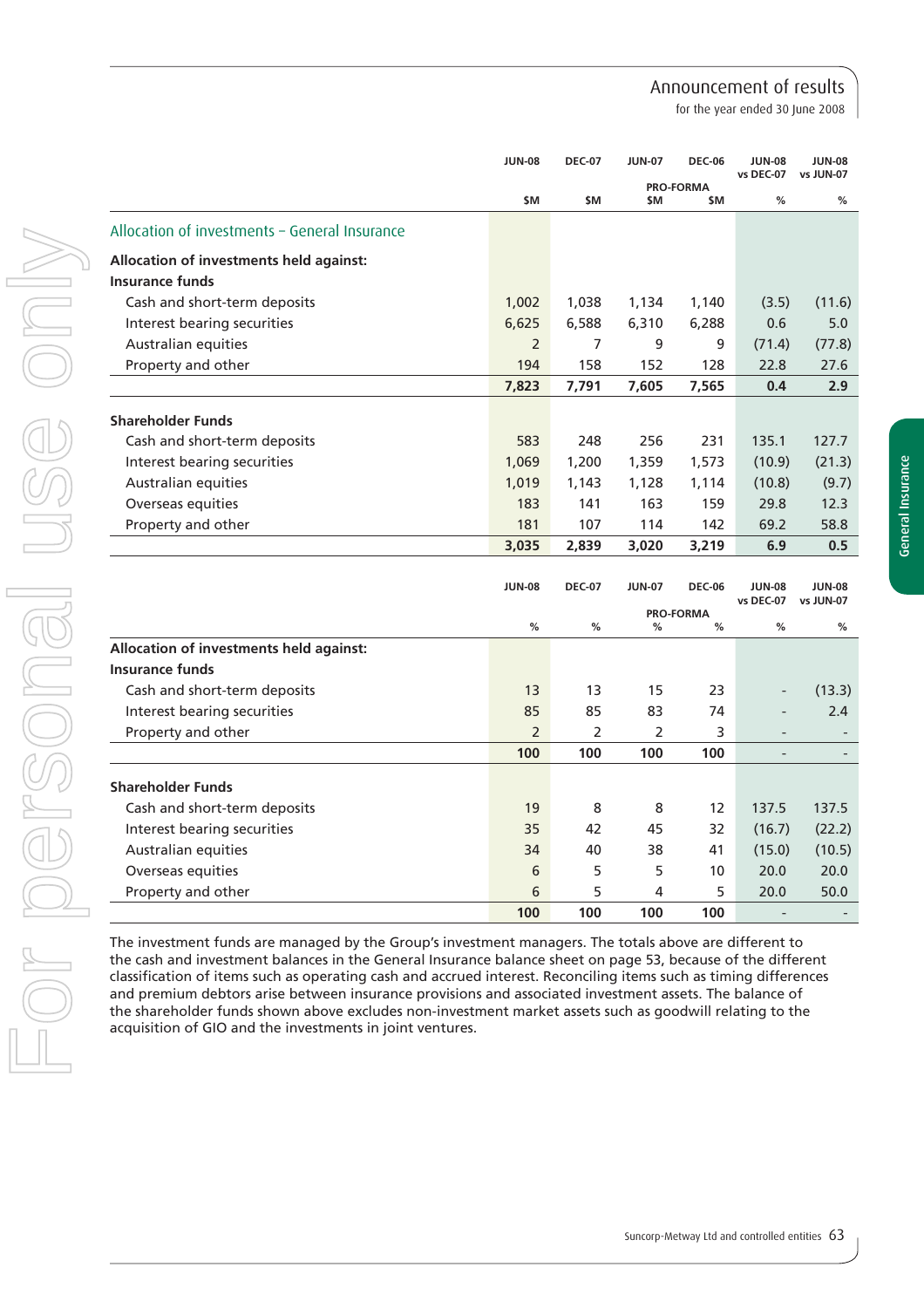## Allocation of investments – General Insurance

| | JUN-08 | DEC-07 | JUN-07 | DEC-06 | JUN-08 vs DEC-07 | JUN-08 vs JUN-07 |
|---|---|---|---|---|---|---|
| | | | PRO-FORMA | | | |
| | $M | $M | $M | $M | % | % |
| **Allocation of investments held against:** | | | | | | |
| **Insurance funds** | | | | | | |
| Cash and short-term deposits | 1,002 | 1,038 | 1,134 | 1,140 | (3.5) | (11.6) |
| Interest bearing securities | 6,625 | 6,588 | 6,310 | 6,288 | 0.6 | 5.0 |
| Australian equities | 2 | 7 | 9 | 9 | (71.4) | (77.8) |
| Property and other | 194 | 158 | 152 | 128 | 22.8 | 27.6 |
| | **7,823** | **7,791** | **7,605** | **7,565** | **0.4** | **2.9** |
| **Shareholder Funds** | | | | | | |
| Cash and short-term deposits | 583 | 248 | 256 | 231 | 135.1 | 127.7 |
| Interest bearing securities | 1,069 | 1,200 | 1,359 | 1,573 | (10.9) | (21.3) |
| Australian equities | 1,019 | 1,143 | 1,128 | 1,114 | (10.8) | (9.7) |
| Overseas equities | 183 | 141 | 163 | 159 | 29.8 | 12.3 |
| Property and other | 181 | 107 | 114 | 142 | 69.2 | 58.8 |
| | **3,035** | **2,839** | **3,020** | **3,219** | **6.9** | **0.5** |

| | JUN-08 | DEC-07 | JUN-07 | DEC-06 | JUN-08 vs DEC-07 | JUN-08 vs JUN-07 |
|---|---|---|---|---|---|---|
| | | | PRO-FORMA | | | |
| | % | % | % | % | % | % |
| **Allocation of investments held against:** | | | | | | |
| **Insurance funds** | | | | | | |
| Cash and short-term deposits | 13 | 13 | 15 | 23 | - | (13.3) |
| Interest bearing securities | 85 | 85 | 83 | 74 | - | 2.4 |
| Property and other | 2 | 2 | 2 | 3 | - | - |
| | **100** | **100** | **100** | **100** | - | - |
| **Shareholder Funds** | | | | | | |
| Cash and short-term deposits | 19 | 8 | 8 | 12 | 137.5 | 137.5 |
| Interest bearing securities | 35 | 42 | 45 | 32 | (16.7) | (22.2) |
| Australian equities | 34 | 40 | 38 | 41 | (15.0) | (10.5) |
| Overseas equities | 6 | 5 | 5 | 10 | 20.0 | 20.0 |
| Property and other | 6 | 5 | 4 | 5 | 20.0 | 50.0 |
| | **100** | **100** | **100** | **100** | - | - |

The investment funds are managed by the Group's investment managers. The totals above are different to the cash and investment balances in the General Insurance balance sheet on page 53, because of the different classification of items such as operating cash and accrued interest. Reconciling items such as timing differences and premium debtors arise between insurance provisions and associated investment assets. The balance of the shareholder funds shown above excludes non-investment market assets such as goodwill relating to the acquisition of GIO and the investments in joint ventures.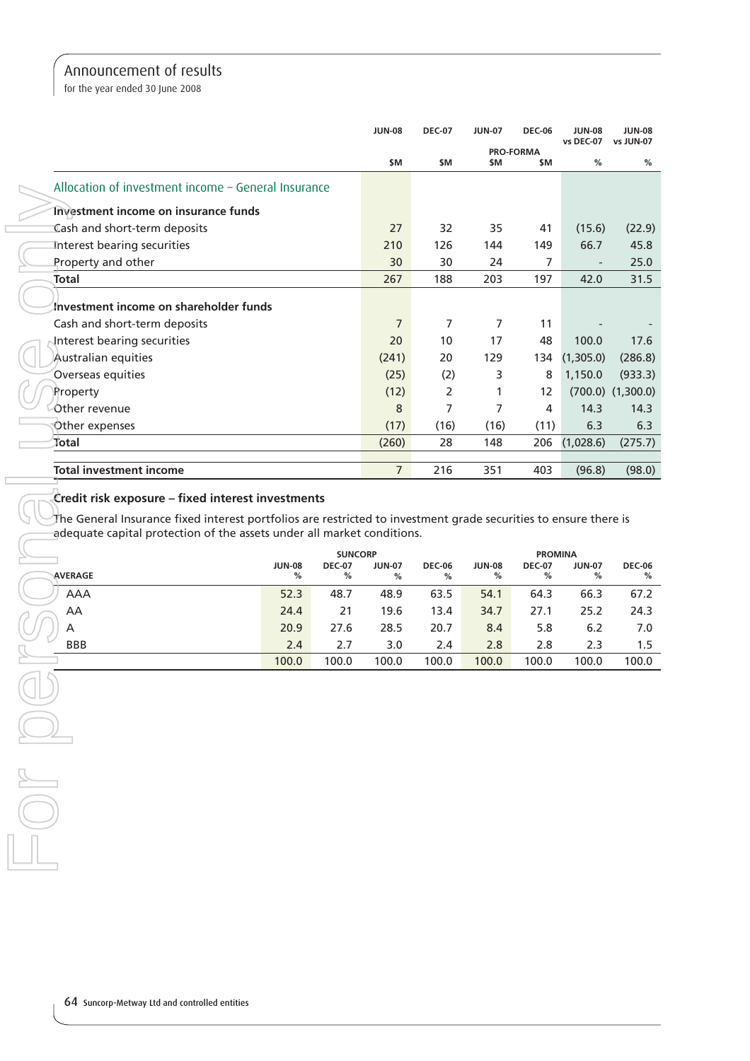# Announcement of results

for the year ended 30 June 2008

| | JUN-08 | DEC-07 | JUN-07 | DEC-06 | JUN-08 vs DEC-07 | JUN-08 vs JUN-07 |
|---|---|---|---|---|---|---|
| | | | PRO-FORMA | | | |
| | $M | $M | $M | $M | % | % |
| **Allocation of investment income – General Insurance** | | | | | | |
| **Investment income on insurance funds** | | | | | | |
| Cash and short-term deposits | 27 | 32 | 35 | 41 | (15.6) | (22.9) |
| Interest bearing securities | 210 | 126 | 144 | 149 | 66.7 | 45.8 |
| Property and other | 30 | 30 | 24 | 7 | - | 25.0 |
| **Total** | 267 | 188 | 203 | 197 | 42.0 | 31.5 |
| **Investment income on shareholder funds** | | | | | | |
| Cash and short-term deposits | 7 | 7 | 7 | 11 | - | - |
| Interest bearing securities | 20 | 10 | 17 | 48 | 100.0 | 17.6 |
| Australian equities | (241) | 20 | 129 | 134 | (1,305.0) | (286.8) |
| Overseas equities | (25) | (2) | 3 | 8 | 1,150.0 | (933.3) |
| Property | (12) | 2 | 1 | 12 | (700.0) | (1,300.0) |
| Other revenue | 8 | 7 | 7 | 4 | 14.3 | 14.3 |
| Other expenses | (17) | (16) | (16) | (11) | 6.3 | 6.3 |
| **Total** | (260) | 28 | 148 | 206 | (1,028.6) | (275.7) |
| **Total investment income** | 7 | 216 | 351 | 403 | (96.8) | (98.0) |

## Credit risk exposure – fixed interest investments

The General Insurance fixed interest portfolios are restricted to investment grade securities to ensure there is adequate capital protection of the assets under all market conditions.

| | SUNCORP | | | | PROMINA | | | |
|---|---|---|---|---|---|---|---|---|
| AVERAGE | JUN-08 % | DEC-07 % | JUN-07 % | DEC-06 % | JUN-08 % | DEC-07 % | JUN-07 % | DEC-06 % |
| AAA | 52.3 | 48.7 | 48.9 | 63.5 | 54.1 | 64.3 | 66.3 | 67.2 |
| AA | 24.4 | 21 | 19.6 | 13.4 | 34.7 | 27.1 | 25.2 | 24.3 |
| A | 20.9 | 27.6 | 28.5 | 20.7 | 8.4 | 5.8 | 6.2 | 7.0 |
| BBB | 2.4 | 2.7 | 3.0 | 2.4 | 2.8 | 2.8 | 2.3 | 1.5 |
| | 100.0 | 100.0 | 100.0 | 100.0 | 100.0 | 100.0 | 100.0 | 100.0 |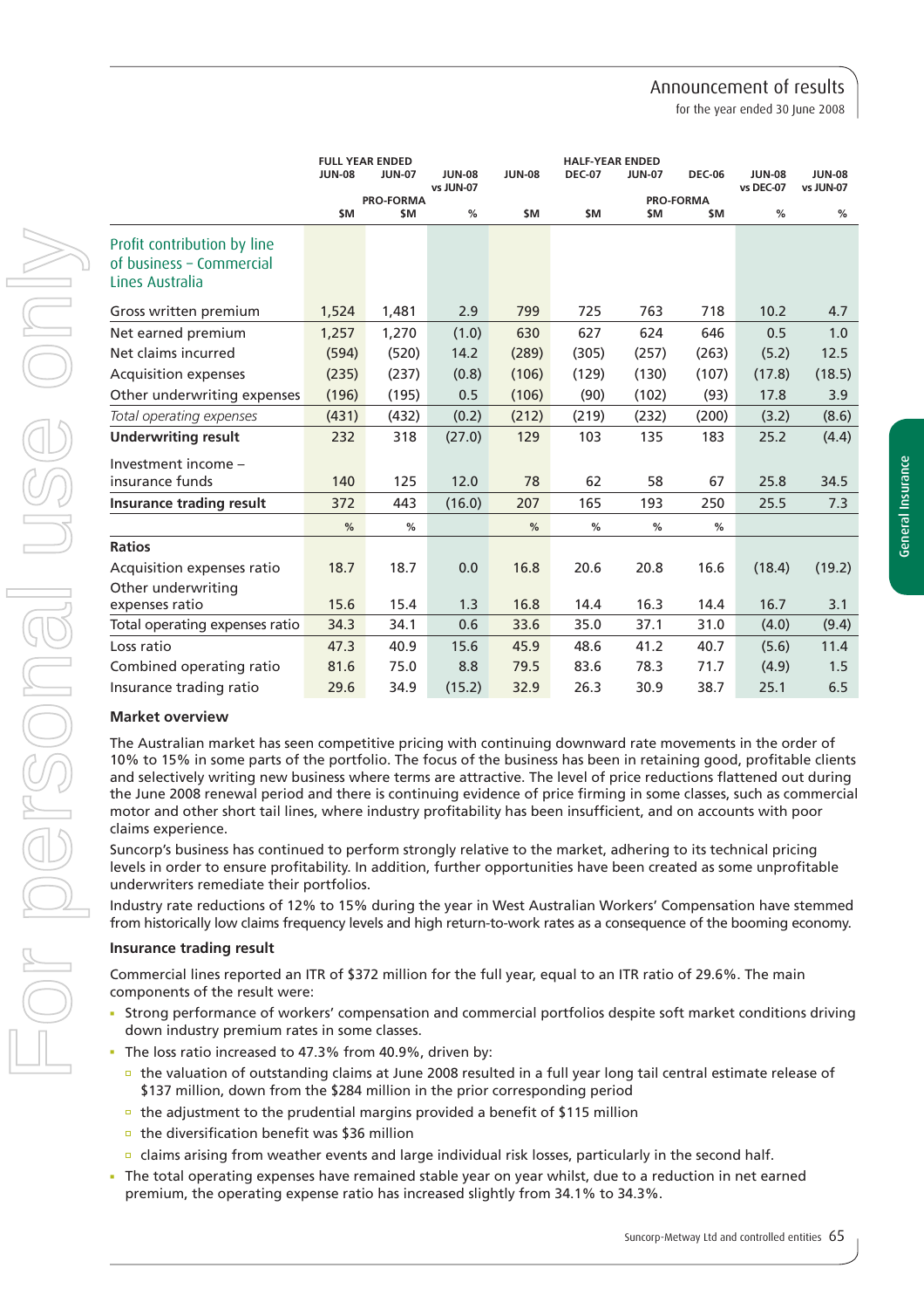| | FULL YEAR ENDED JUN-08 $M | JUN-07 PRO-FORMA $M | JUN-08 vs JUN-07 % | HALF-YEAR ENDED JUN-08 $M | DEC-07 $M | JUN-07 PRO-FORMA $M | DEC-06 PRO-FORMA $M | JUN-08 vs DEC-07 % | JUN-08 vs JUN-07 % |
|---|---|---|---|---|---|---|---|---|---|
| **Profit contribution by line of business – Commercial Lines Australia** | | | | | | | | | |
| Gross written premium | 1,524 | 1,481 | 2.9 | 799 | 725 | 763 | 718 | 10.2 | 4.7 |
| Net earned premium | 1,257 | 1,270 | (1.0) | 630 | 627 | 624 | 646 | 0.5 | 1.0 |
| Net claims incurred | (594) | (520) | 14.2 | (289) | (305) | (257) | (263) | (5.2) | 12.5 |
| Acquisition expenses | (235) | (237) | (0.8) | (106) | (129) | (130) | (107) | (17.8) | (18.5) |
| Other underwriting expenses | (196) | (195) | 0.5 | (106) | (90) | (102) | (93) | 17.8 | 3.9 |
| *Total operating expenses* | (431) | (432) | (0.2) | (212) | (219) | (232) | (200) | (3.2) | (8.6) |
| **Underwriting result** | 232 | 318 | (27.0) | 129 | 103 | 135 | 183 | 25.2 | (4.4) |
| Investment income – insurance funds | 140 | 125 | 12.0 | 78 | 62 | 58 | 67 | 25.8 | 34.5 |
| **Insurance trading result** | 372 | 443 | (16.0) | 207 | 165 | 193 | 250 | 25.5 | 7.3 |
| | % | % | | % | % | % | % | | |
| **Ratios** | | | | | | | | | |
| Acquisition expenses ratio | 18.7 | 18.7 | 0.0 | 16.8 | 20.6 | 20.8 | 16.6 | (18.4) | (19.2) |
| Other underwriting expenses ratio | 15.6 | 15.4 | 1.3 | 16.8 | 14.4 | 16.3 | 14.4 | 16.7 | 3.1 |
| Total operating expenses ratio | 34.3 | 34.1 | 0.6 | 33.6 | 35.0 | 37.1 | 31.0 | (4.0) | (9.4) |
| Loss ratio | 47.3 | 40.9 | 15.6 | 45.9 | 48.6 | 41.2 | 40.7 | (5.6) | 11.4 |
| Combined operating ratio | 81.6 | 75.0 | 8.8 | 79.5 | 83.6 | 78.3 | 71.7 | (4.9) | 1.5 |
| Insurance trading ratio | 29.6 | 34.9 | (15.2) | 32.9 | 26.3 | 30.9 | 38.7 | 25.1 | 6.5 |

### Market overview

The Australian market has seen competitive pricing with continuing downward rate movements in the order of 10% to 15% in some parts of the portfolio. The focus of the business has been in retaining good, profitable clients and selectively writing new business where terms are attractive. The level of price reductions flattened out during the June 2008 renewal period and there is continuing evidence of price firming in some classes, such as commercial motor and other short tail lines, where industry profitability has been insufficient, and on accounts with poor claims experience.

Suncorp's business has continued to perform strongly relative to the market, adhering to its technical pricing levels in order to ensure profitability. In addition, further opportunities have been created as some unprofitable underwriters remediate their portfolios.

Industry rate reductions of 12% to 15% during the year in West Australian Workers' Compensation have stemmed from historically low claims frequency levels and high return-to-work rates as a consequence of the booming economy.

### Insurance trading result

Commercial lines reported an ITR of $372 million for the full year, equal to an ITR ratio of 29.6%. The main components of the result were:

- Strong performance of workers' compensation and commercial portfolios despite soft market conditions driving down industry premium rates in some classes.
- The loss ratio increased to 47.3% from 40.9%, driven by:
  - the valuation of outstanding claims at June 2008 resulted in a full year long tail central estimate release of $137 million, down from the $284 million in the prior corresponding period
  - the adjustment to the prudential margins provided a benefit of $115 million
  - the diversification benefit was $36 million
  - claims arising from weather events and large individual risk losses, particularly in the second half.
- The total operating expenses have remained stable year on year whilst, due to a reduction in net earned premium, the operating expense ratio has increased slightly from 34.1% to 34.3%.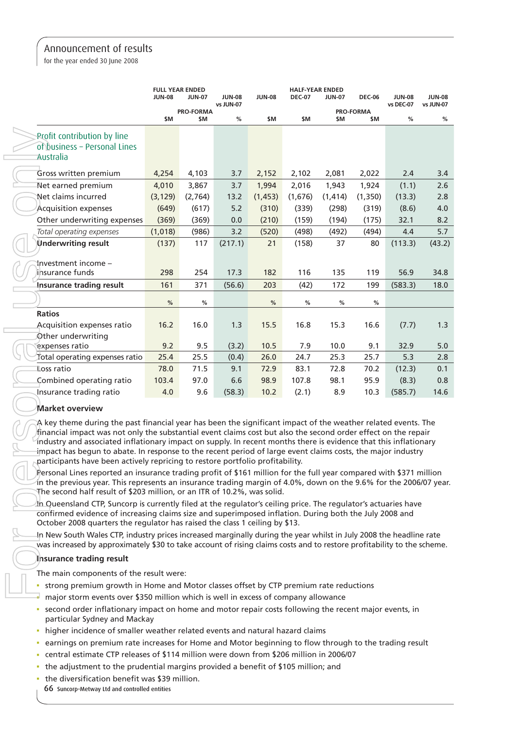# Announcement of results

for the year ended 30 June 2008

| | FULL YEAR ENDED JUN-08 | JUN-07 | JUN-08 vs JUN-07 | HALF-YEAR ENDED JUN-08 | DEC-07 | JUN-07 | DEC-06 | JUN-08 vs DEC-07 | JUN-08 vs JUN-07 |
|---|---|---|---|---|---|---|---|---|---|
| | | PRO-FORMA | | | | PRO-FORMA | | | |
| | $M | $M | % | $M | $M | $M | $M | % | % |
| **Profit contribution by line of business – Personal Lines Australia** | | | | | | | | | |
| Gross written premium | 4,254 | 4,103 | 3.7 | 2,152 | 2,102 | 2,081 | 2,022 | 2.4 | 3.4 |
| Net earned premium | 4,010 | 3,867 | 3.7 | 1,994 | 2,016 | 1,943 | 1,924 | (1.1) | 2.6 |
| Net claims incurred | (3,129) | (2,764) | 13.2 | (1,453) | (1,676) | (1,414) | (1,350) | (13.3) | 2.8 |
| Acquisition expenses | (649) | (617) | 5.2 | (310) | (339) | (298) | (319) | (8.6) | 4.0 |
| Other underwriting expenses | (369) | (369) | 0.0 | (210) | (159) | (194) | (175) | 32.1 | 8.2 |
| *Total operating expenses* | (1,018) | (986) | 3.2 | (520) | (498) | (492) | (494) | 4.4 | 5.7 |
| **Underwriting result** | (137) | 117 | (217.1) | 21 | (158) | 37 | 80 | (113.3) | (43.2) |
| Investment income – insurance funds | 298 | 254 | 17.3 | 182 | 116 | 135 | 119 | 56.9 | 34.8 |
| **Insurance trading result** | 161 | 371 | (56.6) | 203 | (42) | 172 | 199 | (583.3) | 18.0 |
| | % | % | | % | % | % | % | | |
| **Ratios** | | | | | | | | | |
| Acquisition expenses ratio | 16.2 | 16.0 | 1.3 | 15.5 | 16.8 | 15.3 | 16.6 | (7.7) | 1.3 |
| Other underwriting expenses ratio | 9.2 | 9.5 | (3.2) | 10.5 | 7.9 | 10.0 | 9.1 | 32.9 | 5.0 |
| Total operating expenses ratio | 25.4 | 25.5 | (0.4) | 26.0 | 24.7 | 25.3 | 25.7 | 5.3 | 2.8 |
| Loss ratio | 78.0 | 71.5 | 9.1 | 72.9 | 83.1 | 72.8 | 70.2 | (12.3) | 0.1 |
| Combined operating ratio | 103.4 | 97.0 | 6.6 | 98.9 | 107.8 | 98.1 | 95.9 | (8.3) | 0.8 |
| Insurance trading ratio | 4.0 | 9.6 | (58.3) | 10.2 | (2.1) | 8.9 | 10.3 | (585.7) | 14.6 |

## Market overview

A key theme during the past financial year has been the significant impact of the weather related events. The financial impact was not only the substantial event claims cost but also the second order effect on the repair industry and associated inflationary impact on supply. In recent months there is evidence that this inflationary impact has begun to abate. In response to the recent period of large event claims costs, the major industry participants have been actively repricing to restore portfolio profitability.

Personal Lines reported an insurance trading profit of $161 million for the full year compared with $371 million in the previous year. This represents an insurance trading margin of 4.0%, down on the 9.6% for the 2006/07 year. The second half result of $203 million, or an ITR of 10.2%, was solid.

In Queensland CTP, Suncorp is currently filed at the regulator's ceiling price. The regulator's actuaries have confirmed evidence of increasing claims size and superimposed inflation. During both the July 2008 and October 2008 quarters the regulator has raised the class 1 ceiling by $13.

In New South Wales CTP, industry prices increased marginally during the year whilst in July 2008 the headline rate was increased by approximately $30 to take account of rising claims costs and to restore profitability to the scheme.

## Insurance trading result

The main components of the result were:

- strong premium growth in Home and Motor classes offset by CTP premium rate reductions
- major storm events over $350 million which is well in excess of company allowance
- second order inflationary impact on home and motor repair costs following the recent major events, in particular Sydney and Mackay
- higher incidence of smaller weather related events and natural hazard claims
- earnings on premium rate increases for Home and Motor beginning to flow through to the trading result
- central estimate CTP releases of $114 million were down from $206 million in 2006/07
- the adjustment to the prudential margins provided a benefit of $105 million; and
- the diversification benefit was $39 million.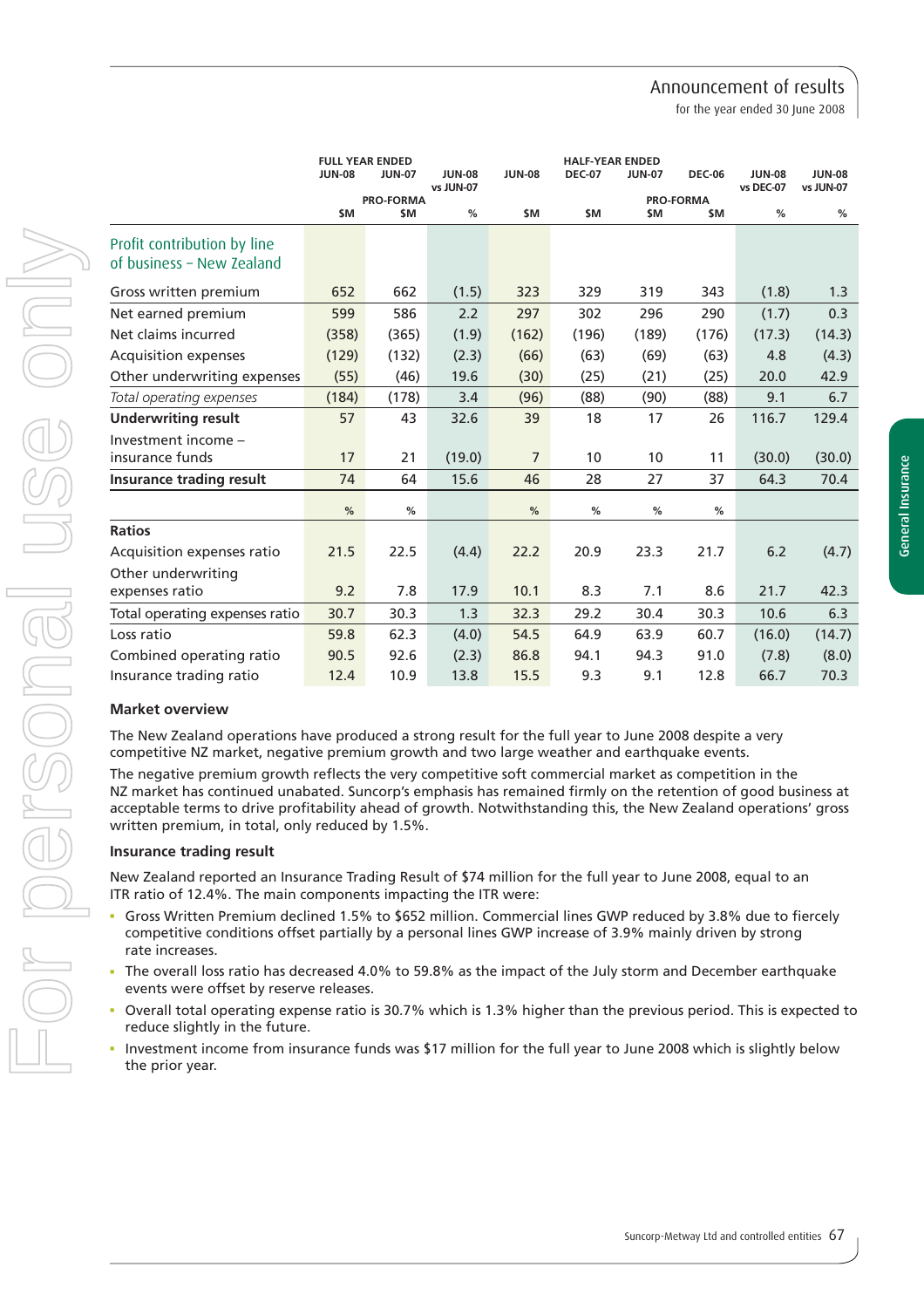| | FULL YEAR ENDED | | | | HALF-YEAR ENDED | | | | |
|---|---|---|---|---|---|---|---|---|---|
| | JUN-08 | JUN-07 PRO-FORMA | JUN-08 vs JUN-07 | JUN-08 | DEC-07 | JUN-07 PRO-FORMA | DEC-06 PRO-FORMA | JUN-08 vs DEC-07 | JUN-08 vs JUN-07 |
| | $M | $M | % | $M | $M | $M | $M | % | % |
| **Profit contribution by line of business – New Zealand** | | | | | | | | | |
| Gross written premium | 652 | 662 | (1.5) | 323 | 329 | 319 | 343 | (1.8) | 1.3 |
| Net earned premium | 599 | 586 | 2.2 | 297 | 302 | 296 | 290 | (1.7) | 0.3 |
| Net claims incurred | (358) | (365) | (1.9) | (162) | (196) | (189) | (176) | (17.3) | (14.3) |
| Acquisition expenses | (129) | (132) | (2.3) | (66) | (63) | (69) | (63) | 4.8 | (4.3) |
| Other underwriting expenses | (55) | (46) | 19.6 | (30) | (25) | (21) | (25) | 20.0 | 42.9 |
| *Total operating expenses* | (184) | (178) | 3.4 | (96) | (88) | (90) | (88) | 9.1 | 6.7 |
| **Underwriting result** | 57 | 43 | 32.6 | 39 | 18 | 17 | 26 | 116.7 | 129.4 |
| Investment income – insurance funds | 17 | 21 | (19.0) | 7 | 10 | 10 | 11 | (30.0) | (30.0) |
| **Insurance trading result** | 74 | 64 | 15.6 | 46 | 28 | 27 | 37 | 64.3 | 70.4 |
| | % | % | | % | % | % | % | | |
| **Ratios** | | | | | | | | | |
| Acquisition expenses ratio | 21.5 | 22.5 | (4.4) | 22.2 | 20.9 | 23.3 | 21.7 | 6.2 | (4.7) |
| Other underwriting expenses ratio | 9.2 | 7.8 | 17.9 | 10.1 | 8.3 | 7.1 | 8.6 | 21.7 | 42.3 |
| Total operating expenses ratio | 30.7 | 30.3 | 1.3 | 32.3 | 29.2 | 30.4 | 30.3 | 10.6 | 6.3 |
| Loss ratio | 59.8 | 62.3 | (4.0) | 54.5 | 64.9 | 63.9 | 60.7 | (16.0) | (14.7) |
| Combined operating ratio | 90.5 | 92.6 | (2.3) | 86.8 | 94.1 | 94.3 | 91.0 | (7.8) | (8.0) |
| Insurance trading ratio | 12.4 | 10.9 | 13.8 | 15.5 | 9.3 | 9.1 | 12.8 | 66.7 | 70.3 |

### Market overview

The New Zealand operations have produced a strong result for the full year to June 2008 despite a very competitive NZ market, negative premium growth and two large weather and earthquake events.

The negative premium growth reflects the very competitive soft commercial market as competition in the NZ market has continued unabated. Suncorp's emphasis has remained firmly on the retention of good business at acceptable terms to drive profitability ahead of growth. Notwithstanding this, the New Zealand operations' gross written premium, in total, only reduced by 1.5%.

### Insurance trading result

New Zealand reported an Insurance Trading Result of $74 million for the full year to June 2008, equal to an ITR ratio of 12.4%. The main components impacting the ITR were:

- Gross Written Premium declined 1.5% to $652 million. Commercial lines GWP reduced by 3.8% due to fiercely competitive conditions offset partially by a personal lines GWP increase of 3.9% mainly driven by strong rate increases.
- The overall loss ratio has decreased 4.0% to 59.8% as the impact of the July storm and December earthquake events were offset by reserve releases.
- Overall total operating expense ratio is 30.7% which is 1.3% higher than the previous period. This is expected to reduce slightly in the future.
- Investment income from insurance funds was $17 million for the full year to June 2008 which is slightly below the prior year.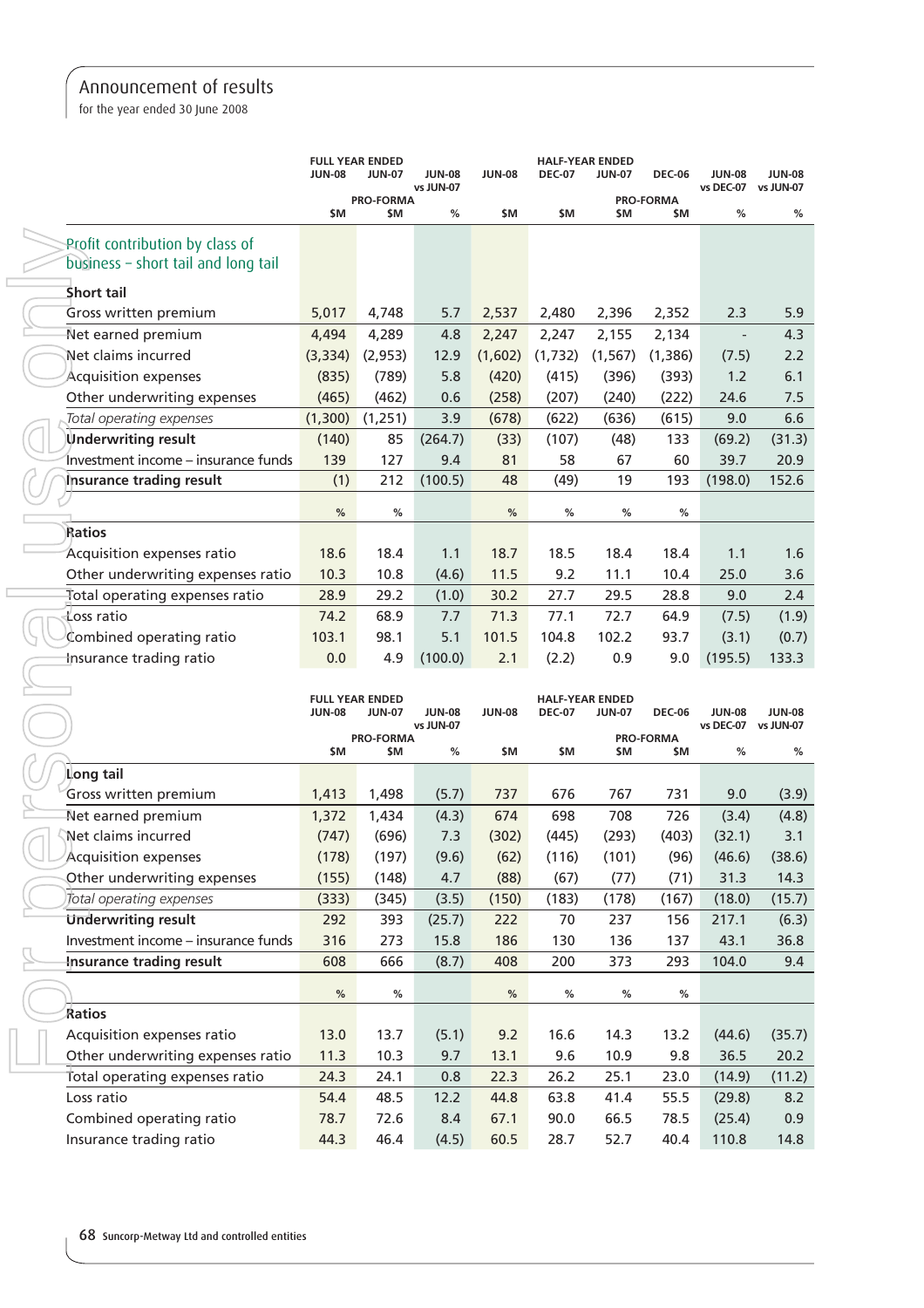# Announcement of results

for the year ended 30 June 2008

## Profit contribution by class of business – short tail and long tail

| | FULL YEAR ENDED JUN-08 | FULL YEAR ENDED JUN-07 PRO-FORMA | JUN-08 vs JUN-07 | JUN-08 | HALF-YEAR ENDED DEC-07 | HALF-YEAR ENDED JUN-07 PRO-FORMA | DEC-06 PRO-FORMA | JUN-08 vs DEC-07 | JUN-08 vs JUN-07 |
|---|---|---|---|---|---|---|---|---|---|
| | $M | $M | % | $M | $M | $M | $M | % | % |
| **Short tail** | | | | | | | | | |
| Gross written premium | 5,017 | 4,748 | 5.7 | 2,537 | 2,480 | 2,396 | 2,352 | 2.3 | 5.9 |
| Net earned premium | 4,494 | 4,289 | 4.8 | 2,247 | 2,247 | 2,155 | 2,134 | - | 4.3 |
| Net claims incurred | (3,334) | (2,953) | 12.9 | (1,602) | (1,732) | (1,567) | (1,386) | (7.5) | 2.2 |
| Acquisition expenses | (835) | (789) | 5.8 | (420) | (415) | (396) | (393) | 1.2 | 6.1 |
| Other underwriting expenses | (465) | (462) | 0.6 | (258) | (207) | (240) | (222) | 24.6 | 7.5 |
| *Total operating expenses* | (1,300) | (1,251) | 3.9 | (678) | (622) | (636) | (615) | 9.0 | 6.6 |
| **Underwriting result** | (140) | 85 | (264.7) | (33) | (107) | (48) | 133 | (69.2) | (31.3) |
| Investment income – insurance funds | 139 | 127 | 9.4 | 81 | 58 | 67 | 60 | 39.7 | 20.9 |
| **Insurance trading result** | (1) | 212 | (100.5) | 48 | (49) | 19 | 193 | (198.0) | 152.6 |
| | % | % | | % | % | % | % | | |
| **Ratios** | | | | | | | | | |
| Acquisition expenses ratio | 18.6 | 18.4 | 1.1 | 18.7 | 18.5 | 18.4 | 18.4 | 1.1 | 1.6 |
| Other underwriting expenses ratio | 10.3 | 10.8 | (4.6) | 11.5 | 9.2 | 11.1 | 10.4 | 25.0 | 3.6 |
| Total operating expenses ratio | 28.9 | 29.2 | (1.0) | 30.2 | 27.7 | 29.5 | 28.8 | 9.0 | 2.4 |
| Loss ratio | 74.2 | 68.9 | 7.7 | 71.3 | 77.1 | 72.7 | 64.9 | (7.5) | (1.9) |
| Combined operating ratio | 103.1 | 98.1 | 5.1 | 101.5 | 104.8 | 102.2 | 93.7 | (3.1) | (0.7) |
| Insurance trading ratio | 0.0 | 4.9 | (100.0) | 2.1 | (2.2) | 0.9 | 9.0 | (195.5) | 133.3 |

| | FULL YEAR ENDED JUN-08 | FULL YEAR ENDED JUN-07 PRO-FORMA | JUN-08 vs JUN-07 | JUN-08 | HALF-YEAR ENDED DEC-07 | HALF-YEAR ENDED JUN-07 PRO-FORMA | DEC-06 PRO-FORMA | JUN-08 vs DEC-07 | JUN-08 vs JUN-07 |
|---|---|---|---|---|---|---|---|---|---|
| | $M | $M | % | $M | $M | $M | $M | % | % |
| **Long tail** | | | | | | | | | |
| Gross written premium | 1,413 | 1,498 | (5.7) | 737 | 676 | 767 | 731 | 9.0 | (3.9) |
| Net earned premium | 1,372 | 1,434 | (4.3) | 674 | 698 | 708 | 726 | (3.4) | (4.8) |
| Net claims incurred | (747) | (696) | 7.3 | (302) | (445) | (293) | (403) | (32.1) | 3.1 |
| Acquisition expenses | (178) | (197) | (9.6) | (62) | (116) | (101) | (96) | (46.6) | (38.6) |
| Other underwriting expenses | (155) | (148) | 4.7 | (88) | (67) | (77) | (71) | 31.3 | 14.3 |
| *Total operating expenses* | (333) | (345) | (3.5) | (150) | (183) | (178) | (167) | (18.0) | (15.7) |
| **Underwriting result** | 292 | 393 | (25.7) | 222 | 70 | 237 | 156 | 217.1 | (6.3) |
| Investment income – insurance funds | 316 | 273 | 15.8 | 186 | 130 | 136 | 137 | 43.1 | 36.8 |
| **Insurance trading result** | 608 | 666 | (8.7) | 408 | 200 | 373 | 293 | 104.0 | 9.4 |
| | % | % | | % | % | % | % | | |
| **Ratios** | | | | | | | | | |
| Acquisition expenses ratio | 13.0 | 13.7 | (5.1) | 9.2 | 16.6 | 14.3 | 13.2 | (44.6) | (35.7) |
| Other underwriting expenses ratio | 11.3 | 10.3 | 9.7 | 13.1 | 9.6 | 10.9 | 9.8 | 36.5 | 20.2 |
| Total operating expenses ratio | 24.3 | 24.1 | 0.8 | 22.3 | 26.2 | 25.1 | 23.0 | (14.9) | (11.2) |
| Loss ratio | 54.4 | 48.5 | 12.2 | 44.8 | 63.8 | 41.4 | 55.5 | (29.8) | 8.2 |
| Combined operating ratio | 78.7 | 72.6 | 8.4 | 67.1 | 90.0 | 66.5 | 78.5 | (25.4) | 0.9 |
| Insurance trading ratio | 44.3 | 46.4 | (4.5) | 60.5 | 28.7 | 52.7 | 40.4 | 110.8 | 14.8 |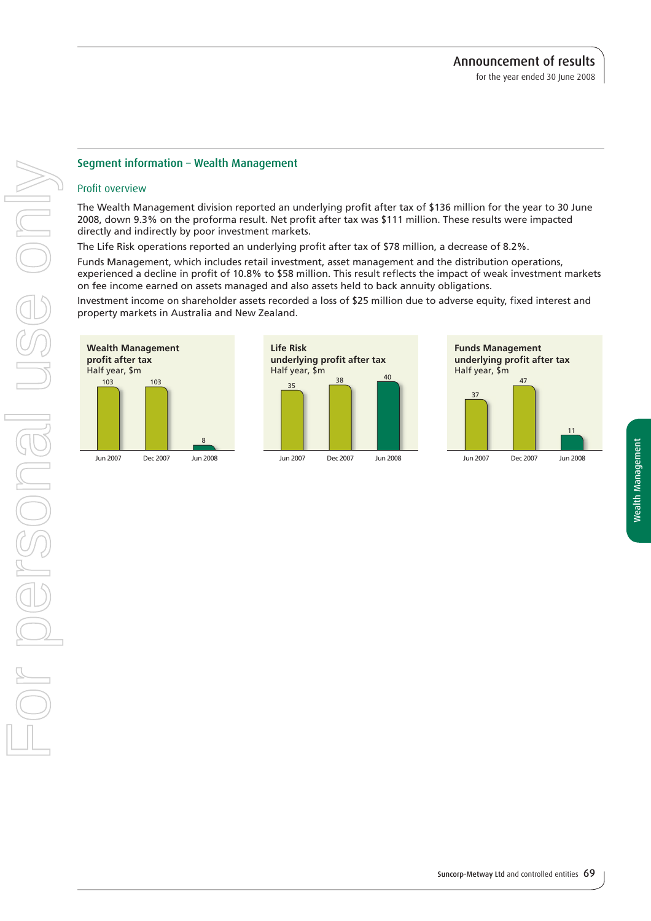## Segment information – Wealth Management

### Profit overview

The Wealth Management division reported an underlying profit after tax of $136 million for the year to 30 June 2008, down 9.3% on the proforma result. Net profit after tax was $111 million. These results were impacted directly and indirectly by poor investment markets.

The Life Risk operations reported an underlying profit after tax of $78 million, a decrease of 8.2%.

Funds Management, which includes retail investment, asset management and the distribution operations, experienced a decline in profit of 10.8% to $58 million. This result reflects the impact of weak investment markets on fee income earned on assets managed and also assets held to back annuity obligations.

Investment income on shareholder assets recorded a loss of $25 million due to adverse equity, fixed interest and property markets in Australia and New Zealand.

**Wealth Management profit after tax**
Half year, $m

103
103
8
Jun 2007
Dec 2007
Jun 2008

**Life Risk underlying profit after tax**
Half year, $m

35
38
40
Jun 2007
Dec 2007
Jun 2008

**Funds Management underlying profit after tax**
Half year, $m

37
47
11
Jun 2007
Dec 2007
Jun 2008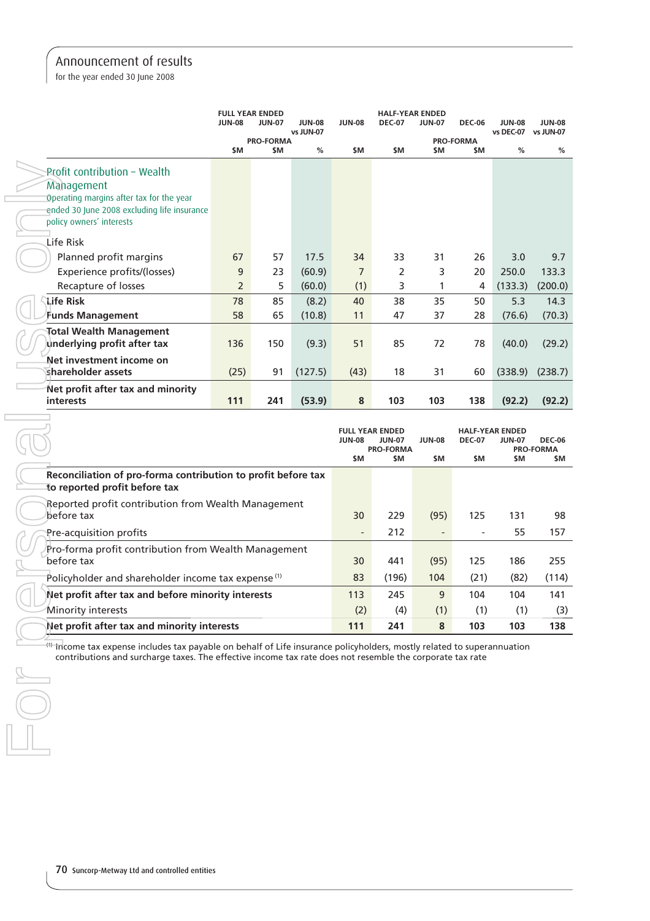# Announcement of results

for the year ended 30 June 2008

| | FULL YEAR ENDED JUN-08 $M | JUN-07 PRO-FORMA $M | JUN-08 vs JUN-07 % | HALF-YEAR ENDED JUN-08 $M | DEC-07 $M | JUN-07 PRO-FORMA $M | DEC-06 PRO-FORMA $M | JUN-08 vs DEC-07 % | JUN-08 vs JUN-07 % |
|---|---|---|---|---|---|---|---|---|---|
| **Profit contribution – Wealth Management** | | | | | | | | | |
| Operating margins after tax for the year ended 30 June 2008 excluding life insurance policy owners' interests | | | | | | | | | |
| Life Risk | | | | | | | | | |
| Planned profit margins | 67 | 57 | 17.5 | 34 | 33 | 31 | 26 | 3.0 | 9.7 |
| Experience profits/(losses) | 9 | 23 | (60.9) | 7 | 2 | 3 | 20 | 250.0 | 133.3 |
| Recapture of losses | 2 | 5 | (60.0) | (1) | 3 | 1 | 4 | (133.3) | (200.0) |
| **Life Risk** | 78 | 85 | (8.2) | 40 | 38 | 35 | 50 | 5.3 | 14.3 |
| **Funds Management** | 58 | 65 | (10.8) | 11 | 47 | 37 | 28 | (76.6) | (70.3) |
| **Total Wealth Management underlying profit after tax** | 136 | 150 | (9.3) | 51 | 85 | 72 | 78 | (40.0) | (29.2) |
| **Net investment income on shareholder assets** | (25) | 91 | (127.5) | (43) | 18 | 31 | 60 | (338.9) | (238.7) |
| **Net profit after tax and minority interests** | **111** | **241** | **(53.9)** | **8** | **103** | **103** | **138** | **(92.2)** | **(92.2)** |

| | FULL YEAR ENDED JUN-08 $M | JUN-07 PRO-FORMA $M | HALF-YEAR ENDED JUN-08 $M | DEC-07 $M | JUN-07 PRO-FORMA $M | DEC-06 PRO-FORMA $M |
|---|---|---|---|---|---|---|
| **Reconciliation of pro-forma contribution to profit before tax to reported profit before tax** | | | | | | |
| Reported profit contribution from Wealth Management before tax | 30 | 229 | (95) | 125 | 131 | 98 |
| Pre-acquisition profits | - | 212 | - | - | 55 | 157 |
| Pro-forma profit contribution from Wealth Management before tax | 30 | 441 | (95) | 125 | 186 | 255 |
| Policyholder and shareholder income tax expense [(1)] | 83 | (196) | 104 | (21) | (82) | (114) |
| **Net profit after tax and before minority interests** | 113 | 245 | 9 | 104 | 104 | 141 |
| Minority interests | (2) | (4) | (1) | (1) | (1) | (3) |
| **Net profit after tax and minority interests** | **111** | **241** | **8** | **103** | **103** | **138** |

[(1)] Income tax expense includes tax payable on behalf of Life insurance policyholders, mostly related to superannuation contributions and surcharge taxes. The effective income tax rate does not resemble the corporate tax rate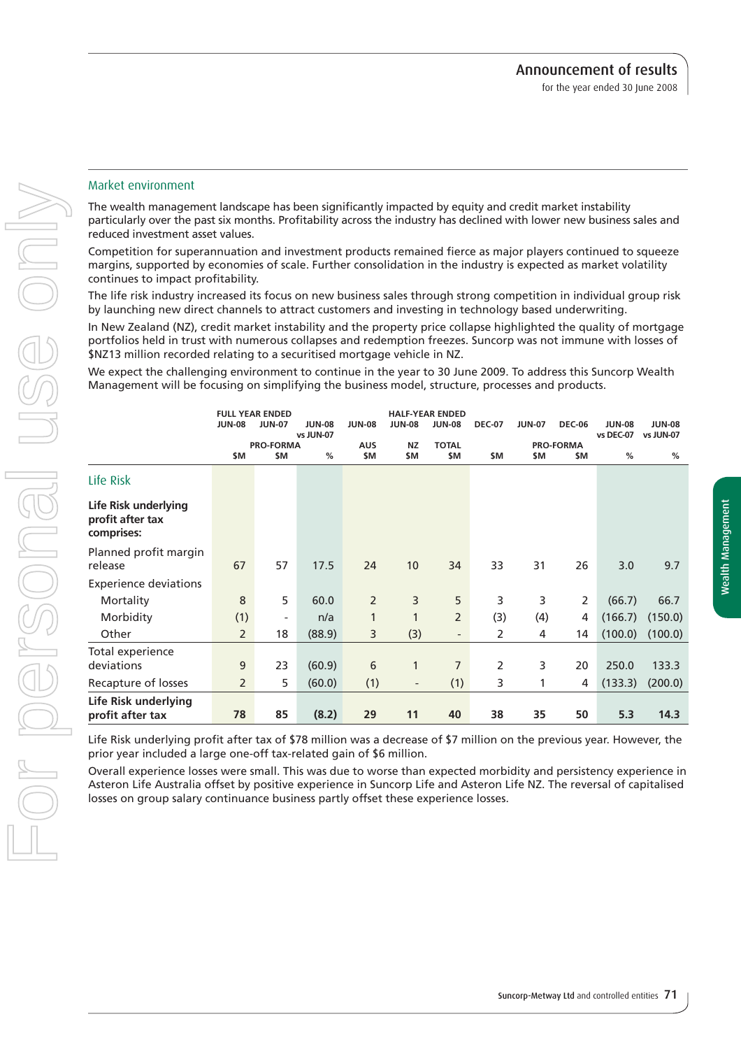## Market environment

The wealth management landscape has been significantly impacted by equity and credit market instability particularly over the past six months. Profitability across the industry has declined with lower new business sales and reduced investment asset values.

Competition for superannuation and investment products remained fierce as major players continued to squeeze margins, supported by economies of scale. Further consolidation in the industry is expected as market volatility continues to impact profitability.

The life risk industry increased its focus on new business sales through strong competition in individual group risk by launching new direct channels to attract customers and investing in technology based underwriting.

In New Zealand (NZ), credit market instability and the property price collapse highlighted the quality of mortgage portfolios held in trust with numerous collapses and redemption freezes. Suncorp was not immune with losses of $NZ13 million recorded relating to a securitised mortgage vehicle in NZ.

We expect the challenging environment to continue in the year to 30 June 2009. To address this Suncorp Wealth Management will be focusing on simplifying the business model, structure, processes and products.

| | FULL YEAR ENDED | | | HALF-YEAR ENDED | | | | | | | |
|---|---|---|---|---|---|---|---|---|---|---|---|
| | JUN-08 | JUN-07 PRO-FORMA | JUN-08 vs JUN-07 | JUN-08 AUS | JUN-08 NZ | JUN-08 TOTAL | DEC-07 | JUN-07 PRO-FORMA | DEC-06 PRO-FORMA | JUN-08 vs DEC-07 | JUN-08 vs JUN-07 |
| | $M | $M | % | $M | $M | $M | $M | $M | $M | % | % |
| **Life Risk** | | | | | | | | | | | |
| **Life Risk underlying profit after tax comprises:** | | | | | | | | | | | |
| Planned profit margin release | 67 | 57 | 17.5 | 24 | 10 | 34 | 33 | 31 | 26 | 3.0 | 9.7 |
| Experience deviations | | | | | | | | | | | |
| Mortality | 8 | 5 | 60.0 | 2 | 3 | 5 | 3 | 3 | 2 | (66.7) | 66.7 |
| Morbidity | (1) | - | n/a | 1 | 1 | 2 | (3) | (4) | 4 | (166.7) | (150.0) |
| Other | 2 | 18 | (88.9) | 3 | (3) | - | 2 | 4 | 14 | (100.0) | (100.0) |
| Total experience deviations | 9 | 23 | (60.9) | 6 | 1 | 7 | 2 | 3 | 20 | 250.0 | 133.3 |
| Recapture of losses | 2 | 5 | (60.0) | (1) | - | (1) | 3 | 1 | 4 | (133.3) | (200.0) |
| **Life Risk underlying profit after tax** | **78** | **85** | **(8.2)** | **29** | **11** | **40** | **38** | **35** | **50** | **5.3** | **14.3** |

Life Risk underlying profit after tax of $78 million was a decrease of $7 million on the previous year. However, the prior year included a large one-off tax-related gain of $6 million.

Overall experience losses were small. This was due to worse than expected morbidity and persistency experience in Asteron Life Australia offset by positive experience in Suncorp Life and Asteron Life NZ. The reversal of capitalised losses on group salary continuance business partly offset these experience losses.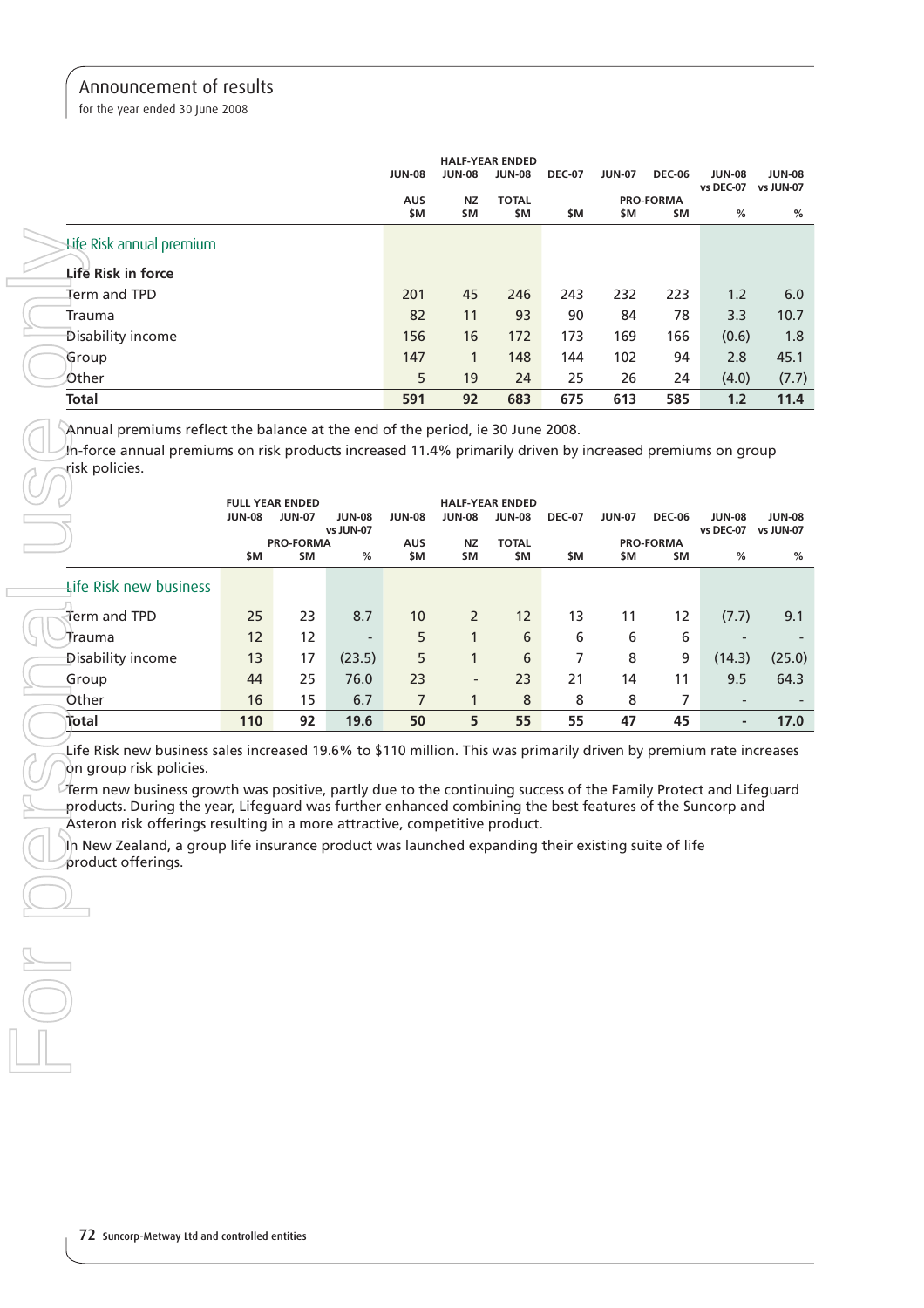## Announcement of results

for the year ended 30 June 2008

| | HALF-YEAR ENDED | | | | | | | |
|---|---|---|---|---|---|---|---|---|
| | JUN-08 | JUN-08 | JUN-08 | DEC-07 | JUN-07 | DEC-06 | JUN-08 vs DEC-07 | JUN-08 vs JUN-07 |
| | AUS | NZ | TOTAL | | PRO-FORMA | | | |
| | $M | $M | $M | $M | $M | $M | % | % |
| **Life Risk annual premium** | | | | | | | | |
| **Life Risk in force** | | | | | | | | |
| Term and TPD | 201 | 45 | 246 | 243 | 232 | 223 | 1.2 | 6.0 |
| Trauma | 82 | 11 | 93 | 90 | 84 | 78 | 3.3 | 10.7 |
| Disability income | 156 | 16 | 172 | 173 | 169 | 166 | (0.6) | 1.8 |
| Group | 147 | 1 | 148 | 144 | 102 | 94 | 2.8 | 45.1 |
| Other | 5 | 19 | 24 | 25 | 26 | 24 | (4.0) | (7.7) |
| **Total** | **591** | **92** | **683** | **675** | **613** | **585** | **1.2** | **11.4** |

Annual premiums reflect the balance at the end of the period, ie 30 June 2008.

In-force annual premiums on risk products increased 11.4% primarily driven by increased premiums on group risk policies.

| | FULL YEAR ENDED | | | HALF-YEAR ENDED | | | | | | | |
|---|---|---|---|---|---|---|---|---|---|---|---|
| | JUN-08 | JUN-07 | JUN-08 vs JUN-07 | JUN-08 | JUN-08 | JUN-08 | DEC-07 | JUN-07 | DEC-06 | JUN-08 vs DEC-07 | JUN-08 vs JUN-07 |
| | | PRO-FORMA | | AUS | NZ | TOTAL | | PRO-FORMA | | | |
| | $M | $M | % | $M | $M | $M | $M | $M | $M | % | % |
| **Life Risk new business** | | | | | | | | | | | |
| Term and TPD | 25 | 23 | 8.7 | 10 | 2 | 12 | 13 | 11 | 12 | (7.7) | 9.1 |
| Trauma | 12 | 12 | - | 5 | 1 | 6 | 6 | 6 | 6 | - | - |
| Disability income | 13 | 17 | (23.5) | 5 | 1 | 6 | 7 | 8 | 9 | (14.3) | (25.0) |
| Group | 44 | 25 | 76.0 | 23 | - | 23 | 21 | 14 | 11 | 9.5 | 64.3 |
| Other | 16 | 15 | 6.7 | 7 | 1 | 8 | 8 | 8 | 7 | - | - |
| **Total** | **110** | **92** | **19.6** | **50** | **5** | **55** | **55** | **47** | **45** | **-** | **17.0** |

Life Risk new business sales increased 19.6% to $110 million. This was primarily driven by premium rate increases on group risk policies.

Term new business growth was positive, partly due to the continuing success of the Family Protect and Lifeguard products. During the year, Lifeguard was further enhanced combining the best features of the Suncorp and Asteron risk offerings resulting in a more attractive, competitive product.

In New Zealand, a group life insurance product was launched expanding their existing suite of life product offerings.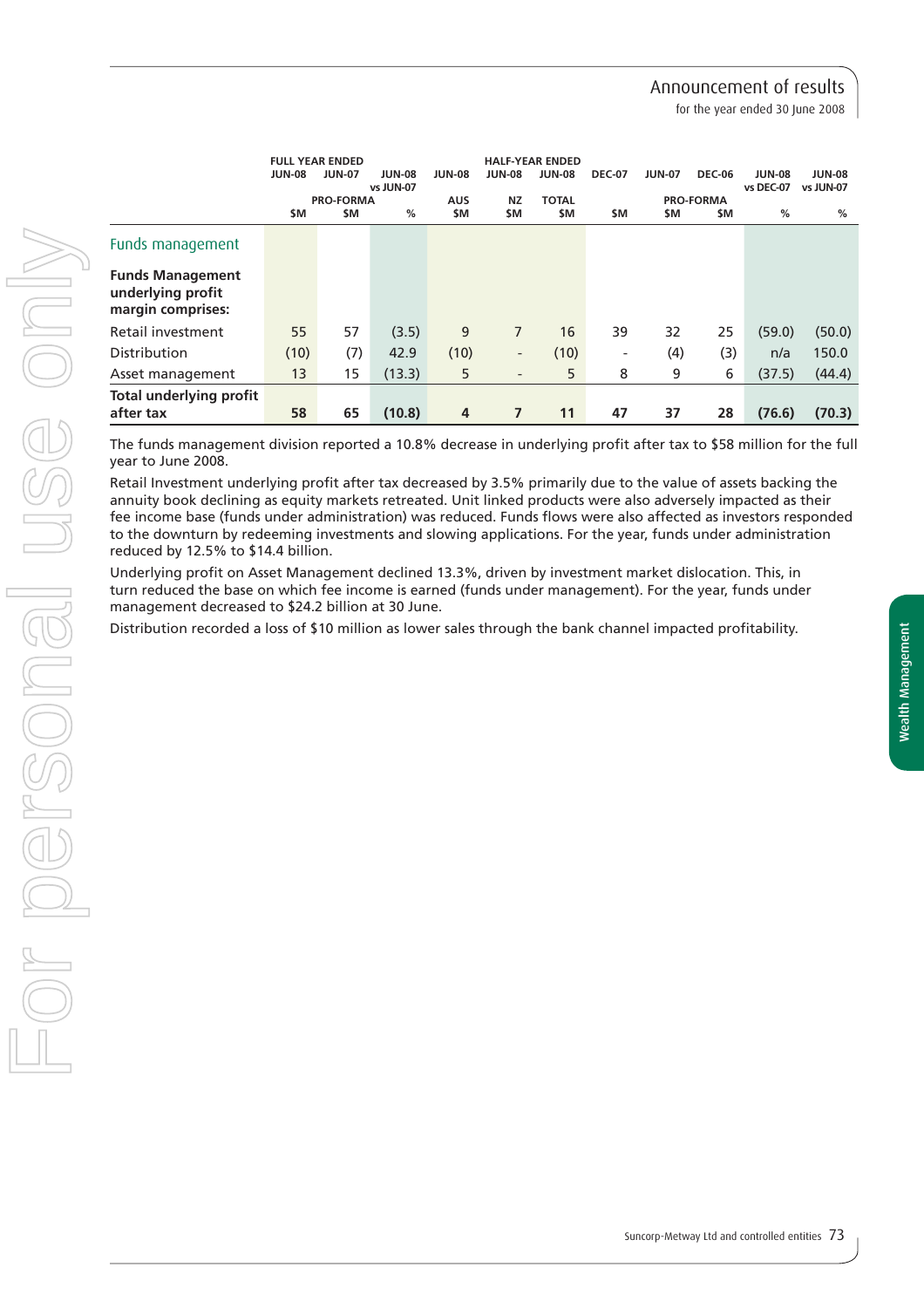| | FULL YEAR ENDED | | | HALF-YEAR ENDED | | | | | | | |
|---|---|---|---|---|---|---|---|---|---|---|---|
| | JUN-08 | JUN-07 | JUN-08 vs JUN-07 | JUN-08 | JUN-08 | JUN-08 | DEC-07 | JUN-07 | DEC-06 | JUN-08 vs DEC-07 | JUN-08 vs JUN-07 |
| | | PRO-FORMA | | AUS | NZ | TOTAL | | PRO-FORMA | | | |
| | $M | $M | % | $M | $M | $M | $M | $M | $M | % | % |
| **Funds management** | | | | | | | | | | | |
| **Funds Management underlying profit margin comprises:** | | | | | | | | | | | |
| Retail investment | 55 | 57 | (3.5) | 9 | 7 | 16 | 39 | 32 | 25 | (59.0) | (50.0) |
| Distribution | (10) | (7) | 42.9 | (10) | - | (10) | - | (4) | (3) | n/a | 150.0 |
| Asset management | 13 | 15 | (13.3) | 5 | - | 5 | 8 | 9 | 6 | (37.5) | (44.4) |
| **Total underlying profit after tax** | **58** | **65** | **(10.8)** | **4** | **7** | **11** | **47** | **37** | **28** | **(76.6)** | **(70.3)** |

The funds management division reported a 10.8% decrease in underlying profit after tax to $58 million for the full year to June 2008.

Retail Investment underlying profit after tax decreased by 3.5% primarily due to the value of assets backing the annuity book declining as equity markets retreated. Unit linked products were also adversely impacted as their fee income base (funds under administration) was reduced. Funds flows were also affected as investors responded to the downturn by redeeming investments and slowing applications. For the year, funds under administration reduced by 12.5% to $14.4 billion.

Underlying profit on Asset Management declined 13.3%, driven by investment market dislocation. This, in turn reduced the base on which fee income is earned (funds under management). For the year, funds under management decreased to $24.2 billion at 30 June.

Distribution recorded a loss of $10 million as lower sales through the bank channel impacted profitability.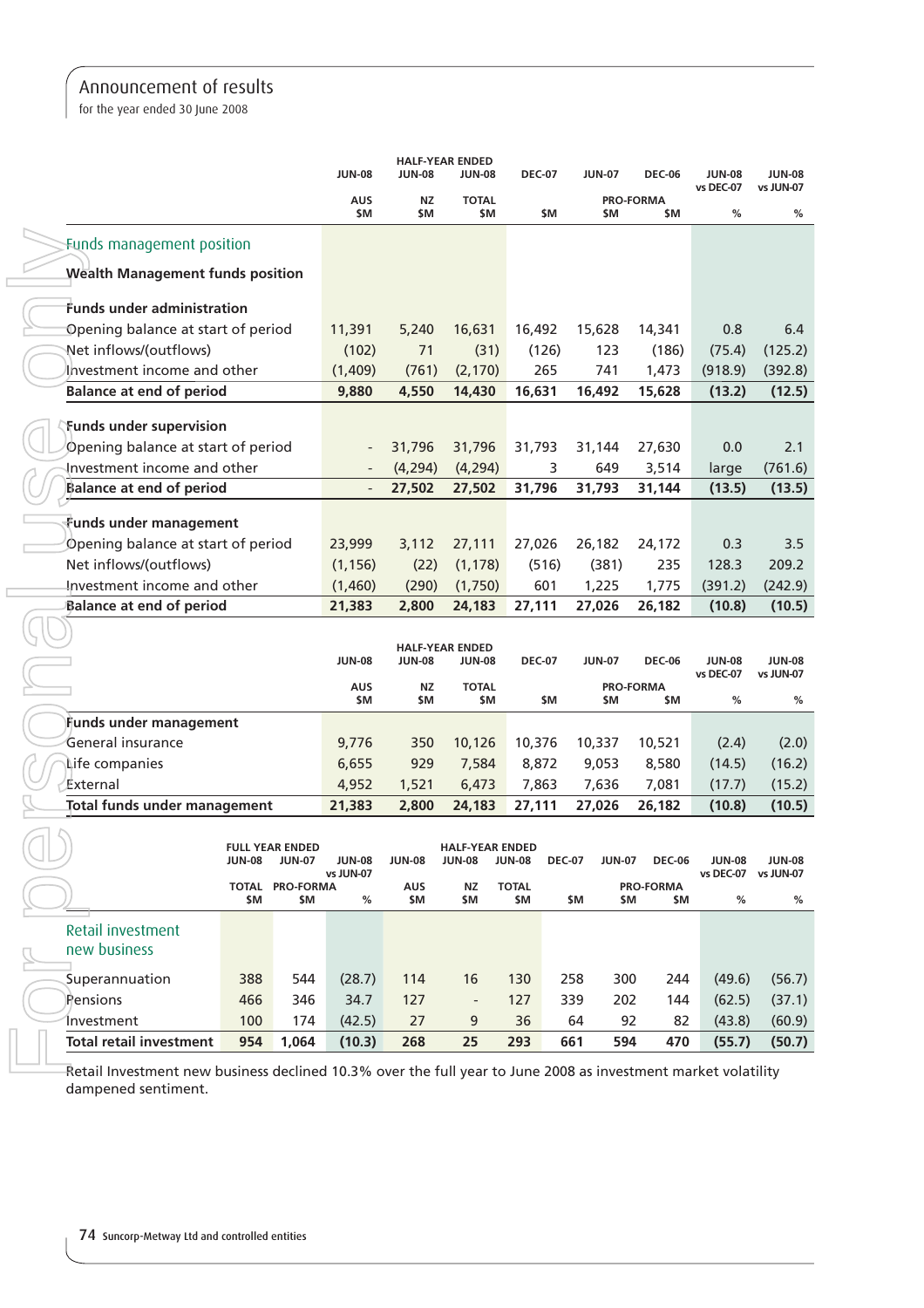## Announcement of results

for the year ended 30 June 2008

| | HALF-YEAR ENDED JUN-08 AUS $M | JUN-08 NZ $M | JUN-08 TOTAL $M | DEC-07 $M | JUN-07 PRO-FORMA $M | DEC-06 PRO-FORMA $M | JUN-08 vs DEC-07 % | JUN-08 vs JUN-07 % |
|---|---|---|---|---|---|---|---|---|
| **Funds management position** | | | | | | | | |
| **Wealth Management funds position** | | | | | | | | |
| **Funds under administration** | | | | | | | | |
| Opening balance at start of period | 11,391 | 5,240 | 16,631 | 16,492 | 15,628 | 14,341 | 0.8 | 6.4 |
| Net inflows/(outflows) | (102) | 71 | (31) | (126) | 123 | (186) | (75.4) | (125.2) |
| Investment income and other | (1,409) | (761) | (2,170) | 265 | 741 | 1,473 | (918.9) | (392.8) |
| **Balance at end of period** | **9,880** | **4,550** | **14,430** | **16,631** | **16,492** | **15,628** | **(13.2)** | **(12.5)** |
| **Funds under supervision** | | | | | | | | |
| Opening balance at start of period | - | 31,796 | 31,796 | 31,793 | 31,144 | 27,630 | 0.0 | 2.1 |
| Investment income and other | - | (4,294) | (4,294) | 3 | 649 | 3,514 | large | (761.6) |
| **Balance at end of period** | - | **27,502** | **27,502** | **31,796** | **31,793** | **31,144** | **(13.5)** | **(13.5)** |
| **Funds under management** | | | | | | | | |
| Opening balance at start of period | 23,999 | 3,112 | 27,111 | 27,026 | 26,182 | 24,172 | 0.3 | 3.5 |
| Net inflows/(outflows) | (1,156) | (22) | (1,178) | (516) | (381) | 235 | 128.3 | 209.2 |
| Investment income and other | (1,460) | (290) | (1,750) | 601 | 1,225 | 1,775 | (391.2) | (242.9) |
| **Balance at end of period** | **21,383** | **2,800** | **24,183** | **27,111** | **27,026** | **26,182** | **(10.8)** | **(10.5)** |

| | HALF-YEAR ENDED JUN-08 AUS $M | JUN-08 NZ $M | JUN-08 TOTAL $M | DEC-07 $M | JUN-07 PRO-FORMA $M | DEC-06 PRO-FORMA $M | JUN-08 vs DEC-07 % | JUN-08 vs JUN-07 % |
|---|---|---|---|---|---|---|---|---|
| **Funds under management** | | | | | | | | |
| General insurance | 9,776 | 350 | 10,126 | 10,376 | 10,337 | 10,521 | (2.4) | (2.0) |
| Life companies | 6,655 | 929 | 7,584 | 8,872 | 9,053 | 8,580 | (14.5) | (16.2) |
| External | 4,952 | 1,521 | 6,473 | 7,863 | 7,636 | 7,081 | (17.7) | (15.2) |
| **Total funds under management** | **21,383** | **2,800** | **24,183** | **27,111** | **27,026** | **26,182** | **(10.8)** | **(10.5)** |

| | FULL YEAR ENDED JUN-08 TOTAL $M | JUN-07 PRO-FORMA $M | JUN-08 vs JUN-07 % | HALF-YEAR ENDED JUN-08 AUS $M | JUN-08 NZ $M | JUN-08 TOTAL $M | DEC-07 $M | JUN-07 PRO-FORMA $M | DEC-06 PRO-FORMA $M | JUN-08 vs DEC-07 % | JUN-08 vs JUN-07 % |
|---|---|---|---|---|---|---|---|---|---|---|---|
| **Retail investment new business** | | | | | | | | | | | |
| Superannuation | 388 | 544 | (28.7) | 114 | 16 | 130 | 258 | 300 | 244 | (49.6) | (56.7) |
| Pensions | 466 | 346 | 34.7 | 127 | - | 127 | 339 | 202 | 144 | (62.5) | (37.1) |
| Investment | 100 | 174 | (42.5) | 27 | 9 | 36 | 64 | 92 | 82 | (43.8) | (60.9) |
| **Total retail investment** | **954** | **1,064** | **(10.3)** | **268** | **25** | **293** | **661** | **594** | **470** | **(55.7)** | **(50.7)** |

Retail Investment new business declined 10.3% over the full year to June 2008 as investment market volatility dampened sentiment.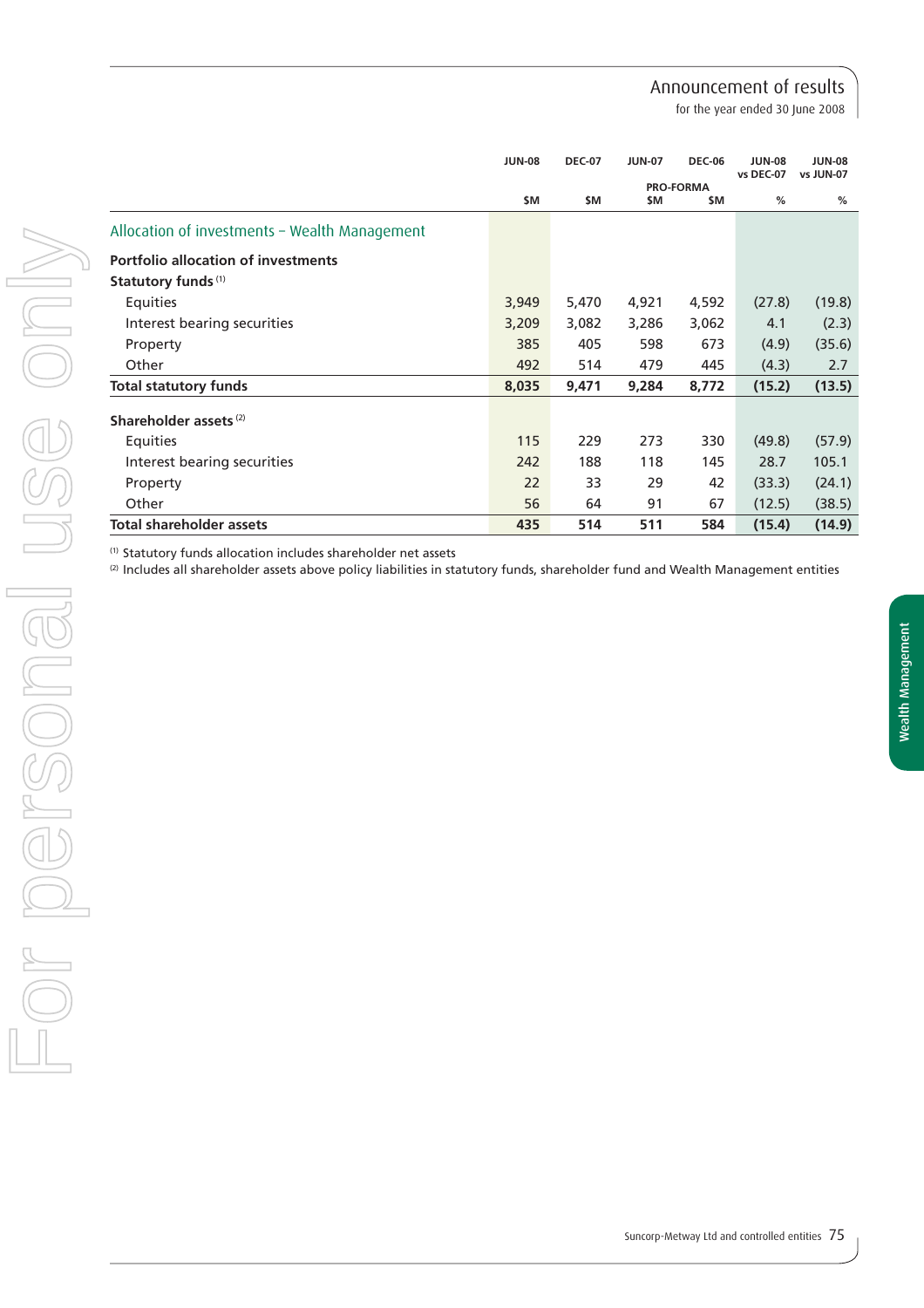## Allocation of investments – Wealth Management

| | JUN-08 | DEC-07 | JUN-07 | DEC-06 | JUN-08 vs DEC-07 | JUN-08 vs JUN-07 |
|---|---|---|---|---|---|---|
| | | | PRO-FORMA | | | |
| | $M | $M | $M | $M | % | % |
| **Portfolio allocation of investments** | | | | | | |
| **Statutory funds** [(1)] | | | | | | |
| Equities | 3,949 | 5,470 | 4,921 | 4,592 | (27.8) | (19.8) |
| Interest bearing securities | 3,209 | 3,082 | 3,286 | 3,062 | 4.1 | (2.3) |
| Property | 385 | 405 | 598 | 673 | (4.9) | (35.6) |
| Other | 492 | 514 | 479 | 445 | (4.3) | 2.7 |
| **Total statutory funds** | **8,035** | **9,471** | **9,284** | **8,772** | **(15.2)** | **(13.5)** |
| **Shareholder assets** [(2)] | | | | | | |
| Equities | 115 | 229 | 273 | 330 | (49.8) | (57.9) |
| Interest bearing securities | 242 | 188 | 118 | 145 | 28.7 | 105.1 |
| Property | 22 | 33 | 29 | 42 | (33.3) | (24.1) |
| Other | 56 | 64 | 91 | 67 | (12.5) | (38.5) |
| **Total shareholder assets** | **435** | **514** | **511** | **584** | **(15.4)** | **(14.9)** |

[(1)] Statutory funds allocation includes shareholder net assets

[(2)] Includes all shareholder assets above policy liabilities in statutory funds, shareholder fund and Wealth Management entities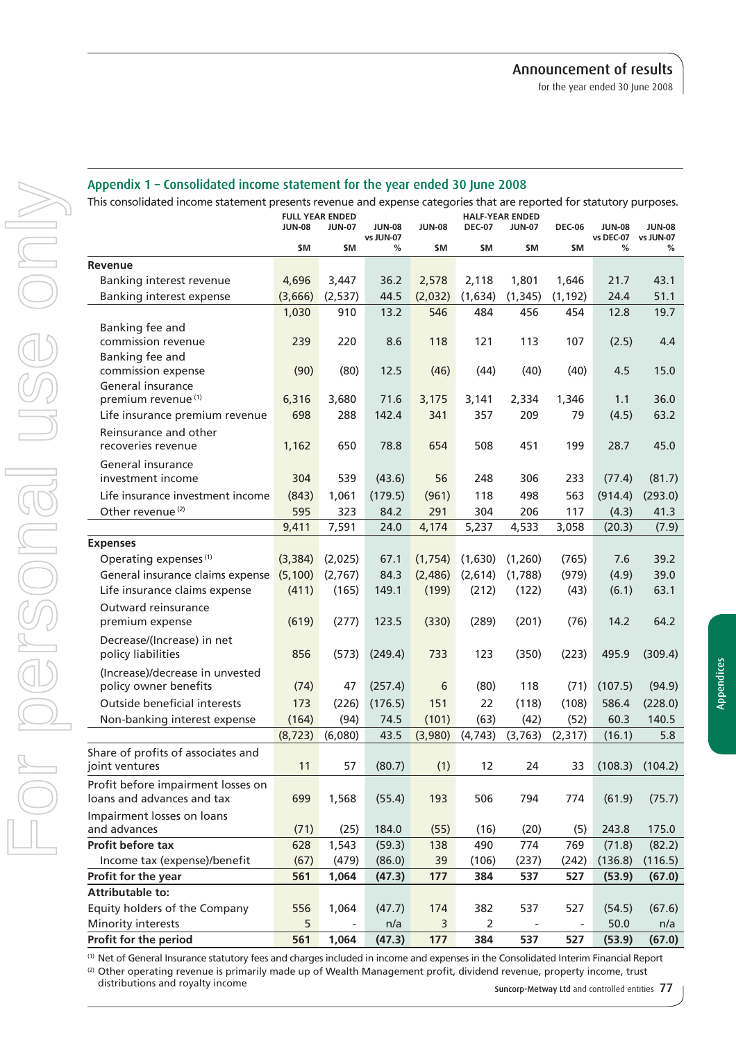## Appendix 1 – Consolidated income statement for the year ended 30 June 2008

This consolidated income statement presents revenue and expense categories that are reported for statutory purposes.

| | FULL YEAR ENDED | | | HALF-YEAR ENDED | | | | | |
|---|---|---|---|---|---|---|---|---|---|
| | JUN-08 | JUN-07 | JUN-08 vs JUN-07 | JUN-08 | DEC-07 | JUN-07 | DEC-06 | JUN-08 vs DEC-07 | JUN-08 vs JUN-07 |
| | $M | $M | % | $M | $M | $M | $M | % | % |
| **Revenue** | | | | | | | | | |
| Banking interest revenue | 4,696 | 3,447 | 36.2 | 2,578 | 2,118 | 1,801 | 1,646 | 21.7 | 43.1 |
| Banking interest expense | (3,666) | (2,537) | 44.5 | (2,032) | (1,634) | (1,345) | (1,192) | 24.4 | 51.1 |
| | 1,030 | 910 | 13.2 | 546 | 484 | 456 | 454 | 12.8 | 19.7 |
| Banking fee and commission revenue | 239 | 220 | 8.6 | 118 | 121 | 113 | 107 | (2.5) | 4.4 |
| Banking fee and commission expense | (90) | (80) | 12.5 | (46) | (44) | (40) | (40) | 4.5 | 15.0 |
| General insurance premium revenue [1] | 6,316 | 3,680 | 71.6 | 3,175 | 3,141 | 2,334 | 1,346 | 1.1 | 36.0 |
| Life insurance premium revenue | 698 | 288 | 142.4 | 341 | 357 | 209 | 79 | (4.5) | 63.2 |
| Reinsurance and other recoveries revenue | 1,162 | 650 | 78.8 | 654 | 508 | 451 | 199 | 28.7 | 45.0 |
| General insurance investment income | 304 | 539 | (43.6) | 56 | 248 | 306 | 233 | (77.4) | (81.7) |
| Life insurance investment income | (843) | 1,061 | (179.5) | (961) | 118 | 498 | 563 | (914.4) | (293.0) |
| Other revenue [2] | 595 | 323 | 84.2 | 291 | 304 | 206 | 117 | (4.3) | 41.3 |
| | 9,411 | 7,591 | 24.0 | 4,174 | 5,237 | 4,533 | 3,058 | (20.3) | (7.9) |
| **Expenses** | | | | | | | | | |
| Operating expenses [1] | (3,384) | (2,025) | 67.1 | (1,754) | (1,630) | (1,260) | (765) | 7.6 | 39.2 |
| General insurance claims expense | (5,100) | (2,767) | 84.3 | (2,486) | (2,614) | (1,788) | (979) | (4.9) | 39.0 |
| Life insurance claims expense | (411) | (165) | 149.1 | (199) | (212) | (122) | (43) | (6.1) | 63.1 |
| Outward reinsurance premium expense | (619) | (277) | 123.5 | (330) | (289) | (201) | (76) | 14.2 | 64.2 |
| Decrease/(Increase) in net policy liabilities | 856 | (573) | (249.4) | 733 | 123 | (350) | (223) | 495.9 | (309.4) |
| (Increase)/decrease in unvested policy owner benefits | (74) | 47 | (257.4) | 6 | (80) | 118 | (71) | (107.5) | (94.9) |
| Outside beneficial interests | 173 | (226) | (176.5) | 151 | 22 | (118) | (108) | 586.4 | (228.0) |
| Non-banking interest expense | (164) | (94) | 74.5 | (101) | (63) | (42) | (52) | 60.3 | 140.5 |
| | (8,723) | (6,080) | 43.5 | (3,980) | (4,743) | (3,763) | (2,317) | (16.1) | 5.8 |
| Share of profits of associates and joint ventures | 11 | 57 | (80.7) | (1) | 12 | 24 | 33 | (108.3) | (104.2) |
| Profit before impairment losses on loans and advances and tax | 699 | 1,568 | (55.4) | 193 | 506 | 794 | 774 | (61.9) | (75.7) |
| Impairment losses on loans and advances | (71) | (25) | 184.0 | (55) | (16) | (20) | (5) | 243.8 | 175.0 |
| **Profit before tax** | 628 | 1,543 | (59.3) | 138 | 490 | 774 | 769 | (71.8) | (82.2) |
| Income tax (expense)/benefit | (67) | (479) | (86.0) | 39 | (106) | (237) | (242) | (136.8) | (116.5) |
| **Profit for the year** | **561** | **1,064** | **(47.3)** | **177** | **384** | **537** | **527** | **(53.9)** | **(67.0)** |
| **Attributable to:** | | | | | | | | | |
| Equity holders of the Company | 556 | 1,064 | (47.7) | 174 | 382 | 537 | 527 | (54.5) | (67.6) |
| Minority interests | 5 | - | n/a | 3 | 2 | - | - | 50.0 | n/a |
| **Profit for the period** | **561** | **1,064** | **(47.3)** | **177** | **384** | **537** | **527** | **(53.9)** | **(67.0)** |

[1] Net of General Insurance statutory fees and charges included in income and expenses in the Consolidated Interim Financial Report

[2] Other operating revenue is primarily made up of Wealth Management profit, dividend revenue, property income, trust distributions and royalty income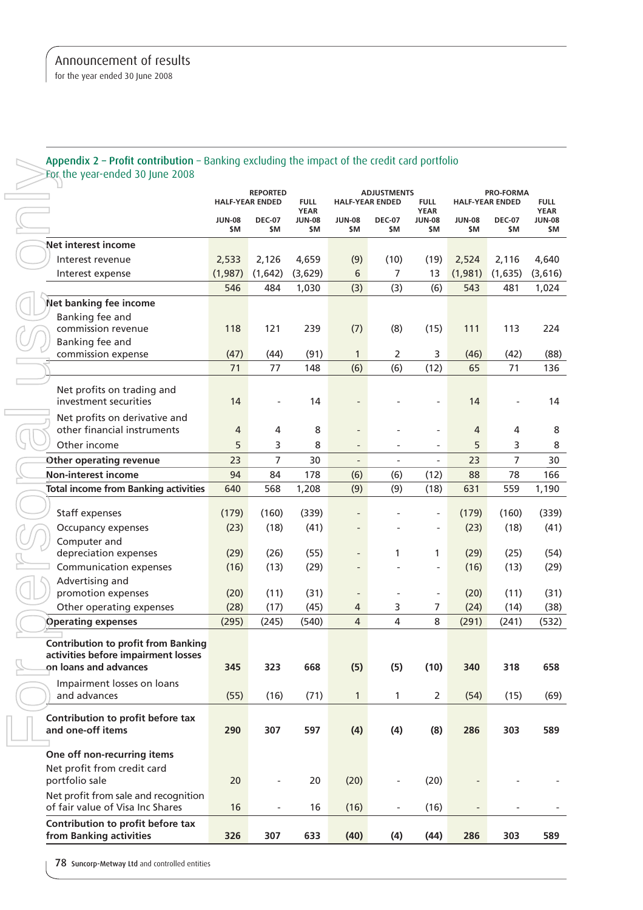## Appendix 2 – Profit contribution – Banking excluding the impact of the credit card portfolio

For the year-ended 30 June 2008

| | REPORTED HALF-YEAR ENDED | | REPORTED FULL YEAR | ADJUSTMENTS HALF-YEAR ENDED | | ADJUSTMENTS FULL YEAR | PRO-FORMA HALF-YEAR ENDED | | PRO-FORMA FULL YEAR |
|---|---|---|---|---|---|---|---|---|---|
| | JUN-08 $M | DEC-07 $M | JUN-08 $M | JUN-08 $M | DEC-07 $M | JUN-08 $M | JUN-08 $M | DEC-07 $M | JUN-08 $M |
| **Net interest income** | | | | | | | | | |
| Interest revenue | 2,533 | 2,126 | 4,659 | (9) | (10) | (19) | 2,524 | 2,116 | 4,640 |
| Interest expense | (1,987) | (1,642) | (3,629) | 6 | 7 | 13 | (1,981) | (1,635) | (3,616) |
| | 546 | 484 | 1,030 | (3) | (3) | (6) | 543 | 481 | 1,024 |
| **Net banking fee income** | | | | | | | | | |
| Banking fee and commission revenue | 118 | 121 | 239 | (7) | (8) | (15) | 111 | 113 | 224 |
| Banking fee and commission expense | (47) | (44) | (91) | 1 | 2 | 3 | (46) | (42) | (88) |
| | 71 | 77 | 148 | (6) | (6) | (12) | 65 | 71 | 136 |
| Net profits on trading and investment securities | 14 | - | 14 | - | - | - | 14 | - | 14 |
| Net profits on derivative and other financial instruments | 4 | 4 | 8 | - | - | - | 4 | 4 | 8 |
| Other income | 5 | 3 | 8 | - | - | - | 5 | 3 | 8 |
| **Other operating revenue** | 23 | 7 | 30 | - | - | - | 23 | 7 | 30 |
| **Non-interest income** | 94 | 84 | 178 | (6) | (6) | (12) | 88 | 78 | 166 |
| **Total income from Banking activities** | 640 | 568 | 1,208 | (9) | (9) | (18) | 631 | 559 | 1,190 |
| Staff expenses | (179) | (160) | (339) | - | - | - | (179) | (160) | (339) |
| Occupancy expenses | (23) | (18) | (41) | - | - | - | (23) | (18) | (41) |
| Computer and depreciation expenses | (29) | (26) | (55) | - | 1 | 1 | (29) | (25) | (54) |
| Communication expenses | (16) | (13) | (29) | - | - | - | (16) | (13) | (29) |
| Advertising and promotion expenses | (20) | (11) | (31) | - | - | - | (20) | (11) | (31) |
| Other operating expenses | (28) | (17) | (45) | 4 | 3 | 7 | (24) | (14) | (38) |
| **Operating expenses** | (295) | (245) | (540) | 4 | 4 | 8 | (291) | (241) | (532) |
| **Contribution to profit from Banking activities before impairment losses on loans and advances** | **345** | **323** | **668** | **(5)** | **(5)** | **(10)** | **340** | **318** | **658** |
| Impairment losses on loans and advances | (55) | (16) | (71) | 1 | 1 | 2 | (54) | (15) | (69) |
| **Contribution to profit before tax and one-off items** | **290** | **307** | **597** | **(4)** | **(4)** | **(8)** | **286** | **303** | **589** |
| **One off non-recurring items** | | | | | | | | | |
| Net profit from credit card portfolio sale | 20 | - | 20 | (20) | - | (20) | - | - | - |
| Net profit from sale and recognition of fair value of Visa Inc Shares | 16 | - | 16 | (16) | - | (16) | - | - | - |
| **Contribution to profit before tax from Banking activities** | **326** | **307** | **633** | **(40)** | **(4)** | **(44)** | **286** | **303** | **589** |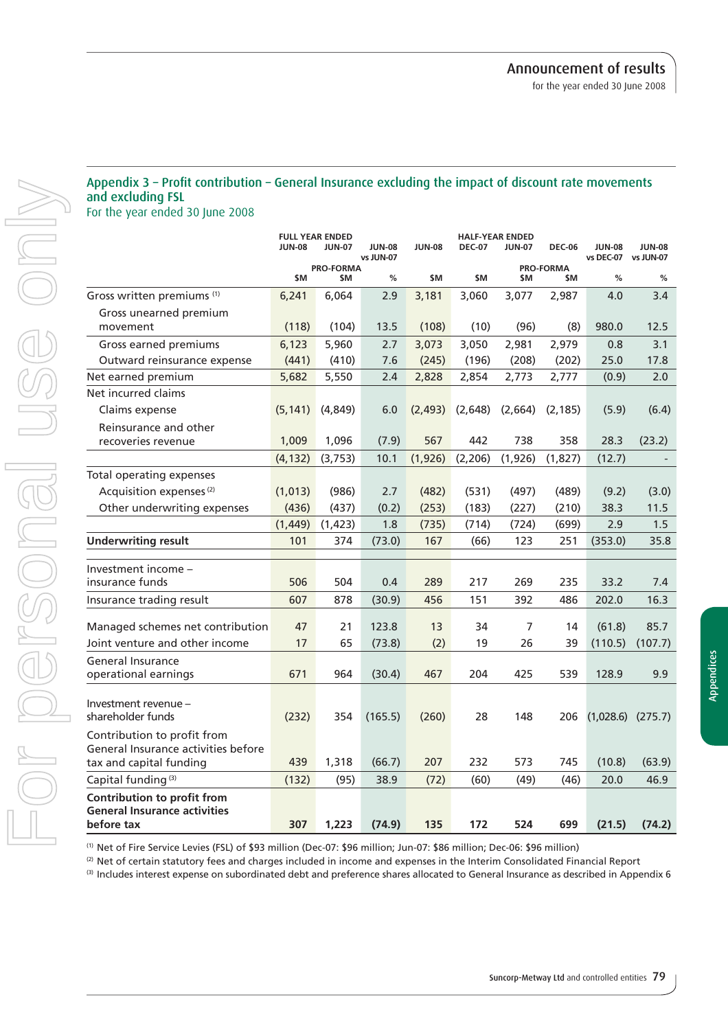## Appendix 3 – Profit contribution – General Insurance excluding the impact of discount rate movements and excluding FSL

For the year ended 30 June 2008

| | FULL YEAR ENDED | | | HALF-YEAR ENDED | | | | | |
|---|---|---|---|---|---|---|---|---|---|
| | JUN-08 | JUN-07 PRO-FORMA | JUN-08 vs JUN-07 | JUN-08 | DEC-07 | JUN-07 PRO-FORMA | DEC-06 | JUN-08 vs DEC-07 | JUN-08 vs JUN-07 |
| | $M | $M | % | $M | $M | $M | $M | % | % |
| Gross written premiums [(1)] | 6,241 | 6,064 | 2.9 | 3,181 | 3,060 | 3,077 | 2,987 | 4.0 | 3.4 |
| Gross unearned premium movement | (118) | (104) | 13.5 | (108) | (10) | (96) | (8) | 980.0 | 12.5 |
| Gross earned premiums | 6,123 | 5,960 | 2.7 | 3,073 | 3,050 | 2,981 | 2,979 | 0.8 | 3.1 |
| Outward reinsurance expense | (441) | (410) | 7.6 | (245) | (196) | (208) | (202) | 25.0 | 17.8 |
| Net earned premium | 5,682 | 5,550 | 2.4 | 2,828 | 2,854 | 2,773 | 2,777 | (0.9) | 2.0 |
| Net incurred claims | | | | | | | | | |
| Claims expense | (5,141) | (4,849) | 6.0 | (2,493) | (2,648) | (2,664) | (2,185) | (5.9) | (6.4) |
| Reinsurance and other recoveries revenue | 1,009 | 1,096 | (7.9) | 567 | 442 | 738 | 358 | 28.3 | (23.2) |
| | (4,132) | (3,753) | 10.1 | (1,926) | (2,206) | (1,926) | (1,827) | (12.7) | - |
| Total operating expenses | | | | | | | | | |
| Acquisition expenses [(2)] | (1,013) | (986) | 2.7 | (482) | (531) | (497) | (489) | (9.2) | (3.0) |
| Other underwriting expenses | (436) | (437) | (0.2) | (253) | (183) | (227) | (210) | 38.3 | 11.5 |
| | (1,449) | (1,423) | 1.8 | (735) | (714) | (724) | (699) | 2.9 | 1.5 |
| **Underwriting result** | 101 | 374 | (73.0) | 167 | (66) | 123 | 251 | (353.0) | 35.8 |
| Investment income – insurance funds | 506 | 504 | 0.4 | 289 | 217 | 269 | 235 | 33.2 | 7.4 |
| Insurance trading result | 607 | 878 | (30.9) | 456 | 151 | 392 | 486 | 202.0 | 16.3 |
| Managed schemes net contribution | 47 | 21 | 123.8 | 13 | 34 | 7 | 14 | (61.8) | 85.7 |
| Joint venture and other income | 17 | 65 | (73.8) | (2) | 19 | 26 | 39 | (110.5) | (107.7) |
| General Insurance operational earnings | 671 | 964 | (30.4) | 467 | 204 | 425 | 539 | 128.9 | 9.9 |
| Investment revenue – shareholder funds | (232) | 354 | (165.5) | (260) | 28 | 148 | 206 | (1,028.6) | (275.7) |
| Contribution to profit from General Insurance activities before tax and capital funding | 439 | 1,318 | (66.7) | 207 | 232 | 573 | 745 | (10.8) | (63.9) |
| Capital funding [(3)] | (132) | (95) | 38.9 | (72) | (60) | (49) | (46) | 20.0 | 46.9 |
| **Contribution to profit from General Insurance activities before tax** | **307** | **1,223** | **(74.9)** | **135** | **172** | **524** | **699** | **(21.5)** | **(74.2)** |

[(1)] Net of Fire Service Levies (FSL) of $93 million (Dec-07: $96 million; Jun-07: $86 million; Dec-06: $96 million)

[(2)] Net of certain statutory fees and charges included in income and expenses in the Interim Consolidated Financial Report

[(3)] Includes interest expense on subordinated debt and preference shares allocated to General Insurance as described in Appendix 6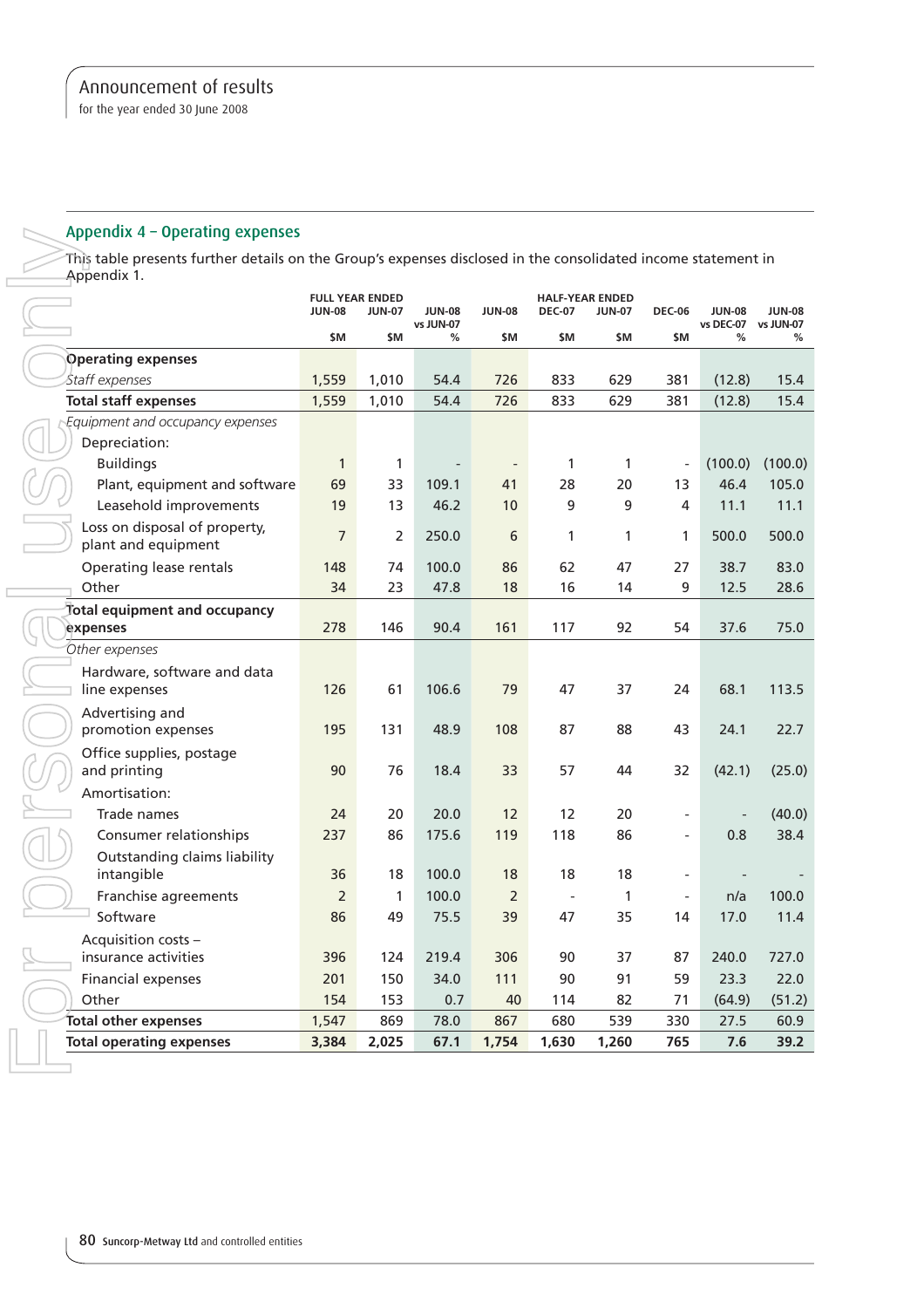## Appendix 4 – Operating expenses

This table presents further details on the Group's expenses disclosed in the consolidated income statement in Appendix 1.

| | FULL YEAR ENDED JUN-08 $M | FULL YEAR ENDED JUN-07 $M | JUN-08 vs JUN-07 % | HALF-YEAR ENDED JUN-08 $M | HALF-YEAR ENDED DEC-07 $M | HALF-YEAR ENDED JUN-07 $M | HALF-YEAR ENDED DEC-06 $M | JUN-08 vs DEC-07 % | JUN-08 vs JUN-07 % |
|---|---|---|---|---|---|---|---|---|---|
| **Operating expenses** | | | | | | | | | |
| *Staff expenses* | 1,559 | 1,010 | 54.4 | 726 | 833 | 629 | 381 | (12.8) | 15.4 |
| **Total staff expenses** | 1,559 | 1,010 | 54.4 | 726 | 833 | 629 | 381 | (12.8) | 15.4 |
| *Equipment and occupancy expenses* | | | | | | | | | |
| Depreciation: | | | | | | | | | |
| Buildings | 1 | 1 | - | - | 1 | 1 | - | (100.0) | (100.0) |
| Plant, equipment and software | 69 | 33 | 109.1 | 41 | 28 | 20 | 13 | 46.4 | 105.0 |
| Leasehold improvements | 19 | 13 | 46.2 | 10 | 9 | 9 | 4 | 11.1 | 11.1 |
| Loss on disposal of property, plant and equipment | 7 | 2 | 250.0 | 6 | 1 | 1 | 1 | 500.0 | 500.0 |
| Operating lease rentals | 148 | 74 | 100.0 | 86 | 62 | 47 | 27 | 38.7 | 83.0 |
| Other | 34 | 23 | 47.8 | 18 | 16 | 14 | 9 | 12.5 | 28.6 |
| **Total equipment and occupancy expenses** | 278 | 146 | 90.4 | 161 | 117 | 92 | 54 | 37.6 | 75.0 |
| *Other expenses* | | | | | | | | | |
| Hardware, software and data line expenses | 126 | 61 | 106.6 | 79 | 47 | 37 | 24 | 68.1 | 113.5 |
| Advertising and promotion expenses | 195 | 131 | 48.9 | 108 | 87 | 88 | 43 | 24.1 | 22.7 |
| Office supplies, postage and printing | 90 | 76 | 18.4 | 33 | 57 | 44 | 32 | (42.1) | (25.0) |
| Amortisation: | | | | | | | | | |
| Trade names | 24 | 20 | 20.0 | 12 | 12 | 20 | - | - | (40.0) |
| Consumer relationships | 237 | 86 | 175.6 | 119 | 118 | 86 | - | 0.8 | 38.4 |
| Outstanding claims liability intangible | 36 | 18 | 100.0 | 18 | 18 | 18 | - | - | - |
| Franchise agreements | 2 | 1 | 100.0 | 2 | - | 1 | - | n/a | 100.0 |
| Software | 86 | 49 | 75.5 | 39 | 47 | 35 | 14 | 17.0 | 11.4 |
| Acquisition costs – insurance activities | 396 | 124 | 219.4 | 306 | 90 | 37 | 87 | 240.0 | 727.0 |
| Financial expenses | 201 | 150 | 34.0 | 111 | 90 | 91 | 59 | 23.3 | 22.0 |
| Other | 154 | 153 | 0.7 | 40 | 114 | 82 | 71 | (64.9) | (51.2) |
| **Total other expenses** | 1,547 | 869 | 78.0 | 867 | 680 | 539 | 330 | 27.5 | 60.9 |
| **Total operating expenses** | **3,384** | **2,025** | **67.1** | **1,754** | **1,630** | **1,260** | **765** | **7.6** | **39.2** |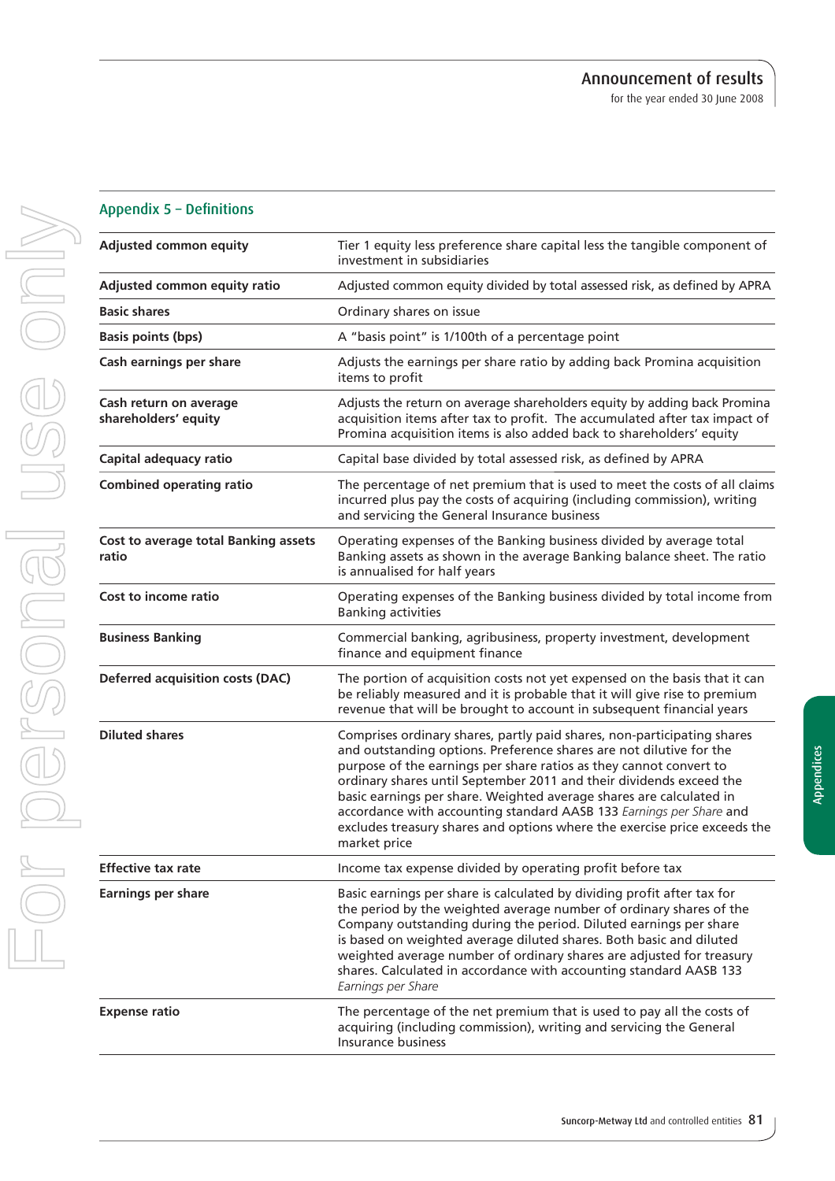## Appendix 5 – Definitions

| | |
|---|---|
| **Adjusted common equity** | Tier 1 equity less preference share capital less the tangible component of investment in subsidiaries |
| **Adjusted common equity ratio** | Adjusted common equity divided by total assessed risk, as defined by APRA |
| **Basic shares** | Ordinary shares on issue |
| **Basis points (bps)** | A "basis point" is 1/100th of a percentage point |
| **Cash earnings per share** | Adjusts the earnings per share ratio by adding back Promina acquisition items to profit |
| **Cash return on average shareholders' equity** | Adjusts the return on average shareholders equity by adding back Promina acquisition items after tax to profit. The accumulated after tax impact of Promina acquisition items is also added back to shareholders' equity |
| **Capital adequacy ratio** | Capital base divided by total assessed risk, as defined by APRA |
| **Combined operating ratio** | The percentage of net premium that is used to meet the costs of all claims incurred plus pay the costs of acquiring (including commission), writing and servicing the General Insurance business |
| **Cost to average total Banking assets ratio** | Operating expenses of the Banking business divided by average total Banking assets as shown in the average Banking balance sheet. The ratio is annualised for half years |
| **Cost to income ratio** | Operating expenses of the Banking business divided by total income from Banking activities |
| **Business Banking** | Commercial banking, agribusiness, property investment, development finance and equipment finance |
| **Deferred acquisition costs (DAC)** | The portion of acquisition costs not yet expensed on the basis that it can be reliably measured and it is probable that it will give rise to premium revenue that will be brought to account in subsequent financial years |
| **Diluted shares** | Comprises ordinary shares, partly paid shares, non-participating shares and outstanding options. Preference shares are not dilutive for the purpose of the earnings per share ratios as they cannot convert to ordinary shares until September 2011 and their dividends exceed the basic earnings per share. Weighted average shares are calculated in accordance with accounting standard AASB 133 *Earnings per Share* and excludes treasury shares and options where the exercise price exceeds the market price |
| **Effective tax rate** | Income tax expense divided by operating profit before tax |
| **Earnings per share** | Basic earnings per share is calculated by dividing profit after tax for the period by the weighted average number of ordinary shares of the Company outstanding during the period. Diluted earnings per share is based on weighted average diluted shares. Both basic and diluted weighted average number of ordinary shares are adjusted for treasury shares. Calculated in accordance with accounting standard AASB 133 *Earnings per Share* |
| **Expense ratio** | The percentage of the net premium that is used to pay all the costs of acquiring (including commission), writing and servicing the General Insurance business |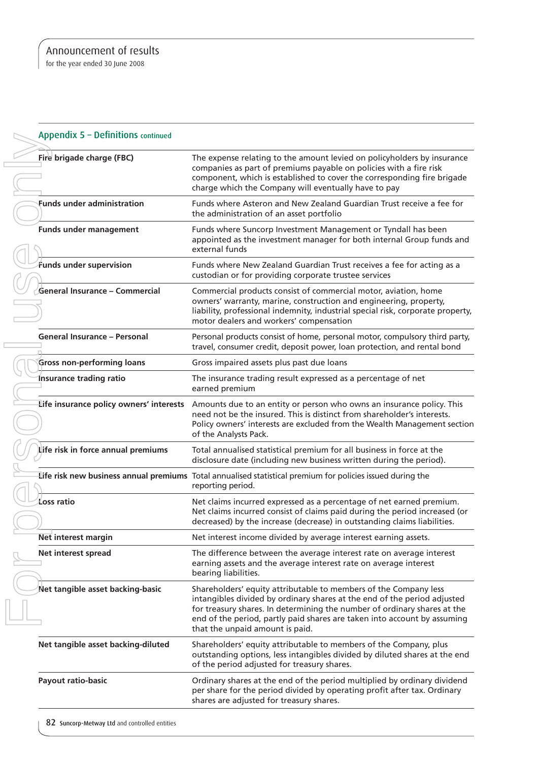## Appendix 5 – Definitions continued

| | |
|---|---|
| **Fire brigade charge (FBC)** | The expense relating to the amount levied on policyholders by insurance companies as part of premiums payable on policies with a fire risk component, which is established to cover the corresponding fire brigade charge which the Company will eventually have to pay |
| **Funds under administration** | Funds where Asteron and New Zealand Guardian Trust receive a fee for the administration of an asset portfolio |
| **Funds under management** | Funds where Suncorp Investment Management or Tyndall has been appointed as the investment manager for both internal Group funds and external funds |
| **Funds under supervision** | Funds where New Zealand Guardian Trust receives a fee for acting as a custodian or for providing corporate trustee services |
| **General Insurance – Commercial** | Commercial products consist of commercial motor, aviation, home owners' warranty, marine, construction and engineering, property, liability, professional indemnity, industrial special risk, corporate property, motor dealers and workers' compensation |
| **General Insurance – Personal** | Personal products consist of home, personal motor, compulsory third party, travel, consumer credit, deposit power, loan protection, and rental bond |
| **Gross non-performing loans** | Gross impaired assets plus past due loans |
| **Insurance trading ratio** | The insurance trading result expressed as a percentage of net earned premium |
| **Life insurance policy owners' interests** | Amounts due to an entity or person who owns an insurance policy. This need not be the insured. This is distinct from shareholder's interests. Policy owners' interests are excluded from the Wealth Management section of the Analysts Pack. |
| **Life risk in force annual premiums** | Total annualised statistical premium for all business in force at the disclosure date (including new business written during the period). |
| **Life risk new business annual premiums** | Total annualised statistical premium for policies issued during the reporting period. |
| **Loss ratio** | Net claims incurred expressed as a percentage of net earned premium. Net claims incurred consist of claims paid during the period increased (or decreased) by the increase (decrease) in outstanding claims liabilities. |
| **Net interest margin** | Net interest income divided by average interest earning assets. |
| **Net interest spread** | The difference between the average interest rate on average interest earning assets and the average interest rate on average interest bearing liabilities. |
| **Net tangible asset backing-basic** | Shareholders' equity attributable to members of the Company less intangibles divided by ordinary shares at the end of the period adjusted for treasury shares. In determining the number of ordinary shares at the end of the period, partly paid shares are taken into account by assuming that the unpaid amount is paid. |
| **Net tangible asset backing-diluted** | Shareholders' equity attributable to members of the Company, plus outstanding options, less intangibles divided by diluted shares at the end of the period adjusted for treasury shares. |
| **Payout ratio-basic** | Ordinary shares at the end of the period multiplied by ordinary dividend per share for the period divided by operating profit after tax. Ordinary shares are adjusted for treasury shares. |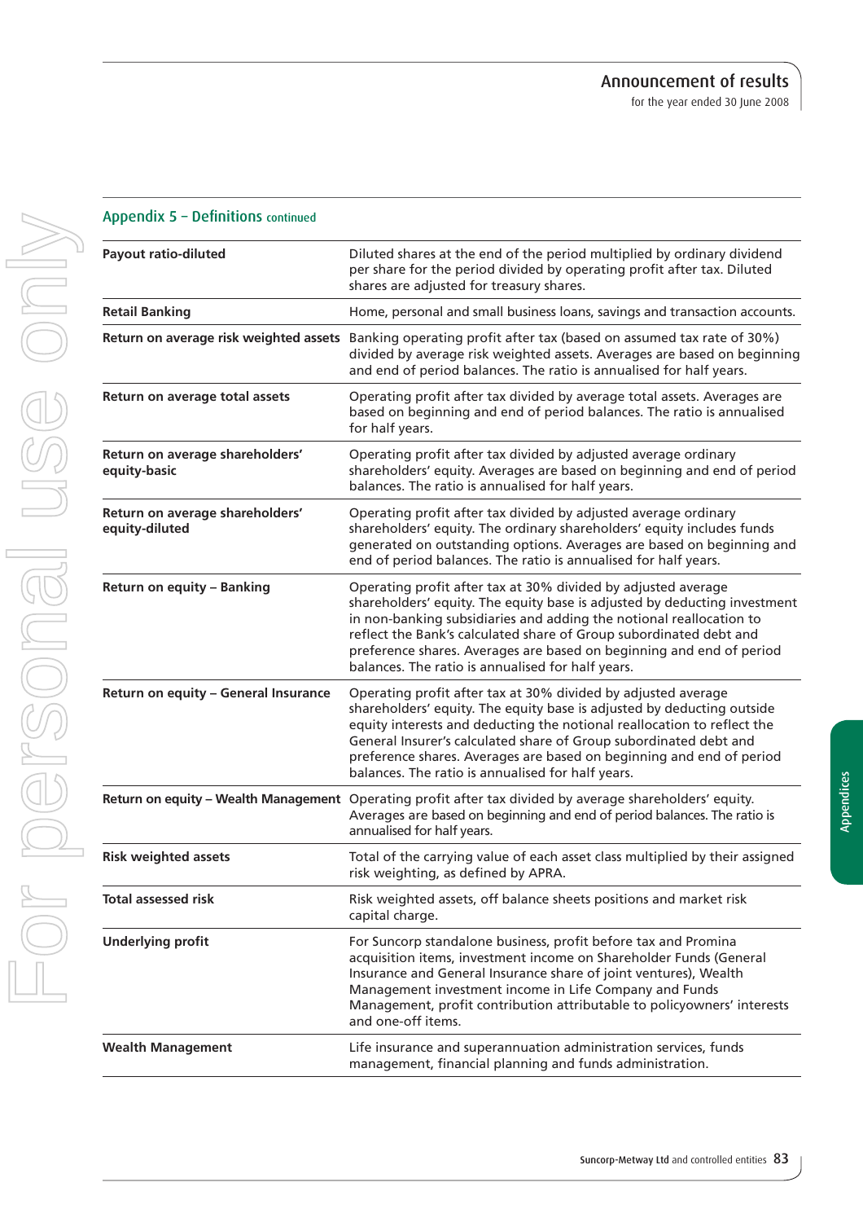## Appendix 5 – Definitions continued

| | |
|---|---|
| **Payout ratio-diluted** | Diluted shares at the end of the period multiplied by ordinary dividend per share for the period divided by operating profit after tax. Diluted shares are adjusted for treasury shares. |
| **Retail Banking** | Home, personal and small business loans, savings and transaction accounts. |
| **Return on average risk weighted assets** | Banking operating profit after tax (based on assumed tax rate of 30%) divided by average risk weighted assets. Averages are based on beginning and end of period balances. The ratio is annualised for half years. |
| **Return on average total assets** | Operating profit after tax divided by average total assets. Averages are based on beginning and end of period balances. The ratio is annualised for half years. |
| **Return on average shareholders' equity-basic** | Operating profit after tax divided by adjusted average ordinary shareholders' equity. Averages are based on beginning and end of period balances. The ratio is annualised for half years. |
| **Return on average shareholders' equity-diluted** | Operating profit after tax divided by adjusted average ordinary shareholders' equity. The ordinary shareholders' equity includes funds generated on outstanding options. Averages are based on beginning and end of period balances. The ratio is annualised for half years. |
| **Return on equity – Banking** | Operating profit after tax at 30% divided by adjusted average shareholders' equity. The equity base is adjusted by deducting investment in non-banking subsidiaries and adding the notional reallocation to reflect the Bank's calculated share of Group subordinated debt and preference shares. Averages are based on beginning and end of period balances. The ratio is annualised for half years. |
| **Return on equity – General Insurance** | Operating profit after tax at 30% divided by adjusted average shareholders' equity. The equity base is adjusted by deducting outside equity interests and deducting the notional reallocation to reflect the General Insurer's calculated share of Group subordinated debt and preference shares. Averages are based on beginning and end of period balances. The ratio is annualised for half years. |
| **Return on equity – Wealth Management** | Operating profit after tax divided by average shareholders' equity. Averages are based on beginning and end of period balances. The ratio is annualised for half years. |
| **Risk weighted assets** | Total of the carrying value of each asset class multiplied by their assigned risk weighting, as defined by APRA. |
| **Total assessed risk** | Risk weighted assets, off balance sheets positions and market risk capital charge. |
| **Underlying profit** | For Suncorp standalone business, profit before tax and Promina acquisition items, investment income on Shareholder Funds (General Insurance and General Insurance share of joint ventures), Wealth Management investment income in Life Company and Funds Management, profit contribution attributable to policyowners' interests and one-off items. |
| **Wealth Management** | Life insurance and superannuation administration services, funds management, financial planning and funds administration. |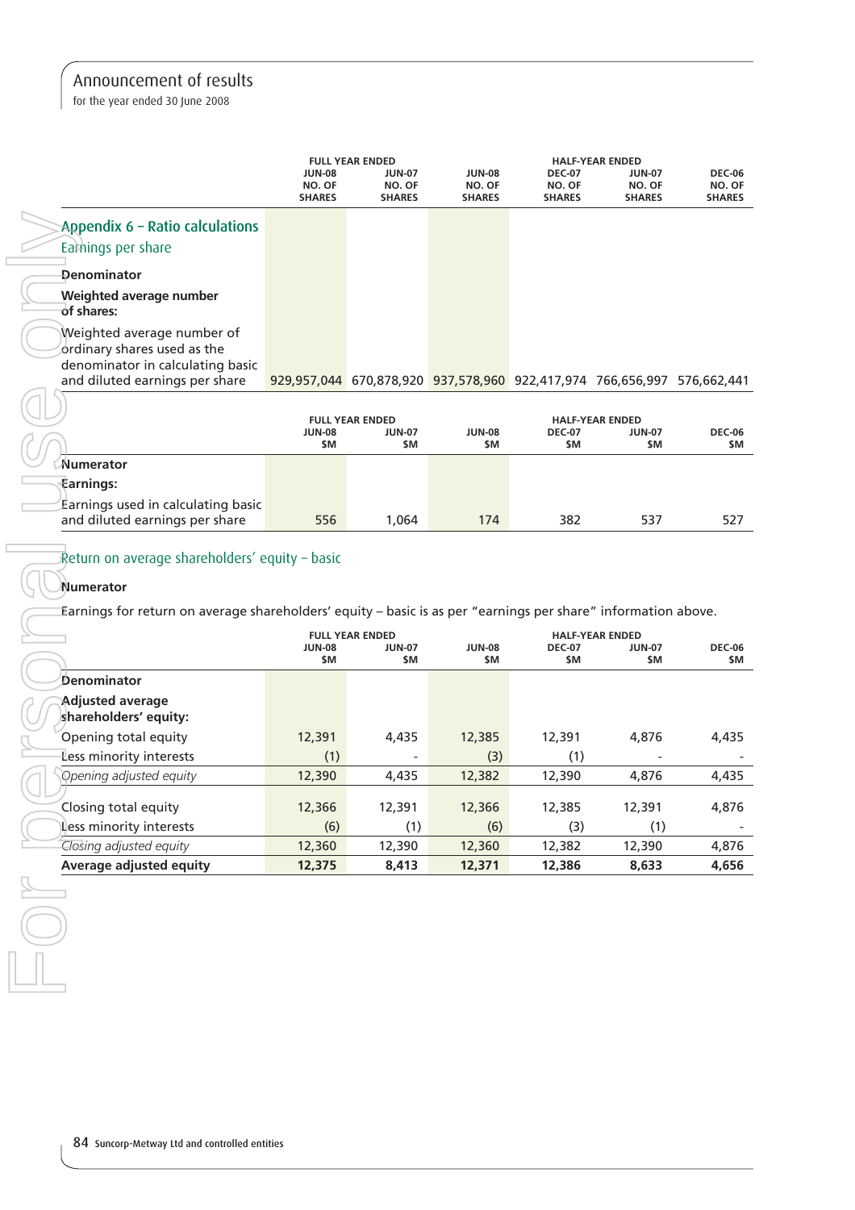## Appendix 6 – Ratio calculations

### Earnings per share

| | FULL YEAR ENDED | | HALF-YEAR ENDED | | |
|---|---|---|---|---|---|
| | JUN-08 NO. OF SHARES | JUN-07 NO. OF SHARES | JUN-08 NO. OF SHARES | DEC-07 NO. OF SHARES | JUN-07 NO. OF SHARES | DEC-06 NO. OF SHARES |
| **Denominator** | | | | | | |
| **Weighted average number of shares:** | | | | | | |
| Weighted average number of ordinary shares used as the denominator in calculating basic and diluted earnings per share | 929,957,044 | 670,878,920 | 937,578,960 | 922,417,974 | 766,656,997 | 576,662,441 |

| | FULL YEAR ENDED | | HALF-YEAR ENDED | | | |
|---|---|---|---|---|---|---|
| | JUN-08 $M | JUN-07 $M | JUN-08 $M | DEC-07 $M | JUN-07 $M | DEC-06 $M |
| **Numerator** | | | | | | |
| **Earnings:** | | | | | | |
| Earnings used in calculating basic and diluted earnings per share | 556 | 1,064 | 174 | 382 | 537 | 527 |

### Return on average shareholders' equity – basic

**Numerator**

Earnings for return on average shareholders' equity – basic is as per "earnings per share" information above.

| | FULL YEAR ENDED | | HALF-YEAR ENDED | | | |
|---|---|---|---|---|---|---|
| | JUN-08 $M | JUN-07 $M | JUN-08 $M | DEC-07 $M | JUN-07 $M | DEC-06 $M |
| **Denominator** | | | | | | |
| **Adjusted average shareholders' equity:** | | | | | | |
| Opening total equity | 12,391 | 4,435 | 12,385 | 12,391 | 4,876 | 4,435 |
| Less minority interests | (1) | - | (3) | (1) | - | - |
| *Opening adjusted equity* | 12,390 | 4,435 | 12,382 | 12,390 | 4,876 | 4,435 |
| Closing total equity | 12,366 | 12,391 | 12,366 | 12,385 | 12,391 | 4,876 |
| Less minority interests | (6) | (1) | (6) | (3) | (1) | - |
| *Closing adjusted equity* | 12,360 | 12,390 | 12,360 | 12,382 | 12,390 | 4,876 |
| **Average adjusted equity** | **12,375** | **8,413** | **12,371** | **12,386** | **8,633** | **4,656** |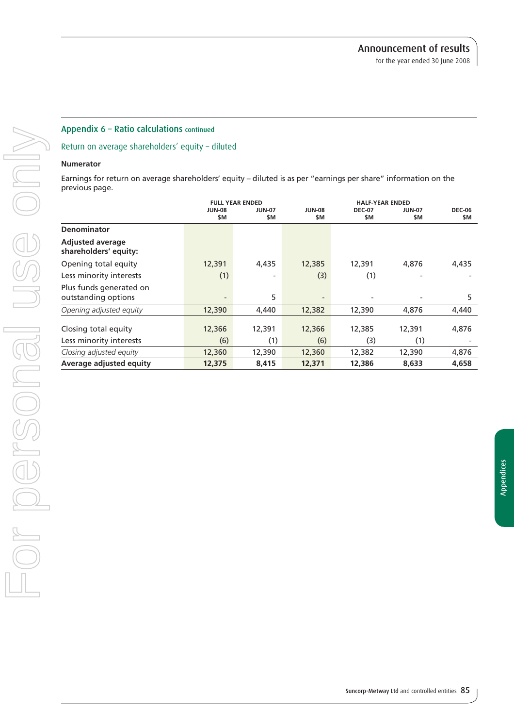## Appendix 6 – Ratio calculations continued

### Return on average shareholders' equity – diluted

**Numerator**

Earnings for return on average shareholders' equity – diluted is as per "earnings per share" information on the previous page.

| | FULL YEAR ENDED | | HALF-YEAR ENDED | | | |
|---|---|---|---|---|---|---|
| | JUN-08 $M | JUN-07 $M | JUN-08 $M | DEC-07 $M | JUN-07 $M | DEC-06 $M |
| **Denominator** | | | | | | |
| **Adjusted average shareholders' equity:** | | | | | | |
| Opening total equity | 12,391 | 4,435 | 12,385 | 12,391 | 4,876 | 4,435 |
| Less minority interests | (1) | - | (3) | (1) | - | - |
| Plus funds generated on outstanding options | - | 5 | - | - | - | 5 |
| *Opening adjusted equity* | 12,390 | 4,440 | 12,382 | 12,390 | 4,876 | 4,440 |
| Closing total equity | 12,366 | 12,391 | 12,366 | 12,385 | 12,391 | 4,876 |
| Less minority interests | (6) | (1) | (6) | (3) | (1) | - |
| *Closing adjusted equity* | 12,360 | 12,390 | 12,360 | 12,382 | 12,390 | 4,876 |
| **Average adjusted equity** | **12,375** | **8,415** | **12,371** | **12,386** | **8,633** | **4,658** |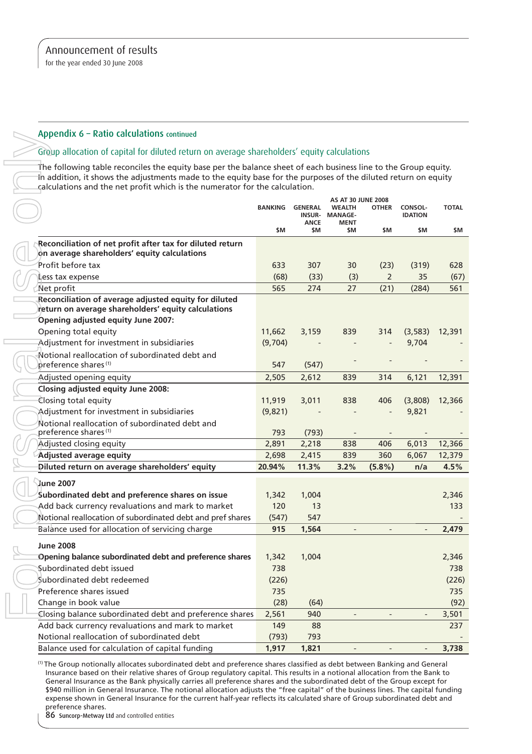## Appendix 6 – Ratio calculations continued

### Group allocation of capital for diluted return on average shareholders' equity calculations

The following table reconciles the equity base per the balance sheet of each business line to the Group equity. In addition, it shows the adjustments made to the equity base for the purposes of the diluted return on equity calculations and the net profit which is the numerator for the calculation.

| | AS AT 30 JUNE 2008 | | | | | |
|---|---|---|---|---|---|---|
| | BANKING | GENERAL INSURANCE | WEALTH MANAGEMENT | OTHER | CONSOLIDATION | TOTAL |
| | $M | $M | $M | $M | $M | $M |
| **Reconciliation of net profit after tax for diluted return on average shareholders' equity calculations** | | | | | | |
| Profit before tax | 633 | 307 | 30 | (23) | (319) | 628 |
| Less tax expense | (68) | (33) | (3) | 2 | 35 | (67) |
| Net profit | 565 | 274 | 27 | (21) | (284) | 561 |
| **Reconciliation of average adjusted equity for diluted return on average shareholders' equity calculations** | | | | | | |
| **Opening adjusted equity June 2007:** | | | | | | |
| Opening total equity | 11,662 | 3,159 | 839 | 314 | (3,583) | 12,391 |
| Adjustment for investment in subsidiaries | (9,704) | - | - | - | 9,704 | - |
| Notional reallocation of subordinated debt and preference shares [1] | 547 | (547) | - | - | - | - |
| Adjusted opening equity | 2,505 | 2,612 | 839 | 314 | 6,121 | 12,391 |
| **Closing adjusted equity June 2008:** | | | | | | |
| Closing total equity | 11,919 | 3,011 | 838 | 406 | (3,808) | 12,366 |
| Adjustment for investment in subsidiaries | (9,821) | - | - | - | 9,821 | - |
| Notional reallocation of subordinated debt and preference shares [1] | 793 | (793) | - | - | - | - |
| Adjusted closing equity | 2,891 | 2,218 | 838 | 406 | 6,013 | 12,366 |
| **Adjusted average equity** | 2,698 | 2,415 | 839 | 360 | 6,067 | 12,379 |
| **Diluted return on average shareholders' equity** | **20.94%** | **11.3%** | **3.2%** | **(5.8%)** | **n/a** | **4.5%** |
| **June 2007** | | | | | | |
| **Subordinated debt and preference shares on issue** | 1,342 | 1,004 | | | | 2,346 |
| Add back currency revaluations and mark to market | 120 | 13 | | | | 133 |
| Notional reallocation of subordinated debt and pref shares | (547) | 547 | | | | - |
| Balance used for allocation of servicing charge | **915** | **1,564** | - | - | - | **2,479** |
| **June 2008** | | | | | | |
| **Opening balance subordinated debt and preference shares** | 1,342 | 1,004 | | | | 2,346 |
| Subordinated debt issued | 738 | | | | | 738 |
| Subordinated debt redeemed | (226) | | | | | (226) |
| Preference shares issued | 735 | | | | | 735 |
| Change in book value | (28) | (64) | | | | (92) |
| Closing balance subordinated debt and preference shares | 2,561 | 940 | - | - | - | 3,501 |
| Add back currency revaluations and mark to market | 149 | 88 | | | | 237 |
| Notional reallocation of subordinated debt | (793) | 793 | | | | - |
| Balance used for calculation of capital funding | **1,917** | **1,821** | - | - | - | **3,738** |

[1] The Group notionally allocates subordinated debt and preference shares classified as debt between Banking and General Insurance based on their relative shares of Group regulatory capital. This results in a notional allocation from the Bank to General Insurance as the Bank physically carries all preference shares and the subordinated debt of the Group except for $940 million in General Insurance. The notional allocation adjusts the "free capital" of the business lines. The capital funding expense shown in General Insurance for the current half-year reflects its calculated share of Group subordinated debt and preference shares.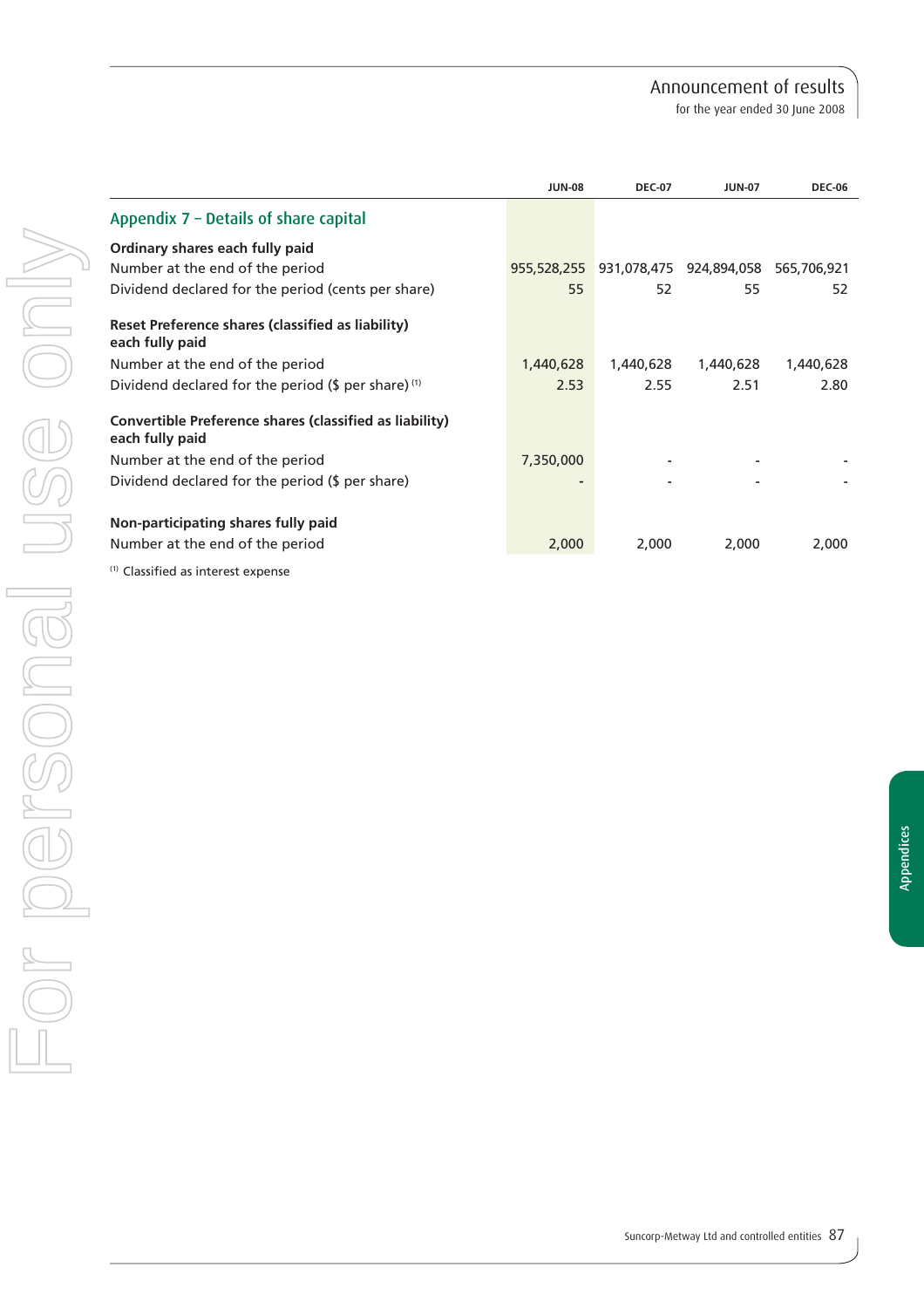## Appendix 7 – Details of share capital

| | JUN-08 | DEC-07 | JUN-07 | DEC-06 |
|---|---|---|---|---|
| **Ordinary shares each fully paid** | | | | |
| Number at the end of the period | 955,528,255 | 931,078,475 | 924,894,058 | 565,706,921 |
| Dividend declared for the period (cents per share) | 55 | 52 | 55 | 52 |
| **Reset Preference shares (classified as liability) each fully paid** | | | | |
| Number at the end of the period | 1,440,628 | 1,440,628 | 1,440,628 | 1,440,628 |
| Dividend declared for the period ($ per share) [1] | 2.53 | 2.55 | 2.51 | 2.80 |
| **Convertible Preference shares (classified as liability) each fully paid** | | | | |
| Number at the end of the period | 7,350,000 | - | - | - |
| Dividend declared for the period ($ per share) | - | - | - | - |
| **Non-participating shares fully paid** | | | | |
| Number at the end of the period | 2,000 | 2,000 | 2,000 | 2,000 |

[1] Classified as interest expense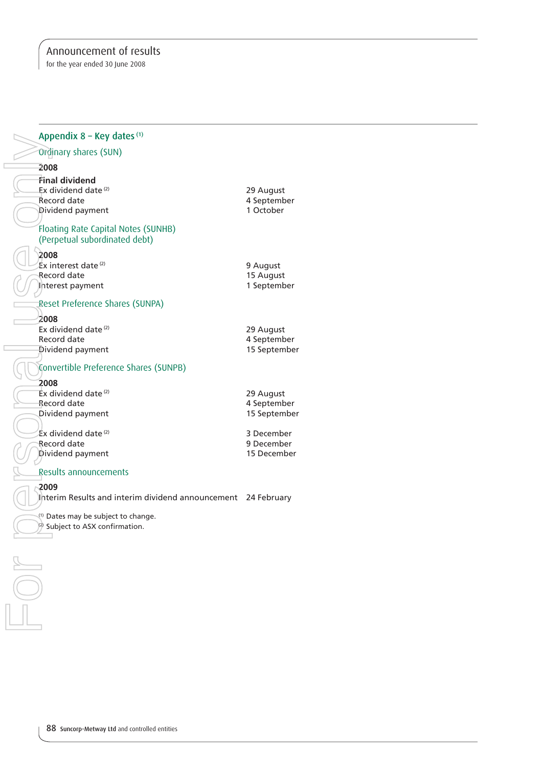## Appendix 8 – Key dates [1]

### Ordinary shares (SUN)

**2008**

**Final dividend**

| | |
|---|---|
| Ex dividend date [2] | 29 August |
| Record date | 4 September |
| Dividend payment | 1 October |

### Floating Rate Capital Notes (SUNHB) (Perpetual subordinated debt)

**2008**

| | |
|---|---|
| Ex interest date [2] | 9 August |
| Record date | 15 August |
| Interest payment | 1 September |

### Reset Preference Shares (SUNPA)

**2008**

| | |
|---|---|
| Ex dividend date [2] | 29 August |
| Record date | 4 September |
| Dividend payment | 15 September |

### Convertible Preference Shares (SUNPB)

**2008**

| | |
|---|---|
| Ex dividend date [2] | 29 August |
| Record date | 4 September |
| Dividend payment | 15 September |
| Ex dividend date [2] | 3 December |
| Record date | 9 December |
| Dividend payment | 15 December |

### Results announcements

**2009**

| | |
|---|---|
| Interim Results and interim dividend announcement | 24 February |

[1] Dates may be subject to change.
[2] Subject to ASX confirmation.